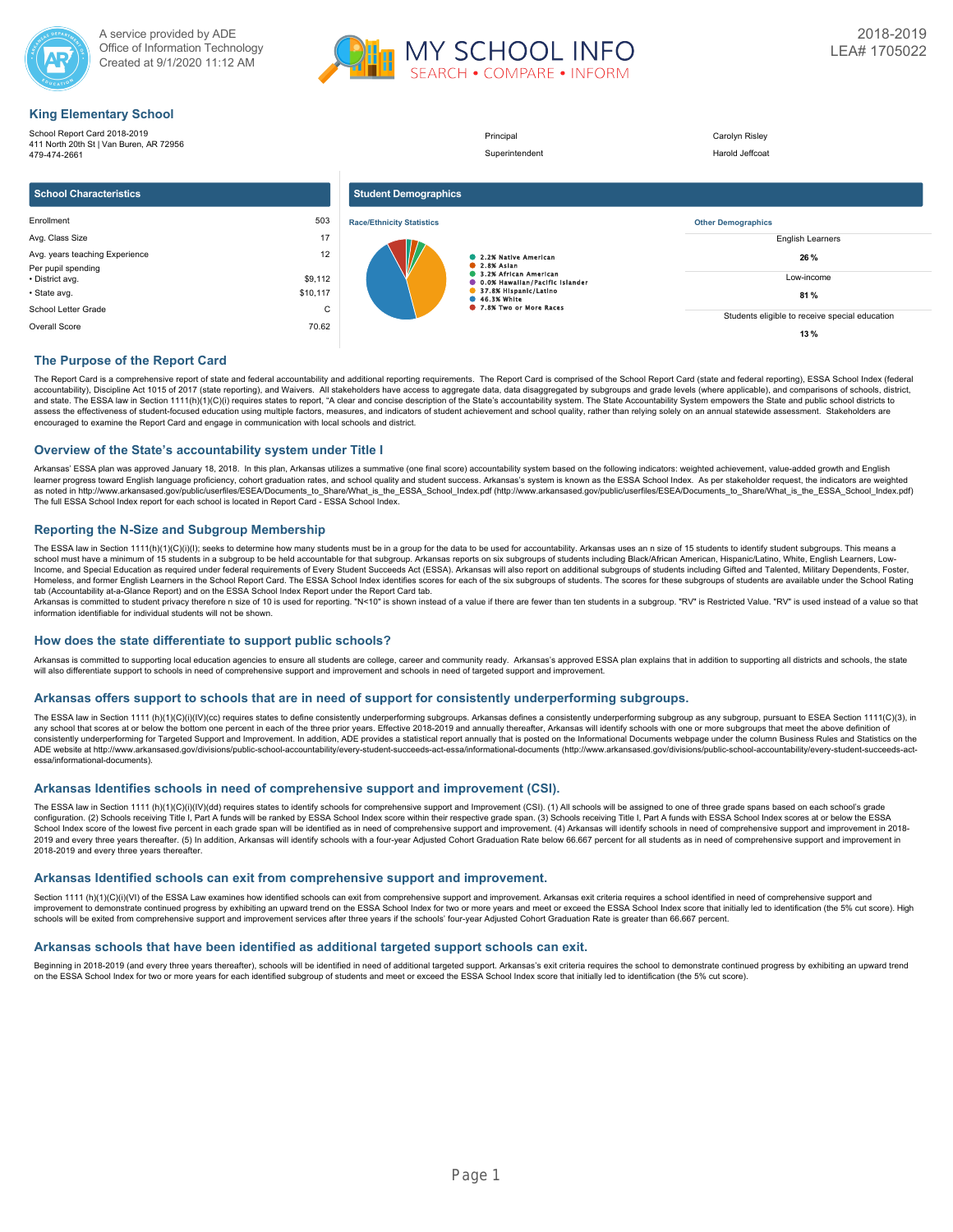A service provided by ADE
Office of Information Technology
Created at 9/1/2020 11:12 AM

MY SCHOOL INFO
SEARCH • COMPARE • INFORM

2018-2019
LEA# 1705022

## King Elementary School

School Report Card 2018-2019
411 North 20th St | Van Buren, AR 72956
479-474-2661

| | |
|---|---|
| Principal | Carolyn Risley |
| Superintendent | Harold Jeffcoat |

### School Characteristics

| | |
|---|---|
| Enrollment | 503 |
| Avg. Class Size | 17 |
| Avg. years teaching Experience | 12 |
| Per pupil spending | |
| • District avg. | $9,112 |
| • State avg. | $10,117 |
| School Letter Grade | C |
| Overall Score | 70.62 |

### Student Demographics

**Race/Ethnicity Statistics**

- 2.2% Native American
- 2.8% Asian
- 3.2% African American
- 0.0% Hawaiian/Pacific Islander
- 37.8% Hispanic/Latino
- 46.3% White
- 7.8% Two or More Races

**Other Demographics**

| | |
|---|---|
| English Learners | 26 % |
| Low-income | 81 % |
| Students eligible to receive special education | 13 % |

## The Purpose of the Report Card

The Report Card is a comprehensive report of state and federal accountability and additional reporting requirements. The Report Card is comprised of the School Report Card (state and federal reporting), ESSA School Index (federal accountability), Discipline Act 1015 of 2017 (state reporting), and Waivers. All stakeholders have access to aggregate data, data disaggregated by subgroups and grade levels (where applicable), and comparisons of schools, district, and state. The ESSA law in Section 1111(h)(1)(C)(i) requires states to report, "A clear and concise description of the State's accountability system. The State Accountability System empowers the State and public school districts to assess the effectiveness of student-focused education using multiple factors, measures, and indicators of student achievement and school quality, rather than relying solely on an annual statewide assessment. Stakeholders are encouraged to examine the Report Card and engage in communication with local schools and district.

## Overview of the State's accountability system under Title I

Arkansas' ESSA plan was approved January 18, 2018. In this plan, Arkansas utilizes a summative (one final score) accountability system based on the following indicators: weighted achievement, value-added growth and English learner progress toward English language proficiency, cohort graduation rates, and school quality and student success. Arkansas's system is known as the ESSA School Index. As per stakeholder request, the indicators are weighted as noted in http://www.arkansased.gov/public/userfiles/ESEA/Documents_to_Share/What_is_the_ESSA_School_Index.pdf (http://www.arkansased.gov/public/userfiles/ESEA/Documents_to_Share/What_is_the_ESSA_School_Index.pdf) The full ESSA School Index report for each school is located in Report Card - ESSA School Index.

## Reporting the N-Size and Subgroup Membership

The ESSA law in Section 1111(h)(1)(C)(i)(I); seeks to determine how many students must be in a group for the data to be used for accountability. Arkansas uses an n size of 15 students to identify student subgroups. This means a school must have a minimum of 15 students in a subgroup to be held accountable for that subgroup. Arkansas reports on six subgroups of students including Black/African American, Hispanic/Latino, White, English Learners, Low-Income, and Special Education as required under federal requirements of Every Student Succeeds Act (ESSA). Arkansas will also report on additional subgroups of students including Gifted and Talented, Military Dependents, Foster, Homeless, and former English Learners in the School Report Card. The ESSA School Index identifies scores for each of the six subgroups of students. The scores for these subgroups of students are available under the School Rating tab (Accountability at-a-Glance Report) and on the ESSA School Index Report under the Report Card tab.
Arkansas is committed to student privacy therefore n size of 10 is used for reporting. "N<10" is shown instead of a value if there are fewer than ten students in a subgroup. "RV" is Restricted Value. "RV" is used instead of a value so that information identifiable for individual students will not be shown.

## How does the state differentiate to support public schools?

Arkansas is committed to supporting local education agencies to ensure all students are college, career and community ready. Arkansas's approved ESSA plan explains that in addition to supporting all districts and schools, the state will also differentiate support to schools in need of comprehensive support and improvement and schools in need of targeted support and improvement.

## Arkansas offers support to schools that are in need of support for consistently underperforming subgroups.

The ESSA law in Section 1111 (h)(1)(C)(i)(IV)(cc) requires states to define consistently underperforming subgroups. Arkansas defines a consistently underperforming subgroup as any subgroup, pursuant to ESEA Section 1111(C)(3), in any school that scores at or below the bottom one percent in each of the three prior years. Effective 2018-2019 and annually thereafter, Arkansas will identify schools with one or more subgroups that meet the above definition of consistently underperforming for Targeted Support and Improvement. In addition, ADE provides a statistical report annually that is posted on the Informational Documents webpage under the column Business Rules and Statistics on the ADE website at http://www.arkansased.gov/divisions/public-school-accountability/every-student-succeeds-act-essa/informational-documents (http://www.arkansased.gov/divisions/public-school-accountability/every-student-succeeds-act-essa/informational-documents).

## Arkansas Identifies schools in need of comprehensive support and improvement (CSI).

The ESSA law in Section 1111 (h)(1)(C)(i)(IV)(dd) requires states to identify schools for comprehensive support and Improvement (CSI). (1) All schools will be assigned to one of three grade spans based on each school's grade configuration. (2) Schools receiving Title I, Part A funds will be ranked by ESSA School Index score within their respective grade span. (3) Schools receiving Title I, Part A funds with ESSA School Index scores at or below the ESSA School Index score of the lowest five percent in each grade span will be identified as in need of comprehensive support and improvement. (4) Arkansas will identify schools in need of comprehensive support and improvement in 2018-2019 and every three years thereafter. (5) In addition, Arkansas will identify schools with a four-year Adjusted Cohort Graduation Rate below 66.667 percent for all students as in need of comprehensive support and improvement in 2018-2019 and every three years thereafter.

## Arkansas Identified schools can exit from comprehensive support and improvement.

Section 1111 (h)(1)(C)(i)(VI) of the ESSA Law examines how identified schools can exit from comprehensive support and improvement. Arkansas exit criteria requires a school identified in need of comprehensive support and improvement to demonstrate continued progress by exhibiting an upward trend on the ESSA School Index for two or more years and meet or exceed the ESSA School Index score that initially led to identification (the 5% cut score). High schools will be exited from comprehensive support and improvement services after three years if the schools' four-year Adjusted Cohort Graduation Rate is greater than 66.667 percent.

## Arkansas schools that have been identified as additional targeted support schools can exit.

Beginning in 2018-2019 (and every three years thereafter), schools will be identified in need of additional targeted support. Arkansas's exit criteria requires the school to demonstrate continued progress by exhibiting an upward trend on the ESSA School Index for two or more years for each identified subgroup of students and meet or exceed the ESSA School Index score that initially led to identification (the 5% cut score).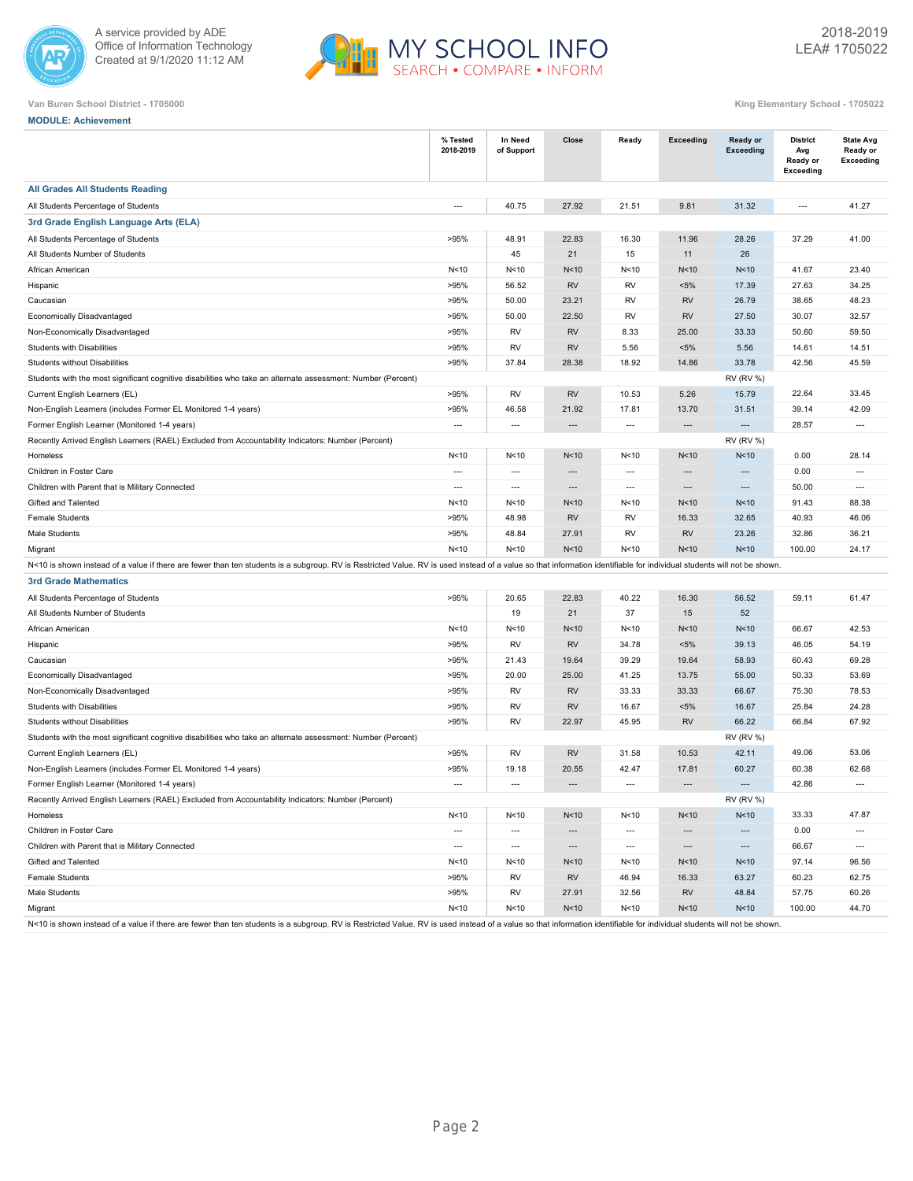A service provided by ADE
Office of Information Technology
Created at 9/1/2020 11:12 AM

# MY SCHOOL INFO
SEARCH • COMPARE • INFORM

2018-2019
LEA# 1705022

Van Buren School District - 1705000

King Elementary School - 1705022

**MODULE: Achievement**

| | % Tested 2018-2019 | In Need of Support | Close | Ready | Exceeding | Ready or Exceeding | District Avg Ready or Exceeding | State Avg Ready or Exceeding |
|---|---|---|---|---|---|---|---|---|
| **All Grades All Students Reading** | | | | | | | | |
| All Students Percentage of Students | --- | 40.75 | 27.92 | 21.51 | 9.81 | 31.32 | --- | 41.27 |
| **3rd Grade English Language Arts (ELA)** | | | | | | | | |
| All Students Percentage of Students | >95% | 48.91 | 22.83 | 16.30 | 11.96 | 28.26 | 37.29 | 41.00 |
| All Students Number of Students | | 45 | 21 | 15 | 11 | 26 | | |
| African American | N<10 | N<10 | N<10 | N<10 | N<10 | N<10 | 41.67 | 23.40 |
| Hispanic | >95% | 56.52 | RV | RV | <5% | 17.39 | 27.63 | 34.25 |
| Caucasian | >95% | 50.00 | 23.21 | RV | RV | 26.79 | 38.65 | 48.23 |
| Economically Disadvantaged | >95% | 50.00 | 22.50 | RV | RV | 27.50 | 30.07 | 32.57 |
| Non-Economically Disadvantaged | >95% | RV | RV | 8.33 | 25.00 | 33.33 | 50.60 | 59.50 |
| Students with Disabilities | >95% | RV | RV | 5.56 | <5% | 5.56 | 14.61 | 14.51 |
| Students without Disabilities | >95% | 37.84 | 28.38 | 18.92 | 14.86 | 33.78 | 42.56 | 45.59 |
| Students with the most significant cognitive disabilities who take an alternate assessment: Number (Percent) | | | | | | RV (RV %) | | |
| Current English Learners (EL) | >95% | RV | RV | 10.53 | 5.26 | 15.79 | 22.64 | 33.45 |
| Non-English Learners (includes Former EL Monitored 1-4 years) | >95% | 46.58 | 21.92 | 17.81 | 13.70 | 31.51 | 39.14 | 42.09 |
| Former English Learner (Monitored 1-4 years) | --- | --- | --- | --- | --- | --- | 28.57 | --- |
| Recently Arrived English Learners (RAEL) Excluded from Accountability Indicators: Number (Percent) | | | | | | RV (RV %) | | |
| Homeless | N<10 | N<10 | N<10 | N<10 | N<10 | N<10 | 0.00 | 28.14 |
| Children in Foster Care | --- | --- | --- | --- | --- | --- | 0.00 | --- |
| Children with Parent that is Military Connected | --- | --- | --- | --- | --- | --- | 50.00 | --- |
| Gifted and Talented | N<10 | N<10 | N<10 | N<10 | N<10 | N<10 | 91.43 | 88.38 |
| Female Students | >95% | 48.98 | RV | RV | 16.33 | 32.65 | 40.93 | 46.06 |
| Male Students | >95% | 48.84 | 27.91 | RV | RV | 23.26 | 32.86 | 36.21 |
| Migrant | N<10 | N<10 | N<10 | N<10 | N<10 | N<10 | 100.00 | 24.17 |

N<10 is shown instead of a value if there are fewer than ten students is a subgroup. RV is Restricted Value. RV is used instead of a value so that information identifiable for individual students will not be shown.

| | % Tested 2018-2019 | In Need of Support | Close | Ready | Exceeding | Ready or Exceeding | District Avg Ready or Exceeding | State Avg Ready or Exceeding |
|---|---|---|---|---|---|---|---|---|
| **3rd Grade Mathematics** | | | | | | | | |
| All Students Percentage of Students | >95% | 20.65 | 22.83 | 40.22 | 16.30 | 56.52 | 59.11 | 61.47 |
| All Students Number of Students | | 19 | 21 | 37 | 15 | 52 | | |
| African American | N<10 | N<10 | N<10 | N<10 | N<10 | N<10 | 66.67 | 42.53 |
| Hispanic | >95% | RV | RV | 34.78 | <5% | 39.13 | 46.05 | 54.19 |
| Caucasian | >95% | 21.43 | 19.64 | 39.29 | 19.64 | 58.93 | 60.43 | 69.28 |
| Economically Disadvantaged | >95% | 20.00 | 25.00 | 41.25 | 13.75 | 55.00 | 50.33 | 53.69 |
| Non-Economically Disadvantaged | >95% | RV | RV | 33.33 | 33.33 | 66.67 | 75.30 | 78.53 |
| Students with Disabilities | >95% | RV | RV | 16.67 | <5% | 16.67 | 25.84 | 24.28 |
| Students without Disabilities | >95% | RV | 22.97 | 45.95 | RV | 66.22 | 66.84 | 67.92 |
| Students with the most significant cognitive disabilities who take an alternate assessment: Number (Percent) | | | | | | RV (RV %) | | |
| Current English Learners (EL) | >95% | RV | RV | 31.58 | 10.53 | 42.11 | 49.06 | 53.06 |
| Non-English Learners (includes Former EL Monitored 1-4 years) | >95% | 19.18 | 20.55 | 42.47 | 17.81 | 60.27 | 60.38 | 62.68 |
| Former English Learner (Monitored 1-4 years) | --- | --- | --- | --- | --- | --- | 42.86 | --- |
| Recently Arrived English Learners (RAEL) Excluded from Accountability Indicators: Number (Percent) | | | | | | RV (RV %) | | |
| Homeless | N<10 | N<10 | N<10 | N<10 | N<10 | N<10 | 33.33 | 47.87 |
| Children in Foster Care | --- | --- | --- | --- | --- | --- | 0.00 | --- |
| Children with Parent that is Military Connected | --- | --- | --- | --- | --- | --- | 66.67 | --- |
| Gifted and Talented | N<10 | N<10 | N<10 | N<10 | N<10 | N<10 | 97.14 | 96.56 |
| Female Students | >95% | RV | RV | 46.94 | 16.33 | 63.27 | 60.23 | 62.75 |
| Male Students | >95% | RV | 27.91 | 32.56 | RV | 48.84 | 57.75 | 60.26 |
| Migrant | N<10 | N<10 | N<10 | N<10 | N<10 | N<10 | 100.00 | 44.70 |

N<10 is shown instead of a value if there are fewer than ten students is a subgroup. RV is Restricted Value. RV is used instead of a value so that information identifiable for individual students will not be shown.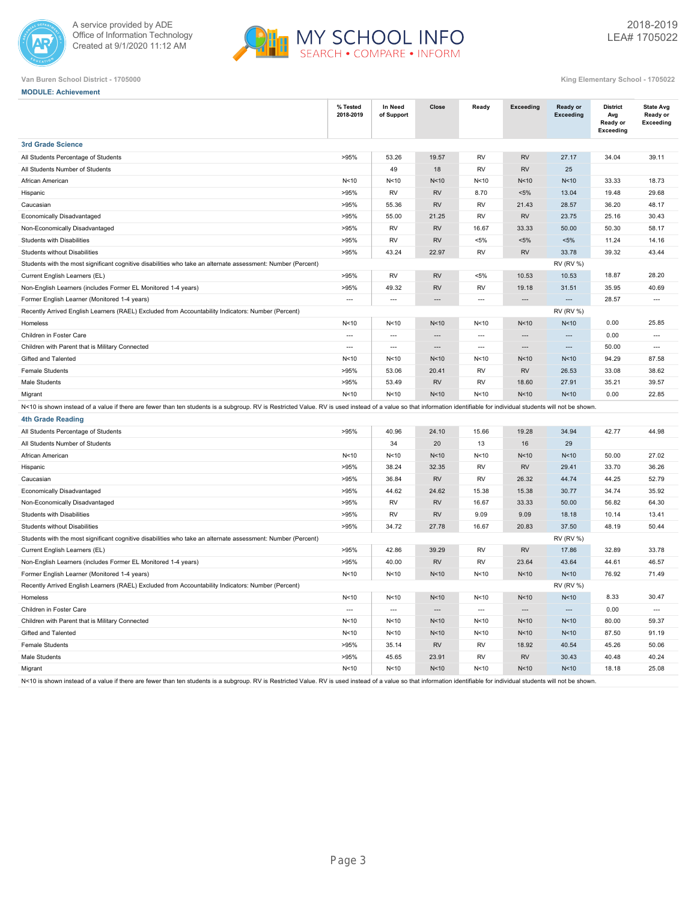A service provided by ADE
Office of Information Technology
Created at 9/1/2020 11:12 AM

MY SCHOOL INFO
SEARCH • COMPARE • INFORM

2018-2019
LEA# 1705022

Van Buren School District - 1705000

King Elementary School - 1705022

**MODULE: Achievement**

| | % Tested 2018-2019 | In Need of Support | Close | Ready | Exceeding | Ready or Exceeding | District Avg Ready or Exceeding | State Avg Ready or Exceeding |
|---|---|---|---|---|---|---|---|---|
| **3rd Grade Science** | | | | | | | | |
| All Students Percentage of Students | >95% | 53.26 | 19.57 | RV | RV | 27.17 | 34.04 | 39.11 |
| All Students Number of Students | | 49 | 18 | RV | RV | 25 | | |
| African American | N<10 | N<10 | N<10 | N<10 | N<10 | N<10 | 33.33 | 18.73 |
| Hispanic | >95% | RV | RV | 8.70 | <5% | 13.04 | 19.48 | 29.68 |
| Caucasian | >95% | 55.36 | RV | RV | 21.43 | 28.57 | 36.20 | 48.17 |
| Economically Disadvantaged | >95% | 55.00 | 21.25 | RV | RV | 23.75 | 25.16 | 30.43 |
| Non-Economically Disadvantaged | >95% | RV | RV | 16.67 | 33.33 | 50.00 | 50.30 | 58.17 |
| Students with Disabilities | >95% | RV | RV | <5% | <5% | <5% | 11.24 | 14.16 |
| Students without Disabilities | >95% | 43.24 | 22.97 | RV | RV | 33.78 | 39.32 | 43.44 |
| Students with the most significant cognitive disabilities who take an alternate assessment: Number (Percent) | | | | | | RV (RV %) | | |
| Current English Learners (EL) | >95% | RV | RV | <5% | 10.53 | 10.53 | 18.87 | 28.20 |
| Non-English Learners (includes Former EL Monitored 1-4 years) | >95% | 49.32 | RV | RV | 19.18 | 31.51 | 35.95 | 40.69 |
| Former English Learner (Monitored 1-4 years) | --- | --- | --- | --- | --- | --- | 28.57 | --- |
| Recently Arrived English Learners (RAEL) Excluded from Accountability Indicators: Number (Percent) | | | | | | RV (RV %) | | |
| Homeless | N<10 | N<10 | N<10 | N<10 | N<10 | N<10 | 0.00 | 25.85 |
| Children in Foster Care | --- | --- | --- | --- | --- | --- | 0.00 | --- |
| Children with Parent that is Military Connected | --- | --- | --- | --- | --- | --- | 50.00 | --- |
| Gifted and Talented | N<10 | N<10 | N<10 | N<10 | N<10 | N<10 | 94.29 | 87.58 |
| Female Students | >95% | 53.06 | 20.41 | RV | RV | 26.53 | 33.08 | 38.62 |
| Male Students | >95% | 53.49 | RV | RV | 18.60 | 27.91 | 35.21 | 39.57 |
| Migrant | N<10 | N<10 | N<10 | N<10 | N<10 | N<10 | 0.00 | 22.85 |

N<10 is shown instead of a value if there are fewer than ten students is a subgroup. RV is Restricted Value. RV is used instead of a value so that information identifiable for individual students will not be shown.

| | % Tested 2018-2019 | In Need of Support | Close | Ready | Exceeding | Ready or Exceeding | District Avg Ready or Exceeding | State Avg Ready or Exceeding |
|---|---|---|---|---|---|---|---|---|
| **4th Grade Reading** | | | | | | | | |
| All Students Percentage of Students | >95% | 40.96 | 24.10 | 15.66 | 19.28 | 34.94 | 42.77 | 44.98 |
| All Students Number of Students | | 34 | 20 | 13 | 16 | 29 | | |
| African American | N<10 | N<10 | N<10 | N<10 | N<10 | N<10 | 50.00 | 27.02 |
| Hispanic | >95% | 38.24 | 32.35 | RV | RV | 29.41 | 33.70 | 36.26 |
| Caucasian | >95% | 36.84 | RV | RV | 26.32 | 44.74 | 44.25 | 52.79 |
| Economically Disadvantaged | >95% | 44.62 | 24.62 | 15.38 | 15.38 | 30.77 | 34.74 | 35.92 |
| Non-Economically Disadvantaged | >95% | RV | RV | 16.67 | 33.33 | 50.00 | 56.82 | 64.30 |
| Students with Disabilities | >95% | RV | RV | 9.09 | 9.09 | 18.18 | 10.14 | 13.41 |
| Students without Disabilities | >95% | 34.72 | 27.78 | 16.67 | 20.83 | 37.50 | 48.19 | 50.44 |
| Students with the most significant cognitive disabilities who take an alternate assessment: Number (Percent) | | | | | | RV (RV %) | | |
| Current English Learners (EL) | >95% | 42.86 | 39.29 | RV | RV | 17.86 | 32.89 | 33.78 |
| Non-English Learners (includes Former EL Monitored 1-4 years) | >95% | 40.00 | RV | RV | 23.64 | 43.64 | 44.61 | 46.57 |
| Former English Learner (Monitored 1-4 years) | N<10 | N<10 | N<10 | N<10 | N<10 | N<10 | 76.92 | 71.49 |
| Recently Arrived English Learners (RAEL) Excluded from Accountability Indicators: Number (Percent) | | | | | | RV (RV %) | | |
| Homeless | N<10 | N<10 | N<10 | N<10 | N<10 | N<10 | 8.33 | 30.47 |
| Children in Foster Care | --- | --- | --- | --- | --- | --- | 0.00 | --- |
| Children with Parent that is Military Connected | N<10 | N<10 | N<10 | N<10 | N<10 | N<10 | 80.00 | 59.37 |
| Gifted and Talented | N<10 | N<10 | N<10 | N<10 | N<10 | N<10 | 87.50 | 91.19 |
| Female Students | >95% | 35.14 | RV | RV | 18.92 | 40.54 | 45.26 | 50.06 |
| Male Students | >95% | 45.65 | 23.91 | RV | RV | 30.43 | 40.48 | 40.24 |
| Migrant | N<10 | N<10 | N<10 | N<10 | N<10 | N<10 | 18.18 | 25.08 |

N<10 is shown instead of a value if there are fewer than ten students is a subgroup. RV is Restricted Value. RV is used instead of a value so that information identifiable for individual students will not be shown.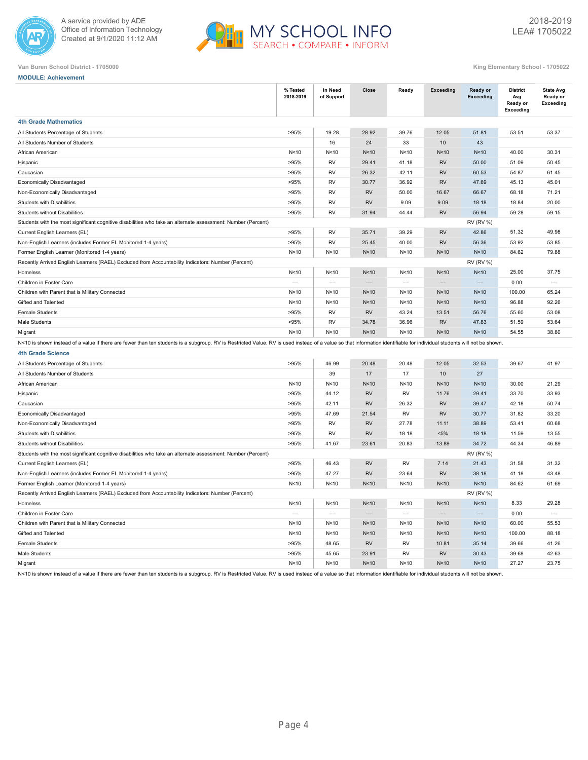A service provided by ADE
Office of Information Technology
Created at 9/1/2020 11:12 AM

MY SCHOOL INFO
SEARCH • COMPARE • INFORM

2018-2019
LEA# 1705022

Van Buren School District - 1705000

King Elementary School - 1705022

**MODULE: Achievement**

| | % Tested 2018-2019 | In Need of Support | Close | Ready | Exceeding | Ready or Exceeding | District Avg Ready or Exceeding | State Avg Ready or Exceeding |
|---|---|---|---|---|---|---|---|---|
| **4th Grade Mathematics** | | | | | | | | |
| All Students Percentage of Students | >95% | 19.28 | 28.92 | 39.76 | 12.05 | 51.81 | 53.51 | 53.37 |
| All Students Number of Students | | 16 | 24 | 33 | 10 | 43 | | |
| African American | N<10 | N<10 | N<10 | N<10 | N<10 | N<10 | 40.00 | 30.31 |
| Hispanic | >95% | RV | 29.41 | 41.18 | RV | 50.00 | 51.09 | 50.45 |
| Caucasian | >95% | RV | 26.32 | 42.11 | RV | 60.53 | 54.87 | 61.45 |
| Economically Disadvantaged | >95% | RV | 30.77 | 36.92 | RV | 47.69 | 45.13 | 45.01 |
| Non-Economically Disadvantaged | >95% | RV | RV | 50.00 | 16.67 | 66.67 | 68.18 | 71.21 |
| Students with Disabilities | >95% | RV | RV | 9.09 | 9.09 | 18.18 | 18.84 | 20.00 |
| Students without Disabilities | >95% | RV | 31.94 | 44.44 | RV | 56.94 | 59.28 | 59.15 |
| Students with the most significant cognitive disabilities who take an alternate assessment: Number (Percent) | | | | | | RV (RV %) | | |
| Current English Learners (EL) | >95% | RV | 35.71 | 39.29 | RV | 42.86 | 51.32 | 49.98 |
| Non-English Learners (includes Former EL Monitored 1-4 years) | >95% | RV | 25.45 | 40.00 | RV | 56.36 | 53.92 | 53.85 |
| Former English Learner (Monitored 1-4 years) | N<10 | N<10 | N<10 | N<10 | N<10 | N<10 | 84.62 | 79.88 |
| Recently Arrived English Learners (RAEL) Excluded from Accountability Indicators: Number (Percent) | | | | | | RV (RV %) | | |
| Homeless | N<10 | N<10 | N<10 | N<10 | N<10 | N<10 | 25.00 | 37.75 |
| Children in Foster Care | --- | --- | --- | --- | --- | --- | 0.00 | --- |
| Children with Parent that is Military Connected | N<10 | N<10 | N<10 | N<10 | N<10 | N<10 | 100.00 | 65.24 |
| Gifted and Talented | N<10 | N<10 | N<10 | N<10 | N<10 | N<10 | 96.88 | 92.26 |
| Female Students | >95% | RV | RV | 43.24 | 13.51 | 56.76 | 55.60 | 53.08 |
| Male Students | >95% | RV | 34.78 | 36.96 | RV | 47.83 | 51.59 | 53.64 |
| Migrant | N<10 | N<10 | N<10 | N<10 | N<10 | N<10 | 54.55 | 38.80 |

N<10 is shown instead of a value if there are fewer than ten students is a subgroup. RV is Restricted Value. RV is used instead of a value so that information identifiable for individual students will not be shown.

| | % Tested 2018-2019 | In Need of Support | Close | Ready | Exceeding | Ready or Exceeding | District Avg Ready or Exceeding | State Avg Ready or Exceeding |
|---|---|---|---|---|---|---|---|---|
| **4th Grade Science** | | | | | | | | |
| All Students Percentage of Students | >95% | 46.99 | 20.48 | 20.48 | 12.05 | 32.53 | 39.67 | 41.97 |
| All Students Number of Students | | 39 | 17 | 17 | 10 | 27 | | |
| African American | N<10 | N<10 | N<10 | N<10 | N<10 | N<10 | 30.00 | 21.29 |
| Hispanic | >95% | 44.12 | RV | RV | 11.76 | 29.41 | 33.70 | 33.93 |
| Caucasian | >95% | 42.11 | RV | 26.32 | RV | 39.47 | 42.18 | 50.74 |
| Economically Disadvantaged | >95% | 47.69 | 21.54 | RV | RV | 30.77 | 31.82 | 33.20 |
| Non-Economically Disadvantaged | >95% | RV | RV | 27.78 | 11.11 | 38.89 | 53.41 | 60.68 |
| Students with Disabilities | >95% | RV | RV | 18.18 | <5% | 18.18 | 11.59 | 13.55 |
| Students without Disabilities | >95% | 41.67 | 23.61 | 20.83 | 13.89 | 34.72 | 44.34 | 46.89 |
| Students with the most significant cognitive disabilities who take an alternate assessment: Number (Percent) | | | | | | RV (RV %) | | |
| Current English Learners (EL) | >95% | 46.43 | RV | RV | 7.14 | 21.43 | 31.58 | 31.32 |
| Non-English Learners (includes Former EL Monitored 1-4 years) | >95% | 47.27 | RV | 23.64 | RV | 38.18 | 41.18 | 43.48 |
| Former English Learner (Monitored 1-4 years) | N<10 | N<10 | N<10 | N<10 | N<10 | N<10 | 84.62 | 61.69 |
| Recently Arrived English Learners (RAEL) Excluded from Accountability Indicators: Number (Percent) | | | | | | RV (RV %) | | |
| Homeless | N<10 | N<10 | N<10 | N<10 | N<10 | N<10 | 8.33 | 29.28 |
| Children in Foster Care | --- | --- | --- | --- | --- | --- | 0.00 | --- |
| Children with Parent that is Military Connected | N<10 | N<10 | N<10 | N<10 | N<10 | N<10 | 60.00 | 55.53 |
| Gifted and Talented | N<10 | N<10 | N<10 | N<10 | N<10 | N<10 | 100.00 | 88.18 |
| Female Students | >95% | 48.65 | RV | RV | 10.81 | 35.14 | 39.66 | 41.26 |
| Male Students | >95% | 45.65 | 23.91 | RV | RV | 30.43 | 39.68 | 42.63 |
| Migrant | N<10 | N<10 | N<10 | N<10 | N<10 | N<10 | 27.27 | 23.75 |

N<10 is shown instead of a value if there are fewer than ten students is a subgroup. RV is Restricted Value. RV is used instead of a value so that information identifiable for individual students will not be shown.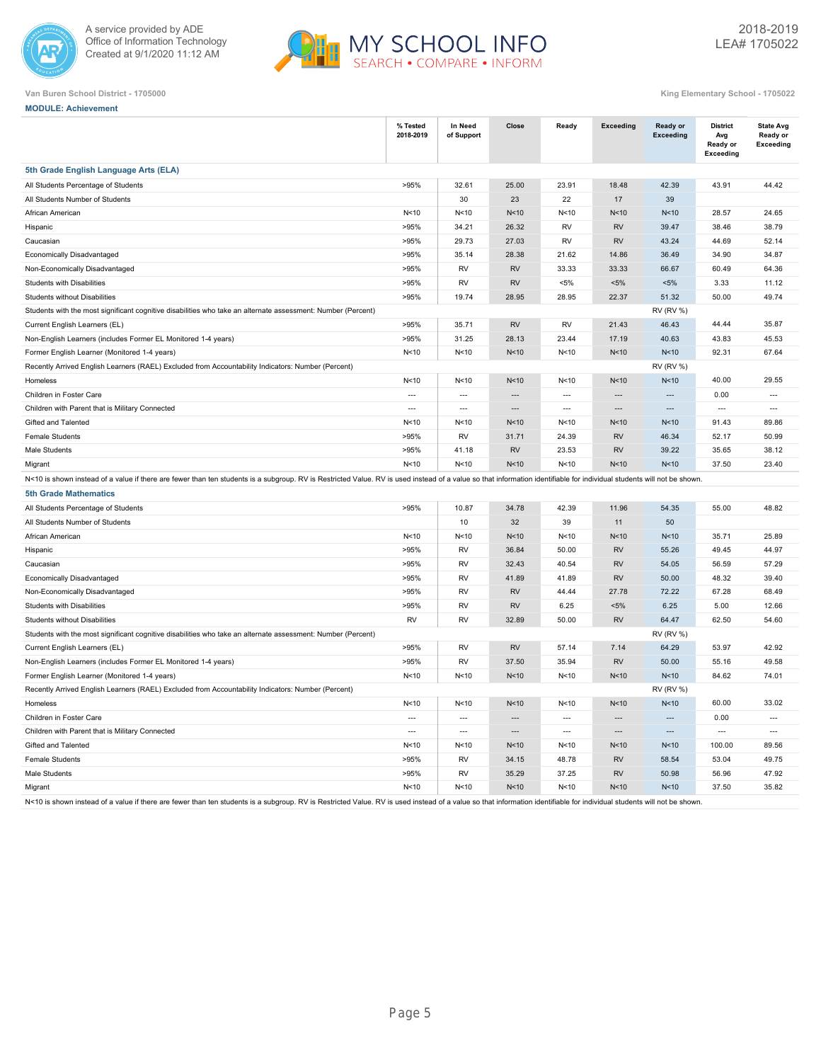Van Buren School District - 1705000

King Elementary School - 1705022

**MODULE: Achievement**

| | % Tested 2018-2019 | In Need of Support | Close | Ready | Exceeding | Ready or Exceeding | District Avg Ready or Exceeding | State Avg Ready or Exceeding |
|---|---|---|---|---|---|---|---|---|
| **5th Grade English Language Arts (ELA)** | | | | | | | | |
| All Students Percentage of Students | >95% | 32.61 | 25.00 | 23.91 | 18.48 | 42.39 | 43.91 | 44.42 |
| All Students Number of Students | | 30 | 23 | 22 | 17 | 39 | | |
| African American | N<10 | N<10 | N<10 | N<10 | N<10 | N<10 | 28.57 | 24.65 |
| Hispanic | >95% | 34.21 | 26.32 | RV | RV | 39.47 | 38.46 | 38.79 |
| Caucasian | >95% | 29.73 | 27.03 | RV | RV | 43.24 | 44.69 | 52.14 |
| Economically Disadvantaged | >95% | 35.14 | 28.38 | 21.62 | 14.86 | 36.49 | 34.90 | 34.87 |
| Non-Economically Disadvantaged | >95% | RV | RV | 33.33 | 33.33 | 66.67 | 60.49 | 64.36 |
| Students with Disabilities | >95% | RV | RV | <5% | <5% | <5% | 3.33 | 11.12 |
| Students without Disabilities | >95% | 19.74 | 28.95 | 28.95 | 22.37 | 51.32 | 50.00 | 49.74 |
| Students with the most significant cognitive disabilities who take an alternate assessment: Number (Percent) | | | | | | RV (RV %) | | |
| Current English Learners (EL) | >95% | 35.71 | RV | RV | 21.43 | 46.43 | 44.44 | 35.87 |
| Non-English Learners (includes Former EL Monitored 1-4 years) | >95% | 31.25 | 28.13 | 23.44 | 17.19 | 40.63 | 43.83 | 45.53 |
| Former English Learner (Monitored 1-4 years) | N<10 | N<10 | N<10 | N<10 | N<10 | N<10 | 92.31 | 67.64 |
| Recently Arrived English Learners (RAEL) Excluded from Accountability Indicators: Number (Percent) | | | | | | RV (RV %) | | |
| Homeless | N<10 | N<10 | N<10 | N<10 | N<10 | N<10 | 40.00 | 29.55 |
| Children in Foster Care | --- | --- | --- | --- | --- | --- | 0.00 | --- |
| Children with Parent that is Military Connected | --- | --- | --- | --- | --- | --- | --- | --- |
| Gifted and Talented | N<10 | N<10 | N<10 | N<10 | N<10 | N<10 | 91.43 | 89.86 |
| Female Students | >95% | RV | 31.71 | 24.39 | RV | 46.34 | 52.17 | 50.99 |
| Male Students | >95% | 41.18 | RV | 23.53 | RV | 39.22 | 35.65 | 38.12 |
| Migrant | N<10 | N<10 | N<10 | N<10 | N<10 | N<10 | 37.50 | 23.40 |

N<10 is shown instead of a value if there are fewer than ten students is a subgroup. RV is Restricted Value. RV is used instead of a value so that information identifiable for individual students will not be shown.

| | % Tested 2018-2019 | In Need of Support | Close | Ready | Exceeding | Ready or Exceeding | District Avg Ready or Exceeding | State Avg Ready or Exceeding |
|---|---|---|---|---|---|---|---|---|
| **5th Grade Mathematics** | | | | | | | | |
| All Students Percentage of Students | >95% | 10.87 | 34.78 | 42.39 | 11.96 | 54.35 | 55.00 | 48.82 |
| All Students Number of Students | | 10 | 32 | 39 | 11 | 50 | | |
| African American | N<10 | N<10 | N<10 | N<10 | N<10 | N<10 | 35.71 | 25.89 |
| Hispanic | >95% | RV | 36.84 | 50.00 | RV | 55.26 | 49.45 | 44.97 |
| Caucasian | >95% | RV | 32.43 | 40.54 | RV | 54.05 | 56.59 | 57.29 |
| Economically Disadvantaged | >95% | RV | 41.89 | 41.89 | RV | 50.00 | 48.32 | 39.40 |
| Non-Economically Disadvantaged | >95% | RV | RV | 44.44 | 27.78 | 72.22 | 67.28 | 68.49 |
| Students with Disabilities | >95% | RV | RV | 6.25 | <5% | 6.25 | 5.00 | 12.66 |
| Students without Disabilities | RV | RV | 32.89 | 50.00 | RV | 64.47 | 62.50 | 54.60 |
| Students with the most significant cognitive disabilities who take an alternate assessment: Number (Percent) | | | | | | RV (RV %) | | |
| Current English Learners (EL) | >95% | RV | RV | 57.14 | 7.14 | 64.29 | 53.97 | 42.92 |
| Non-English Learners (includes Former EL Monitored 1-4 years) | >95% | RV | 37.50 | 35.94 | RV | 50.00 | 55.16 | 49.58 |
| Former English Learner (Monitored 1-4 years) | N<10 | N<10 | N<10 | N<10 | N<10 | N<10 | 84.62 | 74.01 |
| Recently Arrived English Learners (RAEL) Excluded from Accountability Indicators: Number (Percent) | | | | | | RV (RV %) | | |
| Homeless | N<10 | N<10 | N<10 | N<10 | N<10 | N<10 | 60.00 | 33.02 |
| Children in Foster Care | --- | --- | --- | --- | --- | --- | 0.00 | --- |
| Children with Parent that is Military Connected | --- | --- | --- | --- | --- | --- | --- | --- |
| Gifted and Talented | N<10 | N<10 | N<10 | N<10 | N<10 | N<10 | 100.00 | 89.56 |
| Female Students | >95% | RV | 34.15 | 48.78 | RV | 58.54 | 53.04 | 49.75 |
| Male Students | >95% | RV | 35.29 | 37.25 | RV | 50.98 | 56.96 | 47.92 |
| Migrant | N<10 | N<10 | N<10 | N<10 | N<10 | N<10 | 37.50 | 35.82 |

N<10 is shown instead of a value if there are fewer than ten students is a subgroup. RV is Restricted Value. RV is used instead of a value so that information identifiable for individual students will not be shown.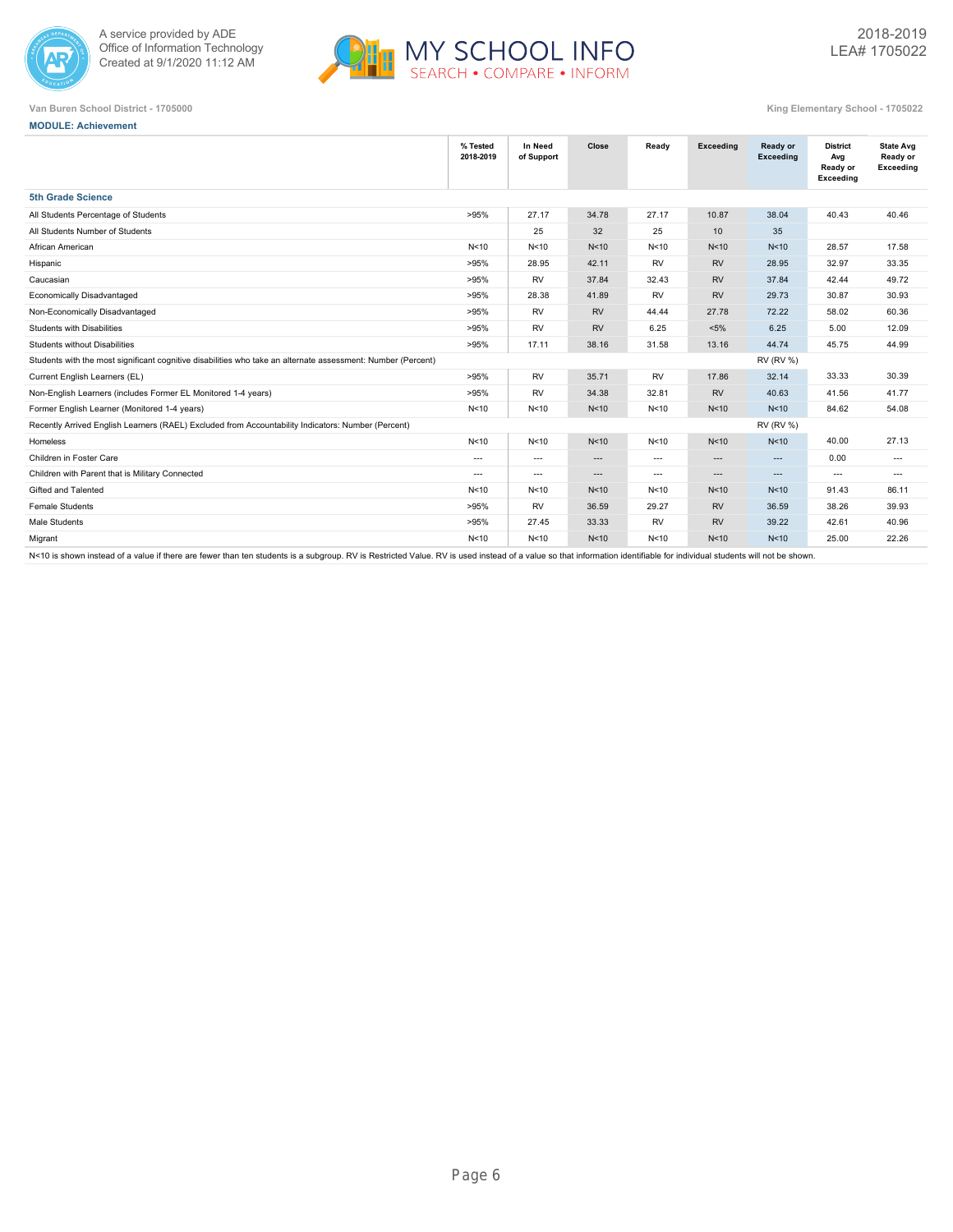A service provided by ADE
Office of Information Technology
Created at 9/1/2020 11:12 AM

MY SCHOOL INFO
SEARCH • COMPARE • INFORM

2018-2019
LEA# 1705022

Van Buren School District - 1705000

King Elementary School - 1705022

**MODULE: Achievement**

| | % Tested 2018-2019 | In Need of Support | Close | Ready | Exceeding | Ready or Exceeding | District Avg Ready or Exceeding | State Avg Ready or Exceeding |
|---|---|---|---|---|---|---|---|---|
| **5th Grade Science** | | | | | | | | |
| All Students Percentage of Students | >95% | 27.17 | 34.78 | 27.17 | 10.87 | 38.04 | 40.43 | 40.46 |
| All Students Number of Students | | 25 | 32 | 25 | 10 | 35 | | |
| African American | N<10 | N<10 | N<10 | N<10 | N<10 | N<10 | 28.57 | 17.58 |
| Hispanic | >95% | 28.95 | 42.11 | RV | RV | 28.95 | 32.97 | 33.35 |
| Caucasian | >95% | RV | 37.84 | 32.43 | RV | 37.84 | 42.44 | 49.72 |
| Economically Disadvantaged | >95% | 28.38 | 41.89 | RV | RV | 29.73 | 30.87 | 30.93 |
| Non-Economically Disadvantaged | >95% | RV | RV | 44.44 | 27.78 | 72.22 | 58.02 | 60.36 |
| Students with Disabilities | >95% | RV | RV | 6.25 | <5% | 6.25 | 5.00 | 12.09 |
| Students without Disabilities | >95% | 17.11 | 38.16 | 31.58 | 13.16 | 44.74 | 45.75 | 44.99 |
| Students with the most significant cognitive disabilities who take an alternate assessment: Number (Percent) | | | | | | RV (RV %) | | |
| Current English Learners (EL) | >95% | RV | 35.71 | RV | 17.86 | 32.14 | 33.33 | 30.39 |
| Non-English Learners (includes Former EL Monitored 1-4 years) | >95% | RV | 34.38 | 32.81 | RV | 40.63 | 41.56 | 41.77 |
| Former English Learner (Monitored 1-4 years) | N<10 | N<10 | N<10 | N<10 | N<10 | N<10 | 84.62 | 54.08 |
| Recently Arrived English Learners (RAEL) Excluded from Accountability Indicators: Number (Percent) | | | | | | RV (RV %) | | |
| Homeless | N<10 | N<10 | N<10 | N<10 | N<10 | N<10 | 40.00 | 27.13 |
| Children in Foster Care | --- | --- | --- | --- | --- | --- | 0.00 | --- |
| Children with Parent that is Military Connected | --- | --- | --- | --- | --- | --- | --- | --- |
| Gifted and Talented | N<10 | N<10 | N<10 | N<10 | N<10 | N<10 | 91.43 | 86.11 |
| Female Students | >95% | RV | 36.59 | 29.27 | RV | 36.59 | 38.26 | 39.93 |
| Male Students | >95% | 27.45 | 33.33 | RV | RV | 39.22 | 42.61 | 40.96 |
| Migrant | N<10 | N<10 | N<10 | N<10 | N<10 | N<10 | 25.00 | 22.26 |

N<10 is shown instead of a value if there are fewer than ten students is a subgroup. RV is Restricted Value. RV is used instead of a value so that information identifiable for individual students will not be shown.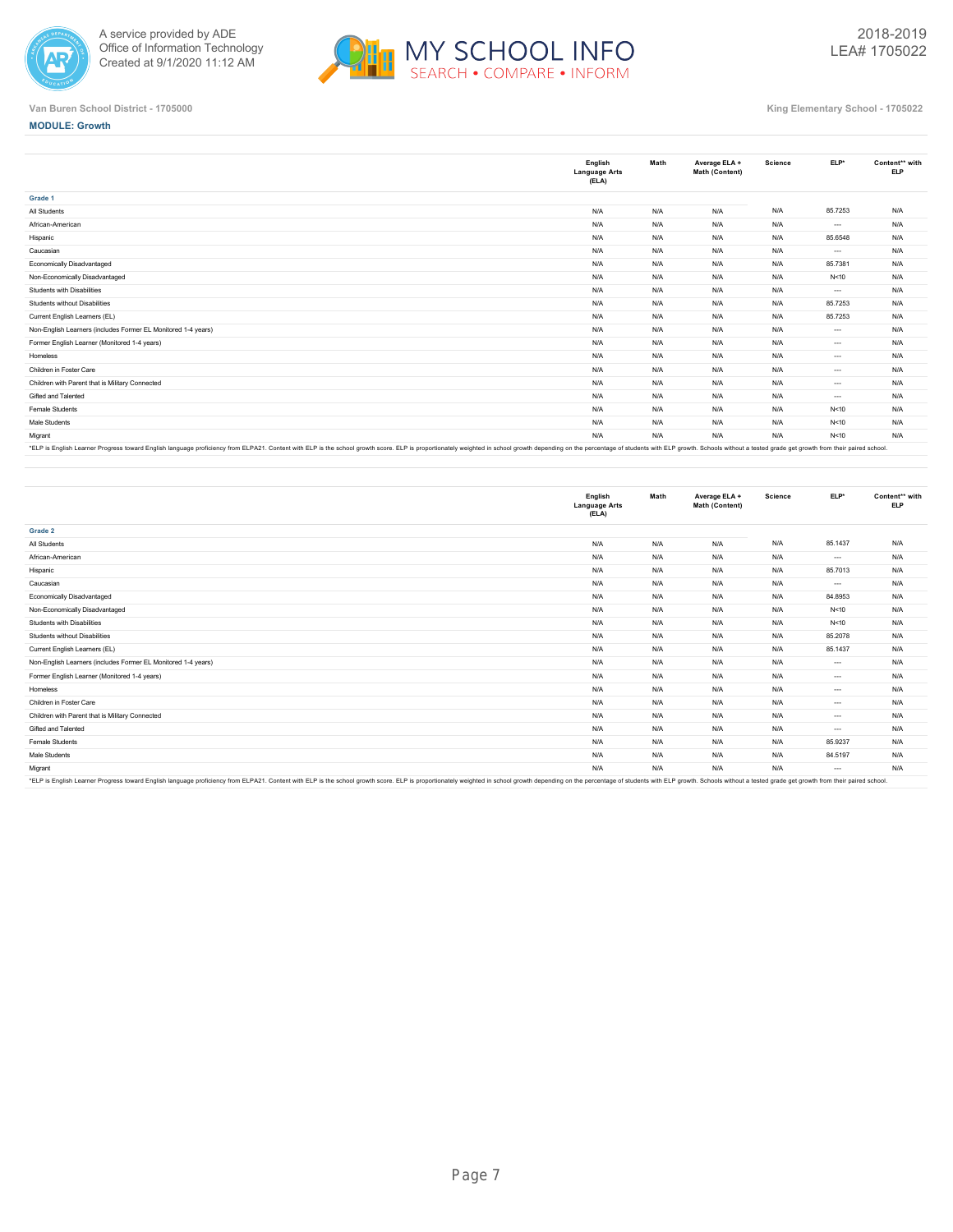Van Buren School District - 1705000

King Elementary School - 1705022

**MODULE: Growth**

| | English Language Arts (ELA) | Math | Average ELA + Math (Content) | Science | ELP* | Content** with ELP |
|---|---|---|---|---|---|---|
| **Grade 1** | | | | | | |
| All Students | N/A | N/A | N/A | N/A | 85.7253 | N/A |
| African-American | N/A | N/A | N/A | N/A | --- | N/A |
| Hispanic | N/A | N/A | N/A | N/A | 85.6548 | N/A |
| Caucasian | N/A | N/A | N/A | N/A | --- | N/A |
| Economically Disadvantaged | N/A | N/A | N/A | N/A | 85.7381 | N/A |
| Non-Economically Disadvantaged | N/A | N/A | N/A | N/A | N<10 | N/A |
| Students with Disabilities | N/A | N/A | N/A | N/A | --- | N/A |
| Students without Disabilities | N/A | N/A | N/A | N/A | 85.7253 | N/A |
| Current English Learners (EL) | N/A | N/A | N/A | N/A | 85.7253 | N/A |
| Non-English Learners (includes Former EL Monitored 1-4 years) | N/A | N/A | N/A | N/A | --- | N/A |
| Former English Learner (Monitored 1-4 years) | N/A | N/A | N/A | N/A | --- | N/A |
| Homeless | N/A | N/A | N/A | N/A | --- | N/A |
| Children in Foster Care | N/A | N/A | N/A | N/A | --- | N/A |
| Children with Parent that is Military Connected | N/A | N/A | N/A | N/A | --- | N/A |
| Gifted and Talented | N/A | N/A | N/A | N/A | --- | N/A |
| Female Students | N/A | N/A | N/A | N/A | N<10 | N/A |
| Male Students | N/A | N/A | N/A | N/A | N<10 | N/A |
| Migrant | N/A | N/A | N/A | N/A | N<10 | N/A |

*ELP is English Learner Progress toward English language proficiency from ELPA21. Content with ELP is the school growth score. ELP is proportionately weighted in school growth depending on the percentage of students with ELP growth. Schools without a tested grade get growth from their paired school.

| | English Language Arts (ELA) | Math | Average ELA + Math (Content) | Science | ELP* | Content** with ELP |
|---|---|---|---|---|---|---|
| **Grade 2** | | | | | | |
| All Students | N/A | N/A | N/A | N/A | 85.1437 | N/A |
| African-American | N/A | N/A | N/A | N/A | --- | N/A |
| Hispanic | N/A | N/A | N/A | N/A | 85.7013 | N/A |
| Caucasian | N/A | N/A | N/A | N/A | --- | N/A |
| Economically Disadvantaged | N/A | N/A | N/A | N/A | 84.8953 | N/A |
| Non-Economically Disadvantaged | N/A | N/A | N/A | N/A | N<10 | N/A |
| Students with Disabilities | N/A | N/A | N/A | N/A | N<10 | N/A |
| Students without Disabilities | N/A | N/A | N/A | N/A | 85.2078 | N/A |
| Current English Learners (EL) | N/A | N/A | N/A | N/A | 85.1437 | N/A |
| Non-English Learners (includes Former EL Monitored 1-4 years) | N/A | N/A | N/A | N/A | --- | N/A |
| Former English Learner (Monitored 1-4 years) | N/A | N/A | N/A | N/A | --- | N/A |
| Homeless | N/A | N/A | N/A | N/A | --- | N/A |
| Children in Foster Care | N/A | N/A | N/A | N/A | --- | N/A |
| Children with Parent that is Military Connected | N/A | N/A | N/A | N/A | --- | N/A |
| Gifted and Talented | N/A | N/A | N/A | N/A | --- | N/A |
| Female Students | N/A | N/A | N/A | N/A | 85.9237 | N/A |
| Male Students | N/A | N/A | N/A | N/A | 84.5197 | N/A |
| Migrant | N/A | N/A | N/A | N/A | --- | N/A |

*ELP is English Learner Progress toward English language proficiency from ELPA21. Content with ELP is the school growth score. ELP is proportionately weighted in school growth depending on the percentage of students with ELP growth. Schools without a tested grade get growth from their paired school.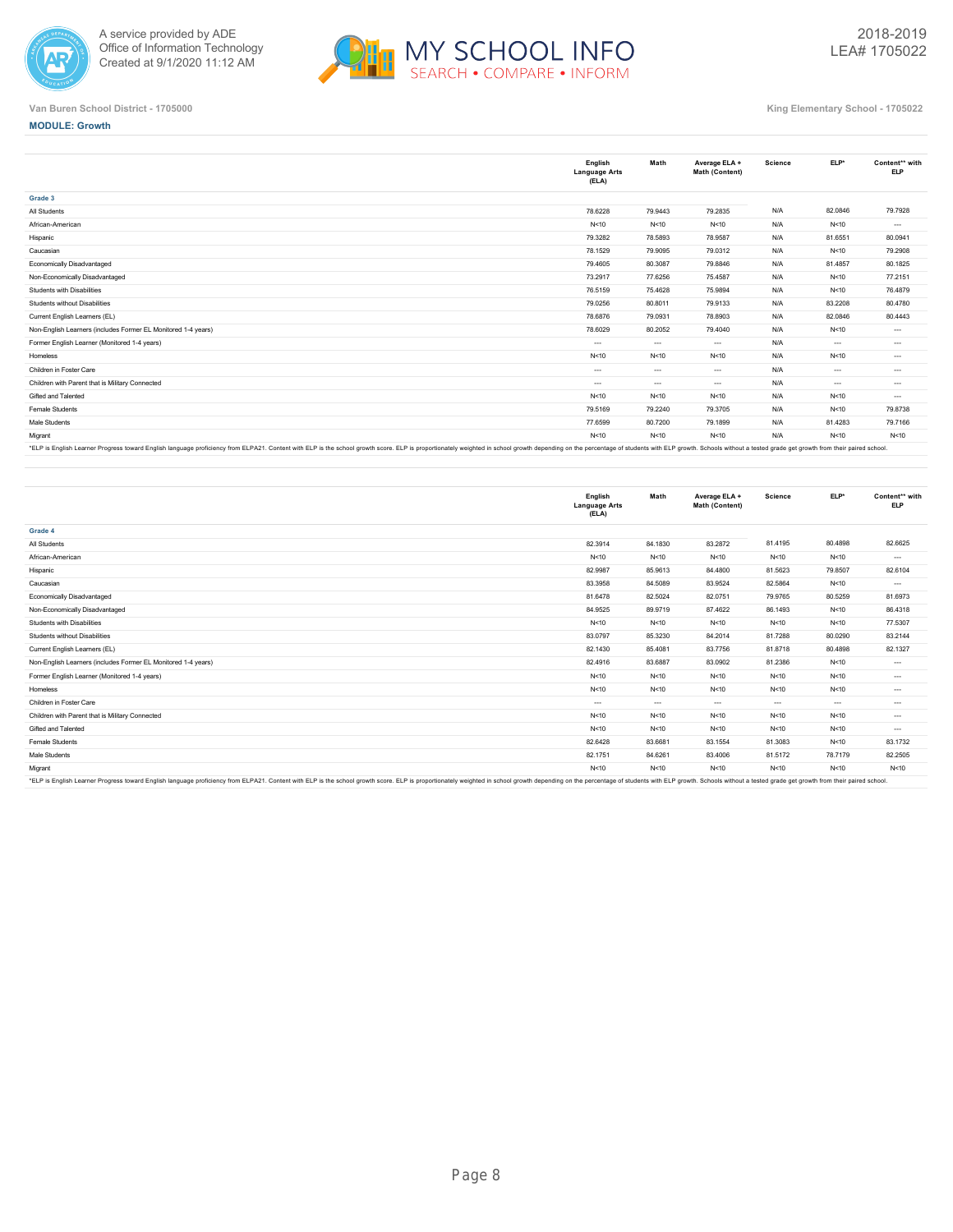Van Buren School District - 1705000

King Elementary School - 1705022

**MODULE: Growth**

| | English Language Arts (ELA) | Math | Average ELA + Math (Content) | Science | ELP* | Content** with ELP |
|---|---|---|---|---|---|---|
| **Grade 3** | | | | | | |
| All Students | 78.6228 | 79.9443 | 79.2835 | N/A | 82.0846 | 79.7928 |
| African-American | N<10 | N<10 | N<10 | N/A | N<10 | --- |
| Hispanic | 79.3282 | 78.5893 | 78.9587 | N/A | 81.6551 | 80.0941 |
| Caucasian | 78.1529 | 79.9095 | 79.0312 | N/A | N<10 | 79.2908 |
| Economically Disadvantaged | 79.4605 | 80.3087 | 79.8846 | N/A | 81.4857 | 80.1825 |
| Non-Economically Disadvantaged | 73.2917 | 77.6256 | 75.4587 | N/A | N<10 | 77.2151 |
| Students with Disabilities | 76.5159 | 75.4628 | 75.9894 | N/A | N<10 | 76.4879 |
| Students without Disabilities | 79.0256 | 80.8011 | 79.9133 | N/A | 83.2208 | 80.4780 |
| Current English Learners (EL) | 78.6876 | 79.0931 | 78.8903 | N/A | 82.0846 | 80.4443 |
| Non-English Learners (includes Former EL Monitored 1-4 years) | 78.6029 | 80.2052 | 79.4040 | N/A | N<10 | --- |
| Former English Learner (Monitored 1-4 years) | --- | --- | --- | N/A | --- | --- |
| Homeless | N<10 | N<10 | N<10 | N/A | N<10 | --- |
| Children in Foster Care | --- | --- | --- | N/A | --- | --- |
| Children with Parent that is Military Connected | --- | --- | --- | N/A | --- | --- |
| Gifted and Talented | N<10 | N<10 | N<10 | N/A | N<10 | --- |
| Female Students | 79.5169 | 79.2240 | 79.3705 | N/A | N<10 | 79.8738 |
| Male Students | 77.6599 | 80.7200 | 79.1899 | N/A | 81.4283 | 79.7166 |
| Migrant | N<10 | N<10 | N<10 | N/A | N<10 | N<10 |

*ELP is English Learner Progress toward English language proficiency from ELPA21. Content with ELP is the school growth score. ELP is proportionately weighted in school growth depending on the percentage of students with ELP growth. Schools without a tested grade get growth from their paired school.

| | English Language Arts (ELA) | Math | Average ELA + Math (Content) | Science | ELP* | Content** with ELP |
|---|---|---|---|---|---|---|
| **Grade 4** | | | | | | |
| All Students | 82.3914 | 84.1830 | 83.2872 | 81.4195 | 80.4898 | 82.6625 |
| African-American | N<10 | N<10 | N<10 | N<10 | N<10 | --- |
| Hispanic | 82.9987 | 85.9613 | 84.4800 | 81.5623 | 79.8507 | 82.6104 |
| Caucasian | 83.3958 | 84.5089 | 83.9524 | 82.5864 | N<10 | --- |
| Economically Disadvantaged | 81.6478 | 82.5024 | 82.0751 | 79.9765 | 80.5259 | 81.6973 |
| Non-Economically Disadvantaged | 84.9525 | 89.9719 | 87.4622 | 86.1493 | N<10 | 86.4318 |
| Students with Disabilities | N<10 | N<10 | N<10 | N<10 | N<10 | 77.5307 |
| Students without Disabilities | 83.0797 | 85.3230 | 84.2014 | 81.7288 | 80.0290 | 83.2144 |
| Current English Learners (EL) | 82.1430 | 85.4081 | 83.7756 | 81.8718 | 80.4898 | 82.1327 |
| Non-English Learners (includes Former EL Monitored 1-4 years) | 82.4916 | 83.6887 | 83.0902 | 81.2386 | N<10 | --- |
| Former English Learner (Monitored 1-4 years) | N<10 | N<10 | N<10 | N<10 | N<10 | --- |
| Homeless | N<10 | N<10 | N<10 | N<10 | N<10 | --- |
| Children in Foster Care | --- | --- | --- | --- | --- | --- |
| Children with Parent that is Military Connected | N<10 | N<10 | N<10 | N<10 | N<10 | --- |
| Gifted and Talented | N<10 | N<10 | N<10 | N<10 | N<10 | --- |
| Female Students | 82.6428 | 83.6681 | 83.1554 | 81.3083 | N<10 | 83.1732 |
| Male Students | 82.1751 | 84.6261 | 83.4006 | 81.5172 | 78.7179 | 82.2505 |
| Migrant | N<10 | N<10 | N<10 | N<10 | N<10 | N<10 |

*ELP is English Learner Progress toward English language proficiency from ELPA21. Content with ELP is the school growth score. ELP is proportionately weighted in school growth depending on the percentage of students with ELP growth. Schools without a tested grade get growth from their paired school.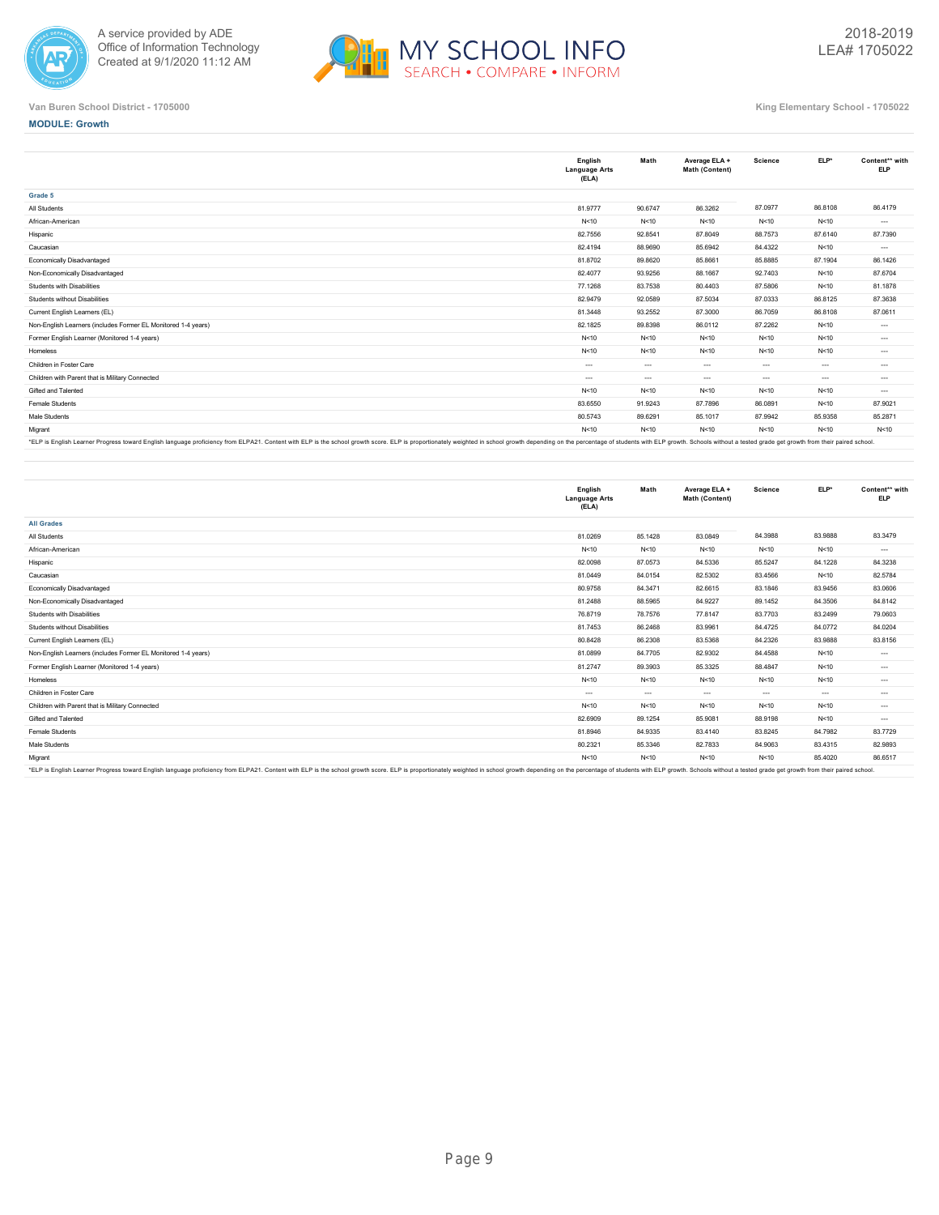A service provided by ADE
Office of Information Technology
Created at 9/1/2020 11:12 AM

2018-2019
LEA# 1705022

Van Buren School District - 1705000

King Elementary School - 1705022

**MODULE: Growth**

| | English Language Arts (ELA) | Math | Average ELA + Math (Content) | Science | ELP* | Content** with ELP |
|---|---|---|---|---|---|---|
| **Grade 5** | | | | | | |
| All Students | 81.9777 | 90.6747 | 86.3262 | 87.0977 | 86.8108 | 86.4179 |
| African-American | N<10 | N<10 | N<10 | N<10 | N<10 | --- |
| Hispanic | 82.7556 | 92.8541 | 87.8049 | 88.7573 | 87.6140 | 87.7390 |
| Caucasian | 82.4194 | 88.9690 | 85.6942 | 84.4322 | N<10 | --- |
| Economically Disadvantaged | 81.8702 | 89.8620 | 85.8661 | 85.8885 | 87.1904 | 86.1426 |
| Non-Economically Disadvantaged | 82.4077 | 93.9256 | 88.1667 | 92.7403 | N<10 | 87.6704 |
| Students with Disabilities | 77.1268 | 83.7538 | 80.4403 | 87.5806 | N<10 | 81.1876 |
| Students without Disabilities | 82.9479 | 92.0589 | 87.5034 | 87.0333 | 86.8125 | 87.3638 |
| Current English Learners (EL) | 81.3448 | 93.2552 | 87.3000 | 86.7059 | 86.8108 | 87.0611 |
| Non-English Learners (includes Former EL Monitored 1-4 years) | 82.1825 | 89.8398 | 86.0112 | 87.2262 | N<10 | --- |
| Former English Learner (Monitored 1-4 years) | N<10 | N<10 | N<10 | N<10 | N<10 | --- |
| Homeless | N<10 | N<10 | N<10 | N<10 | N<10 | --- |
| Children in Foster Care | --- | --- | --- | --- | --- | --- |
| Children with Parent that is Military Connected | --- | --- | --- | --- | --- | --- |
| Gifted and Talented | N<10 | N<10 | N<10 | N<10 | N<10 | --- |
| Female Students | 83.6550 | 91.9243 | 87.7896 | 86.0891 | N<10 | 87.9021 |
| Male Students | 80.5743 | 89.6291 | 85.1017 | 87.9942 | 85.9358 | 85.2871 |
| Migrant | N<10 | N<10 | N<10 | N<10 | N<10 | N<10 |

*ELP is English Learner Progress toward English language proficiency from ELPA21. Content with ELP is the school growth score. ELP is proportionately weighted in school growth depending on the percentage of students with ELP growth. Schools without a tested grade get growth from their paired school.

| | English Language Arts (ELA) | Math | Average ELA + Math (Content) | Science | ELP* | Content** with ELP |
|---|---|---|---|---|---|---|
| **All Grades** | | | | | | |
| All Students | 81.0269 | 85.1428 | 83.0849 | 84.3988 | 83.9888 | 83.3479 |
| African-American | N<10 | N<10 | N<10 | N<10 | N<10 | --- |
| Hispanic | 82.0098 | 87.0573 | 84.5336 | 85.5247 | 84.1228 | 84.3238 |
| Caucasian | 81.0449 | 84.0154 | 82.5302 | 83.4566 | N<10 | 82.5784 |
| Economically Disadvantaged | 80.9758 | 84.3471 | 82.6615 | 83.1846 | 83.9456 | 83.0606 |
| Non-Economically Disadvantaged | 81.2488 | 88.5965 | 84.9227 | 89.1452 | 84.3506 | 84.8142 |
| Students with Disabilities | 76.8719 | 78.7576 | 77.8147 | 83.7703 | 83.2499 | 79.0603 |
| Students without Disabilities | 81.7453 | 86.2468 | 83.9961 | 84.4725 | 84.0772 | 84.0204 |
| Current English Learners (EL) | 80.8428 | 86.2308 | 83.5368 | 84.2326 | 83.9888 | 83.8156 |
| Non-English Learners (includes Former EL Monitored 1-4 years) | 81.0899 | 84.7705 | 82.9302 | 84.4588 | N<10 | --- |
| Former English Learner (Monitored 1-4 years) | 81.2747 | 89.3903 | 85.3325 | 88.4847 | N<10 | --- |
| Homeless | N<10 | N<10 | N<10 | N<10 | N<10 | --- |
| Children in Foster Care | --- | --- | --- | --- | --- | --- |
| Children with Parent that is Military Connected | N<10 | N<10 | N<10 | N<10 | N<10 | --- |
| Gifted and Talented | 82.6909 | 89.1254 | 85.9081 | 88.9198 | N<10 | --- |
| Female Students | 81.8946 | 84.9335 | 83.4140 | 83.8245 | 84.7982 | 83.7729 |
| Male Students | 80.2321 | 85.3346 | 82.7833 | 84.9063 | 83.4315 | 82.9893 |
| Migrant | N<10 | N<10 | N<10 | N<10 | 85.4020 | 86.6517 |

*ELP is English Learner Progress toward English language proficiency from ELPA21. Content with ELP is the school growth score. ELP is proportionately weighted in school growth depending on the percentage of students with ELP growth. Schools without a tested grade get growth from their paired school.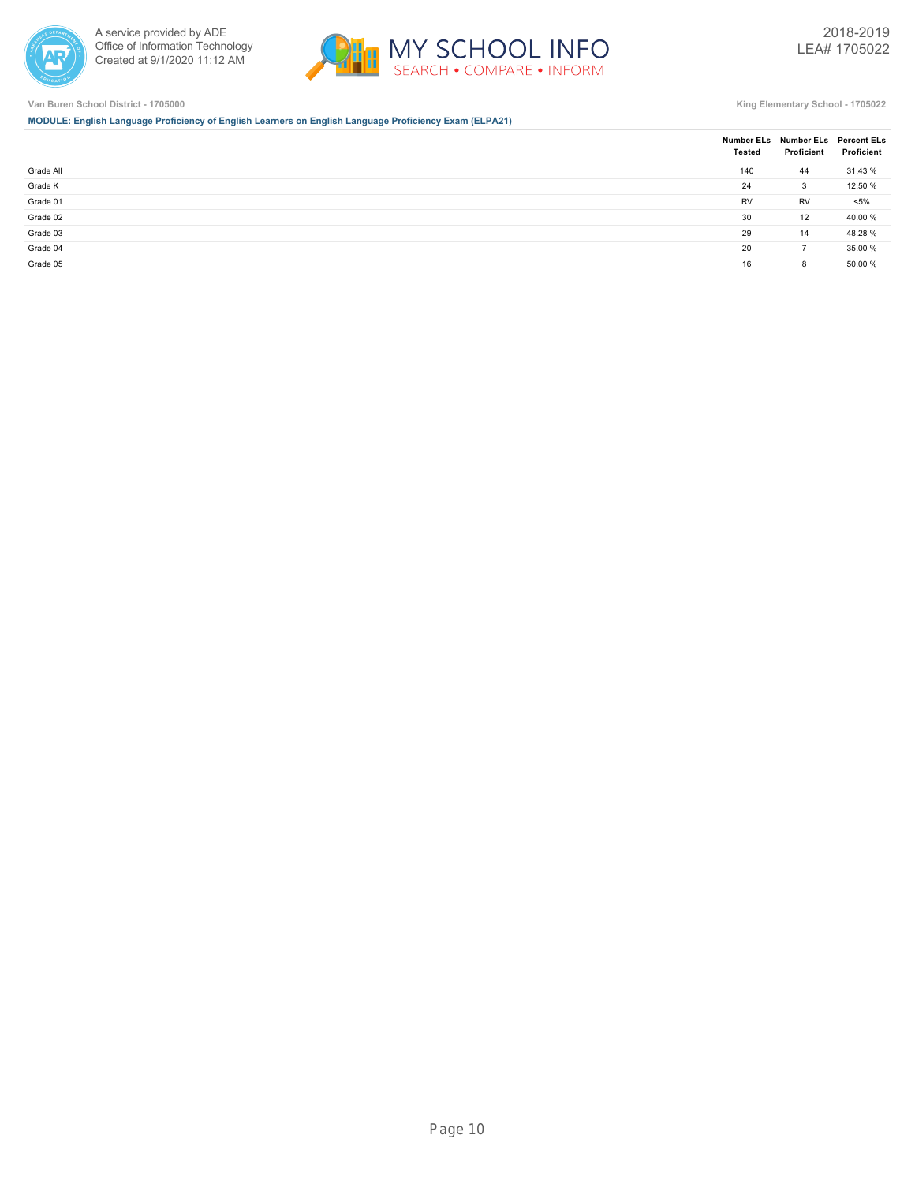Van Buren School District - 1705000

King Elementary School - 1705022

**MODULE: English Language Proficiency of English Learners on English Language Proficiency Exam (ELPA21)**

| | Number ELs Tested | Number ELs Proficient | Percent ELs Proficient |
|---|---|---|---|
| Grade All | 140 | 44 | 31.43 % |
| Grade K | 24 | 3 | 12.50 % |
| Grade 01 | RV | RV | <5% |
| Grade 02 | 30 | 12 | 40.00 % |
| Grade 03 | 29 | 14 | 48.28 % |
| Grade 04 | 20 | 7 | 35.00 % |
| Grade 05 | 16 | 8 | 50.00 % |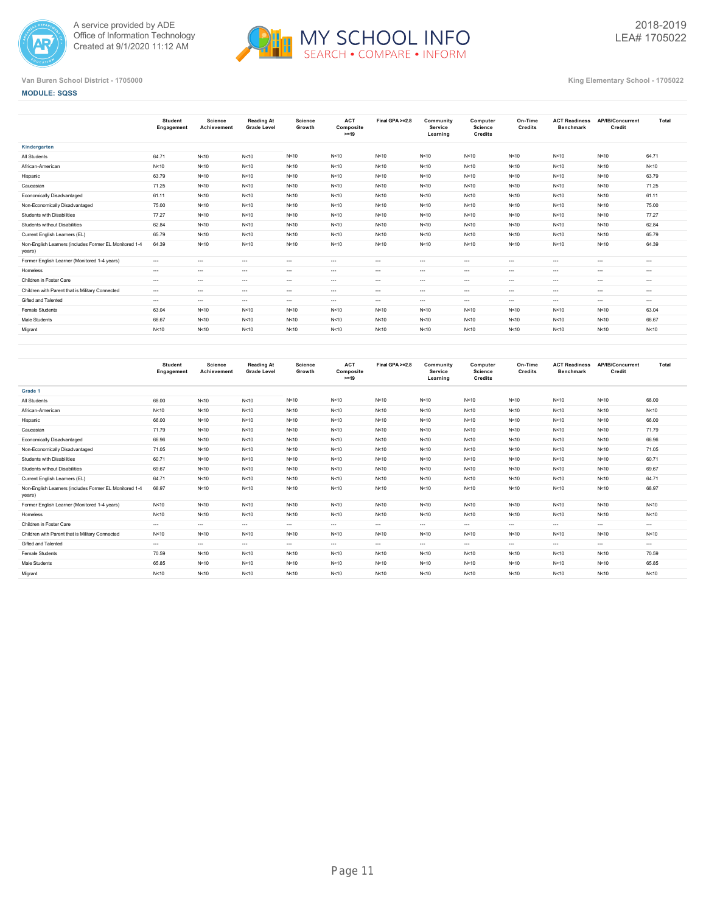Van Buren School District - 1705000

King Elementary School - 1705022

**MODULE: SQSS**

| | Student Engagement | Science Achievement | Reading At Grade Level | Science Growth | ACT Composite >=19 | Final GPA >=2.8 | Community Service Learning | Computer Science Credits | On-Time Credits | ACT Readiness Benchmark | AP/IB/Concurrent Credit | Total |
|---|---|---|---|---|---|---|---|---|---|---|---|---|
| **Kindergarten** | | | | | | | | | | | | |
| All Students | 64.71 | N<10 | N<10 | N<10 | N<10 | N<10 | N<10 | N<10 | N<10 | N<10 | N<10 | 64.71 |
| African-American | N<10 | N<10 | N<10 | N<10 | N<10 | N<10 | N<10 | N<10 | N<10 | N<10 | N<10 | N<10 |
| Hispanic | 63.79 | N<10 | N<10 | N<10 | N<10 | N<10 | N<10 | N<10 | N<10 | N<10 | N<10 | 63.79 |
| Caucasian | 71.25 | N<10 | N<10 | N<10 | N<10 | N<10 | N<10 | N<10 | N<10 | N<10 | N<10 | 71.25 |
| Economically Disadvantaged | 61.11 | N<10 | N<10 | N<10 | N<10 | N<10 | N<10 | N<10 | N<10 | N<10 | N<10 | 61.11 |
| Non-Economically Disadvantaged | 75.00 | N<10 | N<10 | N<10 | N<10 | N<10 | N<10 | N<10 | N<10 | N<10 | N<10 | 75.00 |
| Students with Disabilities | 77.27 | N<10 | N<10 | N<10 | N<10 | N<10 | N<10 | N<10 | N<10 | N<10 | N<10 | 77.27 |
| Students without Disabilities | 62.84 | N<10 | N<10 | N<10 | N<10 | N<10 | N<10 | N<10 | N<10 | N<10 | N<10 | 62.84 |
| Current English Learners (EL) | 65.79 | N<10 | N<10 | N<10 | N<10 | N<10 | N<10 | N<10 | N<10 | N<10 | N<10 | 65.79 |
| Non-English Learners (includes Former EL Monitored 1-4 years) | 64.39 | N<10 | N<10 | N<10 | N<10 | N<10 | N<10 | N<10 | N<10 | N<10 | N<10 | 64.39 |
| Former English Learner (Monitored 1-4 years) | --- | --- | --- | --- | --- | --- | --- | --- | --- | --- | --- | --- |
| Homeless | --- | --- | --- | --- | --- | --- | --- | --- | --- | --- | --- | --- |
| Children in Foster Care | --- | --- | --- | --- | --- | --- | --- | --- | --- | --- | --- | --- |
| Children with Parent that is Military Connected | --- | --- | --- | --- | --- | --- | --- | --- | --- | --- | --- | --- |
| Gifted and Talented | --- | --- | --- | --- | --- | --- | --- | --- | --- | --- | --- | --- |
| Female Students | 63.04 | N<10 | N<10 | N<10 | N<10 | N<10 | N<10 | N<10 | N<10 | N<10 | N<10 | 63.04 |
| Male Students | 66.67 | N<10 | N<10 | N<10 | N<10 | N<10 | N<10 | N<10 | N<10 | N<10 | N<10 | 66.67 |
| Migrant | N<10 | N<10 | N<10 | N<10 | N<10 | N<10 | N<10 | N<10 | N<10 | N<10 | N<10 | N<10 |

| | Student Engagement | Science Achievement | Reading At Grade Level | Science Growth | ACT Composite >=19 | Final GPA >=2.8 | Community Service Learning | Computer Science Credits | On-Time Credits | ACT Readiness Benchmark | AP/IB/Concurrent Credit | Total |
|---|---|---|---|---|---|---|---|---|---|---|---|---|
| **Grade 1** | | | | | | | | | | | | |
| All Students | 68.00 | N<10 | N<10 | N<10 | N<10 | N<10 | N<10 | N<10 | N<10 | N<10 | N<10 | 68.00 |
| African-American | N<10 | N<10 | N<10 | N<10 | N<10 | N<10 | N<10 | N<10 | N<10 | N<10 | N<10 | N<10 |
| Hispanic | 66.00 | N<10 | N<10 | N<10 | N<10 | N<10 | N<10 | N<10 | N<10 | N<10 | N<10 | 66.00 |
| Caucasian | 71.79 | N<10 | N<10 | N<10 | N<10 | N<10 | N<10 | N<10 | N<10 | N<10 | N<10 | 71.79 |
| Economically Disadvantaged | 66.96 | N<10 | N<10 | N<10 | N<10 | N<10 | N<10 | N<10 | N<10 | N<10 | N<10 | 66.96 |
| Non-Economically Disadvantaged | 71.05 | N<10 | N<10 | N<10 | N<10 | N<10 | N<10 | N<10 | N<10 | N<10 | N<10 | 71.05 |
| Students with Disabilities | 60.71 | N<10 | N<10 | N<10 | N<10 | N<10 | N<10 | N<10 | N<10 | N<10 | N<10 | 60.71 |
| Students without Disabilities | 69.67 | N<10 | N<10 | N<10 | N<10 | N<10 | N<10 | N<10 | N<10 | N<10 | N<10 | 69.67 |
| Current English Learners (EL) | 64.71 | N<10 | N<10 | N<10 | N<10 | N<10 | N<10 | N<10 | N<10 | N<10 | N<10 | 64.71 |
| Non-English Learners (includes Former EL Monitored 1-4 years) | 68.97 | N<10 | N<10 | N<10 | N<10 | N<10 | N<10 | N<10 | N<10 | N<10 | N<10 | 68.97 |
| Former English Learner (Monitored 1-4 years) | N<10 | N<10 | N<10 | N<10 | N<10 | N<10 | N<10 | N<10 | N<10 | N<10 | N<10 | N<10 |
| Homeless | N<10 | N<10 | N<10 | N<10 | N<10 | N<10 | N<10 | N<10 | N<10 | N<10 | N<10 | N<10 |
| Children in Foster Care | --- | --- | --- | --- | --- | --- | --- | --- | --- | --- | --- | --- |
| Children with Parent that is Military Connected | N<10 | N<10 | N<10 | N<10 | N<10 | N<10 | N<10 | N<10 | N<10 | N<10 | N<10 | N<10 |
| Gifted and Talented | --- | --- | --- | --- | --- | --- | --- | --- | --- | --- | --- | --- |
| Female Students | 70.59 | N<10 | N<10 | N<10 | N<10 | N<10 | N<10 | N<10 | N<10 | N<10 | N<10 | 70.59 |
| Male Students | 65.85 | N<10 | N<10 | N<10 | N<10 | N<10 | N<10 | N<10 | N<10 | N<10 | N<10 | 65.85 |
| Migrant | N<10 | N<10 | N<10 | N<10 | N<10 | N<10 | N<10 | N<10 | N<10 | N<10 | N<10 | N<10 |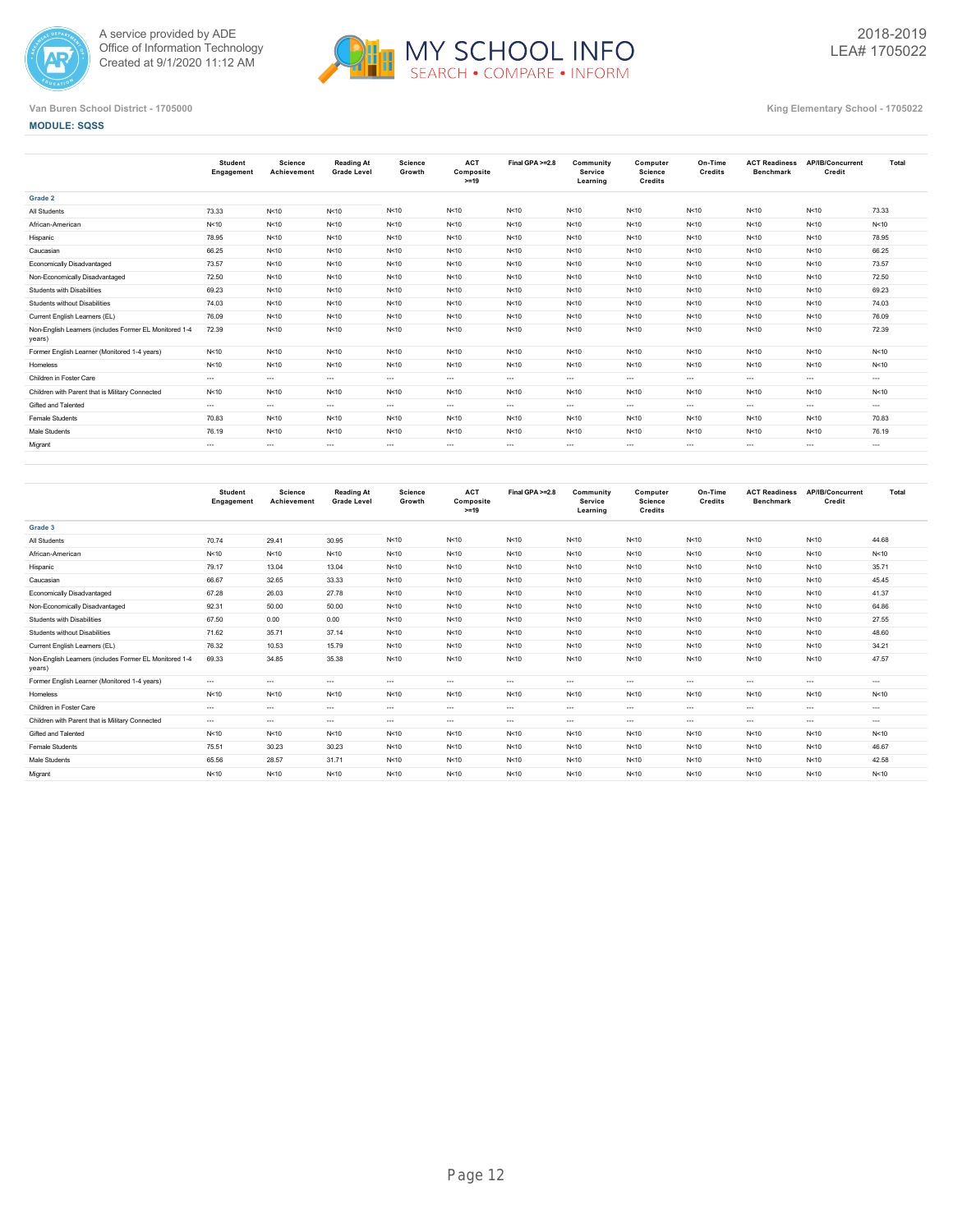A service provided by ADE
Office of Information Technology
Created at 9/1/2020 11:12 AM

2018-2019
LEA# 1705022

Van Buren School District - 1705000

King Elementary School - 1705022

**MODULE: SQSS**

| | Student Engagement | Science Achievement | Reading At Grade Level | Science Growth | ACT Composite >=19 | Final GPA >=2.8 | Community Service Learning | Computer Science Credits | On-Time Credits | ACT Readiness Benchmark | AP/IB/Concurrent Credit | Total |
|---|---|---|---|---|---|---|---|---|---|---|---|---|
| **Grade 2** | | | | | | | | | | | | |
| All Students | 73.33 | N<10 | N<10 | N<10 | N<10 | N<10 | N<10 | N<10 | N<10 | N<10 | N<10 | 73.33 |
| African-American | N<10 | N<10 | N<10 | N<10 | N<10 | N<10 | N<10 | N<10 | N<10 | N<10 | N<10 | N<10 |
| Hispanic | 78.95 | N<10 | N<10 | N<10 | N<10 | N<10 | N<10 | N<10 | N<10 | N<10 | N<10 | 78.95 |
| Caucasian | 66.25 | N<10 | N<10 | N<10 | N<10 | N<10 | N<10 | N<10 | N<10 | N<10 | N<10 | 66.25 |
| Economically Disadvantaged | 73.57 | N<10 | N<10 | N<10 | N<10 | N<10 | N<10 | N<10 | N<10 | N<10 | N<10 | 73.57 |
| Non-Economically Disadvantaged | 72.50 | N<10 | N<10 | N<10 | N<10 | N<10 | N<10 | N<10 | N<10 | N<10 | N<10 | 72.50 |
| Students with Disabilities | 69.23 | N<10 | N<10 | N<10 | N<10 | N<10 | N<10 | N<10 | N<10 | N<10 | N<10 | 69.23 |
| Students without Disabilities | 74.03 | N<10 | N<10 | N<10 | N<10 | N<10 | N<10 | N<10 | N<10 | N<10 | N<10 | 74.03 |
| Current English Learners (EL) | 76.09 | N<10 | N<10 | N<10 | N<10 | N<10 | N<10 | N<10 | N<10 | N<10 | N<10 | 76.09 |
| Non-English Learners (includes Former EL Monitored 1-4 years) | 72.39 | N<10 | N<10 | N<10 | N<10 | N<10 | N<10 | N<10 | N<10 | N<10 | N<10 | 72.39 |
| Former English Learner (Monitored 1-4 years) | N<10 | N<10 | N<10 | N<10 | N<10 | N<10 | N<10 | N<10 | N<10 | N<10 | N<10 | N<10 |
| Homeless | N<10 | N<10 | N<10 | N<10 | N<10 | N<10 | N<10 | N<10 | N<10 | N<10 | N<10 | N<10 |
| Children in Foster Care | --- | --- | --- | --- | --- | --- | --- | --- | --- | --- | --- | --- |
| Children with Parent that is Military Connected | N<10 | N<10 | N<10 | N<10 | N<10 | N<10 | N<10 | N<10 | N<10 | N<10 | N<10 | N<10 |
| Gifted and Talented | --- | --- | --- | --- | --- | --- | --- | --- | --- | --- | --- | --- |
| Female Students | 70.83 | N<10 | N<10 | N<10 | N<10 | N<10 | N<10 | N<10 | N<10 | N<10 | N<10 | 70.83 |
| Male Students | 76.19 | N<10 | N<10 | N<10 | N<10 | N<10 | N<10 | N<10 | N<10 | N<10 | N<10 | 76.19 |
| Migrant | --- | --- | --- | --- | --- | --- | --- | --- | --- | --- | --- | --- |

| | Student Engagement | Science Achievement | Reading At Grade Level | Science Growth | ACT Composite >=19 | Final GPA >=2.8 | Community Service Learning | Computer Science Credits | On-Time Credits | ACT Readiness Benchmark | AP/IB/Concurrent Credit | Total |
|---|---|---|---|---|---|---|---|---|---|---|---|---|
| **Grade 3** | | | | | | | | | | | | |
| All Students | 70.74 | 29.41 | 30.95 | N<10 | N<10 | N<10 | N<10 | N<10 | N<10 | N<10 | N<10 | 44.68 |
| African-American | N<10 | N<10 | N<10 | N<10 | N<10 | N<10 | N<10 | N<10 | N<10 | N<10 | N<10 | N<10 |
| Hispanic | 79.17 | 13.04 | 13.04 | N<10 | N<10 | N<10 | N<10 | N<10 | N<10 | N<10 | N<10 | 35.71 |
| Caucasian | 66.67 | 32.65 | 33.33 | N<10 | N<10 | N<10 | N<10 | N<10 | N<10 | N<10 | N<10 | 45.45 |
| Economically Disadvantaged | 67.28 | 26.03 | 27.78 | N<10 | N<10 | N<10 | N<10 | N<10 | N<10 | N<10 | N<10 | 41.37 |
| Non-Economically Disadvantaged | 92.31 | 50.00 | 50.00 | N<10 | N<10 | N<10 | N<10 | N<10 | N<10 | N<10 | N<10 | 64.86 |
| Students with Disabilities | 67.50 | 0.00 | 0.00 | N<10 | N<10 | N<10 | N<10 | N<10 | N<10 | N<10 | N<10 | 27.55 |
| Students without Disabilities | 71.62 | 35.71 | 37.14 | N<10 | N<10 | N<10 | N<10 | N<10 | N<10 | N<10 | N<10 | 48.60 |
| Current English Learners (EL) | 76.32 | 10.53 | 15.79 | N<10 | N<10 | N<10 | N<10 | N<10 | N<10 | N<10 | N<10 | 34.21 |
| Non-English Learners (includes Former EL Monitored 1-4 years) | 69.33 | 34.85 | 35.38 | N<10 | N<10 | N<10 | N<10 | N<10 | N<10 | N<10 | N<10 | 47.57 |
| Former English Learner (Monitored 1-4 years) | --- | --- | --- | --- | --- | --- | --- | --- | --- | --- | --- | --- |
| Homeless | N<10 | N<10 | N<10 | N<10 | N<10 | N<10 | N<10 | N<10 | N<10 | N<10 | N<10 | N<10 |
| Children in Foster Care | --- | --- | --- | --- | --- | --- | --- | --- | --- | --- | --- | --- |
| Children with Parent that is Military Connected | --- | --- | --- | --- | --- | --- | --- | --- | --- | --- | --- | --- |
| Gifted and Talented | N<10 | N<10 | N<10 | N<10 | N<10 | N<10 | N<10 | N<10 | N<10 | N<10 | N<10 | N<10 |
| Female Students | 75.51 | 30.23 | 30.23 | N<10 | N<10 | N<10 | N<10 | N<10 | N<10 | N<10 | N<10 | 46.67 |
| Male Students | 65.56 | 28.57 | 31.71 | N<10 | N<10 | N<10 | N<10 | N<10 | N<10 | N<10 | N<10 | 42.58 |
| Migrant | N<10 | N<10 | N<10 | N<10 | N<10 | N<10 | N<10 | N<10 | N<10 | N<10 | N<10 | N<10 |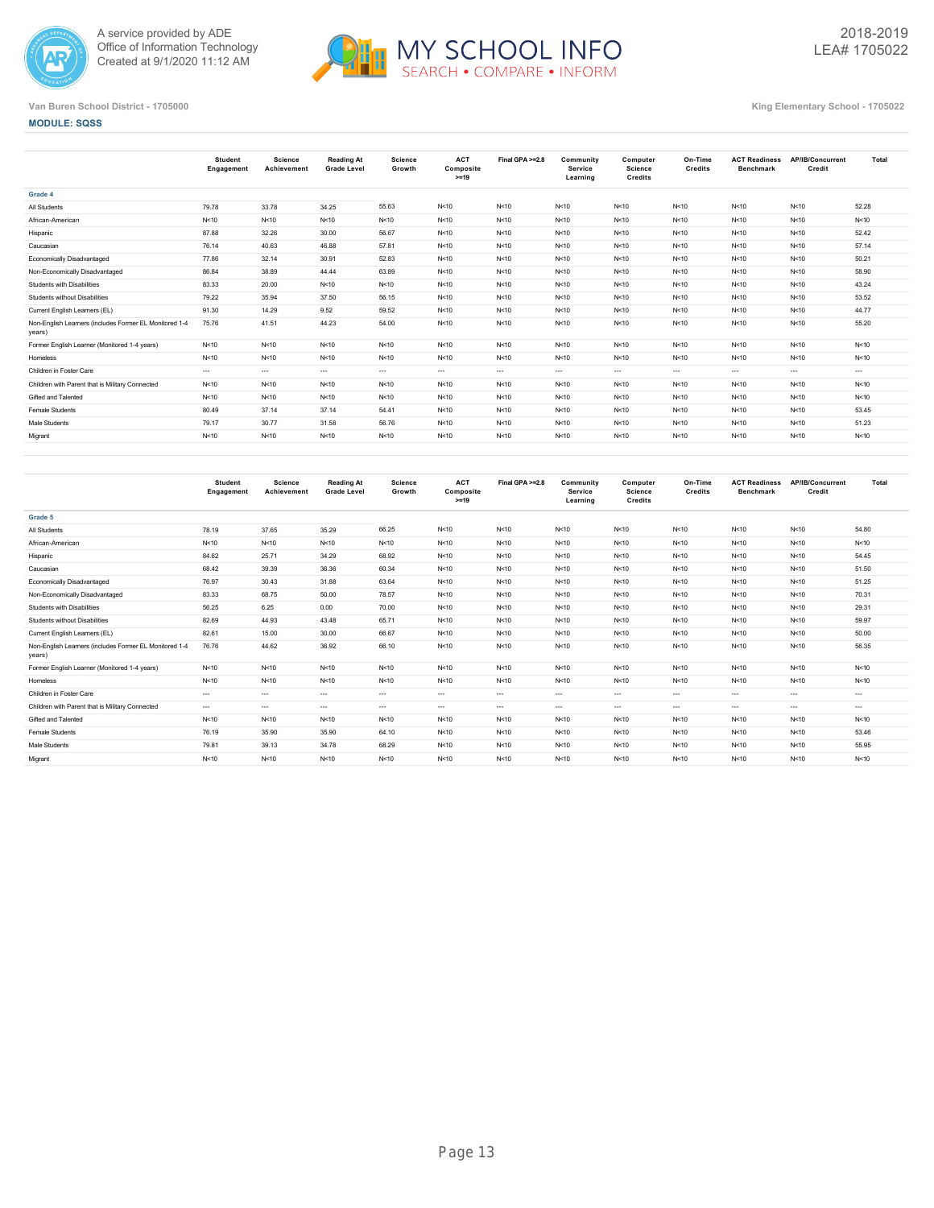A service provided by ADE
Office of Information Technology
Created at 9/1/2020 11:12 AM

MY SCHOOL INFO
SEARCH • COMPARE • INFORM

2018-2019
LEA# 1705022

Van Buren School District - 1705000

King Elementary School - 1705022

**MODULE: SQSS**

| | Student Engagement | Science Achievement | Reading At Grade Level | Science Growth | ACT Composite >=19 | Final GPA >=2.8 | Community Service Learning | Computer Science Credits | On-Time Credits | ACT Readiness Benchmark | AP/IB/Concurrent Credit | Total |
|---|---|---|---|---|---|---|---|---|---|---|---|---|
| **Grade 4** | | | | | | | | | | | | |
| All Students | 79.78 | 33.78 | 34.25 | 55.63 | N<10 | N<10 | N<10 | N<10 | N<10 | N<10 | N<10 | 52.28 |
| African-American | N<10 | N<10 | N<10 | N<10 | N<10 | N<10 | N<10 | N<10 | N<10 | N<10 | N<10 | N<10 |
| Hispanic | 87.88 | 32.26 | 30.00 | 56.67 | N<10 | N<10 | N<10 | N<10 | N<10 | N<10 | N<10 | 52.42 |
| Caucasian | 76.14 | 40.63 | 46.88 | 57.81 | N<10 | N<10 | N<10 | N<10 | N<10 | N<10 | N<10 | 57.14 |
| Economically Disadvantaged | 77.86 | 32.14 | 30.91 | 52.83 | N<10 | N<10 | N<10 | N<10 | N<10 | N<10 | N<10 | 50.21 |
| Non-Economically Disadvantaged | 86.84 | 38.89 | 44.44 | 63.89 | N<10 | N<10 | N<10 | N<10 | N<10 | N<10 | N<10 | 58.90 |
| Students with Disabilities | 83.33 | 20.00 | N<10 | N<10 | N<10 | N<10 | N<10 | N<10 | N<10 | N<10 | N<10 | 43.24 |
| Students without Disabilities | 79.22 | 35.94 | 37.50 | 56.15 | N<10 | N<10 | N<10 | N<10 | N<10 | N<10 | N<10 | 53.52 |
| Current English Learners (EL) | 91.30 | 14.29 | 9.52 | 59.52 | N<10 | N<10 | N<10 | N<10 | N<10 | N<10 | N<10 | 44.77 |
| Non-English Learners (includes Former EL Monitored 1-4 years) | 75.76 | 41.51 | 44.23 | 54.00 | N<10 | N<10 | N<10 | N<10 | N<10 | N<10 | N<10 | 55.20 |
| Former English Learner (Monitored 1-4 years) | N<10 | N<10 | N<10 | N<10 | N<10 | N<10 | N<10 | N<10 | N<10 | N<10 | N<10 | N<10 |
| Homeless | N<10 | N<10 | N<10 | N<10 | N<10 | N<10 | N<10 | N<10 | N<10 | N<10 | N<10 | N<10 |
| Children in Foster Care | --- | --- | --- | --- | --- | --- | --- | --- | --- | --- | --- | --- |
| Children with Parent that is Military Connected | N<10 | N<10 | N<10 | N<10 | N<10 | N<10 | N<10 | N<10 | N<10 | N<10 | N<10 | N<10 |
| Gifted and Talented | N<10 | N<10 | N<10 | N<10 | N<10 | N<10 | N<10 | N<10 | N<10 | N<10 | N<10 | N<10 |
| Female Students | 80.49 | 37.14 | 37.14 | 54.41 | N<10 | N<10 | N<10 | N<10 | N<10 | N<10 | N<10 | 53.45 |
| Male Students | 79.17 | 30.77 | 31.58 | 56.76 | N<10 | N<10 | N<10 | N<10 | N<10 | N<10 | N<10 | 51.23 |
| Migrant | N<10 | N<10 | N<10 | N<10 | N<10 | N<10 | N<10 | N<10 | N<10 | N<10 | N<10 | N<10 |

| | Student Engagement | Science Achievement | Reading At Grade Level | Science Growth | ACT Composite >=19 | Final GPA >=2.8 | Community Service Learning | Computer Science Credits | On-Time Credits | ACT Readiness Benchmark | AP/IB/Concurrent Credit | Total |
|---|---|---|---|---|---|---|---|---|---|---|---|---|
| **Grade 5** | | | | | | | | | | | | |
| All Students | 78.19 | 37.65 | 35.29 | 66.25 | N<10 | N<10 | N<10 | N<10 | N<10 | N<10 | N<10 | 54.80 |
| African-American | N<10 | N<10 | N<10 | N<10 | N<10 | N<10 | N<10 | N<10 | N<10 | N<10 | N<10 | N<10 |
| Hispanic | 84.62 | 25.71 | 34.29 | 68.92 | N<10 | N<10 | N<10 | N<10 | N<10 | N<10 | N<10 | 54.45 |
| Caucasian | 68.42 | 39.39 | 36.36 | 60.34 | N<10 | N<10 | N<10 | N<10 | N<10 | N<10 | N<10 | 51.50 |
| Economically Disadvantaged | 76.97 | 30.43 | 31.88 | 63.64 | N<10 | N<10 | N<10 | N<10 | N<10 | N<10 | N<10 | 51.25 |
| Non-Economically Disadvantaged | 83.33 | 68.75 | 50.00 | 78.57 | N<10 | N<10 | N<10 | N<10 | N<10 | N<10 | N<10 | 70.31 |
| Students with Disabilities | 56.25 | 6.25 | 0.00 | 70.00 | N<10 | N<10 | N<10 | N<10 | N<10 | N<10 | N<10 | 29.31 |
| Students without Disabilities | 82.69 | 44.93 | 43.48 | 65.71 | N<10 | N<10 | N<10 | N<10 | N<10 | N<10 | N<10 | 59.97 |
| Current English Learners (EL) | 82.61 | 15.00 | 30.00 | 66.67 | N<10 | N<10 | N<10 | N<10 | N<10 | N<10 | N<10 | 50.00 |
| Non-English Learners (includes Former EL Monitored 1-4 years) | 76.76 | 44.62 | 36.92 | 66.10 | N<10 | N<10 | N<10 | N<10 | N<10 | N<10 | N<10 | 56.35 |
| Former English Learner (Monitored 1-4 years) | N<10 | N<10 | N<10 | N<10 | N<10 | N<10 | N<10 | N<10 | N<10 | N<10 | N<10 | N<10 |
| Homeless | N<10 | N<10 | N<10 | N<10 | N<10 | N<10 | N<10 | N<10 | N<10 | N<10 | N<10 | N<10 |
| Children in Foster Care | --- | --- | --- | --- | --- | --- | --- | --- | --- | --- | --- | --- |
| Children with Parent that is Military Connected | --- | --- | --- | --- | --- | --- | --- | --- | --- | --- | --- | --- |
| Gifted and Talented | N<10 | N<10 | N<10 | N<10 | N<10 | N<10 | N<10 | N<10 | N<10 | N<10 | N<10 | N<10 |
| Female Students | 76.19 | 35.90 | 35.90 | 64.10 | N<10 | N<10 | N<10 | N<10 | N<10 | N<10 | N<10 | 53.46 |
| Male Students | 79.81 | 39.13 | 34.78 | 68.29 | N<10 | N<10 | N<10 | N<10 | N<10 | N<10 | N<10 | 55.95 |
| Migrant | N<10 | N<10 | N<10 | N<10 | N<10 | N<10 | N<10 | N<10 | N<10 | N<10 | N<10 | N<10 |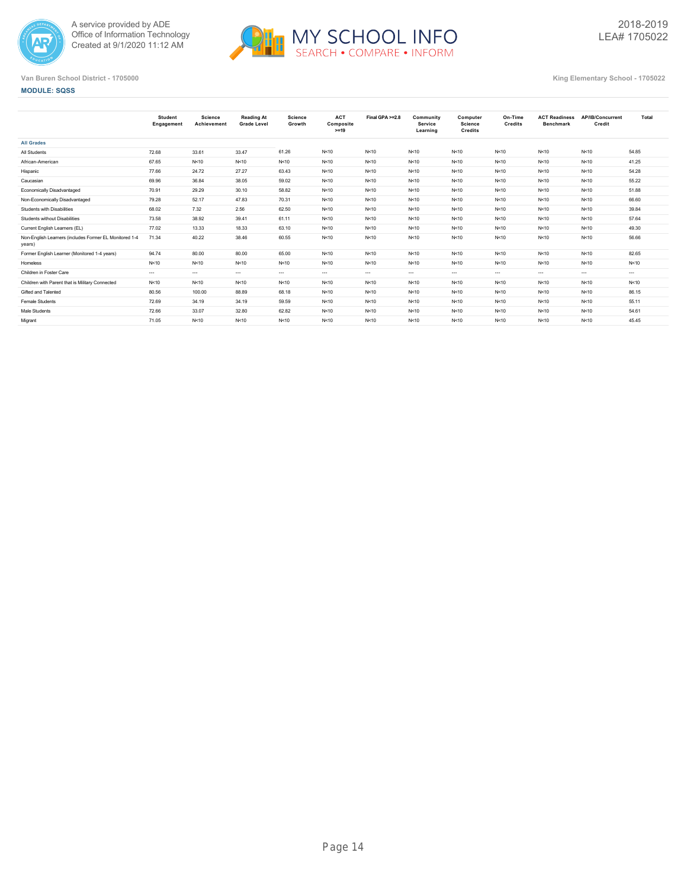Van Buren School District - 1705000

King Elementary School - 1705022

**MODULE: SQSS**

| | Student Engagement | Science Achievement | Reading At Grade Level | Science Growth | ACT Composite >=19 | Final GPA >=2.8 | Community Service Learning | Computer Science Credits | On-Time Credits | ACT Readiness Benchmark | AP/IB/Concurrent Credit | Total |
|---|---|---|---|---|---|---|---|---|---|---|---|---|
| **All Grades** | | | | | | | | | | | | |
| All Students | 72.68 | 33.61 | 33.47 | 61.26 | N<10 | N<10 | N<10 | N<10 | N<10 | N<10 | N<10 | 54.85 |
| African-American | 67.65 | N<10 | N<10 | N<10 | N<10 | N<10 | N<10 | N<10 | N<10 | N<10 | N<10 | 41.25 |
| Hispanic | 77.66 | 24.72 | 27.27 | 63.43 | N<10 | N<10 | N<10 | N<10 | N<10 | N<10 | N<10 | 54.28 |
| Caucasian | 69.96 | 36.84 | 38.05 | 59.02 | N<10 | N<10 | N<10 | N<10 | N<10 | N<10 | N<10 | 55.22 |
| Economically Disadvantaged | 70.91 | 29.29 | 30.10 | 58.82 | N<10 | N<10 | N<10 | N<10 | N<10 | N<10 | N<10 | 51.88 |
| Non-Economically Disadvantaged | 79.28 | 52.17 | 47.83 | 70.31 | N<10 | N<10 | N<10 | N<10 | N<10 | N<10 | N<10 | 66.60 |
| Students with Disabilities | 68.02 | 7.32 | 2.56 | 62.50 | N<10 | N<10 | N<10 | N<10 | N<10 | N<10 | N<10 | 39.84 |
| Students without Disabilities | 73.58 | 38.92 | 39.41 | 61.11 | N<10 | N<10 | N<10 | N<10 | N<10 | N<10 | N<10 | 57.64 |
| Current English Learners (EL) | 77.02 | 13.33 | 18.33 | 63.10 | N<10 | N<10 | N<10 | N<10 | N<10 | N<10 | N<10 | 49.30 |
| Non-English Learners (includes Former EL Monitored 1-4 years) | 71.34 | 40.22 | 38.46 | 60.55 | N<10 | N<10 | N<10 | N<10 | N<10 | N<10 | N<10 | 56.66 |
| Former English Learner (Monitored 1-4 years) | 94.74 | 80.00 | 80.00 | 65.00 | N<10 | N<10 | N<10 | N<10 | N<10 | N<10 | N<10 | 82.65 |
| Homeless | N<10 | N<10 | N<10 | N<10 | N<10 | N<10 | N<10 | N<10 | N<10 | N<10 | N<10 | N<10 |
| Children in Foster Care | --- | --- | --- | --- | --- | --- | --- | --- | --- | --- | --- | --- |
| Children with Parent that is Military Connected | N<10 | N<10 | N<10 | N<10 | N<10 | N<10 | N<10 | N<10 | N<10 | N<10 | N<10 | N<10 |
| Gifted and Talented | 80.56 | 100.00 | 88.89 | 68.18 | N<10 | N<10 | N<10 | N<10 | N<10 | N<10 | N<10 | 86.15 |
| Female Students | 72.69 | 34.19 | 34.19 | 59.59 | N<10 | N<10 | N<10 | N<10 | N<10 | N<10 | N<10 | 55.11 |
| Male Students | 72.66 | 33.07 | 32.80 | 62.82 | N<10 | N<10 | N<10 | N<10 | N<10 | N<10 | N<10 | 54.61 |
| Migrant | 71.05 | N<10 | N<10 | N<10 | N<10 | N<10 | N<10 | N<10 | N<10 | N<10 | N<10 | 45.45 |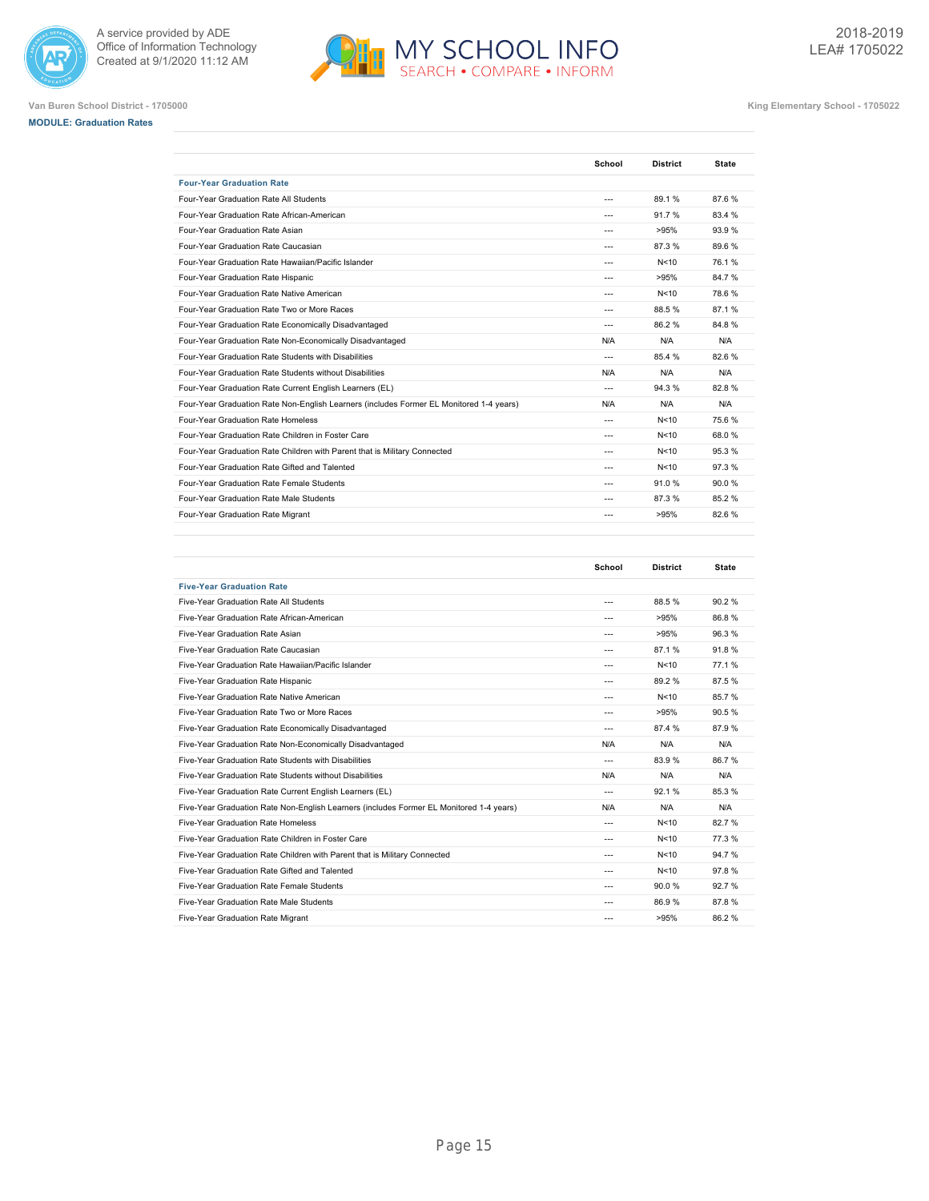Van Buren School District - 1705000

King Elementary School - 1705022

**MODULE: Graduation Rates**

| | School | District | State |
|---|---|---|---|
| **Four-Year Graduation Rate** | | | |
| Four-Year Graduation Rate All Students | --- | 89.1 % | 87.6 % |
| Four-Year Graduation Rate African-American | --- | 91.7 % | 83.4 % |
| Four-Year Graduation Rate Asian | --- | >95% | 93.9 % |
| Four-Year Graduation Rate Caucasian | --- | 87.3 % | 89.6 % |
| Four-Year Graduation Rate Hawaiian/Pacific Islander | --- | N<10 | 76.1 % |
| Four-Year Graduation Rate Hispanic | --- | >95% | 84.7 % |
| Four-Year Graduation Rate Native American | --- | N<10 | 78.6 % |
| Four-Year Graduation Rate Two or More Races | --- | 88.5 % | 87.1 % |
| Four-Year Graduation Rate Economically Disadvantaged | --- | 86.2 % | 84.8 % |
| Four-Year Graduation Rate Non-Economically Disadvantaged | N/A | N/A | N/A |
| Four-Year Graduation Rate Students with Disabilities | --- | 85.4 % | 82.6 % |
| Four-Year Graduation Rate Students without Disabilities | N/A | N/A | N/A |
| Four-Year Graduation Rate Current English Learners (EL) | --- | 94.3 % | 82.8 % |
| Four-Year Graduation Rate Non-English Learners (includes Former EL Monitored 1-4 years) | N/A | N/A | N/A |
| Four-Year Graduation Rate Homeless | --- | N<10 | 75.6 % |
| Four-Year Graduation Rate Children in Foster Care | --- | N<10 | 68.0 % |
| Four-Year Graduation Rate Children with Parent that is Military Connected | --- | N<10 | 95.3 % |
| Four-Year Graduation Rate Gifted and Talented | --- | N<10 | 97.3 % |
| Four-Year Graduation Rate Female Students | --- | 91.0 % | 90.0 % |
| Four-Year Graduation Rate Male Students | --- | 87.3 % | 85.2 % |
| Four-Year Graduation Rate Migrant | --- | >95% | 82.6 % |

| | School | District | State |
|---|---|---|---|
| **Five-Year Graduation Rate** | | | |
| Five-Year Graduation Rate All Students | --- | 88.5 % | 90.2 % |
| Five-Year Graduation Rate African-American | --- | >95% | 86.8 % |
| Five-Year Graduation Rate Asian | --- | >95% | 96.3 % |
| Five-Year Graduation Rate Caucasian | --- | 87.1 % | 91.8 % |
| Five-Year Graduation Rate Hawaiian/Pacific Islander | --- | N<10 | 77.1 % |
| Five-Year Graduation Rate Hispanic | --- | 89.2 % | 87.5 % |
| Five-Year Graduation Rate Native American | --- | N<10 | 85.7 % |
| Five-Year Graduation Rate Two or More Races | --- | >95% | 90.5 % |
| Five-Year Graduation Rate Economically Disadvantaged | --- | 87.4 % | 87.9 % |
| Five-Year Graduation Rate Non-Economically Disadvantaged | N/A | N/A | N/A |
| Five-Year Graduation Rate Students with Disabilities | --- | 83.9 % | 86.7 % |
| Five-Year Graduation Rate Students without Disabilities | N/A | N/A | N/A |
| Five-Year Graduation Rate Current English Learners (EL) | --- | 92.1 % | 85.3 % |
| Five-Year Graduation Rate Non-English Learners (includes Former EL Monitored 1-4 years) | N/A | N/A | N/A |
| Five-Year Graduation Rate Homeless | --- | N<10 | 82.7 % |
| Five-Year Graduation Rate Children in Foster Care | --- | N<10 | 77.3 % |
| Five-Year Graduation Rate Children with Parent that is Military Connected | --- | N<10 | 94.7 % |
| Five-Year Graduation Rate Gifted and Talented | --- | N<10 | 97.8 % |
| Five-Year Graduation Rate Female Students | --- | 90.0 % | 92.7 % |
| Five-Year Graduation Rate Male Students | --- | 86.9 % | 87.8 % |
| Five-Year Graduation Rate Migrant | --- | >95% | 86.2 % |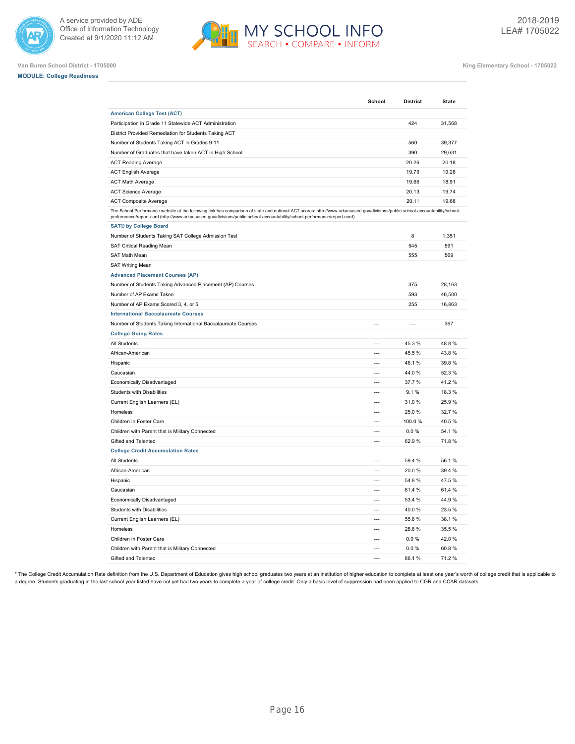Van Buren School District - 1705000

King Elementary School - 1705022

**MODULE: College Readiness**

| | School | District | State |
|---|---|---|---|
| **American College Test (ACT)** | | | |
| Participation in Grade 11 Statewide ACT Administration | | 424 | 31,568 |
| District Provided Remediation for Students Taking ACT | | | |
| Number of Students Taking ACT in Grades 9-11 | | 560 | 39,377 |
| Number of Graduates that have taken ACT in High School | | 390 | 29,631 |
| ACT Reading Average | | 20.26 | 20.18 |
| ACT English Average | | 19.79 | 19.28 |
| ACT Math Average | | 19.66 | 18.91 |
| ACT Science Average | | 20.13 | 19.74 |
| ACT Composite Average | | 20.11 | 19.68 |
| The School Performance website at the following link has comparison of state and national ACT scores: http://www.arkansased.gov/divisions/public-school-accountability/school-performance/report-card (http://www.arkansased.gov/divisions/public-school-accountability/school-performance/report-card) | | | |
| **SAT® by College Board** | | | |
| Number of Students Taking SAT College Admission Test | | 8 | 1,351 |
| SAT Critical Reading Mean | | 545 | 591 |
| SAT Math Mean | | 555 | 569 |
| SAT Writing Mean | | | |
| **Advanced Placement Courses (AP)** | | | |
| Number of Students Taking Advanced Placement (AP) Courses | | 375 | 28,163 |
| Number of AP Exams Taken | | 593 | 46,500 |
| Number of AP Exams Scored 3, 4, or 5 | | 255 | 16,863 |
| **International Baccalaureate Courses** | | | |
| Number of Students Taking International Baccalaureate Courses | --- | --- | 367 |
| **College Going Rates** | | | |
| All Students | --- | 45.3 % | 48.8 % |
| African-American | --- | 45.5 % | 43.8 % |
| Hispanic | --- | 46.1 % | 39.8 % |
| Caucasian | --- | 44.0 % | 52.3 % |
| Economically Disadvantaged | --- | 37.7 % | 41.2 % |
| Students with Disabilities | --- | 9.1 % | 18.3 % |
| Current English Learners (EL) | --- | 31.0 % | 25.9 % |
| Homeless | --- | 25.0 % | 32.7 % |
| Children in Foster Care | --- | 100.0 % | 40.5 % |
| Children with Parent that is Military Connected | --- | 0.0 % | 54.1 % |
| Gifted and Talented | --- | 62.9 % | 71.8 % |
| **College Credit Accumulation Rates** | | | |
| All Students | --- | 59.4 % | 56.1 % |
| African-American | --- | 20.0 % | 39.4 % |
| Hispanic | --- | 54.8 % | 47.5 % |
| Caucasian | --- | 61.4 % | 61.4 % |
| Economically Disadvantaged | --- | 53.4 % | 44.9 % |
| Students with Disabilities | --- | 40.0 % | 23.5 % |
| Current English Learners (EL) | --- | 55.6 % | 38.1 % |
| Homeless | --- | 28.6 % | 35.5 % |
| Children in Foster Care | --- | 0.0 % | 42.0 % |
| Children with Parent that is Military Connected | --- | 0.0 % | 60.8 % |
| Gifted and Talented | --- | 86.1 % | 71.2 % |

* The College Credit Accumulation Rate definition from the U.S. Department of Education gives high school graduates two years at an institution of higher education to complete at least one year's worth of college credit that is applicable to a degree. Students graduating in the last school year listed have not yet had two years to complete a year of college credit. Only a basic level of suppression had been applied to CGR and CCAR datasets.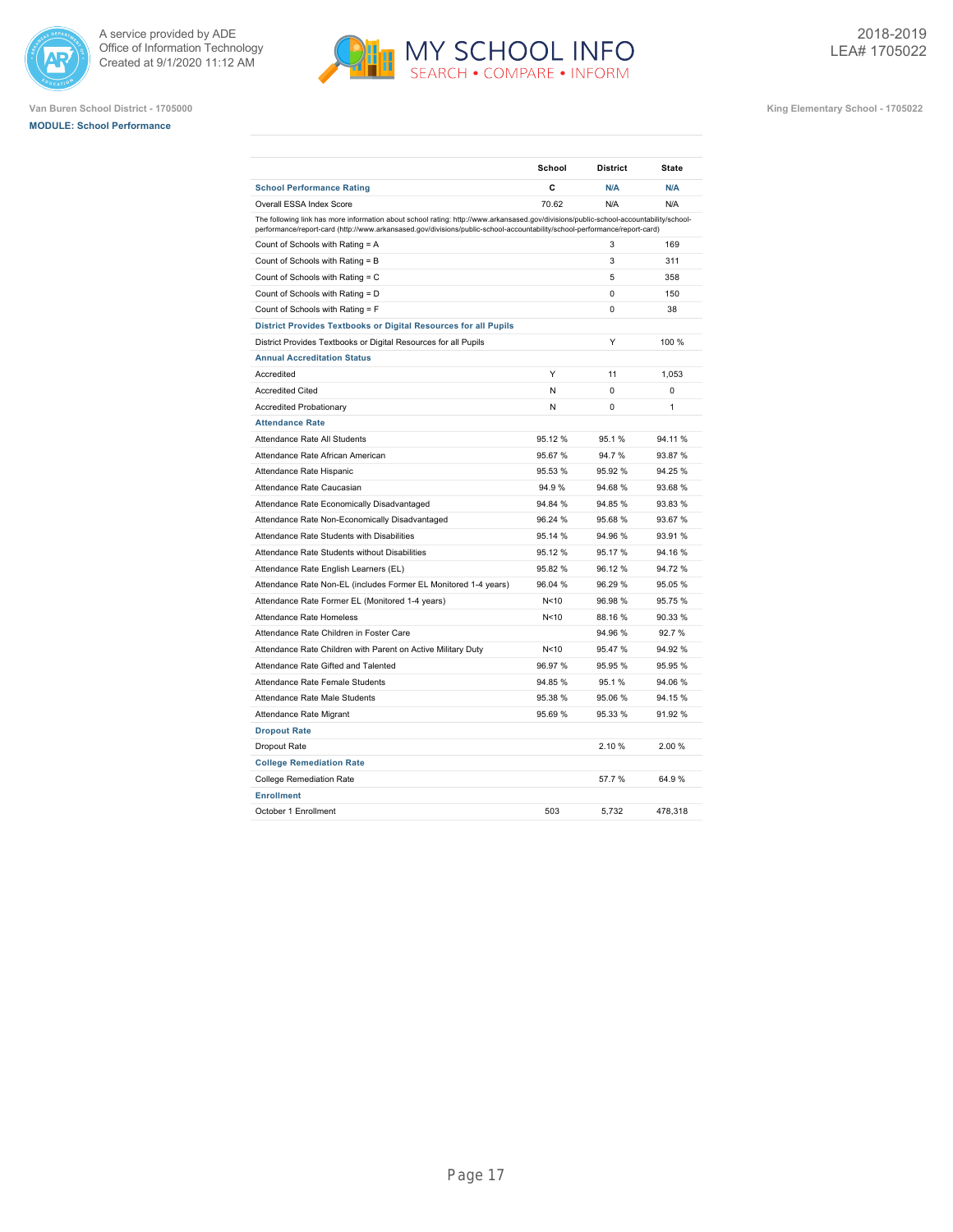A service provided by ADE
Office of Information Technology
Created at 9/1/2020 11:12 AM

**MY SCHOOL INFO**
SEARCH • COMPARE • INFORM

2018-2019
LEA# 1705022

Van Buren School District - 1705000

King Elementary School - 1705022

**MODULE: School Performance**

| | School | District | State |
|---|---|---|---|
| **School Performance Rating** | C | N/A | N/A |
| Overall ESSA Index Score | 70.62 | N/A | N/A |
| The following link has more information about school rating: http://www.arkansased.gov/divisions/public-school-accountability/school-performance/report-card (http://www.arkansased.gov/divisions/public-school-accountability/school-performance/report-card) | | | |
| Count of Schools with Rating = A | | 3 | 169 |
| Count of Schools with Rating = B | | 3 | 311 |
| Count of Schools with Rating = C | | 5 | 358 |
| Count of Schools with Rating = D | | 0 | 150 |
| Count of Schools with Rating = F | | 0 | 38 |
| **District Provides Textbooks or Digital Resources for all Pupils** | | | |
| District Provides Textbooks or Digital Resources for all Pupils | | Y | 100 % |
| **Annual Accreditation Status** | | | |
| Accredited | Y | 11 | 1,053 |
| Accredited Cited | N | 0 | 0 |
| Accredited Probationary | N | 0 | 1 |
| **Attendance Rate** | | | |
| Attendance Rate All Students | 95.12 % | 95.1 % | 94.11 % |
| Attendance Rate African American | 95.67 % | 94.7 % | 93.87 % |
| Attendance Rate Hispanic | 95.53 % | 95.92 % | 94.25 % |
| Attendance Rate Caucasian | 94.9 % | 94.68 % | 93.68 % |
| Attendance Rate Economically Disadvantaged | 94.84 % | 94.85 % | 93.83 % |
| Attendance Rate Non-Economically Disadvantaged | 96.24 % | 95.68 % | 93.67 % |
| Attendance Rate Students with Disabilities | 95.14 % | 94.96 % | 93.91 % |
| Attendance Rate Students without Disabilities | 95.12 % | 95.17 % | 94.16 % |
| Attendance Rate English Learners (EL) | 95.82 % | 96.12 % | 94.72 % |
| Attendance Rate Non-EL (includes Former EL Monitored 1-4 years) | 96.04 % | 96.29 % | 95.05 % |
| Attendance Rate Former EL (Monitored 1-4 years) | N<10 | 96.98 % | 95.75 % |
| Attendance Rate Homeless | N<10 | 88.16 % | 90.33 % |
| Attendance Rate Children in Foster Care | | 94.96 % | 92.7 % |
| Attendance Rate Children with Parent on Active Military Duty | N<10 | 95.47 % | 94.92 % |
| Attendance Rate Gifted and Talented | 96.97 % | 95.95 % | 95.95 % |
| Attendance Rate Female Students | 94.85 % | 95.1 % | 94.06 % |
| Attendance Rate Male Students | 95.38 % | 95.06 % | 94.15 % |
| Attendance Rate Migrant | 95.69 % | 95.33 % | 91.92 % |
| **Dropout Rate** | | | |
| Dropout Rate | | 2.10 % | 2.00 % |
| **College Remediation Rate** | | | |
| College Remediation Rate | | 57.7 % | 64.9 % |
| **Enrollment** | | | |
| October 1 Enrollment | 503 | 5,732 | 478,318 |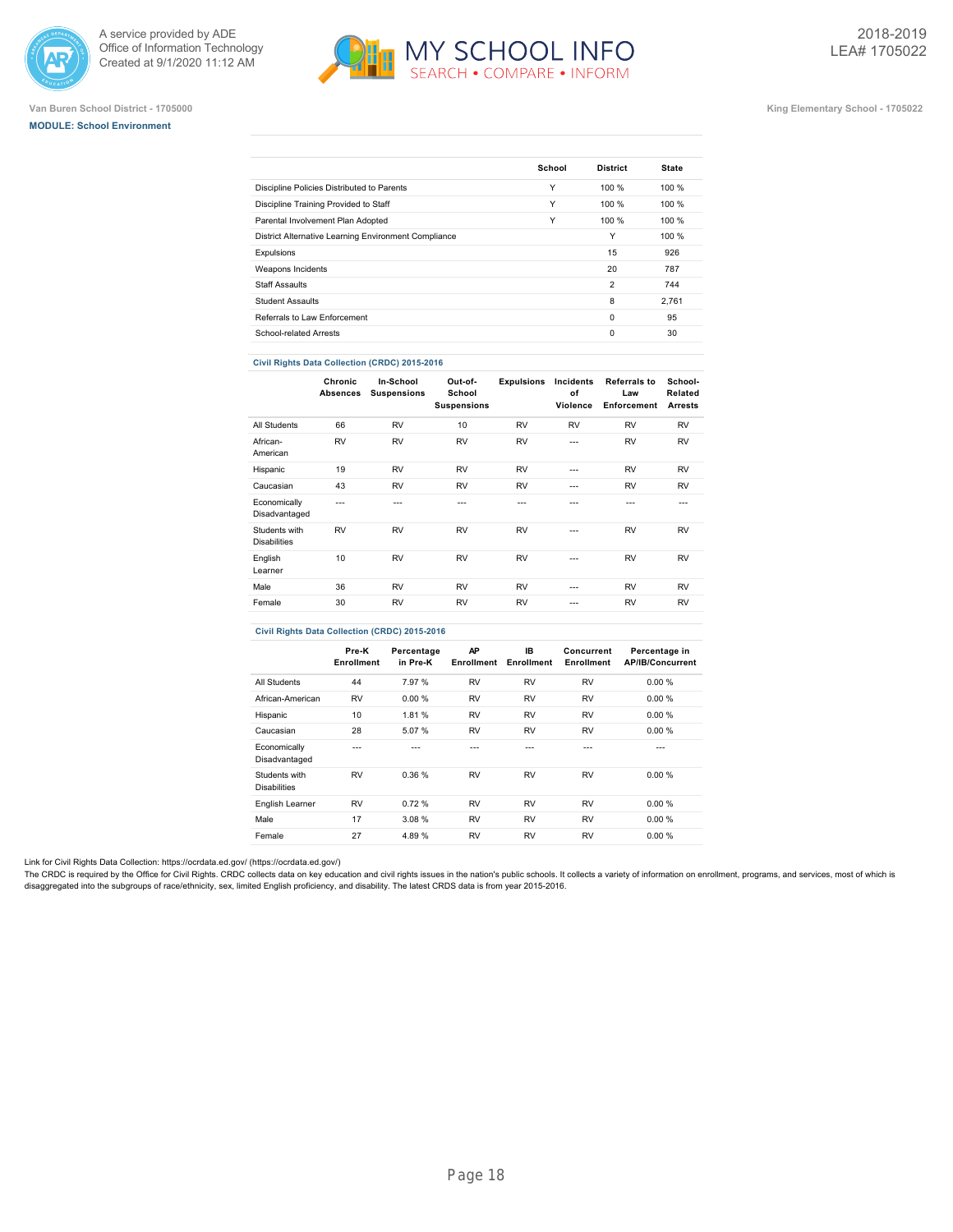Van Buren School District - 1705000

**MODULE: School Environment**

King Elementary School - 1705022

| | School | District | State |
|---|---|---|---|
| Discipline Policies Distributed to Parents | Y | 100 % | 100 % |
| Discipline Training Provided to Staff | Y | 100 % | 100 % |
| Parental Involvement Plan Adopted | Y | 100 % | 100 % |
| District Alternative Learning Environment Compliance | | Y | 100 % |
| Expulsions | | 15 | 926 |
| Weapons Incidents | | 20 | 787 |
| Staff Assaults | | 2 | 744 |
| Student Assaults | | 8 | 2,761 |
| Referrals to Law Enforcement | | 0 | 95 |
| School-related Arrests | | 0 | 30 |

**Civil Rights Data Collection (CRDC) 2015-2016**

| | Chronic Absences | In-School Suspensions | Out-of-School Suspensions | Expulsions | Incidents of Violence | Referrals to Law Enforcement | School-Related Arrests |
|---|---|---|---|---|---|---|---|
| All Students | 66 | RV | 10 | RV | RV | RV | RV |
| African-American | RV | RV | RV | RV | --- | RV | RV |
| Hispanic | 19 | RV | RV | RV | --- | RV | RV |
| Caucasian | 43 | RV | RV | RV | --- | RV | RV |
| Economically Disadvantaged | --- | --- | --- | --- | --- | --- | --- |
| Students with Disabilities | RV | RV | RV | RV | --- | RV | RV |
| English Learner | 10 | RV | RV | RV | --- | RV | RV |
| Male | 36 | RV | RV | RV | --- | RV | RV |
| Female | 30 | RV | RV | RV | --- | RV | RV |

**Civil Rights Data Collection (CRDC) 2015-2016**

| | Pre-K Enrollment | Percentage in Pre-K | AP Enrollment | IB Enrollment | Concurrent Enrollment | Percentage in AP/IB/Concurrent |
|---|---|---|---|---|---|---|
| All Students | 44 | 7.97 % | RV | RV | RV | 0.00 % |
| African-American | RV | 0.00 % | RV | RV | RV | 0.00 % |
| Hispanic | 10 | 1.81 % | RV | RV | RV | 0.00 % |
| Caucasian | 28 | 5.07 % | RV | RV | RV | 0.00 % |
| Economically Disadvantaged | --- | --- | --- | --- | --- | --- |
| Students with Disabilities | RV | 0.36 % | RV | RV | RV | 0.00 % |
| English Learner | RV | 0.72 % | RV | RV | RV | 0.00 % |
| Male | 17 | 3.08 % | RV | RV | RV | 0.00 % |
| Female | 27 | 4.89 % | RV | RV | RV | 0.00 % |

Link for Civil Rights Data Collection: https://ocrdata.ed.gov/ (https://ocrdata.ed.gov/)

The CRDC is required by the Office for Civil Rights. CRDC collects data on key education and civil rights issues in the nation's public schools. It collects a variety of information on enrollment, programs, and services, most of which is disaggregated into the subgroups of race/ethnicity, sex, limited English proficiency, and disability. The latest CRDS data is from year 2015-2016.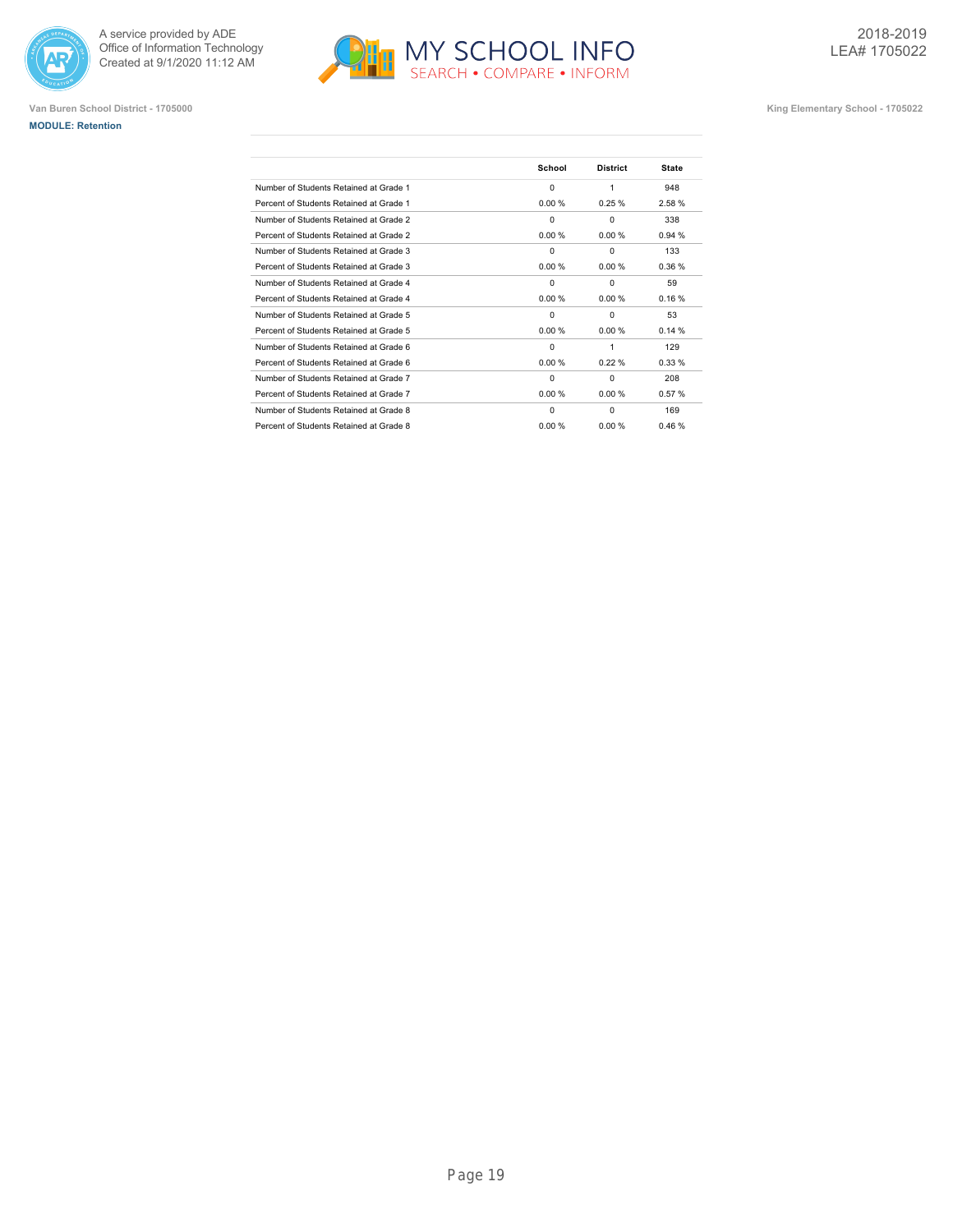Van Buren School District - 1705000

**MODULE: Retention**

King Elementary School - 1705022

| | School | District | State |
|---|---|---|---|
| Number of Students Retained at Grade 1 | 0 | 1 | 948 |
| Percent of Students Retained at Grade 1 | 0.00 % | 0.25 % | 2.58 % |
| Number of Students Retained at Grade 2 | 0 | 0 | 338 |
| Percent of Students Retained at Grade 2 | 0.00 % | 0.00 % | 0.94 % |
| Number of Students Retained at Grade 3 | 0 | 0 | 133 |
| Percent of Students Retained at Grade 3 | 0.00 % | 0.00 % | 0.36 % |
| Number of Students Retained at Grade 4 | 0 | 0 | 59 |
| Percent of Students Retained at Grade 4 | 0.00 % | 0.00 % | 0.16 % |
| Number of Students Retained at Grade 5 | 0 | 0 | 53 |
| Percent of Students Retained at Grade 5 | 0.00 % | 0.00 % | 0.14 % |
| Number of Students Retained at Grade 6 | 0 | 1 | 129 |
| Percent of Students Retained at Grade 6 | 0.00 % | 0.22 % | 0.33 % |
| Number of Students Retained at Grade 7 | 0 | 0 | 208 |
| Percent of Students Retained at Grade 7 | 0.00 % | 0.00 % | 0.57 % |
| Number of Students Retained at Grade 8 | 0 | 0 | 169 |
| Percent of Students Retained at Grade 8 | 0.00 % | 0.00 % | 0.46 % |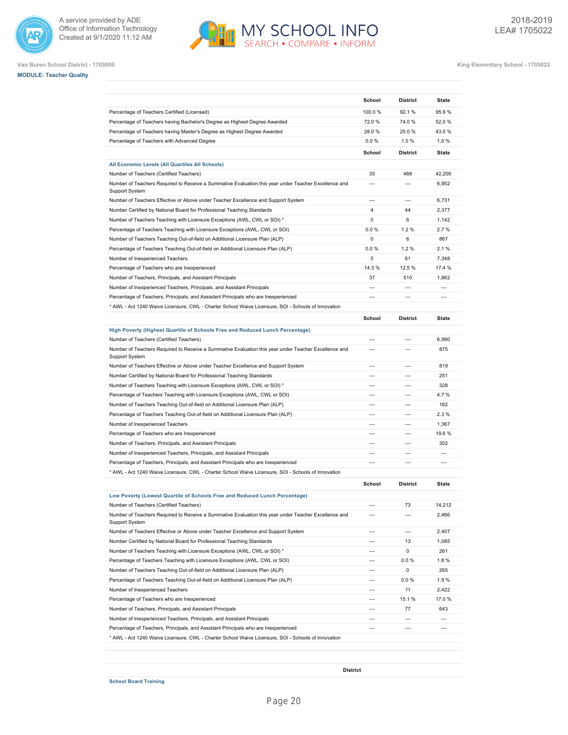Van Buren School District - 1705000

King Elementary School - 1705022

**MODULE: Teacher Quality**

| | School | District | State |
|---|---|---|---|
| Percentage of Teachers Certified (Licensed) | 100.0 % | 92.1 % | 95.9 % |
| Percentage of Teachers having Bachelor's Degree as Highest Degree Awarded | 72.0 % | 74.0 % | 52.0 % |
| Percentage of Teachers having Master's Degree as Highest Degree Awarded | 28.0 % | 25.0 % | 43.0 % |
| Percentage of Teachers with Advanced Degree | 0.0 % | 1.0 % | 1.0 % |

| **All Economic Levels (All Quartiles All Schools)** | School | District | State |
|---|---|---|---|
| Number of Teachers (Certified Teachers) | 35 | 488 | 42,200 |
| Number of Teachers Required to Receive a Summative Evaluation this year under Teacher Excellence and Support System | --- | --- | 6,952 |
| Number of Teachers Effective or Above under Teacher Excellence and Support System | --- | --- | 6,731 |
| Number Certified by National Board for Professional Teaching Standards | 4 | 44 | 2,377 |
| Number of Teachers Teaching with Licensure Exceptions (AWL, CWL or SOI) * | 0 | 6 | 1,142 |
| Percentage of Teachers Teaching with Licensure Exceptions (AWL, CWL or SOI) | 0.0 % | 1.2 % | 2.7 % |
| Number of Teachers Teaching Out-of-field on Additional Licensure Plan (ALP) | 0 | 6 | 867 |
| Percentage of Teachers Teaching Out-of-field on Additional Licensure Plan (ALP) | 0.0 % | 1.2 % | 2.1 % |
| Number of Inexperienced Teachers | 5 | 61 | 7,348 |
| Percentage of Teachers who are Inexperienced | 14.3 % | 12.5 % | 17.4 % |
| Number of Teachers, Principals, and Assistant Principals | 37 | 510 | 1,862 |
| Number of Inexperienced Teachers, Principals, and Assistant Principals | --- | --- | --- |
| Percentage of Teachers, Principals, and Assistant Principals who are Inexperienced | --- | --- | --- |

* AWL - Act 1240 Waive Licensure, CWL - Charter School Waive Licensure, SOI - Schools of Innovation

| **High Poverty (Highest Quartile of Schools Free and Reduced Lunch Percentage)** | School | District | State |
|---|---|---|---|
| Number of Teachers (Certified Teachers) | --- | --- | 6,990 |
| Number of Teachers Required to Receive a Summative Evaluation this year under Teacher Excellence and Support System | --- | --- | 875 |
| Number of Teachers Effective or Above under Teacher Excellence and Support System | --- | --- | 819 |
| Number Certified by National Board for Professional Teaching Standards | --- | --- | 251 |
| Number of Teachers Teaching with Licensure Exceptions (AWL, CWL or SOI) * | --- | --- | 328 |
| Percentage of Teachers Teaching with Licensure Exceptions (AWL, CWL or SOI) | --- | --- | 4.7 % |
| Number of Teachers Teaching Out-of-field on Additional Licensure Plan (ALP) | --- | --- | 162 |
| Percentage of Teachers Teaching Out-of-field on Additional Licensure Plan (ALP) | --- | --- | 2.3 % |
| Number of Inexperienced Teachers | --- | --- | 1,367 |
| Percentage of Teachers who are Inexperienced | --- | --- | 19.6 % |
| Number of Teachers, Principals, and Assistant Principals | --- | --- | 302 |
| Number of Inexperienced Teachers, Principals, and Assistant Principals | --- | --- | --- |
| Percentage of Teachers, Principals, and Assistant Principals who are Inexperienced | --- | --- | --- |

* AWL - Act 1240 Waive Licensure, CWL - Charter School Waive Licensure, SOI - Schools of Innovation

| **Low Poverty (Lowest Quartile of Schools Free and Reduced Lunch Percentage)** | School | District | State |
|---|---|---|---|
| Number of Teachers (Certified Teachers) | --- | 73 | 14,212 |
| Number of Teachers Required to Receive a Summative Evaluation this year under Teacher Excellence and Support System | --- | --- | 2,466 |
| Number of Teachers Effective or Above under Teacher Excellence and Support System | --- | --- | 2,407 |
| Number Certified by National Board for Professional Teaching Standards | --- | 13 | 1,085 |
| Number of Teachers Teaching with Licensure Exceptions (AWL, CWL or SOI) * | --- | 0 | 261 |
| Percentage of Teachers Teaching with Licensure Exceptions (AWL, CWL or SOI) | --- | 0.0 % | 1.8 % |
| Number of Teachers Teaching Out-of-field on Additional Licensure Plan (ALP) | --- | 0 | 265 |
| Percentage of Teachers Teaching Out-of-field on Additional Licensure Plan (ALP) | --- | 0.0 % | 1.9 % |
| Number of Inexperienced Teachers | --- | 11 | 2,422 |
| Percentage of Teachers who are Inexperienced | --- | 15.1 % | 17.0 % |
| Number of Teachers, Principals, and Assistant Principals | --- | 77 | 643 |
| Number of Inexperienced Teachers, Principals, and Assistant Principals | --- | --- | --- |
| Percentage of Teachers, Principals, and Assistant Principals who are Inexperienced | --- | --- | --- |

* AWL - Act 1240 Waive Licensure, CWL - Charter School Waive Licensure, SOI - Schools of Innovation

| **School Board Training** | District |
|---|---|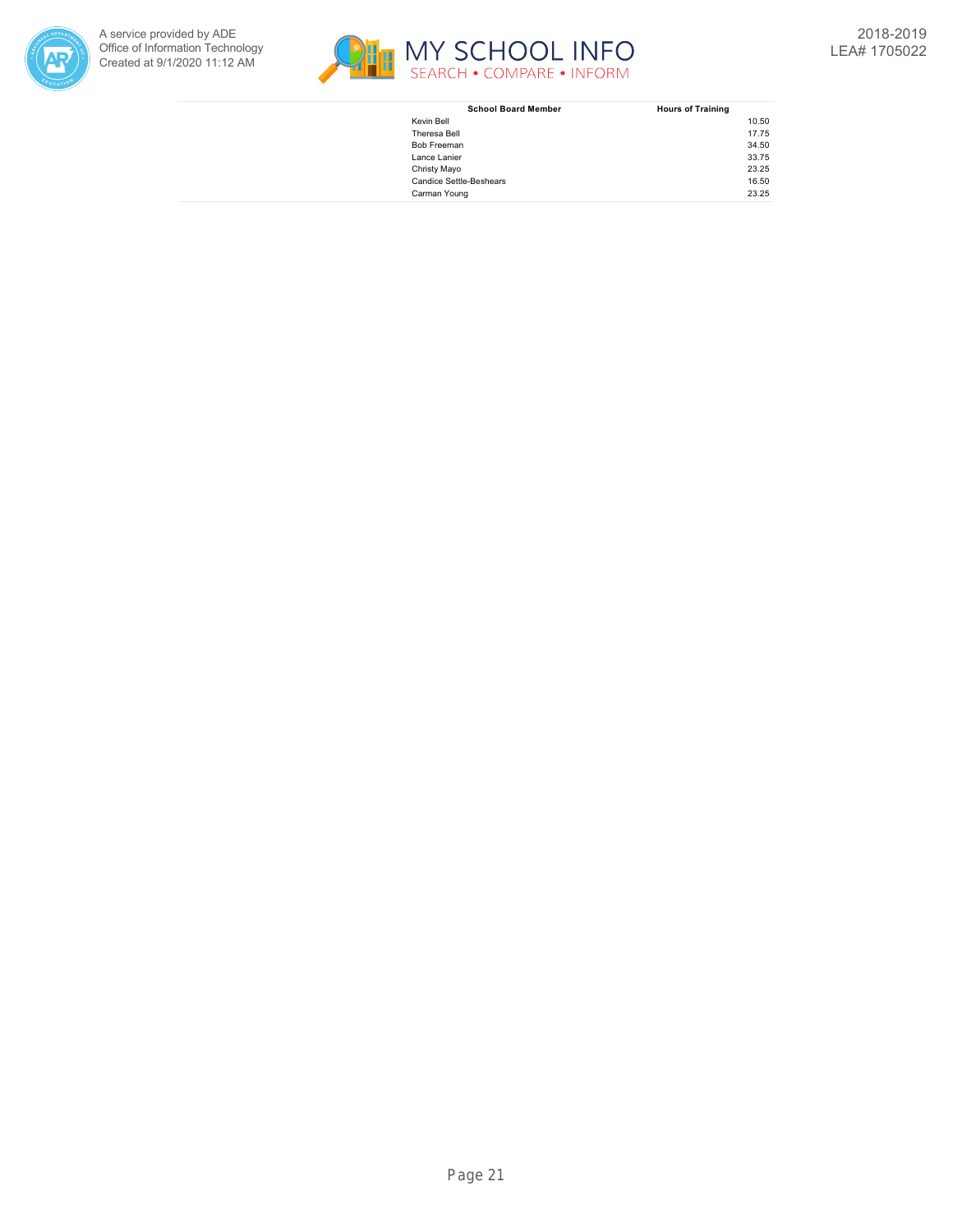| School Board Member | Hours of Training |
| --- | --- |
| Kevin Bell | 10.50 |
| Theresa Bell | 17.75 |
| Bob Freeman | 34.50 |
| Lance Lanier | 33.75 |
| Christy Mayo | 23.25 |
| Candice Settle-Beshears | 16.50 |
| Carman Young | 23.25 |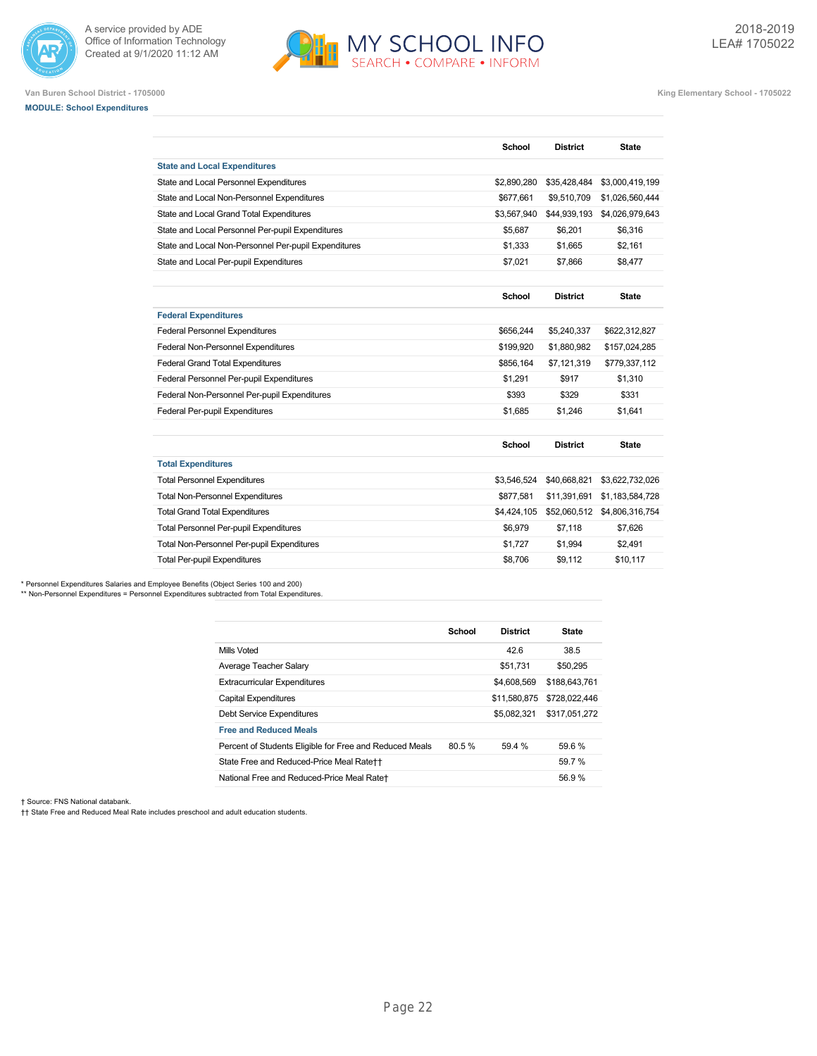Van Buren School District - 1705000

King Elementary School - 1705022

**MODULE: School Expenditures**

| | School | District | State |
|---|---|---|---|
| **State and Local Expenditures** | | | |
| State and Local Personnel Expenditures | $2,890,280 | $35,428,484 | $3,000,419,199 |
| State and Local Non-Personnel Expenditures | $677,661 | $9,510,709 | $1,026,560,444 |
| State and Local Grand Total Expenditures | $3,567,940 | $44,939,193 | $4,026,979,643 |
| State and Local Personnel Per-pupil Expenditures | $5,687 | $6,201 | $6,316 |
| State and Local Non-Personnel Per-pupil Expenditures | $1,333 | $1,665 | $2,161 |
| State and Local Per-pupil Expenditures | $7,021 | $7,866 | $8,477 |

| | School | District | State |
|---|---|---|---|
| **Federal Expenditures** | | | |
| Federal Personnel Expenditures | $656,244 | $5,240,337 | $622,312,827 |
| Federal Non-Personnel Expenditures | $199,920 | $1,880,982 | $157,024,285 |
| Federal Grand Total Expenditures | $856,164 | $7,121,319 | $779,337,112 |
| Federal Personnel Per-pupil Expenditures | $1,291 | $917 | $1,310 |
| Federal Non-Personnel Per-pupil Expenditures | $393 | $329 | $331 |
| Federal Per-pupil Expenditures | $1,685 | $1,246 | $1,641 |

| | School | District | State |
|---|---|---|---|
| **Total Expenditures** | | | |
| Total Personnel Expenditures | $3,546,524 | $40,668,821 | $3,622,732,026 |
| Total Non-Personnel Expenditures | $877,581 | $11,391,691 | $1,183,584,728 |
| Total Grand Total Expenditures | $4,424,105 | $52,060,512 | $4,806,316,754 |
| Total Personnel Per-pupil Expenditures | $6,979 | $7,118 | $7,626 |
| Total Non-Personnel Per-pupil Expenditures | $1,727 | $1,994 | $2,491 |
| Total Per-pupil Expenditures | $8,706 | $9,112 | $10,117 |

\* Personnel Expenditures Salaries and Employee Benefits (Object Series 100 and 200)
** Non-Personnel Expenditures = Personnel Expenditures subtracted from Total Expenditures.

| | School | District | State |
|---|---|---|---|
| Mills Voted | | 42.6 | 38.5 |
| Average Teacher Salary | | $51,731 | $50,295 |
| Extracurricular Expenditures | | $4,608,569 | $188,643,761 |
| Capital Expenditures | | $11,580,875 | $728,022,446 |
| Debt Service Expenditures | | $5,082,321 | $317,051,272 |
| **Free and Reduced Meals** | | | |
| Percent of Students Eligible for Free and Reduced Meals | 80.5 % | 59.4 % | 59.6 % |
| State Free and Reduced-Price Meal Rate†† | | | 59.7 % |
| National Free and Reduced-Price Meal Rate† | | | 56.9 % |

† Source: FNS National databank.
†† State Free and Reduced Meal Rate includes preschool and adult education students.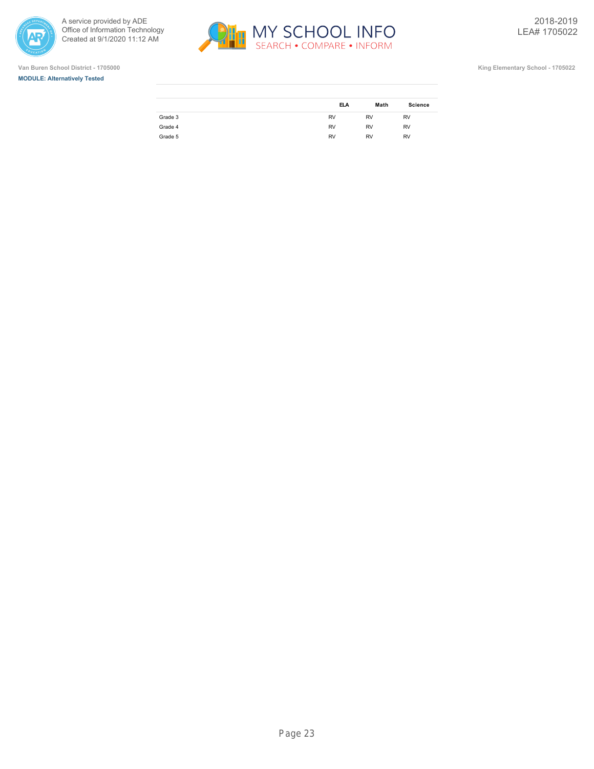Van Buren School District - 1705000

King Elementary School - 1705022

**MODULE: Alternatively Tested**

| | ELA | Math | Science |
|---|---|---|---|
| Grade 3 | RV | RV | RV |
| Grade 4 | RV | RV | RV |
| Grade 5 | RV | RV | RV |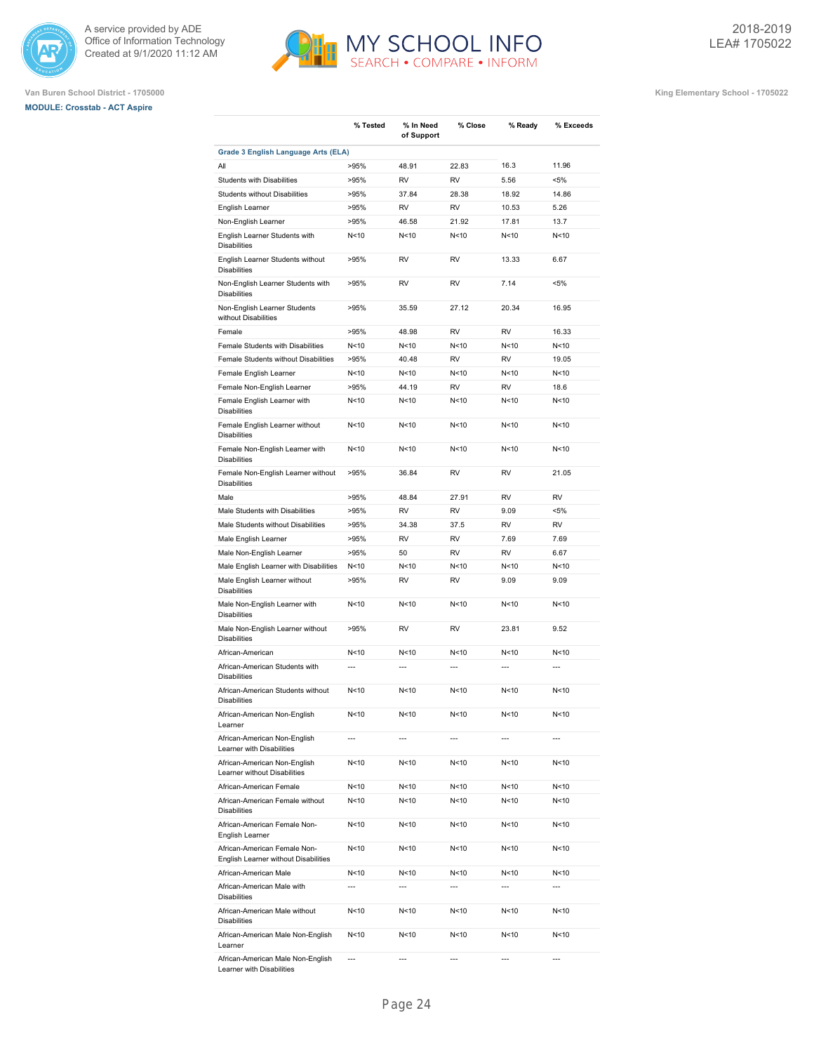A service provided by ADE
Office of Information Technology
Created at 9/1/2020 11:12 AM

MY SCHOOL INFO
SEARCH • COMPARE • INFORM

2018-2019
LEA# 1705022

Van Buren School District - 1705000

**MODULE: Crosstab - ACT Aspire**

King Elementary School - 1705022

| | % Tested | % In Need of Support | % Close | % Ready | % Exceeds |
|---|---|---|---|---|---|
| **Grade 3 English Language Arts (ELA)** | | | | | |
| All | >95% | 48.91 | 22.83 | 16.3 | 11.96 |
| Students with Disabilities | >95% | RV | RV | 5.56 | <5% |
| Students without Disabilities | >95% | 37.84 | 28.38 | 18.92 | 14.86 |
| English Learner | >95% | RV | RV | 10.53 | 5.26 |
| Non-English Learner | >95% | 46.58 | 21.92 | 17.81 | 13.7 |
| English Learner Students with Disabilities | N<10 | N<10 | N<10 | N<10 | N<10 |
| English Learner Students without Disabilities | >95% | RV | RV | 13.33 | 6.67 |
| Non-English Learner Students with Disabilities | >95% | RV | RV | 7.14 | <5% |
| Non-English Learner Students without Disabilities | >95% | 35.59 | 27.12 | 20.34 | 16.95 |
| Female | >95% | 48.98 | RV | RV | 16.33 |
| Female Students with Disabilities | N<10 | N<10 | N<10 | N<10 | N<10 |
| Female Students without Disabilities | >95% | 40.48 | RV | RV | 19.05 |
| Female English Learner | N<10 | N<10 | N<10 | N<10 | N<10 |
| Female Non-English Learner | >95% | 44.19 | RV | RV | 18.6 |
| Female English Learner with Disabilities | N<10 | N<10 | N<10 | N<10 | N<10 |
| Female English Learner without Disabilities | N<10 | N<10 | N<10 | N<10 | N<10 |
| Female Non-English Learner with Disabilities | N<10 | N<10 | N<10 | N<10 | N<10 |
| Female Non-English Learner without Disabilities | >95% | 36.84 | RV | RV | 21.05 |
| Male | >95% | 48.84 | 27.91 | RV | RV |
| Male Students with Disabilities | >95% | RV | RV | 9.09 | <5% |
| Male Students without Disabilities | >95% | 34.38 | 37.5 | RV | RV |
| Male English Learner | >95% | RV | RV | 7.69 | 7.69 |
| Male Non-English Learner | >95% | 50 | RV | RV | 6.67 |
| Male English Learner with Disabilities | N<10 | N<10 | N<10 | N<10 | N<10 |
| Male English Learner without Disabilities | >95% | RV | RV | 9.09 | 9.09 |
| Male Non-English Learner with Disabilities | N<10 | N<10 | N<10 | N<10 | N<10 |
| Male Non-English Learner without Disabilities | >95% | RV | RV | 23.81 | 9.52 |
| African-American | N<10 | N<10 | N<10 | N<10 | N<10 |
| African-American Students with Disabilities | --- | --- | --- | --- | --- |
| African-American Students without Disabilities | N<10 | N<10 | N<10 | N<10 | N<10 |
| African-American Non-English Learner | N<10 | N<10 | N<10 | N<10 | N<10 |
| African-American Non-English Learner with Disabilities | --- | --- | --- | --- | --- |
| African-American Non-English Learner without Disabilities | N<10 | N<10 | N<10 | N<10 | N<10 |
| African-American Female | N<10 | N<10 | N<10 | N<10 | N<10 |
| African-American Female without Disabilities | N<10 | N<10 | N<10 | N<10 | N<10 |
| African-American Female Non-English Learner | N<10 | N<10 | N<10 | N<10 | N<10 |
| African-American Female Non-English Learner without Disabilities | N<10 | N<10 | N<10 | N<10 | N<10 |
| African-American Male | N<10 | N<10 | N<10 | N<10 | N<10 |
| African-American Male with Disabilities | --- | --- | --- | --- | --- |
| African-American Male without Disabilities | N<10 | N<10 | N<10 | N<10 | N<10 |
| African-American Male Non-English Learner | N<10 | N<10 | N<10 | N<10 | N<10 |
| African-American Male Non-English Learner with Disabilities | --- | --- | --- | --- | --- |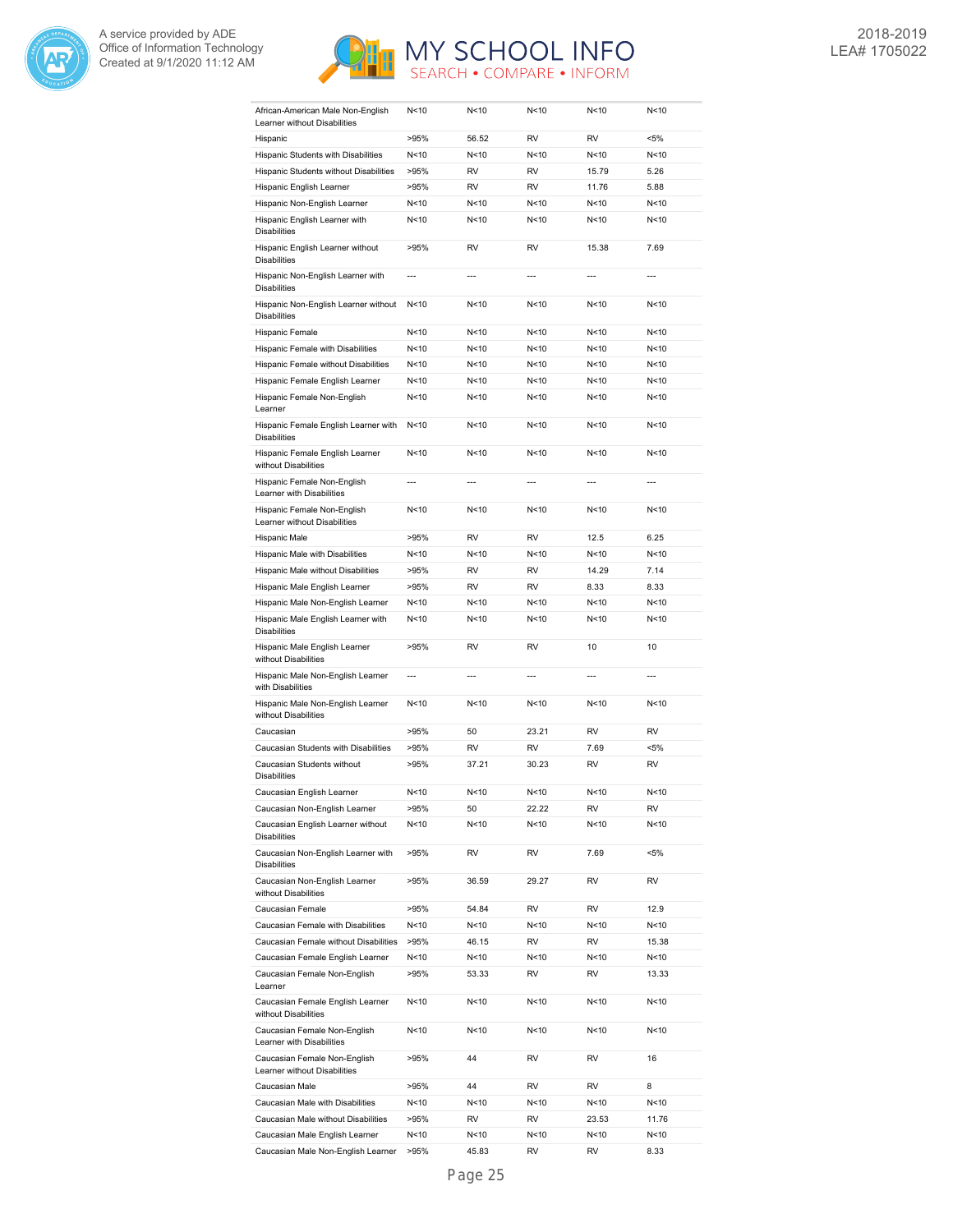| | | | | | |
|---|---|---|---|---|---|
| African-American Male Non-English Learner without Disabilities | N<10 | N<10 | N<10 | N<10 | N<10 |
| Hispanic | >95% | 56.52 | RV | RV | <5% |
| Hispanic Students with Disabilities | N<10 | N<10 | N<10 | N<10 | N<10 |
| Hispanic Students without Disabilities | >95% | RV | RV | 15.79 | 5.26 |
| Hispanic English Learner | >95% | RV | RV | 11.76 | 5.88 |
| Hispanic Non-English Learner | N<10 | N<10 | N<10 | N<10 | N<10 |
| Hispanic English Learner with Disabilities | N<10 | N<10 | N<10 | N<10 | N<10 |
| Hispanic English Learner without Disabilities | >95% | RV | RV | 15.38 | 7.69 |
| Hispanic Non-English Learner with Disabilities | --- | --- | --- | --- | --- |
| Hispanic Non-English Learner without Disabilities | N<10 | N<10 | N<10 | N<10 | N<10 |
| Hispanic Female | N<10 | N<10 | N<10 | N<10 | N<10 |
| Hispanic Female with Disabilities | N<10 | N<10 | N<10 | N<10 | N<10 |
| Hispanic Female without Disabilities | N<10 | N<10 | N<10 | N<10 | N<10 |
| Hispanic Female English Learner | N<10 | N<10 | N<10 | N<10 | N<10 |
| Hispanic Female Non-English Learner | N<10 | N<10 | N<10 | N<10 | N<10 |
| Hispanic Female English Learner with Disabilities | N<10 | N<10 | N<10 | N<10 | N<10 |
| Hispanic Female English Learner without Disabilities | N<10 | N<10 | N<10 | N<10 | N<10 |
| Hispanic Female Non-English Learner with Disabilities | --- | --- | --- | --- | --- |
| Hispanic Female Non-English Learner without Disabilities | N<10 | N<10 | N<10 | N<10 | N<10 |
| Hispanic Male | >95% | RV | RV | 12.5 | 6.25 |
| Hispanic Male with Disabilities | N<10 | N<10 | N<10 | N<10 | N<10 |
| Hispanic Male without Disabilities | >95% | RV | RV | 14.29 | 7.14 |
| Hispanic Male English Learner | >95% | RV | RV | 8.33 | 8.33 |
| Hispanic Male Non-English Learner | N<10 | N<10 | N<10 | N<10 | N<10 |
| Hispanic Male English Learner with Disabilities | N<10 | N<10 | N<10 | N<10 | N<10 |
| Hispanic Male English Learner without Disabilities | >95% | RV | RV | 10 | 10 |
| Hispanic Male Non-English Learner with Disabilities | --- | --- | --- | --- | --- |
| Hispanic Male Non-English Learner without Disabilities | N<10 | N<10 | N<10 | N<10 | N<10 |
| Caucasian | >95% | 50 | 23.21 | RV | RV |
| Caucasian Students with Disabilities | >95% | RV | RV | 7.69 | <5% |
| Caucasian Students without Disabilities | >95% | 37.21 | 30.23 | RV | RV |
| Caucasian English Learner | N<10 | N<10 | N<10 | N<10 | N<10 |
| Caucasian Non-English Learner | >95% | 50 | 22.22 | RV | RV |
| Caucasian English Learner without Disabilities | N<10 | N<10 | N<10 | N<10 | N<10 |
| Caucasian Non-English Learner with Disabilities | >95% | RV | RV | 7.69 | <5% |
| Caucasian Non-English Learner without Disabilities | >95% | 36.59 | 29.27 | RV | RV |
| Caucasian Female | >95% | 54.84 | RV | RV | 12.9 |
| Caucasian Female with Disabilities | N<10 | N<10 | N<10 | N<10 | N<10 |
| Caucasian Female without Disabilities | >95% | 46.15 | RV | RV | 15.38 |
| Caucasian Female English Learner | N<10 | N<10 | N<10 | N<10 | N<10 |
| Caucasian Female Non-English Learner | >95% | 53.33 | RV | RV | 13.33 |
| Caucasian Female English Learner without Disabilities | N<10 | N<10 | N<10 | N<10 | N<10 |
| Caucasian Female Non-English Learner with Disabilities | N<10 | N<10 | N<10 | N<10 | N<10 |
| Caucasian Female Non-English Learner without Disabilities | >95% | 44 | RV | RV | 16 |
| Caucasian Male | >95% | 44 | RV | RV | 8 |
| Caucasian Male with Disabilities | N<10 | N<10 | N<10 | N<10 | N<10 |
| Caucasian Male without Disabilities | >95% | RV | RV | 23.53 | 11.76 |
| Caucasian Male English Learner | N<10 | N<10 | N<10 | N<10 | N<10 |
| Caucasian Male Non-English Learner | >95% | 45.83 | RV | RV | 8.33 |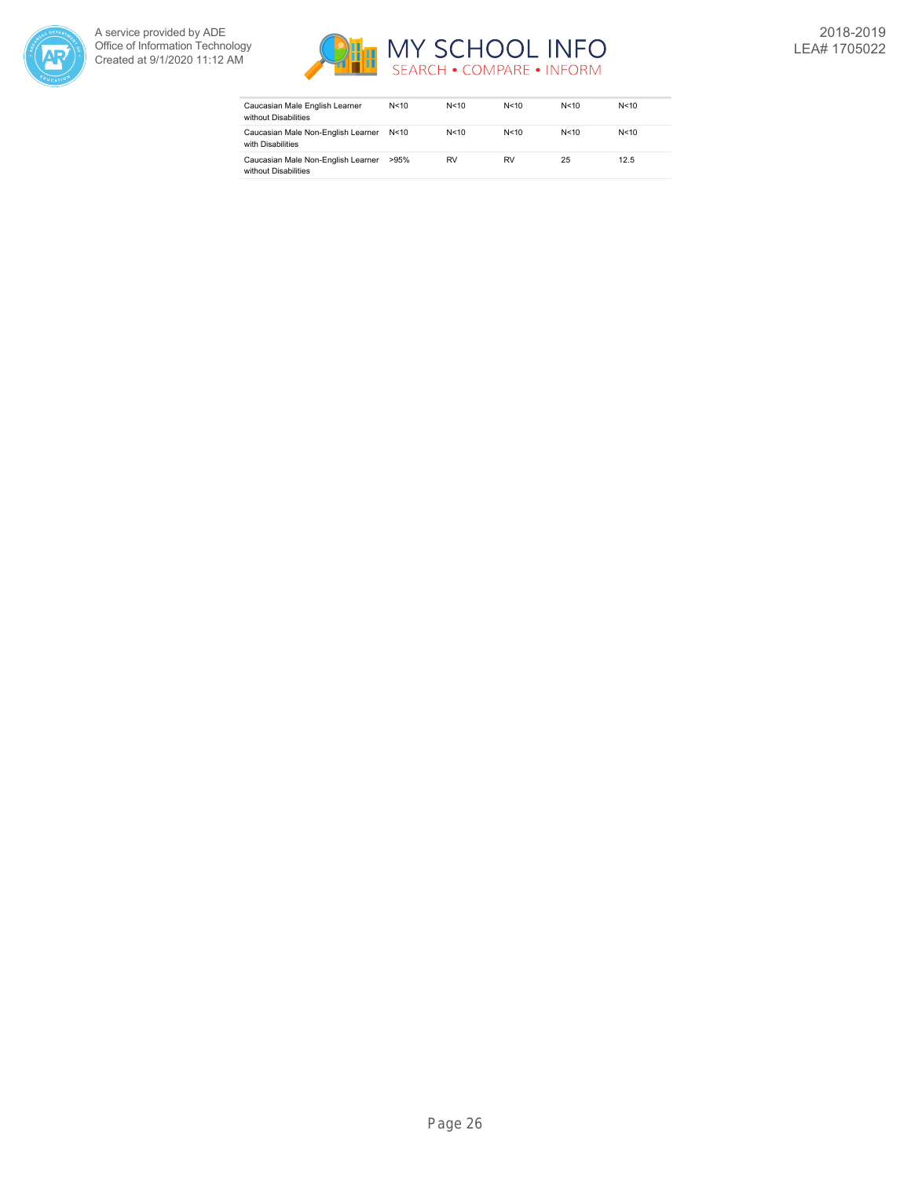| | | | | | |
|---|---|---|---|---|---|
| Caucasian Male English Learner without Disabilities | N<10 | N<10 | N<10 | N<10 | N<10 |
| Caucasian Male Non-English Learner with Disabilities | N<10 | N<10 | N<10 | N<10 | N<10 |
| Caucasian Male Non-English Learner without Disabilities | >95% | RV | RV | 25 | 12.5 |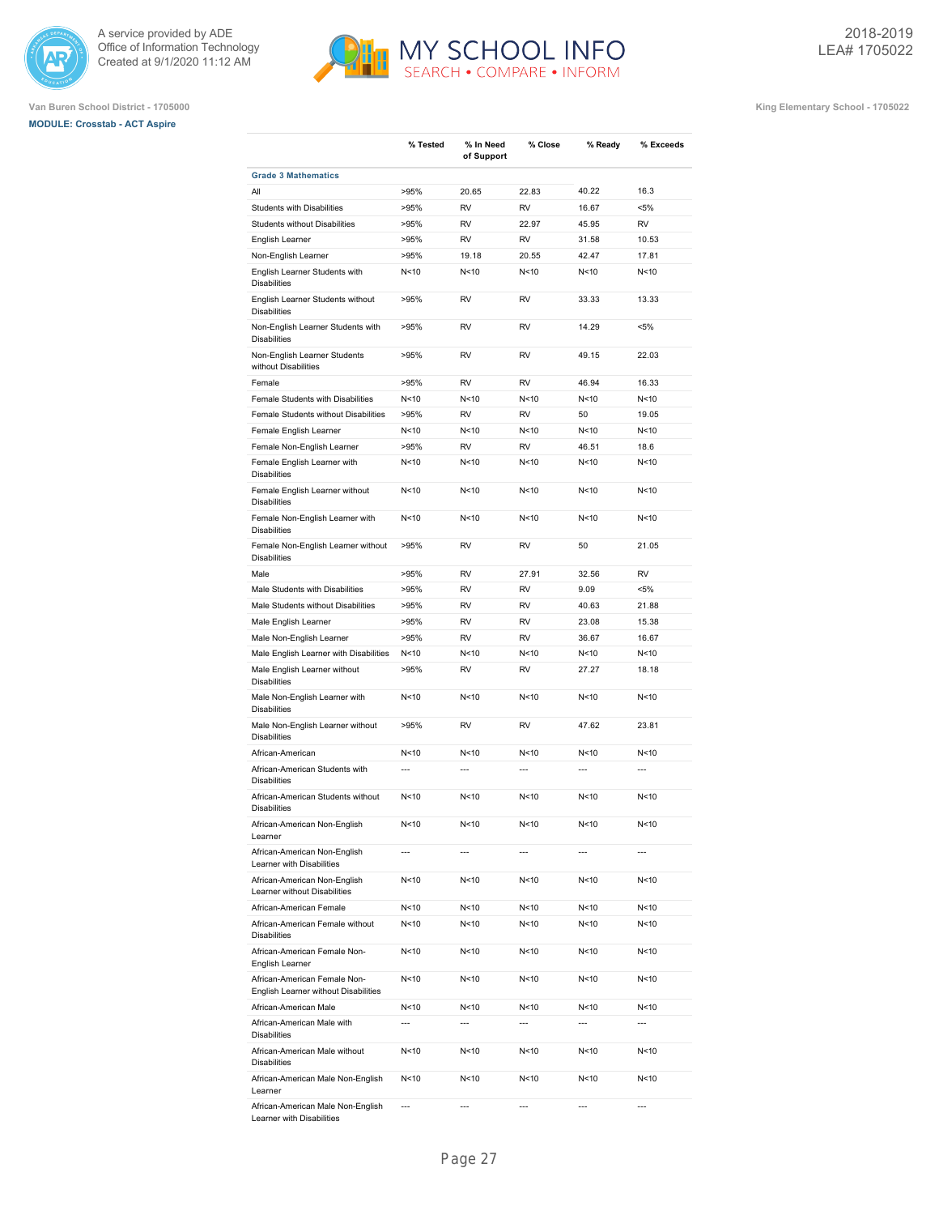Van Buren School District - 1705000

**MODULE: Crosstab - ACT Aspire**

King Elementary School - 1705022

| | % Tested | % In Need of Support | % Close | % Ready | % Exceeds |
|---|---|---|---|---|---|
| **Grade 3 Mathematics** | | | | | |
| All | >95% | 20.65 | 22.83 | 40.22 | 16.3 |
| Students with Disabilities | >95% | RV | RV | 16.67 | <5% |
| Students without Disabilities | >95% | RV | 22.97 | 45.95 | RV |
| English Learner | >95% | RV | RV | 31.58 | 10.53 |
| Non-English Learner | >95% | 19.18 | 20.55 | 42.47 | 17.81 |
| English Learner Students with Disabilities | N<10 | N<10 | N<10 | N<10 | N<10 |
| English Learner Students without Disabilities | >95% | RV | RV | 33.33 | 13.33 |
| Non-English Learner Students with Disabilities | >95% | RV | RV | 14.29 | <5% |
| Non-English Learner Students without Disabilities | >95% | RV | RV | 49.15 | 22.03 |
| Female | >95% | RV | RV | 46.94 | 16.33 |
| Female Students with Disabilities | N<10 | N<10 | N<10 | N<10 | N<10 |
| Female Students without Disabilities | >95% | RV | RV | 50 | 19.05 |
| Female English Learner | N<10 | N<10 | N<10 | N<10 | N<10 |
| Female Non-English Learner | >95% | RV | RV | 46.51 | 18.6 |
| Female English Learner with Disabilities | N<10 | N<10 | N<10 | N<10 | N<10 |
| Female English Learner without Disabilities | N<10 | N<10 | N<10 | N<10 | N<10 |
| Female Non-English Learner with Disabilities | N<10 | N<10 | N<10 | N<10 | N<10 |
| Female Non-English Learner without Disabilities | >95% | RV | RV | 50 | 21.05 |
| Male | >95% | RV | 27.91 | 32.56 | RV |
| Male Students with Disabilities | >95% | RV | RV | 9.09 | <5% |
| Male Students without Disabilities | >95% | RV | RV | 40.63 | 21.88 |
| Male English Learner | >95% | RV | RV | 23.08 | 15.38 |
| Male Non-English Learner | >95% | RV | RV | 36.67 | 16.67 |
| Male English Learner with Disabilities | N<10 | N<10 | N<10 | N<10 | N<10 |
| Male English Learner without Disabilities | >95% | RV | RV | 27.27 | 18.18 |
| Male Non-English Learner with Disabilities | N<10 | N<10 | N<10 | N<10 | N<10 |
| Male Non-English Learner without Disabilities | >95% | RV | RV | 47.62 | 23.81 |
| African-American | N<10 | N<10 | N<10 | N<10 | N<10 |
| African-American Students with Disabilities | --- | --- | --- | --- | --- |
| African-American Students without Disabilities | N<10 | N<10 | N<10 | N<10 | N<10 |
| African-American Non-English Learner | N<10 | N<10 | N<10 | N<10 | N<10 |
| African-American Non-English Learner with Disabilities | --- | --- | --- | --- | --- |
| African-American Non-English Learner without Disabilities | N<10 | N<10 | N<10 | N<10 | N<10 |
| African-American Female | N<10 | N<10 | N<10 | N<10 | N<10 |
| African-American Female without Disabilities | N<10 | N<10 | N<10 | N<10 | N<10 |
| African-American Female Non-English Learner | N<10 | N<10 | N<10 | N<10 | N<10 |
| African-American Female Non-English Learner without Disabilities | N<10 | N<10 | N<10 | N<10 | N<10 |
| African-American Male | N<10 | N<10 | N<10 | N<10 | N<10 |
| African-American Male with Disabilities | --- | --- | --- | --- | --- |
| African-American Male without Disabilities | N<10 | N<10 | N<10 | N<10 | N<10 |
| African-American Male Non-English Learner | N<10 | N<10 | N<10 | N<10 | N<10 |
| African-American Male Non-English Learner with Disabilities | --- | --- | --- | --- | --- |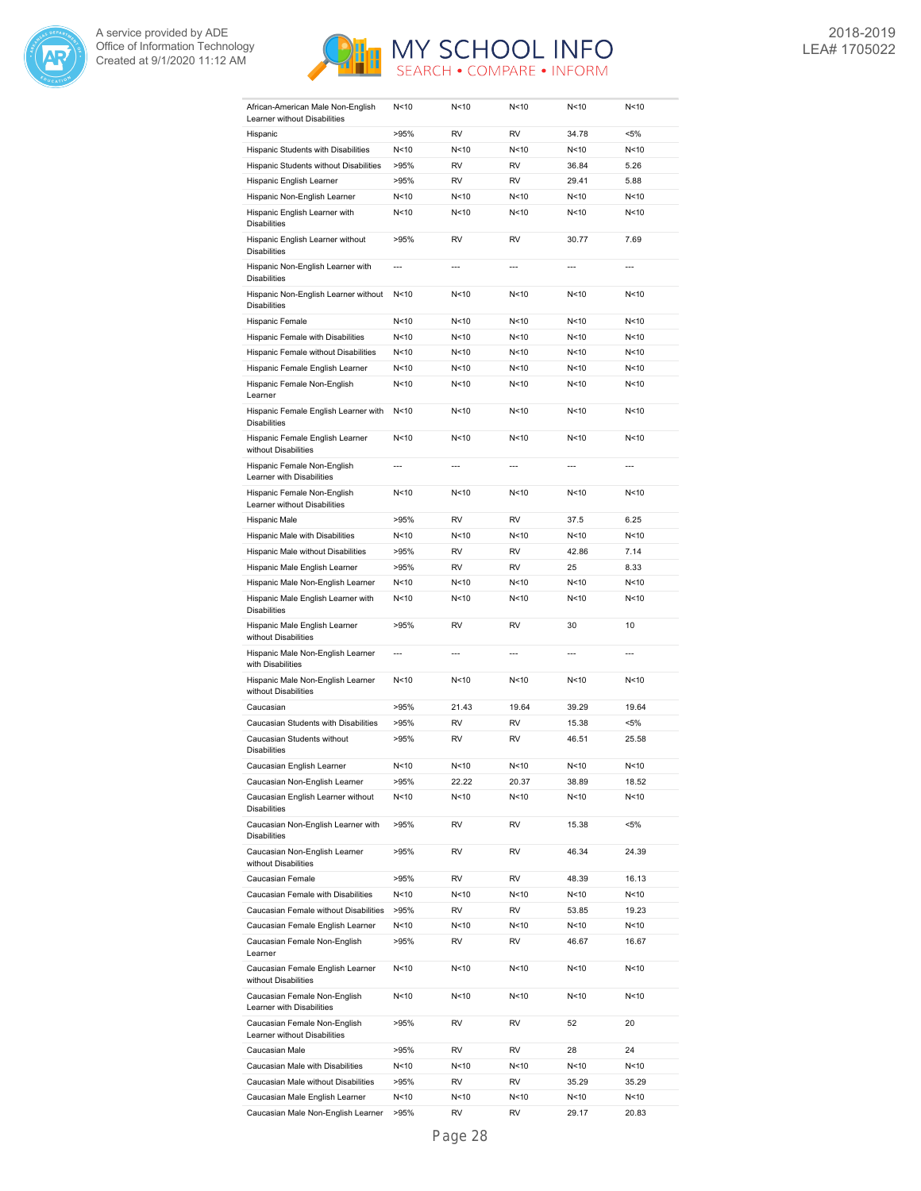| | | | | | |
|---|---|---|---|---|---|
| African-American Male Non-English Learner without Disabilities | N<10 | N<10 | N<10 | N<10 | N<10 |
| Hispanic | >95% | RV | RV | 34.78 | <5% |
| Hispanic Students with Disabilities | N<10 | N<10 | N<10 | N<10 | N<10 |
| Hispanic Students without Disabilities | >95% | RV | RV | 36.84 | 5.26 |
| Hispanic English Learner | >95% | RV | RV | 29.41 | 5.88 |
| Hispanic Non-English Learner | N<10 | N<10 | N<10 | N<10 | N<10 |
| Hispanic English Learner with Disabilities | N<10 | N<10 | N<10 | N<10 | N<10 |
| Hispanic English Learner without Disabilities | >95% | RV | RV | 30.77 | 7.69 |
| Hispanic Non-English Learner with Disabilities | --- | --- | --- | --- | --- |
| Hispanic Non-English Learner without Disabilities | N<10 | N<10 | N<10 | N<10 | N<10 |
| Hispanic Female | N<10 | N<10 | N<10 | N<10 | N<10 |
| Hispanic Female with Disabilities | N<10 | N<10 | N<10 | N<10 | N<10 |
| Hispanic Female without Disabilities | N<10 | N<10 | N<10 | N<10 | N<10 |
| Hispanic Female English Learner | N<10 | N<10 | N<10 | N<10 | N<10 |
| Hispanic Female Non-English Learner | N<10 | N<10 | N<10 | N<10 | N<10 |
| Hispanic Female English Learner with Disabilities | N<10 | N<10 | N<10 | N<10 | N<10 |
| Hispanic Female English Learner without Disabilities | N<10 | N<10 | N<10 | N<10 | N<10 |
| Hispanic Female Non-English Learner with Disabilities | --- | --- | --- | --- | --- |
| Hispanic Female Non-English Learner without Disabilities | N<10 | N<10 | N<10 | N<10 | N<10 |
| Hispanic Male | >95% | RV | RV | 37.5 | 6.25 |
| Hispanic Male with Disabilities | N<10 | N<10 | N<10 | N<10 | N<10 |
| Hispanic Male without Disabilities | >95% | RV | RV | 42.86 | 7.14 |
| Hispanic Male English Learner | >95% | RV | RV | 25 | 8.33 |
| Hispanic Male Non-English Learner | N<10 | N<10 | N<10 | N<10 | N<10 |
| Hispanic Male English Learner with Disabilities | N<10 | N<10 | N<10 | N<10 | N<10 |
| Hispanic Male English Learner without Disabilities | >95% | RV | RV | 30 | 10 |
| Hispanic Male Non-English Learner with Disabilities | --- | --- | --- | --- | --- |
| Hispanic Male Non-English Learner without Disabilities | N<10 | N<10 | N<10 | N<10 | N<10 |
| Caucasian | >95% | 21.43 | 19.64 | 39.29 | 19.64 |
| Caucasian Students with Disabilities | >95% | RV | RV | 15.38 | <5% |
| Caucasian Students without Disabilities | >95% | RV | RV | 46.51 | 25.58 |
| Caucasian English Learner | N<10 | N<10 | N<10 | N<10 | N<10 |
| Caucasian Non-English Learner | >95% | 22.22 | 20.37 | 38.89 | 18.52 |
| Caucasian English Learner without Disabilities | N<10 | N<10 | N<10 | N<10 | N<10 |
| Caucasian Non-English Learner with Disabilities | >95% | RV | RV | 15.38 | <5% |
| Caucasian Non-English Learner without Disabilities | >95% | RV | RV | 46.34 | 24.39 |
| Caucasian Female | >95% | RV | RV | 48.39 | 16.13 |
| Caucasian Female with Disabilities | N<10 | N<10 | N<10 | N<10 | N<10 |
| Caucasian Female without Disabilities | >95% | RV | RV | 53.85 | 19.23 |
| Caucasian Female English Learner | N<10 | N<10 | N<10 | N<10 | N<10 |
| Caucasian Female Non-English Learner | >95% | RV | RV | 46.67 | 16.67 |
| Caucasian Female English Learner without Disabilities | N<10 | N<10 | N<10 | N<10 | N<10 |
| Caucasian Female Non-English Learner with Disabilities | N<10 | N<10 | N<10 | N<10 | N<10 |
| Caucasian Female Non-English Learner without Disabilities | >95% | RV | RV | 52 | 20 |
| Caucasian Male | >95% | RV | RV | 28 | 24 |
| Caucasian Male with Disabilities | N<10 | N<10 | N<10 | N<10 | N<10 |
| Caucasian Male without Disabilities | >95% | RV | RV | 35.29 | 35.29 |
| Caucasian Male English Learner | N<10 | N<10 | N<10 | N<10 | N<10 |
| Caucasian Male Non-English Learner | >95% | RV | RV | 29.17 | 20.83 |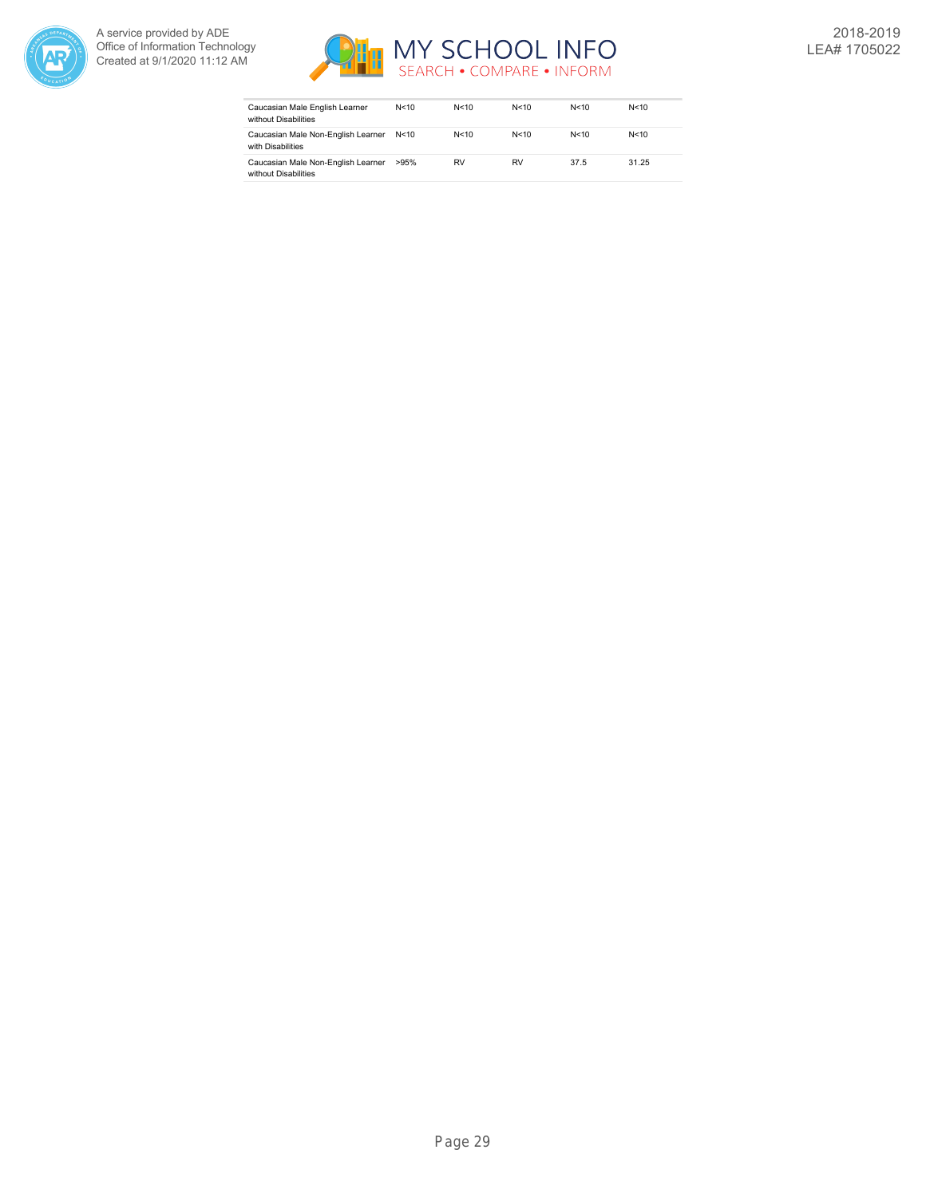| | | | | | |
|---|---|---|---|---|---|
| Caucasian Male English Learner without Disabilities | N<10 | N<10 | N<10 | N<10 | N<10 |
| Caucasian Male Non-English Learner with Disabilities | N<10 | N<10 | N<10 | N<10 | N<10 |
| Caucasian Male Non-English Learner without Disabilities | >95% | RV | RV | 37.5 | 31.25 |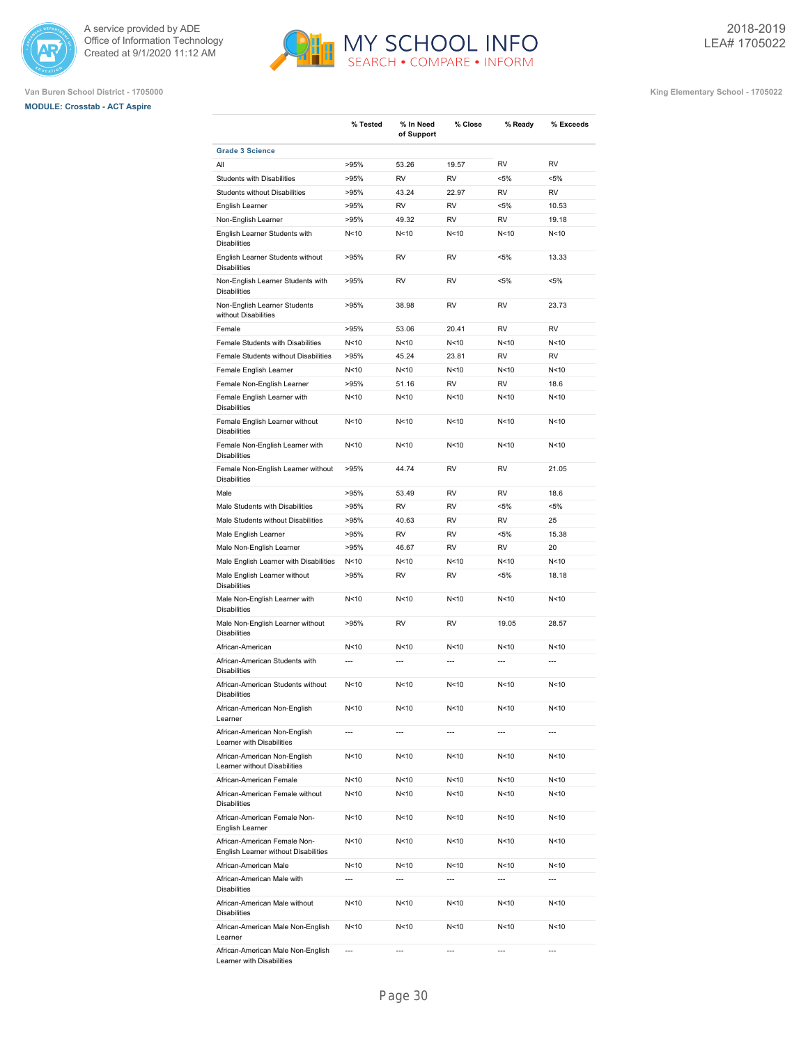A service provided by ADE
Office of Information Technology
Created at 9/1/2020 11:12 AM

2018-2019
LEA# 1705022

Van Buren School District - 1705000

King Elementary School - 1705022

**MODULE: Crosstab - ACT Aspire**

| | % Tested | % In Need of Support | % Close | % Ready | % Exceeds |
|---|---|---|---|---|---|
| **Grade 3 Science** | | | | | |
| All | >95% | 53.26 | 19.57 | RV | RV |
| Students with Disabilities | >95% | RV | RV | <5% | <5% |
| Students without Disabilities | >95% | 43.24 | 22.97 | RV | RV |
| English Learner | >95% | RV | RV | <5% | 10.53 |
| Non-English Learner | >95% | 49.32 | RV | RV | 19.18 |
| English Learner Students with Disabilities | N<10 | N<10 | N<10 | N<10 | N<10 |
| English Learner Students without Disabilities | >95% | RV | RV | <5% | 13.33 |
| Non-English Learner Students with Disabilities | >95% | RV | RV | <5% | <5% |
| Non-English Learner Students without Disabilities | >95% | 38.98 | RV | RV | 23.73 |
| Female | >95% | 53.06 | 20.41 | RV | RV |
| Female Students with Disabilities | N<10 | N<10 | N<10 | N<10 | N<10 |
| Female Students without Disabilities | >95% | 45.24 | 23.81 | RV | RV |
| Female English Learner | N<10 | N<10 | N<10 | N<10 | N<10 |
| Female Non-English Learner | >95% | 51.16 | RV | RV | 18.6 |
| Female English Learner with Disabilities | N<10 | N<10 | N<10 | N<10 | N<10 |
| Female English Learner without Disabilities | N<10 | N<10 | N<10 | N<10 | N<10 |
| Female Non-English Learner with Disabilities | N<10 | N<10 | N<10 | N<10 | N<10 |
| Female Non-English Learner without Disabilities | >95% | 44.74 | RV | RV | 21.05 |
| Male | >95% | 53.49 | RV | RV | 18.6 |
| Male Students with Disabilities | >95% | RV | RV | <5% | <5% |
| Male Students without Disabilities | >95% | 40.63 | RV | RV | 25 |
| Male English Learner | >95% | RV | RV | <5% | 15.38 |
| Male Non-English Learner | >95% | 46.67 | RV | RV | 20 |
| Male English Learner with Disabilities | N<10 | N<10 | N<10 | N<10 | N<10 |
| Male English Learner without Disabilities | >95% | RV | RV | <5% | 18.18 |
| Male Non-English Learner with Disabilities | N<10 | N<10 | N<10 | N<10 | N<10 |
| Male Non-English Learner without Disabilities | >95% | RV | RV | 19.05 | 28.57 |
| African-American | N<10 | N<10 | N<10 | N<10 | N<10 |
| African-American Students with Disabilities | --- | --- | --- | --- | --- |
| African-American Students without Disabilities | N<10 | N<10 | N<10 | N<10 | N<10 |
| African-American Non-English Learner | N<10 | N<10 | N<10 | N<10 | N<10 |
| African-American Non-English Learner with Disabilities | --- | --- | --- | --- | --- |
| African-American Non-English Learner without Disabilities | N<10 | N<10 | N<10 | N<10 | N<10 |
| African-American Female | N<10 | N<10 | N<10 | N<10 | N<10 |
| African-American Female without Disabilities | N<10 | N<10 | N<10 | N<10 | N<10 |
| African-American Female Non-English Learner | N<10 | N<10 | N<10 | N<10 | N<10 |
| African-American Female Non-English Learner without Disabilities | N<10 | N<10 | N<10 | N<10 | N<10 |
| African-American Male | N<10 | N<10 | N<10 | N<10 | N<10 |
| African-American Male with Disabilities | --- | --- | --- | --- | --- |
| African-American Male without Disabilities | N<10 | N<10 | N<10 | N<10 | N<10 |
| African-American Male Non-English Learner | N<10 | N<10 | N<10 | N<10 | N<10 |
| African-American Male Non-English Learner with Disabilities | --- | --- | --- | --- | --- |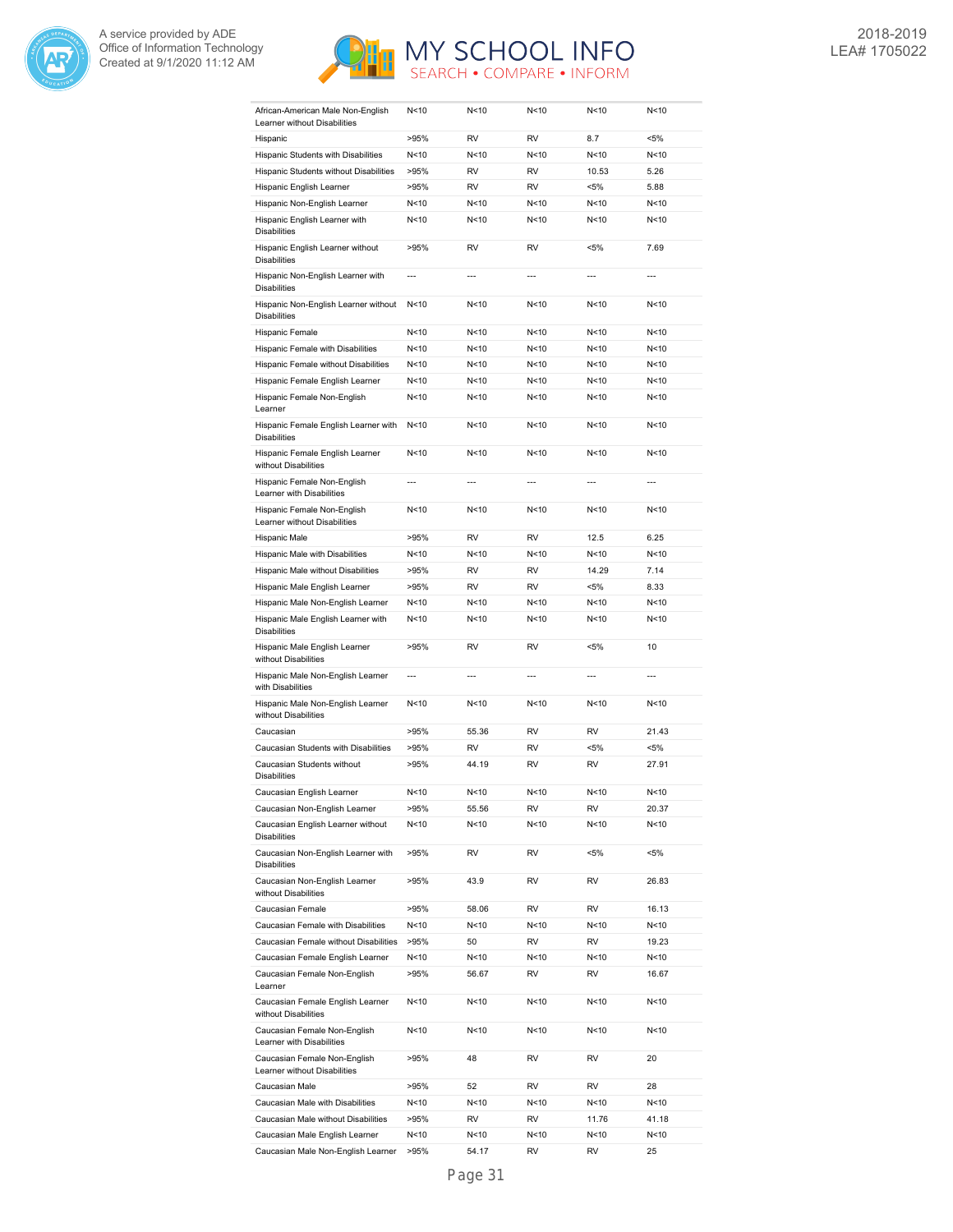| | | | | | |
|---|---|---|---|---|---|
| African-American Male Non-English Learner without Disabilities | N<10 | N<10 | N<10 | N<10 | N<10 |
| Hispanic | >95% | RV | RV | 8.7 | <5% |
| Hispanic Students with Disabilities | N<10 | N<10 | N<10 | N<10 | N<10 |
| Hispanic Students without Disabilities | >95% | RV | RV | 10.53 | 5.26 |
| Hispanic English Learner | >95% | RV | RV | <5% | 5.88 |
| Hispanic Non-English Learner | N<10 | N<10 | N<10 | N<10 | N<10 |
| Hispanic English Learner with Disabilities | N<10 | N<10 | N<10 | N<10 | N<10 |
| Hispanic English Learner without Disabilities | >95% | RV | RV | <5% | 7.69 |
| Hispanic Non-English Learner with Disabilities | --- | --- | --- | --- | --- |
| Hispanic Non-English Learner without Disabilities | N<10 | N<10 | N<10 | N<10 | N<10 |
| Hispanic Female | N<10 | N<10 | N<10 | N<10 | N<10 |
| Hispanic Female with Disabilities | N<10 | N<10 | N<10 | N<10 | N<10 |
| Hispanic Female without Disabilities | N<10 | N<10 | N<10 | N<10 | N<10 |
| Hispanic Female English Learner | N<10 | N<10 | N<10 | N<10 | N<10 |
| Hispanic Female Non-English Learner | N<10 | N<10 | N<10 | N<10 | N<10 |
| Hispanic Female English Learner with Disabilities | N<10 | N<10 | N<10 | N<10 | N<10 |
| Hispanic Female English Learner without Disabilities | N<10 | N<10 | N<10 | N<10 | N<10 |
| Hispanic Female Non-English Learner with Disabilities | --- | --- | --- | --- | --- |
| Hispanic Female Non-English Learner without Disabilities | N<10 | N<10 | N<10 | N<10 | N<10 |
| Hispanic Male | >95% | RV | RV | 12.5 | 6.25 |
| Hispanic Male with Disabilities | N<10 | N<10 | N<10 | N<10 | N<10 |
| Hispanic Male without Disabilities | >95% | RV | RV | 14.29 | 7.14 |
| Hispanic Male English Learner | >95% | RV | RV | <5% | 8.33 |
| Hispanic Male Non-English Learner | N<10 | N<10 | N<10 | N<10 | N<10 |
| Hispanic Male English Learner with Disabilities | N<10 | N<10 | N<10 | N<10 | N<10 |
| Hispanic Male English Learner without Disabilities | >95% | RV | RV | <5% | 10 |
| Hispanic Male Non-English Learner with Disabilities | --- | --- | --- | --- | --- |
| Hispanic Male Non-English Learner without Disabilities | N<10 | N<10 | N<10 | N<10 | N<10 |
| Caucasian | >95% | 55.36 | RV | RV | 21.43 |
| Caucasian Students with Disabilities | >95% | RV | RV | <5% | <5% |
| Caucasian Students without Disabilities | >95% | 44.19 | RV | RV | 27.91 |
| Caucasian English Learner | N<10 | N<10 | N<10 | N<10 | N<10 |
| Caucasian Non-English Learner | >95% | 55.56 | RV | RV | 20.37 |
| Caucasian English Learner without Disabilities | N<10 | N<10 | N<10 | N<10 | N<10 |
| Caucasian Non-English Learner with Disabilities | >95% | RV | RV | <5% | <5% |
| Caucasian Non-English Learner without Disabilities | >95% | 43.9 | RV | RV | 26.83 |
| Caucasian Female | >95% | 58.06 | RV | RV | 16.13 |
| Caucasian Female with Disabilities | N<10 | N<10 | N<10 | N<10 | N<10 |
| Caucasian Female without Disabilities | >95% | 50 | RV | RV | 19.23 |
| Caucasian Female English Learner | N<10 | N<10 | N<10 | N<10 | N<10 |
| Caucasian Female Non-English Learner | >95% | 56.67 | RV | RV | 16.67 |
| Caucasian Female English Learner without Disabilities | N<10 | N<10 | N<10 | N<10 | N<10 |
| Caucasian Female Non-English Learner with Disabilities | N<10 | N<10 | N<10 | N<10 | N<10 |
| Caucasian Female Non-English Learner without Disabilities | >95% | 48 | RV | RV | 20 |
| Caucasian Male | >95% | 52 | RV | RV | 28 |
| Caucasian Male with Disabilities | N<10 | N<10 | N<10 | N<10 | N<10 |
| Caucasian Male without Disabilities | >95% | RV | RV | 11.76 | 41.18 |
| Caucasian Male English Learner | N<10 | N<10 | N<10 | N<10 | N<10 |
| Caucasian Male Non-English Learner | >95% | 54.17 | RV | RV | 25 |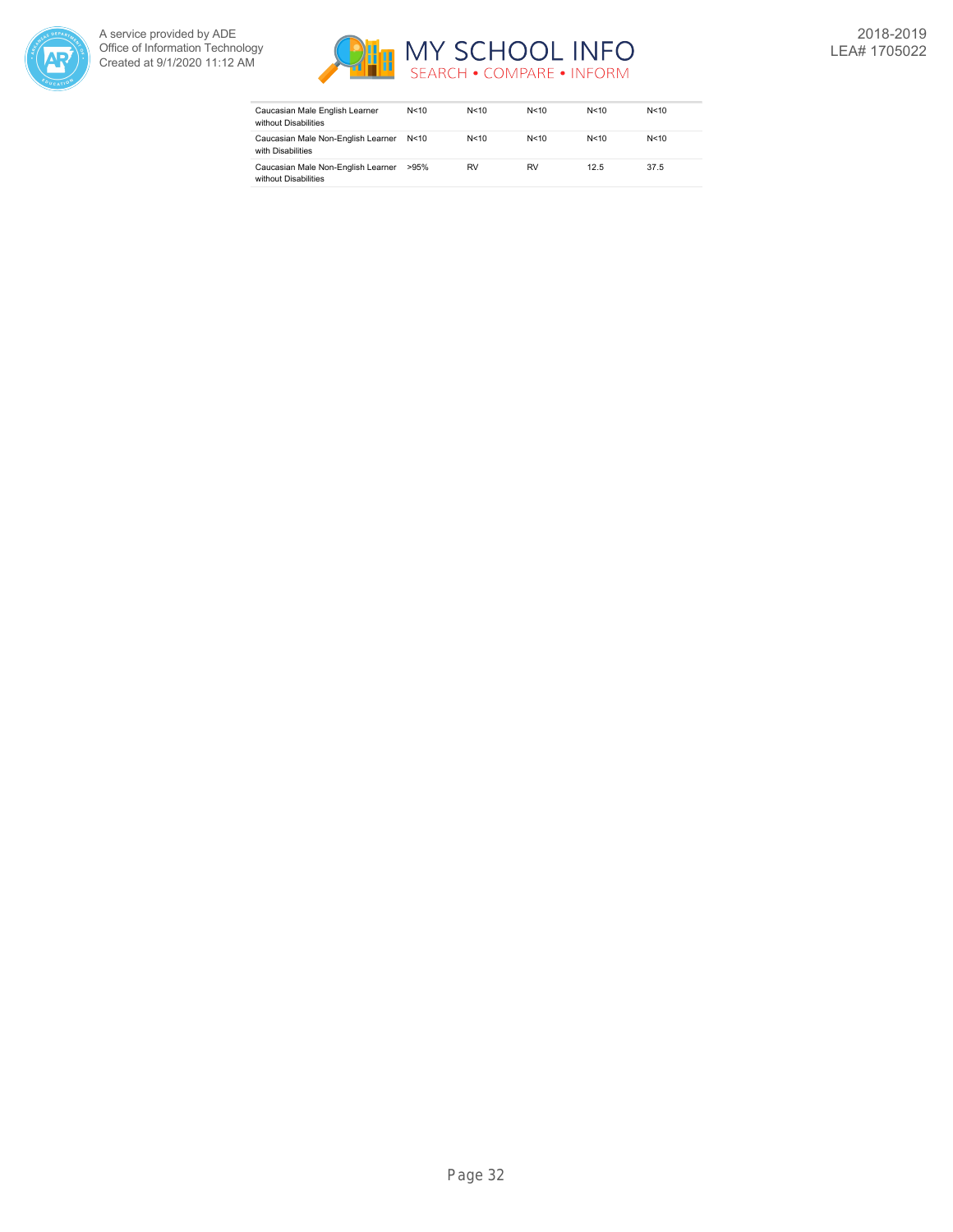| | | | | | |
|---|---|---|---|---|---|
| Caucasian Male English Learner without Disabilities | N<10 | N<10 | N<10 | N<10 | N<10 |
| Caucasian Male Non-English Learner with Disabilities | N<10 | N<10 | N<10 | N<10 | N<10 |
| Caucasian Male Non-English Learner without Disabilities | >95% | RV | RV | 12.5 | 37.5 |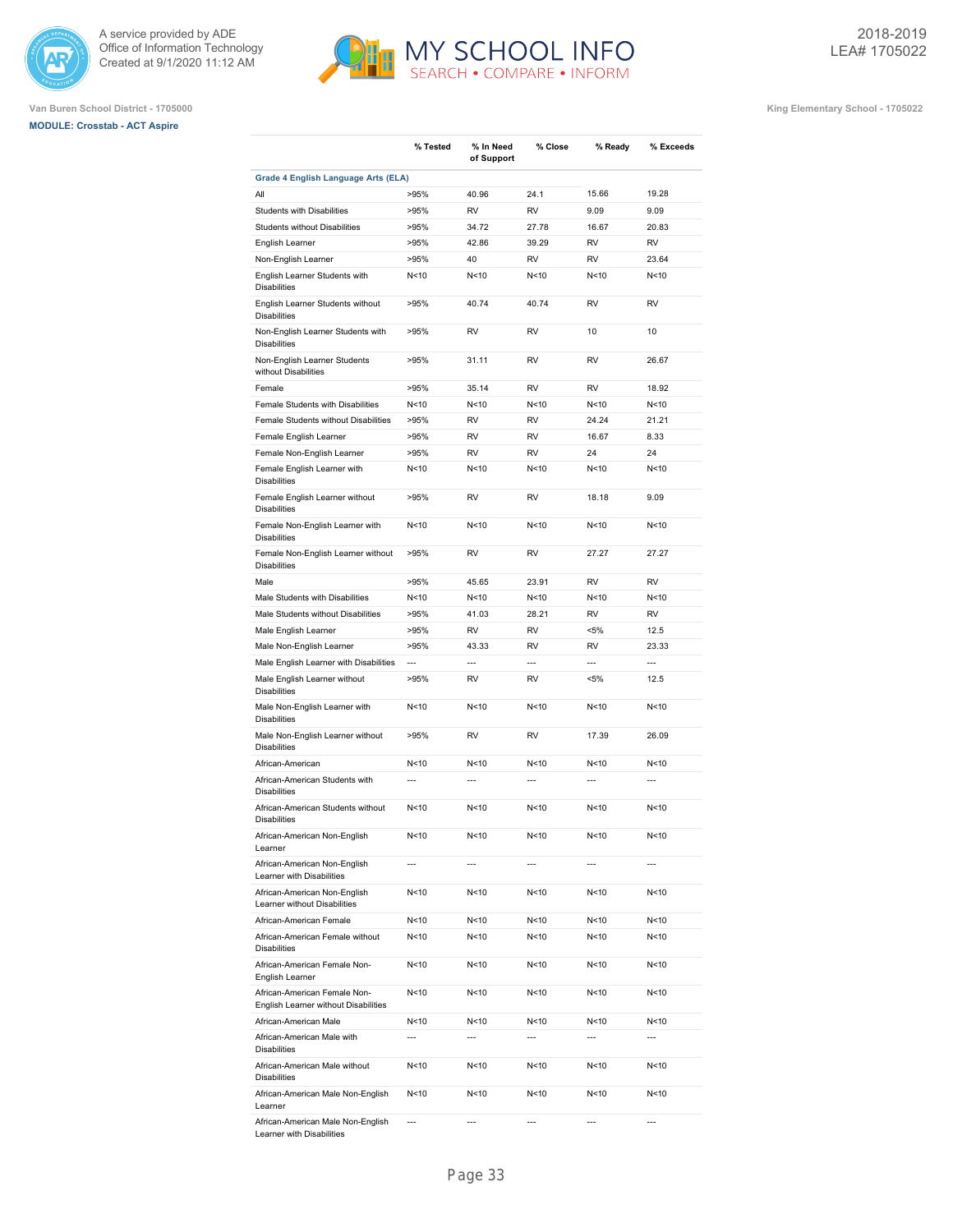Van Buren School District - 1705000

King Elementary School - 1705022

**MODULE: Crosstab - ACT Aspire**

| | % Tested | % In Need of Support | % Close | % Ready | % Exceeds |
|---|---|---|---|---|---|
| **Grade 4 English Language Arts (ELA)** | | | | | |
| All | >95% | 40.96 | 24.1 | 15.66 | 19.28 |
| Students with Disabilities | >95% | RV | RV | 9.09 | 9.09 |
| Students without Disabilities | >95% | 34.72 | 27.78 | 16.67 | 20.83 |
| English Learner | >95% | 42.86 | 39.29 | RV | RV |
| Non-English Learner | >95% | 40 | RV | RV | 23.64 |
| English Learner Students with Disabilities | N<10 | N<10 | N<10 | N<10 | N<10 |
| English Learner Students without Disabilities | >95% | 40.74 | 40.74 | RV | RV |
| Non-English Learner Students with Disabilities | >95% | RV | RV | 10 | 10 |
| Non-English Learner Students without Disabilities | >95% | 31.11 | RV | RV | 26.67 |
| Female | >95% | 35.14 | RV | RV | 18.92 |
| Female Students with Disabilities | N<10 | N<10 | N<10 | N<10 | N<10 |
| Female Students without Disabilities | >95% | RV | RV | 24.24 | 21.21 |
| Female English Learner | >95% | RV | RV | 16.67 | 8.33 |
| Female Non-English Learner | >95% | RV | RV | 24 | 24 |
| Female English Learner with Disabilities | N<10 | N<10 | N<10 | N<10 | N<10 |
| Female English Learner without Disabilities | >95% | RV | RV | 18.18 | 9.09 |
| Female Non-English Learner with Disabilities | N<10 | N<10 | N<10 | N<10 | N<10 |
| Female Non-English Learner without Disabilities | >95% | RV | RV | 27.27 | 27.27 |
| Male | >95% | 45.65 | 23.91 | RV | RV |
| Male Students with Disabilities | N<10 | N<10 | N<10 | N<10 | N<10 |
| Male Students without Disabilities | >95% | 41.03 | 28.21 | RV | RV |
| Male English Learner | >95% | RV | RV | <5% | 12.5 |
| Male Non-English Learner | >95% | 43.33 | RV | RV | 23.33 |
| Male English Learner with Disabilities | --- | --- | --- | --- | --- |
| Male English Learner without Disabilities | >95% | RV | RV | <5% | 12.5 |
| Male Non-English Learner with Disabilities | N<10 | N<10 | N<10 | N<10 | N<10 |
| Male Non-English Learner without Disabilities | >95% | RV | RV | 17.39 | 26.09 |
| African-American | N<10 | N<10 | N<10 | N<10 | N<10 |
| African-American Students with Disabilities | --- | --- | --- | --- | --- |
| African-American Students without Disabilities | N<10 | N<10 | N<10 | N<10 | N<10 |
| African-American Non-English Learner | N<10 | N<10 | N<10 | N<10 | N<10 |
| African-American Non-English Learner with Disabilities | --- | --- | --- | --- | --- |
| African-American Non-English Learner without Disabilities | N<10 | N<10 | N<10 | N<10 | N<10 |
| African-American Female | N<10 | N<10 | N<10 | N<10 | N<10 |
| African-American Female without Disabilities | N<10 | N<10 | N<10 | N<10 | N<10 |
| African-American Female Non-English Learner | N<10 | N<10 | N<10 | N<10 | N<10 |
| African-American Female Non-English Learner without Disabilities | N<10 | N<10 | N<10 | N<10 | N<10 |
| African-American Male | N<10 | N<10 | N<10 | N<10 | N<10 |
| African-American Male with Disabilities | --- | --- | --- | --- | --- |
| African-American Male without Disabilities | N<10 | N<10 | N<10 | N<10 | N<10 |
| African-American Male Non-English Learner | N<10 | N<10 | N<10 | N<10 | N<10 |
| African-American Male Non-English Learner with Disabilities | --- | --- | --- | --- | --- |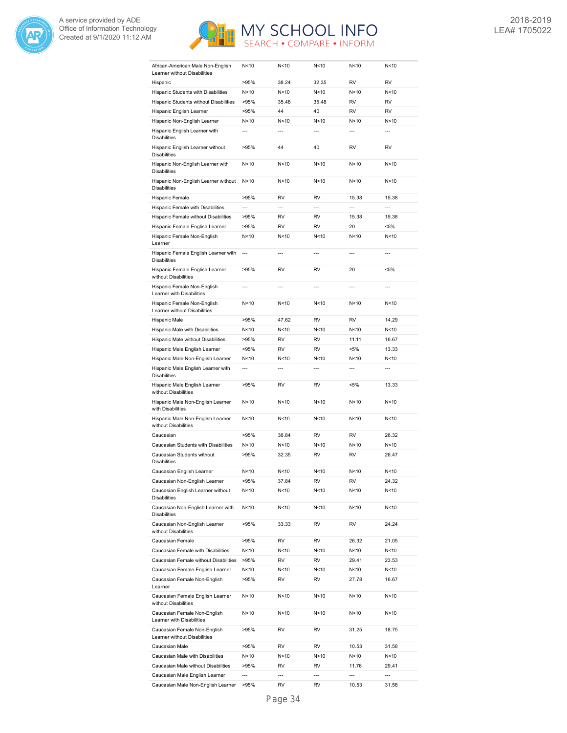| | | | | | |
|---|---|---|---|---|---|
| African-American Male Non-English Learner without Disabilities | N<10 | N<10 | N<10 | N<10 | N<10 |
| Hispanic | >95% | 38.24 | 32.35 | RV | RV |
| Hispanic Students with Disabilities | N<10 | N<10 | N<10 | N<10 | N<10 |
| Hispanic Students without Disabilities | >95% | 35.48 | 35.48 | RV | RV |
| Hispanic English Learner | >95% | 44 | 40 | RV | RV |
| Hispanic Non-English Learner | N<10 | N<10 | N<10 | N<10 | N<10 |
| Hispanic English Learner with Disabilities | --- | --- | --- | --- | --- |
| Hispanic English Learner without Disabilities | >95% | 44 | 40 | RV | RV |
| Hispanic Non-English Learner with Disabilities | N<10 | N<10 | N<10 | N<10 | N<10 |
| Hispanic Non-English Learner without Disabilities | N<10 | N<10 | N<10 | N<10 | N<10 |
| Hispanic Female | >95% | RV | RV | 15.38 | 15.38 |
| Hispanic Female with Disabilities | --- | --- | --- | --- | --- |
| Hispanic Female without Disabilities | >95% | RV | RV | 15.38 | 15.38 |
| Hispanic Female English Learner | >95% | RV | RV | 20 | <5% |
| Hispanic Female Non-English Learner | N<10 | N<10 | N<10 | N<10 | N<10 |
| Hispanic Female English Learner with Disabilities | --- | --- | --- | --- | --- |
| Hispanic Female English Learner without Disabilities | >95% | RV | RV | 20 | <5% |
| Hispanic Female Non-English Learner with Disabilities | --- | --- | --- | --- | --- |
| Hispanic Female Non-English Learner without Disabilities | N<10 | N<10 | N<10 | N<10 | N<10 |
| Hispanic Male | >95% | 47.62 | RV | RV | 14.29 |
| Hispanic Male with Disabilities | N<10 | N<10 | N<10 | N<10 | N<10 |
| Hispanic Male without Disabilities | >95% | RV | RV | 11.11 | 16.67 |
| Hispanic Male English Learner | >95% | RV | RV | <5% | 13.33 |
| Hispanic Male Non-English Learner | N<10 | N<10 | N<10 | N<10 | N<10 |
| Hispanic Male English Learner with Disabilities | --- | --- | --- | --- | --- |
| Hispanic Male English Learner without Disabilities | >95% | RV | RV | <5% | 13.33 |
| Hispanic Male Non-English Learner with Disabilities | N<10 | N<10 | N<10 | N<10 | N<10 |
| Hispanic Male Non-English Learner without Disabilities | N<10 | N<10 | N<10 | N<10 | N<10 |
| Caucasian | >95% | 36.84 | RV | RV | 26.32 |
| Caucasian Students with Disabilities | N<10 | N<10 | N<10 | N<10 | N<10 |
| Caucasian Students without Disabilities | >95% | 32.35 | RV | RV | 26.47 |
| Caucasian English Learner | N<10 | N<10 | N<10 | N<10 | N<10 |
| Caucasian Non-English Learner | >95% | 37.84 | RV | RV | 24.32 |
| Caucasian English Learner without Disabilities | N<10 | N<10 | N<10 | N<10 | N<10 |
| Caucasian Non-English Learner with Disabilities | N<10 | N<10 | N<10 | N<10 | N<10 |
| Caucasian Non-English Learner without Disabilities | >95% | 33.33 | RV | RV | 24.24 |
| Caucasian Female | >95% | RV | RV | 26.32 | 21.05 |
| Caucasian Female with Disabilities | N<10 | N<10 | N<10 | N<10 | N<10 |
| Caucasian Female without Disabilities | >95% | RV | RV | 29.41 | 23.53 |
| Caucasian Female English Learner | N<10 | N<10 | N<10 | N<10 | N<10 |
| Caucasian Female Non-English Learner | >95% | RV | RV | 27.78 | 16.67 |
| Caucasian Female English Learner without Disabilities | N<10 | N<10 | N<10 | N<10 | N<10 |
| Caucasian Female Non-English Learner with Disabilities | N<10 | N<10 | N<10 | N<10 | N<10 |
| Caucasian Female Non-English Learner without Disabilities | >95% | RV | RV | 31.25 | 18.75 |
| Caucasian Male | >95% | RV | RV | 10.53 | 31.58 |
| Caucasian Male with Disabilities | N<10 | N<10 | N<10 | N<10 | N<10 |
| Caucasian Male without Disabilities | >95% | RV | RV | 11.76 | 29.41 |
| Caucasian Male English Learner | --- | --- | --- | --- | --- |
| Caucasian Male Non-English Learner | >95% | RV | RV | 10.53 | 31.58 |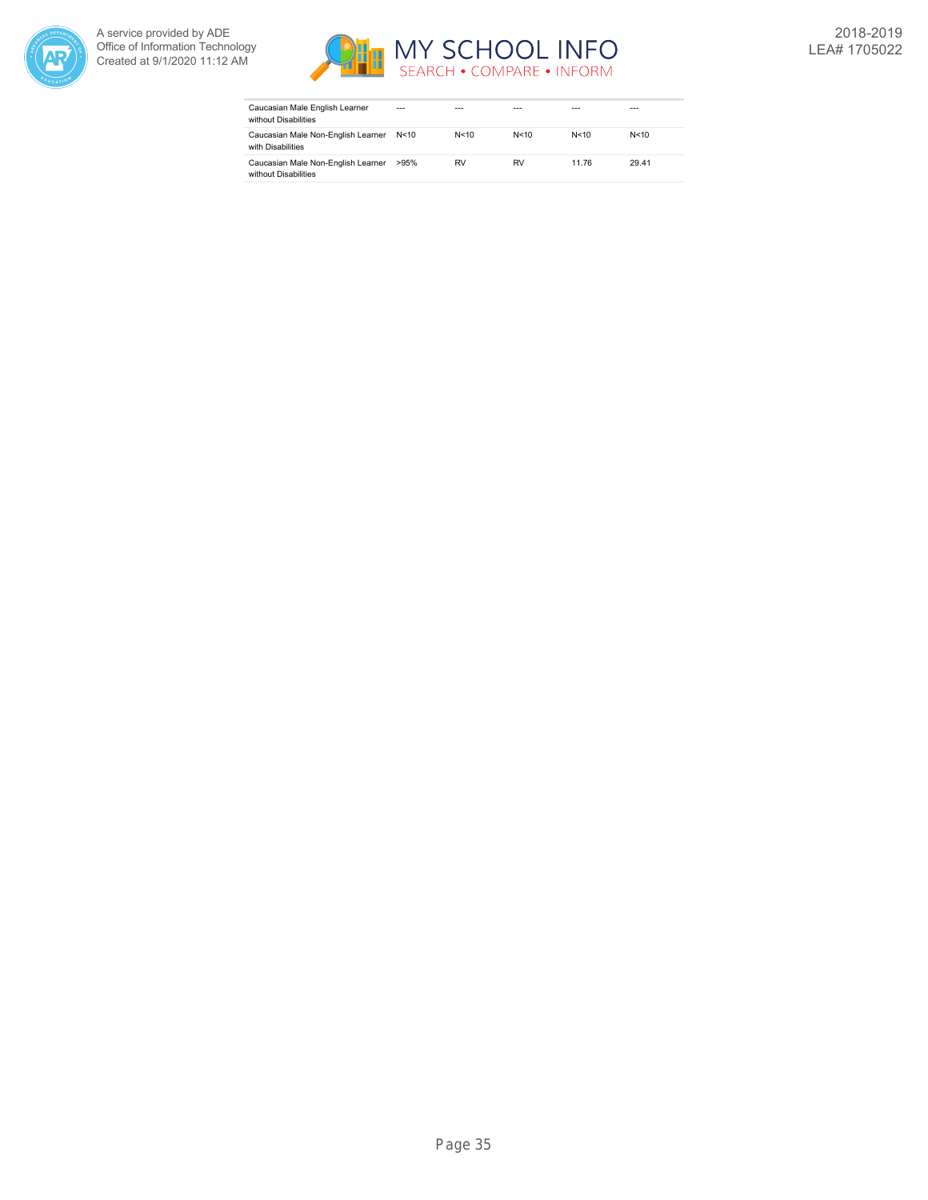| | | | | | |
|---|---|---|---|---|---|
| Caucasian Male English Learner without Disabilities | --- | --- | --- | --- | --- |
| Caucasian Male Non-English Learner with Disabilities | N<10 | N<10 | N<10 | N<10 | N<10 |
| Caucasian Male Non-English Learner without Disabilities | >95% | RV | RV | 11.76 | 29.41 |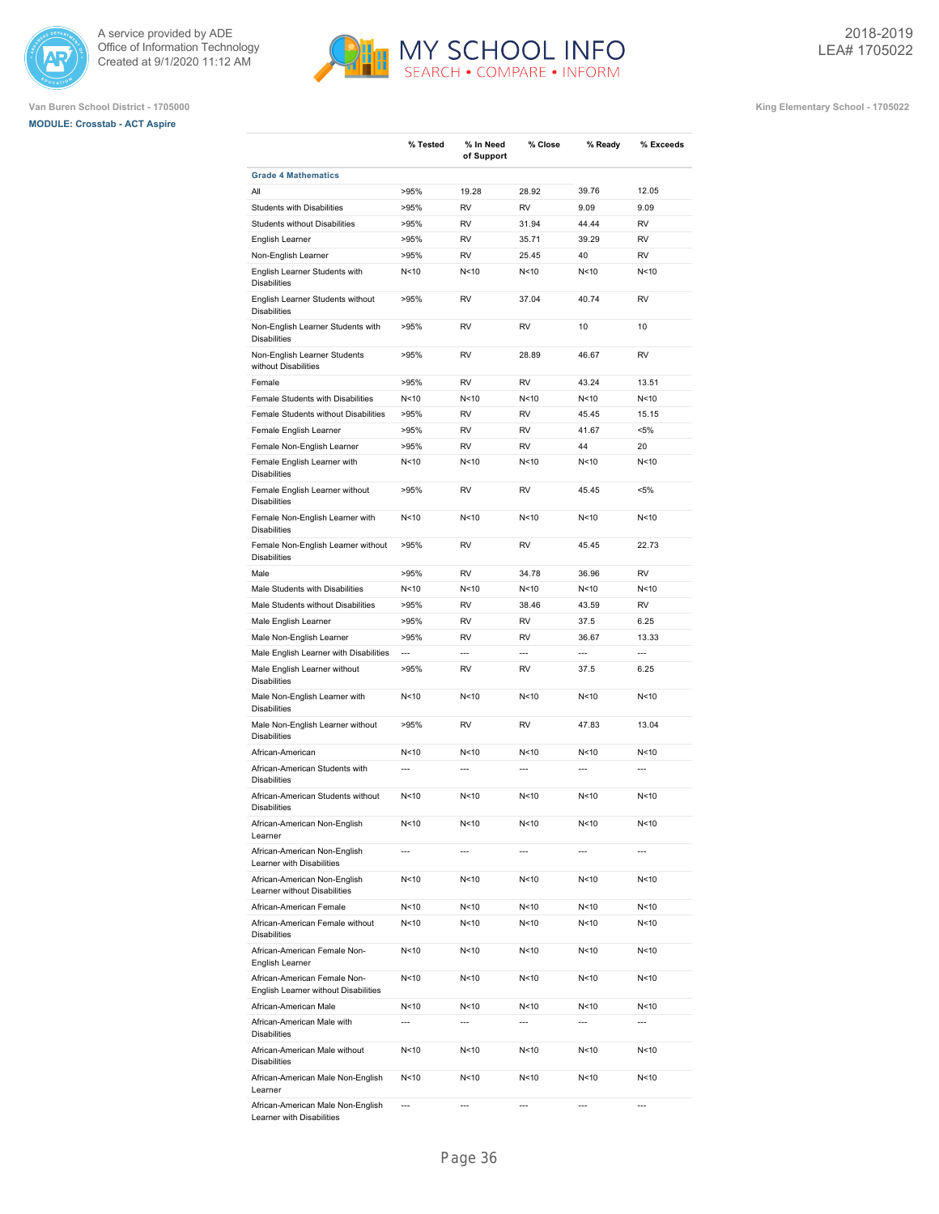A service provided by ADE
Office of Information Technology
Created at 9/1/2020 11:12 AM

2018-2019
LEA# 1705022

Van Buren School District - 1705000

**MODULE: Crosstab - ACT Aspire**

King Elementary School - 1705022

| | % Tested | % In Need of Support | % Close | % Ready | % Exceeds |
|---|---|---|---|---|---|
| **Grade 4 Mathematics** | | | | | |
| All | >95% | 19.28 | 28.92 | 39.76 | 12.05 |
| Students with Disabilities | >95% | RV | RV | 9.09 | 9.09 |
| Students without Disabilities | >95% | RV | 31.94 | 44.44 | RV |
| English Learner | >95% | RV | 35.71 | 39.29 | RV |
| Non-English Learner | >95% | RV | 25.45 | 40 | RV |
| English Learner Students with Disabilities | N<10 | N<10 | N<10 | N<10 | N<10 |
| English Learner Students without Disabilities | >95% | RV | 37.04 | 40.74 | RV |
| Non-English Learner Students with Disabilities | >95% | RV | RV | 10 | 10 |
| Non-English Learner Students without Disabilities | >95% | RV | 28.89 | 46.67 | RV |
| Female | >95% | RV | RV | 43.24 | 13.51 |
| Female Students with Disabilities | N<10 | N<10 | N<10 | N<10 | N<10 |
| Female Students without Disabilities | >95% | RV | RV | 45.45 | 15.15 |
| Female English Learner | >95% | RV | RV | 41.67 | <5% |
| Female Non-English Learner | >95% | RV | RV | 44 | 20 |
| Female English Learner with Disabilities | N<10 | N<10 | N<10 | N<10 | N<10 |
| Female English Learner without Disabilities | >95% | RV | RV | 45.45 | <5% |
| Female Non-English Learner with Disabilities | N<10 | N<10 | N<10 | N<10 | N<10 |
| Female Non-English Learner without Disabilities | >95% | RV | RV | 45.45 | 22.73 |
| Male | >95% | RV | 34.78 | 36.96 | RV |
| Male Students with Disabilities | N<10 | N<10 | N<10 | N<10 | N<10 |
| Male Students without Disabilities | >95% | RV | 38.46 | 43.59 | RV |
| Male English Learner | >95% | RV | RV | 37.5 | 6.25 |
| Male Non-English Learner | >95% | RV | RV | 36.67 | 13.33 |
| Male English Learner with Disabilities | --- | --- | --- | --- | --- |
| Male English Learner without Disabilities | >95% | RV | RV | 37.5 | 6.25 |
| Male Non-English Learner with Disabilities | N<10 | N<10 | N<10 | N<10 | N<10 |
| Male Non-English Learner without Disabilities | >95% | RV | RV | 47.83 | 13.04 |
| African-American | N<10 | N<10 | N<10 | N<10 | N<10 |
| African-American Students with Disabilities | --- | --- | --- | --- | --- |
| African-American Students without Disabilities | N<10 | N<10 | N<10 | N<10 | N<10 |
| African-American Non-English Learner | N<10 | N<10 | N<10 | N<10 | N<10 |
| African-American Non-English Learner with Disabilities | --- | --- | --- | --- | --- |
| African-American Non-English Learner without Disabilities | N<10 | N<10 | N<10 | N<10 | N<10 |
| African-American Female | N<10 | N<10 | N<10 | N<10 | N<10 |
| African-American Female without Disabilities | N<10 | N<10 | N<10 | N<10 | N<10 |
| African-American Female Non-English Learner | N<10 | N<10 | N<10 | N<10 | N<10 |
| African-American Female Non-English Learner without Disabilities | N<10 | N<10 | N<10 | N<10 | N<10 |
| African-American Male | N<10 | N<10 | N<10 | N<10 | N<10 |
| African-American Male with Disabilities | --- | --- | --- | --- | --- |
| African-American Male without Disabilities | N<10 | N<10 | N<10 | N<10 | N<10 |
| African-American Male Non-English Learner | N<10 | N<10 | N<10 | N<10 | N<10 |
| African-American Male Non-English Learner with Disabilities | --- | --- | --- | --- | --- |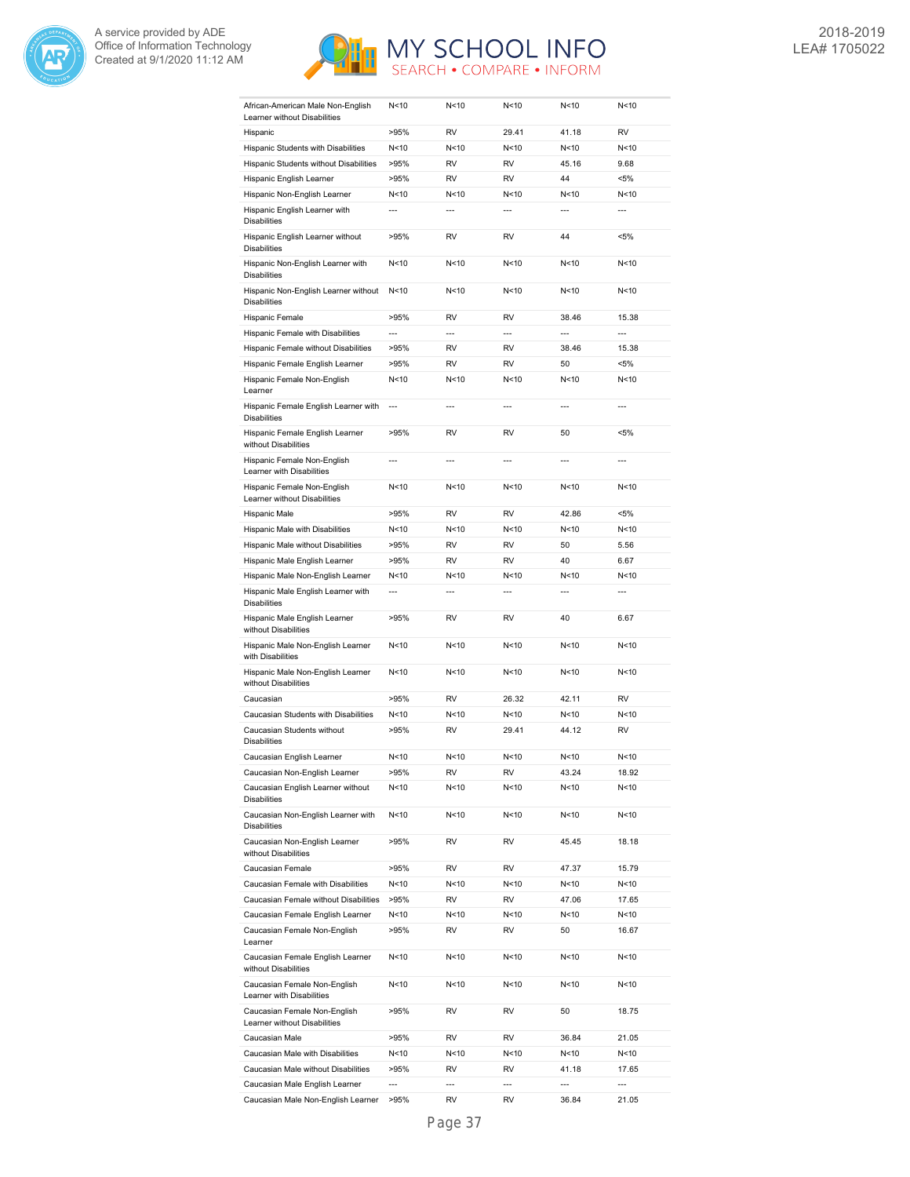| | | | | | |
|---|---|---|---|---|---|
| African-American Male Non-English Learner without Disabilities | N<10 | N<10 | N<10 | N<10 | N<10 |
| Hispanic | >95% | RV | 29.41 | 41.18 | RV |
| Hispanic Students with Disabilities | N<10 | N<10 | N<10 | N<10 | N<10 |
| Hispanic Students without Disabilities | >95% | RV | RV | 45.16 | 9.68 |
| Hispanic English Learner | >95% | RV | RV | 44 | <5% |
| Hispanic Non-English Learner | N<10 | N<10 | N<10 | N<10 | N<10 |
| Hispanic English Learner with Disabilities | --- | --- | --- | --- | --- |
| Hispanic English Learner without Disabilities | >95% | RV | RV | 44 | <5% |
| Hispanic Non-English Learner with Disabilities | N<10 | N<10 | N<10 | N<10 | N<10 |
| Hispanic Non-English Learner without Disabilities | N<10 | N<10 | N<10 | N<10 | N<10 |
| Hispanic Female | >95% | RV | RV | 38.46 | 15.38 |
| Hispanic Female with Disabilities | --- | --- | --- | --- | --- |
| Hispanic Female without Disabilities | >95% | RV | RV | 38.46 | 15.38 |
| Hispanic Female English Learner | >95% | RV | RV | 50 | <5% |
| Hispanic Female Non-English Learner | N<10 | N<10 | N<10 | N<10 | N<10 |
| Hispanic Female English Learner with Disabilities | --- | --- | --- | --- | --- |
| Hispanic Female English Learner without Disabilities | >95% | RV | RV | 50 | <5% |
| Hispanic Female Non-English Learner with Disabilities | --- | --- | --- | --- | --- |
| Hispanic Female Non-English Learner without Disabilities | N<10 | N<10 | N<10 | N<10 | N<10 |
| Hispanic Male | >95% | RV | RV | 42.86 | <5% |
| Hispanic Male with Disabilities | N<10 | N<10 | N<10 | N<10 | N<10 |
| Hispanic Male without Disabilities | >95% | RV | RV | 50 | 5.56 |
| Hispanic Male English Learner | >95% | RV | RV | 40 | 6.67 |
| Hispanic Male Non-English Learner | N<10 | N<10 | N<10 | N<10 | N<10 |
| Hispanic Male English Learner with Disabilities | --- | --- | --- | --- | --- |
| Hispanic Male English Learner without Disabilities | >95% | RV | RV | 40 | 6.67 |
| Hispanic Male Non-English Learner with Disabilities | N<10 | N<10 | N<10 | N<10 | N<10 |
| Hispanic Male Non-English Learner without Disabilities | N<10 | N<10 | N<10 | N<10 | N<10 |
| Caucasian | >95% | RV | 26.32 | 42.11 | RV |
| Caucasian Students with Disabilities | N<10 | N<10 | N<10 | N<10 | N<10 |
| Caucasian Students without Disabilities | >95% | RV | 29.41 | 44.12 | RV |
| Caucasian English Learner | N<10 | N<10 | N<10 | N<10 | N<10 |
| Caucasian Non-English Learner | >95% | RV | RV | 43.24 | 18.92 |
| Caucasian English Learner without Disabilities | N<10 | N<10 | N<10 | N<10 | N<10 |
| Caucasian Non-English Learner with Disabilities | N<10 | N<10 | N<10 | N<10 | N<10 |
| Caucasian Non-English Learner without Disabilities | >95% | RV | RV | 45.45 | 18.18 |
| Caucasian Female | >95% | RV | RV | 47.37 | 15.79 |
| Caucasian Female with Disabilities | N<10 | N<10 | N<10 | N<10 | N<10 |
| Caucasian Female without Disabilities | >95% | RV | RV | 47.06 | 17.65 |
| Caucasian Female English Learner | N<10 | N<10 | N<10 | N<10 | N<10 |
| Caucasian Female Non-English Learner | >95% | RV | RV | 50 | 16.67 |
| Caucasian Female English Learner without Disabilities | N<10 | N<10 | N<10 | N<10 | N<10 |
| Caucasian Female Non-English Learner with Disabilities | N<10 | N<10 | N<10 | N<10 | N<10 |
| Caucasian Female Non-English Learner without Disabilities | >95% | RV | RV | 50 | 18.75 |
| Caucasian Male | >95% | RV | RV | 36.84 | 21.05 |
| Caucasian Male with Disabilities | N<10 | N<10 | N<10 | N<10 | N<10 |
| Caucasian Male without Disabilities | >95% | RV | RV | 41.18 | 17.65 |
| Caucasian Male English Learner | --- | --- | --- | --- | --- |
| Caucasian Male Non-English Learner | >95% | RV | RV | 36.84 | 21.05 |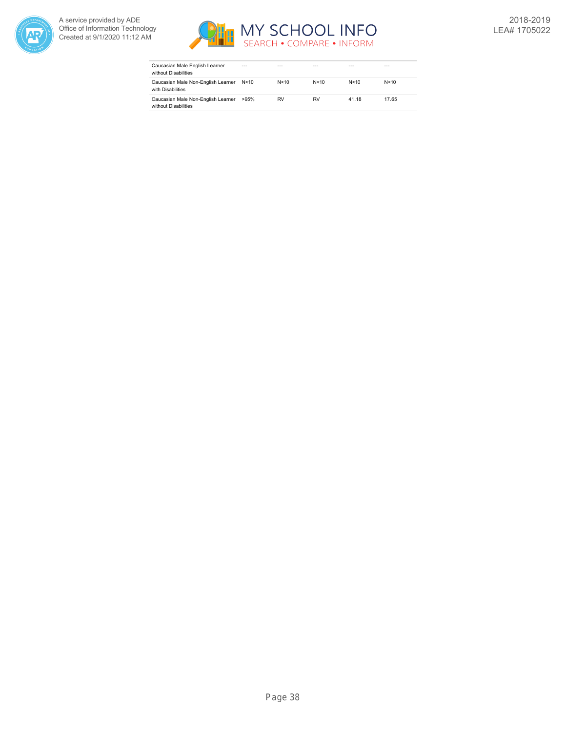| | | | | | |
|---|---|---|---|---|---|
| Caucasian Male English Learner without Disabilities | --- | --- | --- | --- | --- |
| Caucasian Male Non-English Learner with Disabilities | N<10 | N<10 | N<10 | N<10 | N<10 |
| Caucasian Male Non-English Learner without Disabilities | >95% | RV | RV | 41.18 | 17.65 |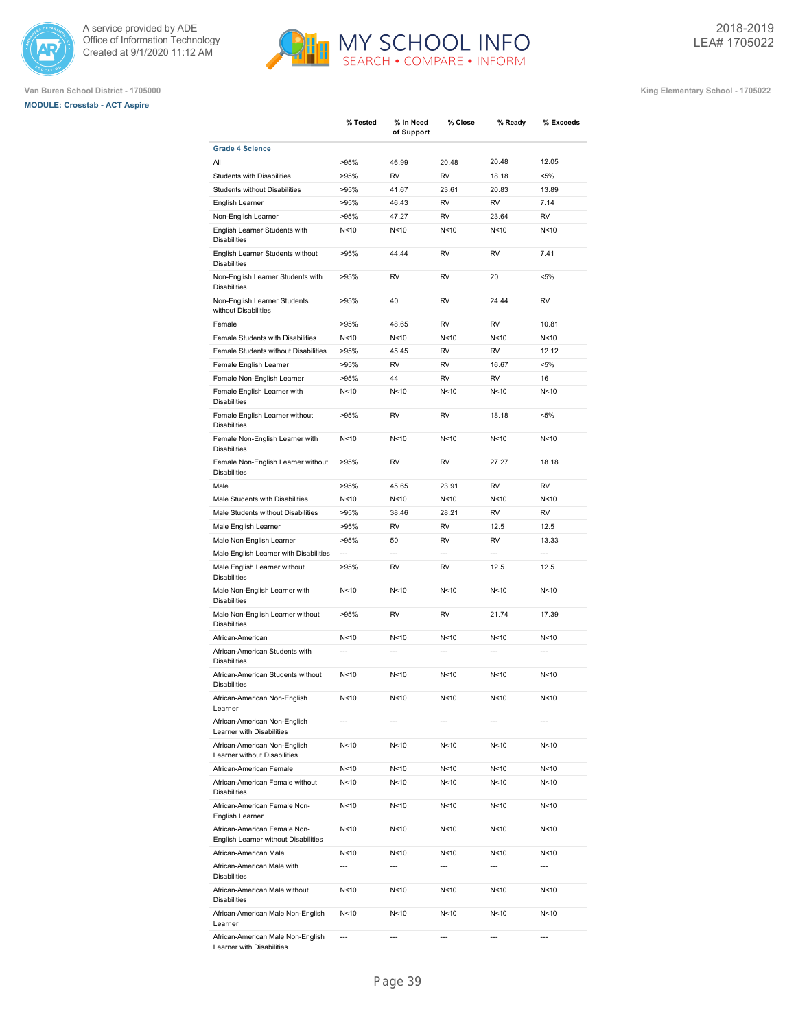A service provided by ADE
Office of Information Technology
Created at 9/1/2020 11:12 AM

2018-2019
LEA# 1705022

Van Buren School District - 1705000

King Elementary School - 1705022

**MODULE: Crosstab - ACT Aspire**

| | % Tested | % In Need of Support | % Close | % Ready | % Exceeds |
|---|---|---|---|---|---|
| **Grade 4 Science** | | | | | |
| All | >95% | 46.99 | 20.48 | 20.48 | 12.05 |
| Students with Disabilities | >95% | RV | RV | 18.18 | <5% |
| Students without Disabilities | >95% | 41.67 | 23.61 | 20.83 | 13.89 |
| English Learner | >95% | 46.43 | RV | RV | 7.14 |
| Non-English Learner | >95% | 47.27 | RV | 23.64 | RV |
| English Learner Students with Disabilities | N<10 | N<10 | N<10 | N<10 | N<10 |
| English Learner Students without Disabilities | >95% | 44.44 | RV | RV | 7.41 |
| Non-English Learner Students with Disabilities | >95% | RV | RV | 20 | <5% |
| Non-English Learner Students without Disabilities | >95% | 40 | RV | 24.44 | RV |
| Female | >95% | 48.65 | RV | RV | 10.81 |
| Female Students with Disabilities | N<10 | N<10 | N<10 | N<10 | N<10 |
| Female Students without Disabilities | >95% | 45.45 | RV | RV | 12.12 |
| Female English Learner | >95% | RV | RV | 16.67 | <5% |
| Female Non-English Learner | >95% | 44 | RV | RV | 16 |
| Female English Learner with Disabilities | N<10 | N<10 | N<10 | N<10 | N<10 |
| Female English Learner without Disabilities | >95% | RV | RV | 18.18 | <5% |
| Female Non-English Learner with Disabilities | N<10 | N<10 | N<10 | N<10 | N<10 |
| Female Non-English Learner without Disabilities | >95% | RV | RV | 27.27 | 18.18 |
| Male | >95% | 45.65 | 23.91 | RV | RV |
| Male Students with Disabilities | N<10 | N<10 | N<10 | N<10 | N<10 |
| Male Students without Disabilities | >95% | 38.46 | 28.21 | RV | RV |
| Male English Learner | >95% | RV | RV | 12.5 | 12.5 |
| Male Non-English Learner | >95% | 50 | RV | RV | 13.33 |
| Male English Learner with Disabilities | --- | --- | --- | --- | --- |
| Male English Learner without Disabilities | >95% | RV | RV | 12.5 | 12.5 |
| Male Non-English Learner with Disabilities | N<10 | N<10 | N<10 | N<10 | N<10 |
| Male Non-English Learner without Disabilities | >95% | RV | RV | 21.74 | 17.39 |
| African-American | N<10 | N<10 | N<10 | N<10 | N<10 |
| African-American Students with Disabilities | --- | --- | --- | --- | --- |
| African-American Students without Disabilities | N<10 | N<10 | N<10 | N<10 | N<10 |
| African-American Non-English Learner | N<10 | N<10 | N<10 | N<10 | N<10 |
| African-American Non-English Learner with Disabilities | --- | --- | --- | --- | --- |
| African-American Non-English Learner without Disabilities | N<10 | N<10 | N<10 | N<10 | N<10 |
| African-American Female | N<10 | N<10 | N<10 | N<10 | N<10 |
| African-American Female without Disabilities | N<10 | N<10 | N<10 | N<10 | N<10 |
| African-American Female Non-English Learner | N<10 | N<10 | N<10 | N<10 | N<10 |
| African-American Female Non-English Learner without Disabilities | N<10 | N<10 | N<10 | N<10 | N<10 |
| African-American Male | N<10 | N<10 | N<10 | N<10 | N<10 |
| African-American Male with Disabilities | --- | --- | --- | --- | --- |
| African-American Male without Disabilities | N<10 | N<10 | N<10 | N<10 | N<10 |
| African-American Male Non-English Learner | N<10 | N<10 | N<10 | N<10 | N<10 |
| African-American Male Non-English Learner with Disabilities | --- | --- | --- | --- | --- |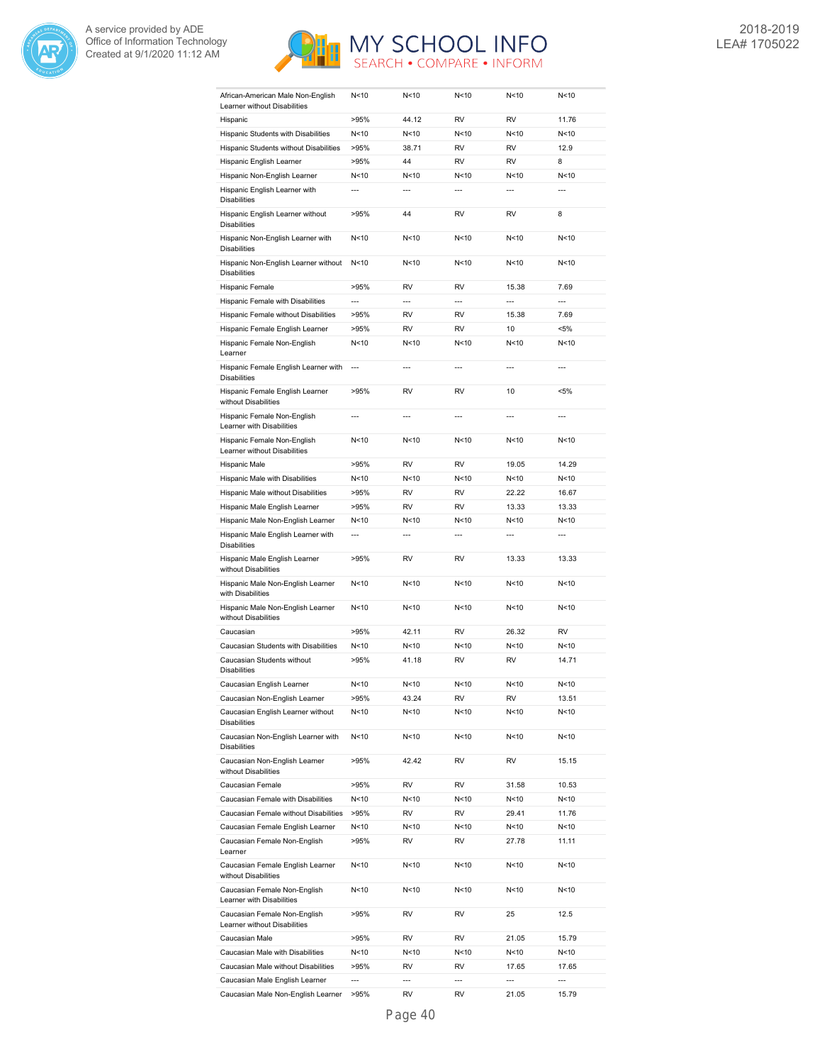| | | | | | |
|---|---|---|---|---|---|
| African-American Male Non-English Learner without Disabilities | N<10 | N<10 | N<10 | N<10 | N<10 |
| Hispanic | >95% | 44.12 | RV | RV | 11.76 |
| Hispanic Students with Disabilities | N<10 | N<10 | N<10 | N<10 | N<10 |
| Hispanic Students without Disabilities | >95% | 38.71 | RV | RV | 12.9 |
| Hispanic English Learner | >95% | 44 | RV | RV | 8 |
| Hispanic Non-English Learner | N<10 | N<10 | N<10 | N<10 | N<10 |
| Hispanic English Learner with Disabilities | --- | --- | --- | --- | --- |
| Hispanic English Learner without Disabilities | >95% | 44 | RV | RV | 8 |
| Hispanic Non-English Learner with Disabilities | N<10 | N<10 | N<10 | N<10 | N<10 |
| Hispanic Non-English Learner without Disabilities | N<10 | N<10 | N<10 | N<10 | N<10 |
| Hispanic Female | >95% | RV | RV | 15.38 | 7.69 |
| Hispanic Female with Disabilities | --- | --- | --- | --- | --- |
| Hispanic Female without Disabilities | >95% | RV | RV | 15.38 | 7.69 |
| Hispanic Female English Learner | >95% | RV | RV | 10 | <5% |
| Hispanic Female Non-English Learner | N<10 | N<10 | N<10 | N<10 | N<10 |
| Hispanic Female English Learner with Disabilities | --- | --- | --- | --- | --- |
| Hispanic Female English Learner without Disabilities | >95% | RV | RV | 10 | <5% |
| Hispanic Female Non-English Learner with Disabilities | --- | --- | --- | --- | --- |
| Hispanic Female Non-English Learner without Disabilities | N<10 | N<10 | N<10 | N<10 | N<10 |
| Hispanic Male | >95% | RV | RV | 19.05 | 14.29 |
| Hispanic Male with Disabilities | N<10 | N<10 | N<10 | N<10 | N<10 |
| Hispanic Male without Disabilities | >95% | RV | RV | 22.22 | 16.67 |
| Hispanic Male English Learner | >95% | RV | RV | 13.33 | 13.33 |
| Hispanic Male Non-English Learner | N<10 | N<10 | N<10 | N<10 | N<10 |
| Hispanic Male English Learner with Disabilities | --- | --- | --- | --- | --- |
| Hispanic Male English Learner without Disabilities | >95% | RV | RV | 13.33 | 13.33 |
| Hispanic Male Non-English Learner with Disabilities | N<10 | N<10 | N<10 | N<10 | N<10 |
| Hispanic Male Non-English Learner without Disabilities | N<10 | N<10 | N<10 | N<10 | N<10 |
| Caucasian | >95% | 42.11 | RV | 26.32 | RV |
| Caucasian Students with Disabilities | N<10 | N<10 | N<10 | N<10 | N<10 |
| Caucasian Students without Disabilities | >95% | 41.18 | RV | RV | 14.71 |
| Caucasian English Learner | N<10 | N<10 | N<10 | N<10 | N<10 |
| Caucasian Non-English Learner | >95% | 43.24 | RV | RV | 13.51 |
| Caucasian English Learner without Disabilities | N<10 | N<10 | N<10 | N<10 | N<10 |
| Caucasian Non-English Learner with Disabilities | N<10 | N<10 | N<10 | N<10 | N<10 |
| Caucasian Non-English Learner without Disabilities | >95% | 42.42 | RV | RV | 15.15 |
| Caucasian Female | >95% | RV | RV | 31.58 | 10.53 |
| Caucasian Female with Disabilities | N<10 | N<10 | N<10 | N<10 | N<10 |
| Caucasian Female without Disabilities | >95% | RV | RV | 29.41 | 11.76 |
| Caucasian Female English Learner | N<10 | N<10 | N<10 | N<10 | N<10 |
| Caucasian Female Non-English Learner | >95% | RV | RV | 27.78 | 11.11 |
| Caucasian Female English Learner without Disabilities | N<10 | N<10 | N<10 | N<10 | N<10 |
| Caucasian Female Non-English Learner with Disabilities | N<10 | N<10 | N<10 | N<10 | N<10 |
| Caucasian Female Non-English Learner without Disabilities | >95% | RV | RV | 25 | 12.5 |
| Caucasian Male | >95% | RV | RV | 21.05 | 15.79 |
| Caucasian Male with Disabilities | N<10 | N<10 | N<10 | N<10 | N<10 |
| Caucasian Male without Disabilities | >95% | RV | RV | 17.65 | 17.65 |
| Caucasian Male English Learner | --- | --- | --- | --- | --- |
| Caucasian Male Non-English Learner | >95% | RV | RV | 21.05 | 15.79 |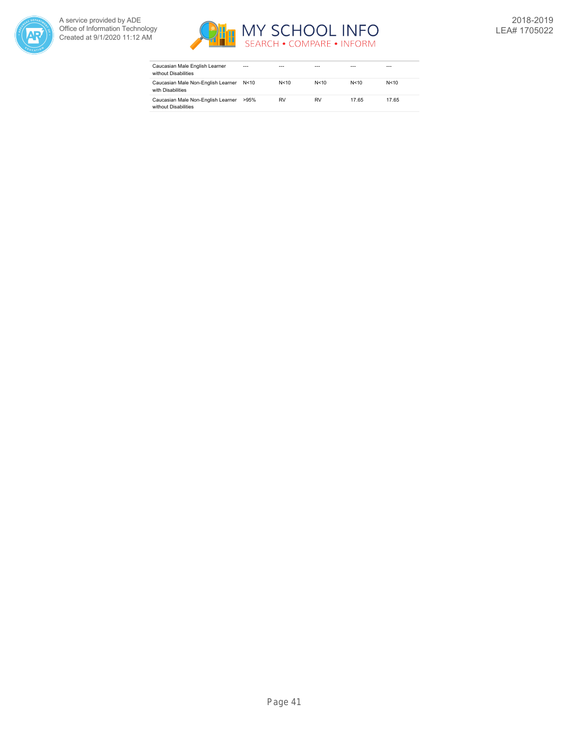| | | | | | |
|---|---|---|---|---|---|
| Caucasian Male English Learner without Disabilities | --- | --- | --- | --- | --- |
| Caucasian Male Non-English Learner with Disabilities | N<10 | N<10 | N<10 | N<10 | N<10 |
| Caucasian Male Non-English Learner without Disabilities | >95% | RV | RV | 17.65 | 17.65 |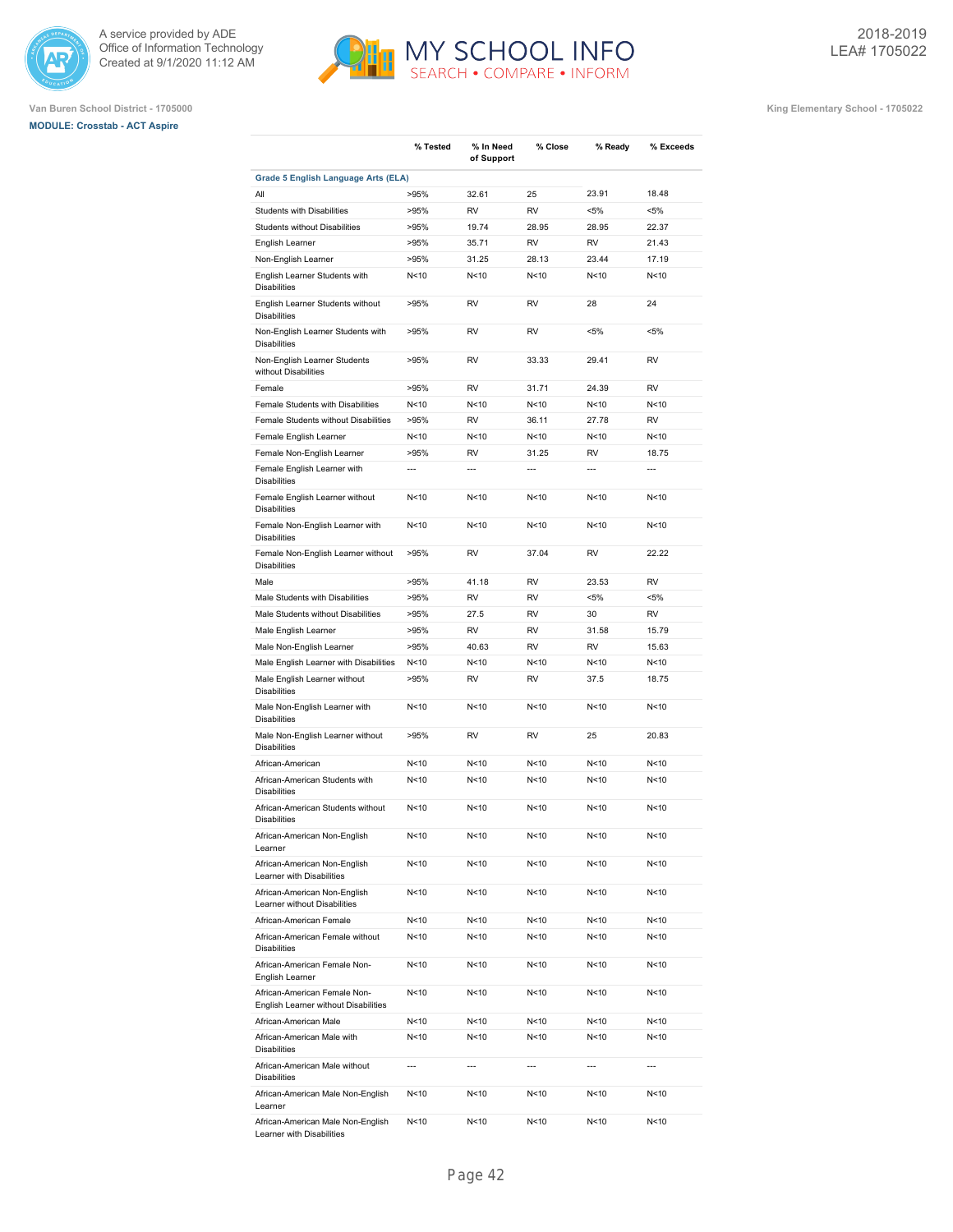Van Buren School District - 1705000

**MODULE: Crosstab - ACT Aspire**

King Elementary School - 1705022

2018-2019
LEA# 1705022

| | % Tested | % In Need of Support | % Close | % Ready | % Exceeds |
|---|---|---|---|---|---|
| **Grade 5 English Language Arts (ELA)** | | | | | |
| All | >95% | 32.61 | 25 | 23.91 | 18.48 |
| Students with Disabilities | >95% | RV | RV | <5% | <5% |
| Students without Disabilities | >95% | 19.74 | 28.95 | 28.95 | 22.37 |
| English Learner | >95% | 35.71 | RV | RV | 21.43 |
| Non-English Learner | >95% | 31.25 | 28.13 | 23.44 | 17.19 |
| English Learner Students with Disabilities | N<10 | N<10 | N<10 | N<10 | N<10 |
| English Learner Students without Disabilities | >95% | RV | RV | 28 | 24 |
| Non-English Learner Students with Disabilities | >95% | RV | RV | <5% | <5% |
| Non-English Learner Students without Disabilities | >95% | RV | 33.33 | 29.41 | RV |
| Female | >95% | RV | 31.71 | 24.39 | RV |
| Female Students with Disabilities | N<10 | N<10 | N<10 | N<10 | N<10 |
| Female Students without Disabilities | >95% | RV | 36.11 | 27.78 | RV |
| Female English Learner | N<10 | N<10 | N<10 | N<10 | N<10 |
| Female Non-English Learner | >95% | RV | 31.25 | RV | 18.75 |
| Female English Learner with Disabilities | --- | --- | --- | --- | --- |
| Female English Learner without Disabilities | N<10 | N<10 | N<10 | N<10 | N<10 |
| Female Non-English Learner with Disabilities | N<10 | N<10 | N<10 | N<10 | N<10 |
| Female Non-English Learner without Disabilities | >95% | RV | 37.04 | RV | 22.22 |
| Male | >95% | 41.18 | RV | 23.53 | RV |
| Male Students with Disabilities | >95% | RV | RV | <5% | <5% |
| Male Students without Disabilities | >95% | 27.5 | RV | 30 | RV |
| Male English Learner | >95% | RV | RV | 31.58 | 15.79 |
| Male Non-English Learner | >95% | 40.63 | RV | RV | 15.63 |
| Male English Learner with Disabilities | N<10 | N<10 | N<10 | N<10 | N<10 |
| Male English Learner without Disabilities | >95% | RV | RV | 37.5 | 18.75 |
| Male Non-English Learner with Disabilities | N<10 | N<10 | N<10 | N<10 | N<10 |
| Male Non-English Learner without Disabilities | >95% | RV | RV | 25 | 20.83 |
| African-American | N<10 | N<10 | N<10 | N<10 | N<10 |
| African-American Students with Disabilities | N<10 | N<10 | N<10 | N<10 | N<10 |
| African-American Students without Disabilities | N<10 | N<10 | N<10 | N<10 | N<10 |
| African-American Non-English Learner | N<10 | N<10 | N<10 | N<10 | N<10 |
| African-American Non-English Learner with Disabilities | N<10 | N<10 | N<10 | N<10 | N<10 |
| African-American Non-English Learner without Disabilities | N<10 | N<10 | N<10 | N<10 | N<10 |
| African-American Female | N<10 | N<10 | N<10 | N<10 | N<10 |
| African-American Female without Disabilities | N<10 | N<10 | N<10 | N<10 | N<10 |
| African-American Female Non-English Learner | N<10 | N<10 | N<10 | N<10 | N<10 |
| African-American Female Non-English Learner without Disabilities | N<10 | N<10 | N<10 | N<10 | N<10 |
| African-American Male | N<10 | N<10 | N<10 | N<10 | N<10 |
| African-American Male with Disabilities | N<10 | N<10 | N<10 | N<10 | N<10 |
| African-American Male without Disabilities | --- | --- | --- | --- | --- |
| African-American Male Non-English Learner | N<10 | N<10 | N<10 | N<10 | N<10 |
| African-American Male Non-English Learner with Disabilities | N<10 | N<10 | N<10 | N<10 | N<10 |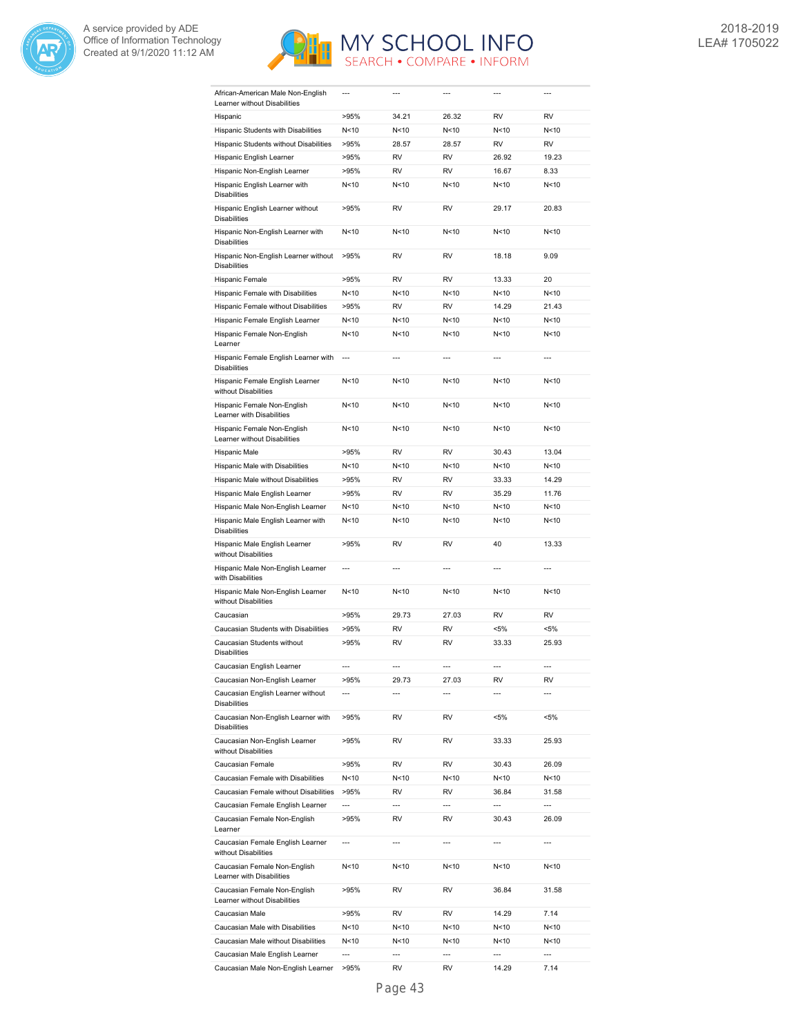| | | | | | |
|---|---|---|---|---|---|
| African-American Male Non-English Learner without Disabilities | --- | --- | --- | --- | --- |
| Hispanic | >95% | 34.21 | 26.32 | RV | RV |
| Hispanic Students with Disabilities | N<10 | N<10 | N<10 | N<10 | N<10 |
| Hispanic Students without Disabilities | >95% | 28.57 | 28.57 | RV | RV |
| Hispanic English Learner | >95% | RV | RV | 26.92 | 19.23 |
| Hispanic Non-English Learner | >95% | RV | RV | 16.67 | 8.33 |
| Hispanic English Learner with Disabilities | N<10 | N<10 | N<10 | N<10 | N<10 |
| Hispanic English Learner without Disabilities | >95% | RV | RV | 29.17 | 20.83 |
| Hispanic Non-English Learner with Disabilities | N<10 | N<10 | N<10 | N<10 | N<10 |
| Hispanic Non-English Learner without Disabilities | >95% | RV | RV | 18.18 | 9.09 |
| Hispanic Female | >95% | RV | RV | 13.33 | 20 |
| Hispanic Female with Disabilities | N<10 | N<10 | N<10 | N<10 | N<10 |
| Hispanic Female without Disabilities | >95% | RV | RV | 14.29 | 21.43 |
| Hispanic Female English Learner | N<10 | N<10 | N<10 | N<10 | N<10 |
| Hispanic Female Non-English Learner | N<10 | N<10 | N<10 | N<10 | N<10 |
| Hispanic Female English Learner with Disabilities | --- | --- | --- | --- | --- |
| Hispanic Female English Learner without Disabilities | N<10 | N<10 | N<10 | N<10 | N<10 |
| Hispanic Female Non-English Learner with Disabilities | N<10 | N<10 | N<10 | N<10 | N<10 |
| Hispanic Female Non-English Learner without Disabilities | N<10 | N<10 | N<10 | N<10 | N<10 |
| Hispanic Male | >95% | RV | RV | 30.43 | 13.04 |
| Hispanic Male with Disabilities | N<10 | N<10 | N<10 | N<10 | N<10 |
| Hispanic Male without Disabilities | >95% | RV | RV | 33.33 | 14.29 |
| Hispanic Male English Learner | >95% | RV | RV | 35.29 | 11.76 |
| Hispanic Male Non-English Learner | N<10 | N<10 | N<10 | N<10 | N<10 |
| Hispanic Male English Learner with Disabilities | N<10 | N<10 | N<10 | N<10 | N<10 |
| Hispanic Male English Learner without Disabilities | >95% | RV | RV | 40 | 13.33 |
| Hispanic Male Non-English Learner with Disabilities | --- | --- | --- | --- | --- |
| Hispanic Male Non-English Learner without Disabilities | N<10 | N<10 | N<10 | N<10 | N<10 |
| Caucasian | >95% | 29.73 | 27.03 | RV | RV |
| Caucasian Students with Disabilities | >95% | RV | RV | <5% | <5% |
| Caucasian Students without Disabilities | >95% | RV | RV | 33.33 | 25.93 |
| Caucasian English Learner | --- | --- | --- | --- | --- |
| Caucasian Non-English Learner | >95% | 29.73 | 27.03 | RV | RV |
| Caucasian English Learner without Disabilities | --- | --- | --- | --- | --- |
| Caucasian Non-English Learner with Disabilities | >95% | RV | RV | <5% | <5% |
| Caucasian Non-English Learner without Disabilities | >95% | RV | RV | 33.33 | 25.93 |
| Caucasian Female | >95% | RV | RV | 30.43 | 26.09 |
| Caucasian Female with Disabilities | N<10 | N<10 | N<10 | N<10 | N<10 |
| Caucasian Female without Disabilities | >95% | RV | RV | 36.84 | 31.58 |
| Caucasian Female English Learner | --- | --- | --- | --- | --- |
| Caucasian Female Non-English Learner | >95% | RV | RV | 30.43 | 26.09 |
| Caucasian Female English Learner without Disabilities | --- | --- | --- | --- | --- |
| Caucasian Female Non-English Learner with Disabilities | N<10 | N<10 | N<10 | N<10 | N<10 |
| Caucasian Female Non-English Learner without Disabilities | >95% | RV | RV | 36.84 | 31.58 |
| Caucasian Male | >95% | RV | RV | 14.29 | 7.14 |
| Caucasian Male with Disabilities | N<10 | N<10 | N<10 | N<10 | N<10 |
| Caucasian Male without Disabilities | N<10 | N<10 | N<10 | N<10 | N<10 |
| Caucasian Male English Learner | --- | --- | --- | --- | --- |
| Caucasian Male Non-English Learner | >95% | RV | RV | 14.29 | 7.14 |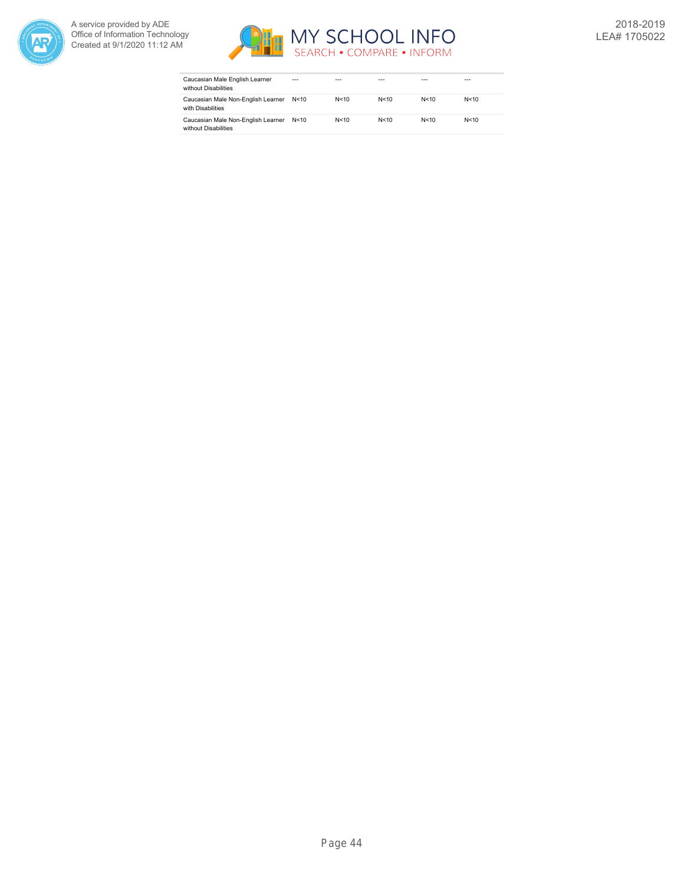| | | | | | |
|---|---|---|---|---|---|
| Caucasian Male English Learner without Disabilities | --- | --- | --- | --- | --- |
| Caucasian Male Non-English Learner with Disabilities | N<10 | N<10 | N<10 | N<10 | N<10 |
| Caucasian Male Non-English Learner without Disabilities | N<10 | N<10 | N<10 | N<10 | N<10 |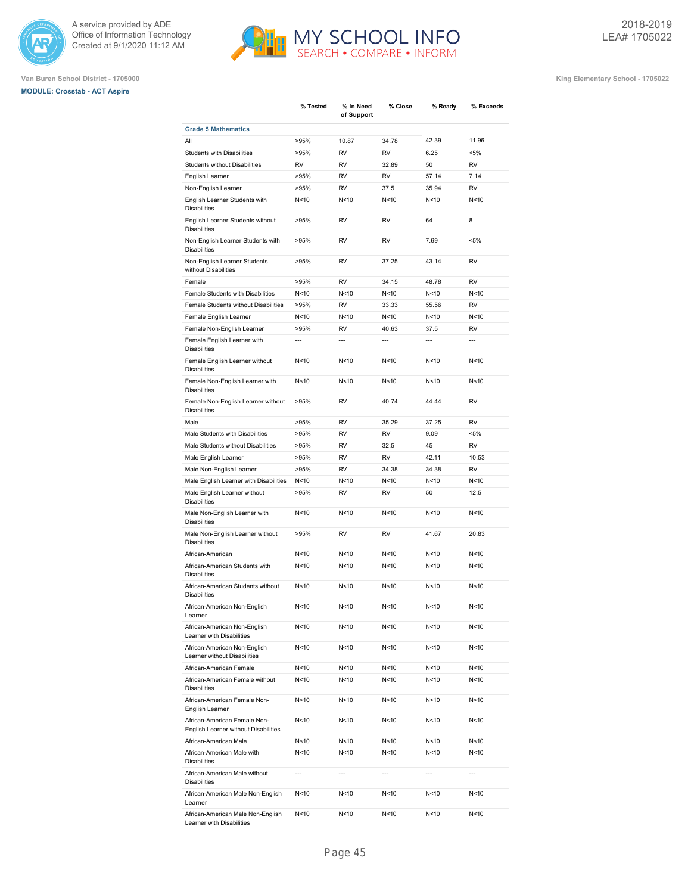Van Buren School District - 1705000

**MODULE: Crosstab - ACT Aspire**

King Elementary School - 1705022

| | % Tested | % In Need of Support | % Close | % Ready | % Exceeds |
|---|---|---|---|---|---|
| **Grade 5 Mathematics** | | | | | |
| All | >95% | 10.87 | 34.78 | 42.39 | 11.96 |
| Students with Disabilities | >95% | RV | RV | 6.25 | <5% |
| Students without Disabilities | RV | RV | 32.89 | 50 | RV |
| English Learner | >95% | RV | RV | 57.14 | 7.14 |
| Non-English Learner | >95% | RV | 37.5 | 35.94 | RV |
| English Learner Students with Disabilities | N<10 | N<10 | N<10 | N<10 | N<10 |
| English Learner Students without Disabilities | >95% | RV | RV | 64 | 8 |
| Non-English Learner Students with Disabilities | >95% | RV | RV | 7.69 | <5% |
| Non-English Learner Students without Disabilities | >95% | RV | 37.25 | 43.14 | RV |
| Female | >95% | RV | 34.15 | 48.78 | RV |
| Female Students with Disabilities | N<10 | N<10 | N<10 | N<10 | N<10 |
| Female Students without Disabilities | >95% | RV | 33.33 | 55.56 | RV |
| Female English Learner | N<10 | N<10 | N<10 | N<10 | N<10 |
| Female Non-English Learner | >95% | RV | 40.63 | 37.5 | RV |
| Female English Learner with Disabilities | --- | --- | --- | --- | --- |
| Female English Learner without Disabilities | N<10 | N<10 | N<10 | N<10 | N<10 |
| Female Non-English Learner with Disabilities | N<10 | N<10 | N<10 | N<10 | N<10 |
| Female Non-English Learner without Disabilities | >95% | RV | 40.74 | 44.44 | RV |
| Male | >95% | RV | 35.29 | 37.25 | RV |
| Male Students with Disabilities | >95% | RV | RV | 9.09 | <5% |
| Male Students without Disabilities | >95% | RV | 32.5 | 45 | RV |
| Male English Learner | >95% | RV | RV | 42.11 | 10.53 |
| Male Non-English Learner | >95% | RV | 34.38 | 34.38 | RV |
| Male English Learner with Disabilities | N<10 | N<10 | N<10 | N<10 | N<10 |
| Male English Learner without Disabilities | >95% | RV | RV | 50 | 12.5 |
| Male Non-English Learner with Disabilities | N<10 | N<10 | N<10 | N<10 | N<10 |
| Male Non-English Learner without Disabilities | >95% | RV | RV | 41.67 | 20.83 |
| African-American | N<10 | N<10 | N<10 | N<10 | N<10 |
| African-American Students with Disabilities | N<10 | N<10 | N<10 | N<10 | N<10 |
| African-American Students without Disabilities | N<10 | N<10 | N<10 | N<10 | N<10 |
| African-American Non-English Learner | N<10 | N<10 | N<10 | N<10 | N<10 |
| African-American Non-English Learner with Disabilities | N<10 | N<10 | N<10 | N<10 | N<10 |
| African-American Non-English Learner without Disabilities | N<10 | N<10 | N<10 | N<10 | N<10 |
| African-American Female | N<10 | N<10 | N<10 | N<10 | N<10 |
| African-American Female without Disabilities | N<10 | N<10 | N<10 | N<10 | N<10 |
| African-American Female Non-English Learner | N<10 | N<10 | N<10 | N<10 | N<10 |
| African-American Female Non-English Learner without Disabilities | N<10 | N<10 | N<10 | N<10 | N<10 |
| African-American Male | N<10 | N<10 | N<10 | N<10 | N<10 |
| African-American Male with Disabilities | N<10 | N<10 | N<10 | N<10 | N<10 |
| African-American Male without Disabilities | --- | --- | --- | --- | --- |
| African-American Male Non-English Learner | N<10 | N<10 | N<10 | N<10 | N<10 |
| African-American Male Non-English Learner with Disabilities | N<10 | N<10 | N<10 | N<10 | N<10 |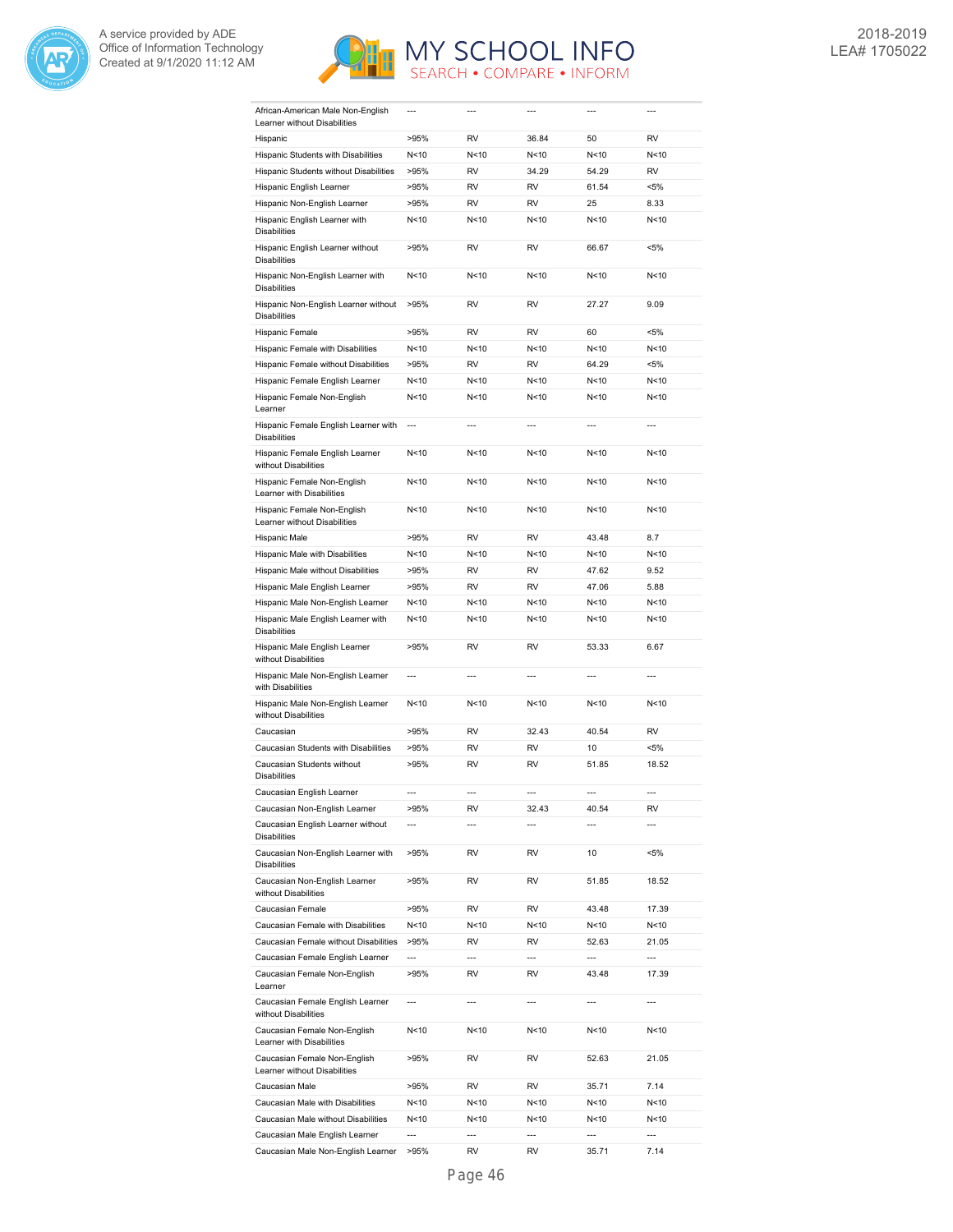| | | | | | |
|---|---|---|---|---|---|
| African-American Male Non-English Learner without Disabilities | --- | --- | --- | --- | --- |
| Hispanic | >95% | RV | 36.84 | 50 | RV |
| Hispanic Students with Disabilities | N<10 | N<10 | N<10 | N<10 | N<10 |
| Hispanic Students without Disabilities | >95% | RV | 34.29 | 54.29 | RV |
| Hispanic English Learner | >95% | RV | RV | 61.54 | <5% |
| Hispanic Non-English Learner | >95% | RV | RV | 25 | 8.33 |
| Hispanic English Learner with Disabilities | N<10 | N<10 | N<10 | N<10 | N<10 |
| Hispanic English Learner without Disabilities | >95% | RV | RV | 66.67 | <5% |
| Hispanic Non-English Learner with Disabilities | N<10 | N<10 | N<10 | N<10 | N<10 |
| Hispanic Non-English Learner without Disabilities | >95% | RV | RV | 27.27 | 9.09 |
| Hispanic Female | >95% | RV | RV | 60 | <5% |
| Hispanic Female with Disabilities | N<10 | N<10 | N<10 | N<10 | N<10 |
| Hispanic Female without Disabilities | >95% | RV | RV | 64.29 | <5% |
| Hispanic Female English Learner | N<10 | N<10 | N<10 | N<10 | N<10 |
| Hispanic Female Non-English Learner | N<10 | N<10 | N<10 | N<10 | N<10 |
| Hispanic Female English Learner with Disabilities | --- | --- | --- | --- | --- |
| Hispanic Female English Learner without Disabilities | N<10 | N<10 | N<10 | N<10 | N<10 |
| Hispanic Female Non-English Learner with Disabilities | N<10 | N<10 | N<10 | N<10 | N<10 |
| Hispanic Female Non-English Learner without Disabilities | N<10 | N<10 | N<10 | N<10 | N<10 |
| Hispanic Male | >95% | RV | RV | 43.48 | 8.7 |
| Hispanic Male with Disabilities | N<10 | N<10 | N<10 | N<10 | N<10 |
| Hispanic Male without Disabilities | >95% | RV | RV | 47.62 | 9.52 |
| Hispanic Male English Learner | >95% | RV | RV | 47.06 | 5.88 |
| Hispanic Male Non-English Learner | N<10 | N<10 | N<10 | N<10 | N<10 |
| Hispanic Male English Learner with Disabilities | N<10 | N<10 | N<10 | N<10 | N<10 |
| Hispanic Male English Learner without Disabilities | >95% | RV | RV | 53.33 | 6.67 |
| Hispanic Male Non-English Learner with Disabilities | --- | --- | --- | --- | --- |
| Hispanic Male Non-English Learner without Disabilities | N<10 | N<10 | N<10 | N<10 | N<10 |
| Caucasian | >95% | RV | 32.43 | 40.54 | RV |
| Caucasian Students with Disabilities | >95% | RV | RV | 10 | <5% |
| Caucasian Students without Disabilities | >95% | RV | RV | 51.85 | 18.52 |
| Caucasian English Learner | --- | --- | --- | --- | --- |
| Caucasian Non-English Learner | >95% | RV | 32.43 | 40.54 | RV |
| Caucasian English Learner without Disabilities | --- | --- | --- | --- | --- |
| Caucasian Non-English Learner with Disabilities | >95% | RV | RV | 10 | <5% |
| Caucasian Non-English Learner without Disabilities | >95% | RV | RV | 51.85 | 18.52 |
| Caucasian Female | >95% | RV | RV | 43.48 | 17.39 |
| Caucasian Female with Disabilities | N<10 | N<10 | N<10 | N<10 | N<10 |
| Caucasian Female without Disabilities | >95% | RV | RV | 52.63 | 21.05 |
| Caucasian Female English Learner | --- | --- | --- | --- | --- |
| Caucasian Female Non-English Learner | >95% | RV | RV | 43.48 | 17.39 |
| Caucasian Female English Learner without Disabilities | --- | --- | --- | --- | --- |
| Caucasian Female Non-English Learner with Disabilities | N<10 | N<10 | N<10 | N<10 | N<10 |
| Caucasian Female Non-English Learner without Disabilities | >95% | RV | RV | 52.63 | 21.05 |
| Caucasian Male | >95% | RV | RV | 35.71 | 7.14 |
| Caucasian Male with Disabilities | N<10 | N<10 | N<10 | N<10 | N<10 |
| Caucasian Male without Disabilities | N<10 | N<10 | N<10 | N<10 | N<10 |
| Caucasian Male English Learner | --- | --- | --- | --- | --- |
| Caucasian Male Non-English Learner | >95% | RV | RV | 35.71 | 7.14 |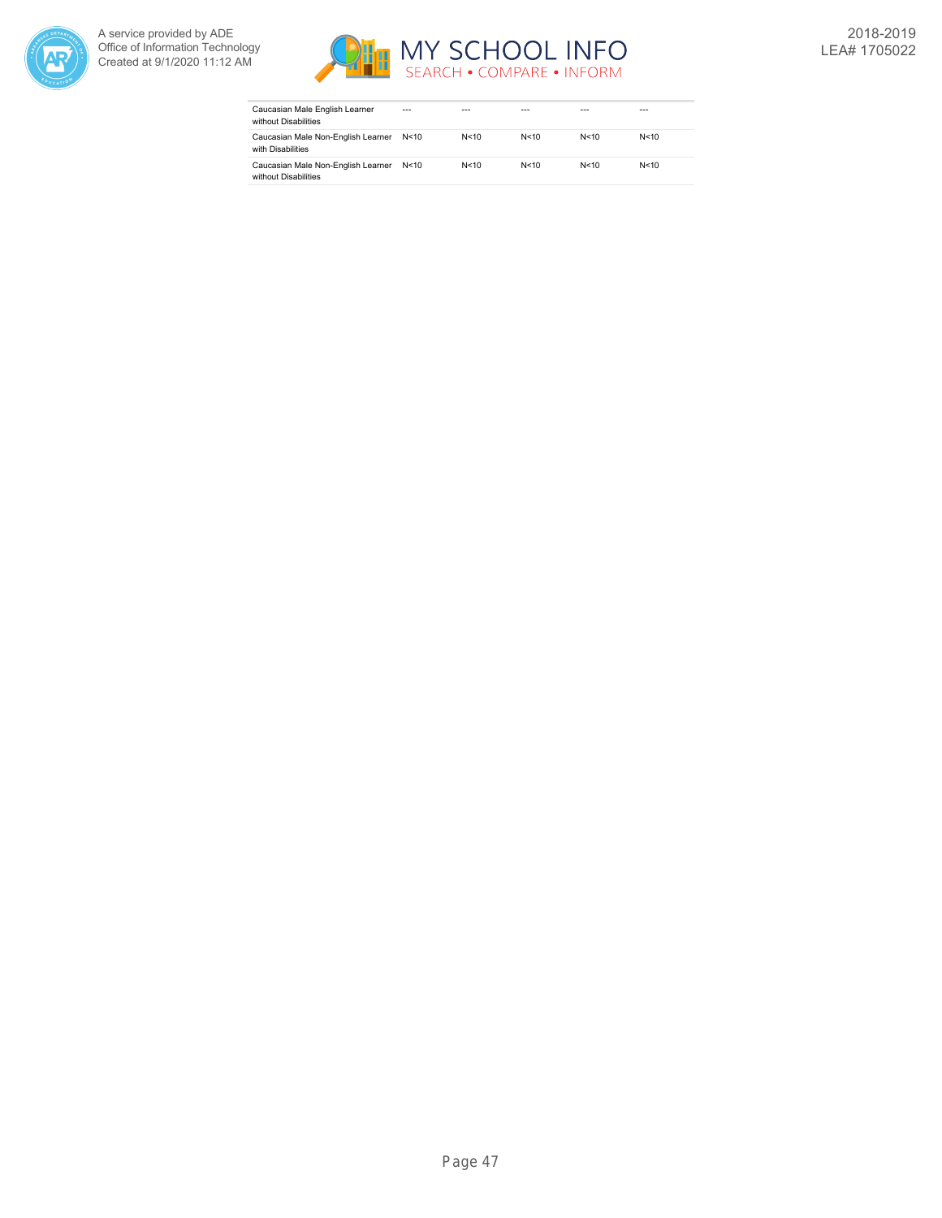| | | | | | |
|---|---|---|---|---|---|
| Caucasian Male English Learner without Disabilities | --- | --- | --- | --- | --- |
| Caucasian Male Non-English Learner with Disabilities | N<10 | N<10 | N<10 | N<10 | N<10 |
| Caucasian Male Non-English Learner without Disabilities | N<10 | N<10 | N<10 | N<10 | N<10 |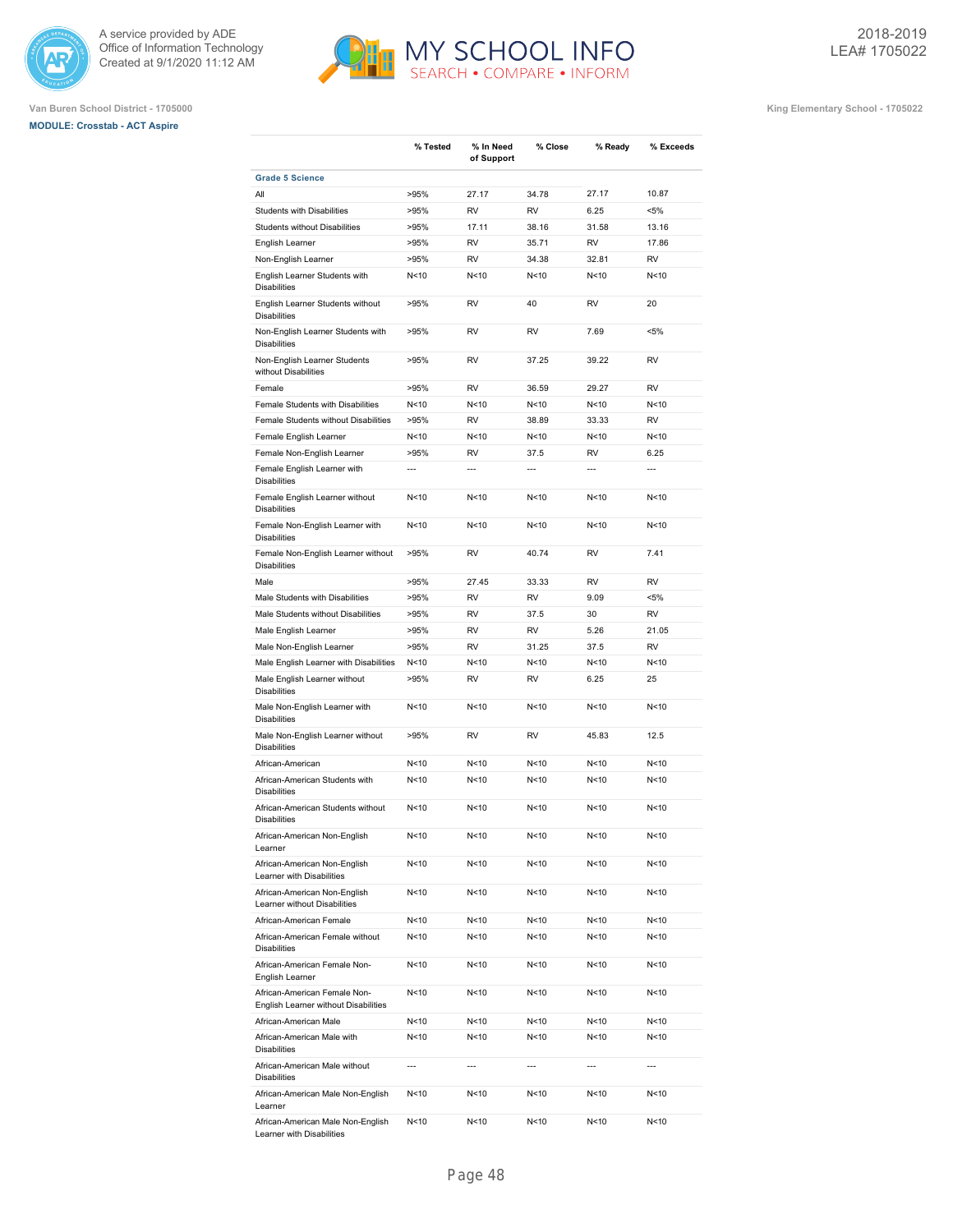Van Buren School District - 1705000

King Elementary School - 1705022

**MODULE: Crosstab - ACT Aspire**

2018-2019
LEA# 1705022

| | % Tested | % In Need of Support | % Close | % Ready | % Exceeds |
|---|---|---|---|---|---|
| **Grade 5 Science** | | | | | |
| All | >95% | 27.17 | 34.78 | 27.17 | 10.87 |
| Students with Disabilities | >95% | RV | RV | 6.25 | <5% |
| Students without Disabilities | >95% | 17.11 | 38.16 | 31.58 | 13.16 |
| English Learner | >95% | RV | 35.71 | RV | 17.86 |
| Non-English Learner | >95% | RV | 34.38 | 32.81 | RV |
| English Learner Students with Disabilities | N<10 | N<10 | N<10 | N<10 | N<10 |
| English Learner Students without Disabilities | >95% | RV | 40 | RV | 20 |
| Non-English Learner Students with Disabilities | >95% | RV | RV | 7.69 | <5% |
| Non-English Learner Students without Disabilities | >95% | RV | 37.25 | 39.22 | RV |
| Female | >95% | RV | 36.59 | 29.27 | RV |
| Female Students with Disabilities | N<10 | N<10 | N<10 | N<10 | N<10 |
| Female Students without Disabilities | >95% | RV | 38.89 | 33.33 | RV |
| Female English Learner | N<10 | N<10 | N<10 | N<10 | N<10 |
| Female Non-English Learner | >95% | RV | 37.5 | RV | 6.25 |
| Female English Learner with Disabilities | --- | --- | --- | --- | --- |
| Female English Learner without Disabilities | N<10 | N<10 | N<10 | N<10 | N<10 |
| Female Non-English Learner with Disabilities | N<10 | N<10 | N<10 | N<10 | N<10 |
| Female Non-English Learner without Disabilities | >95% | RV | 40.74 | RV | 7.41 |
| Male | >95% | 27.45 | 33.33 | RV | RV |
| Male Students with Disabilities | >95% | RV | RV | 9.09 | <5% |
| Male Students without Disabilities | >95% | RV | 37.5 | 30 | RV |
| Male English Learner | >95% | RV | RV | 5.26 | 21.05 |
| Male Non-English Learner | >95% | RV | 31.25 | 37.5 | RV |
| Male English Learner with Disabilities | N<10 | N<10 | N<10 | N<10 | N<10 |
| Male English Learner without Disabilities | >95% | RV | RV | 6.25 | 25 |
| Male Non-English Learner with Disabilities | N<10 | N<10 | N<10 | N<10 | N<10 |
| Male Non-English Learner without Disabilities | >95% | RV | RV | 45.83 | 12.5 |
| African-American | N<10 | N<10 | N<10 | N<10 | N<10 |
| African-American Students with Disabilities | N<10 | N<10 | N<10 | N<10 | N<10 |
| African-American Students without Disabilities | N<10 | N<10 | N<10 | N<10 | N<10 |
| African-American Non-English Learner | N<10 | N<10 | N<10 | N<10 | N<10 |
| African-American Non-English Learner with Disabilities | N<10 | N<10 | N<10 | N<10 | N<10 |
| African-American Non-English Learner without Disabilities | N<10 | N<10 | N<10 | N<10 | N<10 |
| African-American Female | N<10 | N<10 | N<10 | N<10 | N<10 |
| African-American Female without Disabilities | N<10 | N<10 | N<10 | N<10 | N<10 |
| African-American Female Non-English Learner | N<10 | N<10 | N<10 | N<10 | N<10 |
| African-American Female Non-English Learner without Disabilities | N<10 | N<10 | N<10 | N<10 | N<10 |
| African-American Male | N<10 | N<10 | N<10 | N<10 | N<10 |
| African-American Male with Disabilities | N<10 | N<10 | N<10 | N<10 | N<10 |
| African-American Male without Disabilities | --- | --- | --- | --- | --- |
| African-American Male Non-English Learner | N<10 | N<10 | N<10 | N<10 | N<10 |
| African-American Male Non-English Learner with Disabilities | N<10 | N<10 | N<10 | N<10 | N<10 |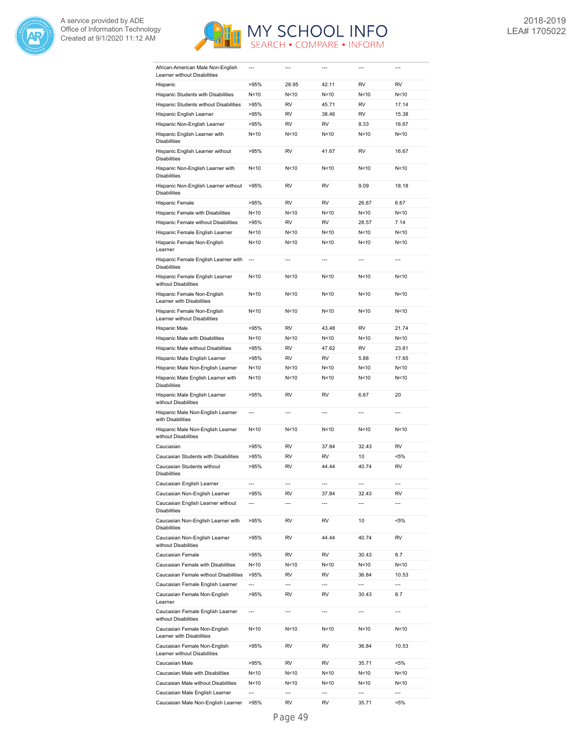| | | | | | |
|---|---|---|---|---|---|
| African-American Male Non-English Learner without Disabilities | --- | --- | --- | --- | --- |
| Hispanic | >95% | 28.95 | 42.11 | RV | RV |
| Hispanic Students with Disabilities | N<10 | N<10 | N<10 | N<10 | N<10 |
| Hispanic Students without Disabilities | >95% | RV | 45.71 | RV | 17.14 |
| Hispanic English Learner | >95% | RV | 38.46 | RV | 15.38 |
| Hispanic Non-English Learner | >95% | RV | RV | 8.33 | 16.67 |
| Hispanic English Learner with Disabilities | N<10 | N<10 | N<10 | N<10 | N<10 |
| Hispanic English Learner without Disabilities | >95% | RV | 41.67 | RV | 16.67 |
| Hispanic Non-English Learner with Disabilities | N<10 | N<10 | N<10 | N<10 | N<10 |
| Hispanic Non-English Learner without Disabilities | >95% | RV | RV | 9.09 | 18.18 |
| Hispanic Female | >95% | RV | RV | 26.67 | 6.67 |
| Hispanic Female with Disabilities | N<10 | N<10 | N<10 | N<10 | N<10 |
| Hispanic Female without Disabilities | >95% | RV | RV | 28.57 | 7.14 |
| Hispanic Female English Learner | N<10 | N<10 | N<10 | N<10 | N<10 |
| Hispanic Female Non-English Learner | N<10 | N<10 | N<10 | N<10 | N<10 |
| Hispanic Female English Learner with Disabilities | --- | --- | --- | --- | --- |
| Hispanic Female English Learner without Disabilities | N<10 | N<10 | N<10 | N<10 | N<10 |
| Hispanic Female Non-English Learner with Disabilities | N<10 | N<10 | N<10 | N<10 | N<10 |
| Hispanic Female Non-English Learner without Disabilities | N<10 | N<10 | N<10 | N<10 | N<10 |
| Hispanic Male | >95% | RV | 43.48 | RV | 21.74 |
| Hispanic Male with Disabilities | N<10 | N<10 | N<10 | N<10 | N<10 |
| Hispanic Male without Disabilities | >95% | RV | 47.62 | RV | 23.81 |
| Hispanic Male English Learner | >95% | RV | RV | 5.88 | 17.65 |
| Hispanic Male Non-English Learner | N<10 | N<10 | N<10 | N<10 | N<10 |
| Hispanic Male English Learner with Disabilities | N<10 | N<10 | N<10 | N<10 | N<10 |
| Hispanic Male English Learner without Disabilities | >95% | RV | RV | 6.67 | 20 |
| Hispanic Male Non-English Learner with Disabilities | --- | --- | --- | --- | --- |
| Hispanic Male Non-English Learner without Disabilities | N<10 | N<10 | N<10 | N<10 | N<10 |
| Caucasian | >95% | RV | 37.84 | 32.43 | RV |
| Caucasian Students with Disabilities | >95% | RV | RV | 10 | <5% |
| Caucasian Students without Disabilities | >95% | RV | 44.44 | 40.74 | RV |
| Caucasian English Learner | --- | --- | --- | --- | --- |
| Caucasian Non-English Learner | >95% | RV | 37.84 | 32.43 | RV |
| Caucasian English Learner without Disabilities | --- | --- | --- | --- | --- |
| Caucasian Non-English Learner with Disabilities | >95% | RV | RV | 10 | <5% |
| Caucasian Non-English Learner without Disabilities | >95% | RV | 44.44 | 40.74 | RV |
| Caucasian Female | >95% | RV | RV | 30.43 | 8.7 |
| Caucasian Female with Disabilities | N<10 | N<10 | N<10 | N<10 | N<10 |
| Caucasian Female without Disabilities | >95% | RV | RV | 36.84 | 10.53 |
| Caucasian Female English Learner | --- | --- | --- | --- | --- |
| Caucasian Female Non-English Learner | >95% | RV | RV | 30.43 | 8.7 |
| Caucasian Female English Learner without Disabilities | --- | --- | --- | --- | --- |
| Caucasian Female Non-English Learner with Disabilities | N<10 | N<10 | N<10 | N<10 | N<10 |
| Caucasian Female Non-English Learner without Disabilities | >95% | RV | RV | 36.84 | 10.53 |
| Caucasian Male | >95% | RV | RV | 35.71 | <5% |
| Caucasian Male with Disabilities | N<10 | N<10 | N<10 | N<10 | N<10 |
| Caucasian Male without Disabilities | N<10 | N<10 | N<10 | N<10 | N<10 |
| Caucasian Male English Learner | --- | --- | --- | --- | --- |
| Caucasian Male Non-English Learner | >95% | RV | RV | 35.71 | <5% |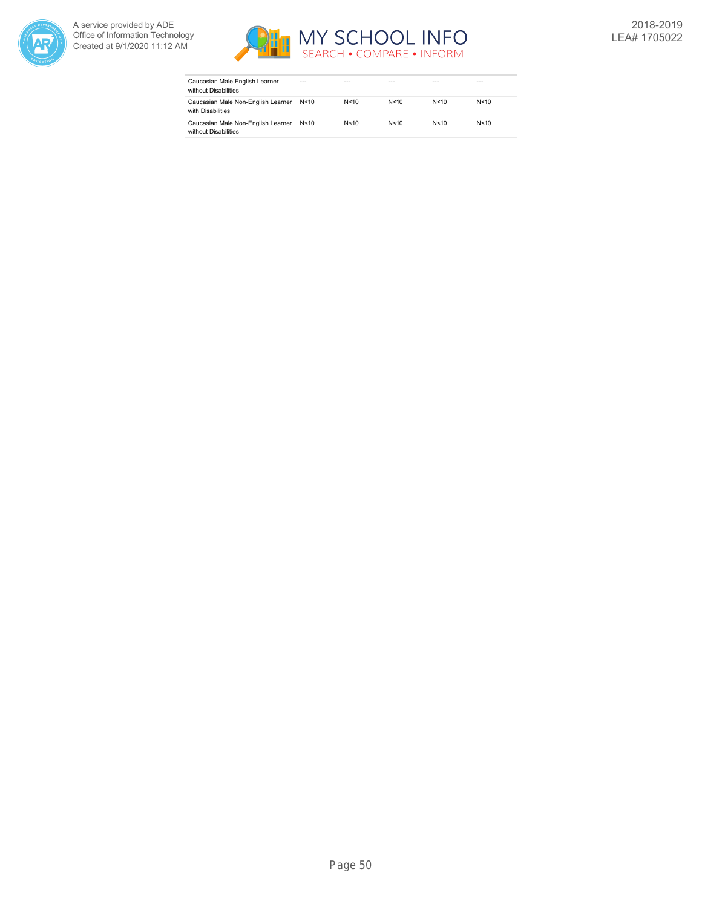| | | | | | |
|---|---|---|---|---|---|
| Caucasian Male English Learner without Disabilities | --- | --- | --- | --- | --- |
| Caucasian Male Non-English Learner with Disabilities | N<10 | N<10 | N<10 | N<10 | N<10 |
| Caucasian Male Non-English Learner without Disabilities | N<10 | N<10 | N<10 | N<10 | N<10 |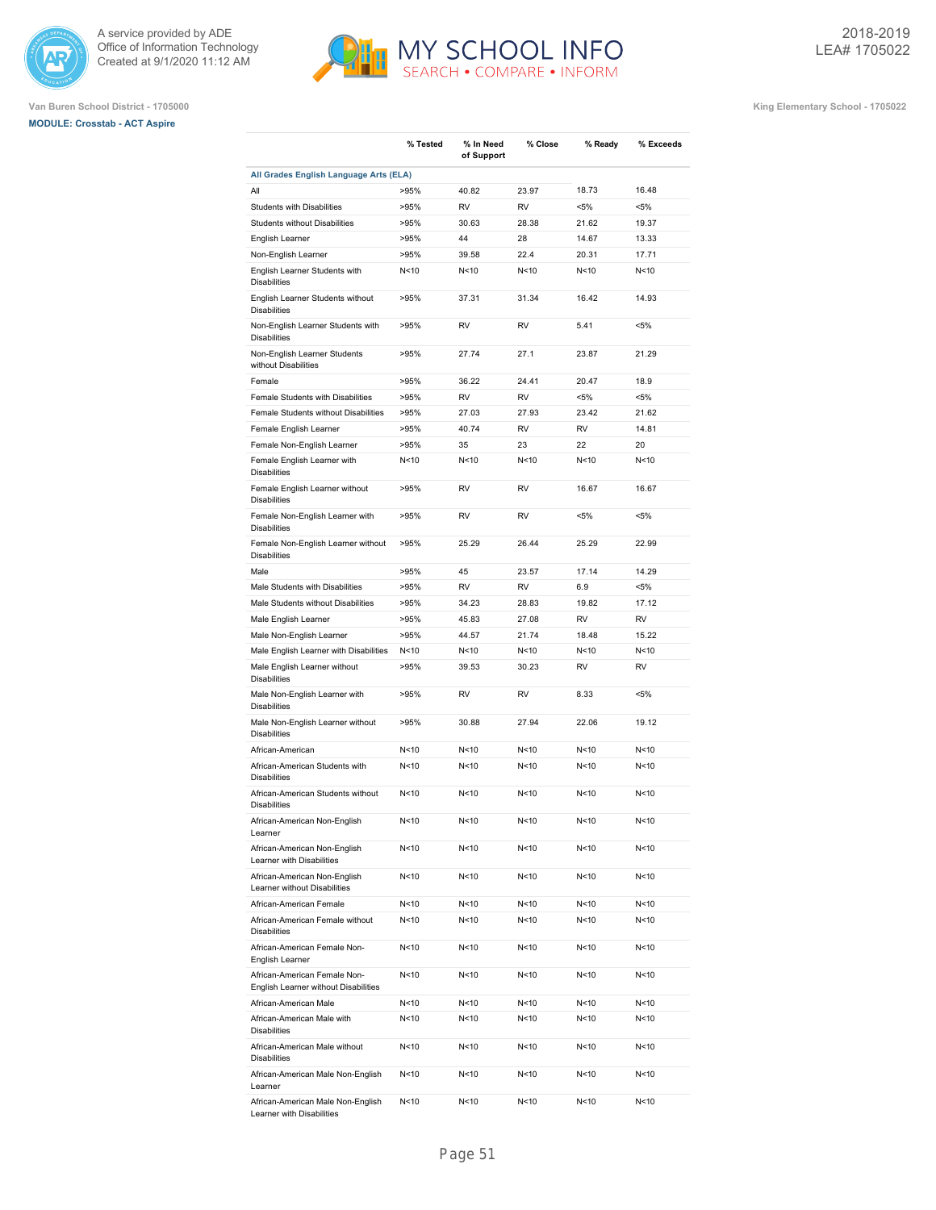Van Buren School District - 1705000

King Elementary School - 1705022

**MODULE: Crosstab - ACT Aspire**

| | % Tested | % In Need of Support | % Close | % Ready | % Exceeds |
|---|---|---|---|---|---|
| **All Grades English Language Arts (ELA)** | | | | | |
| All | >95% | 40.82 | 23.97 | 18.73 | 16.48 |
| Students with Disabilities | >95% | RV | RV | <5% | <5% |
| Students without Disabilities | >95% | 30.63 | 28.38 | 21.62 | 19.37 |
| English Learner | >95% | 44 | 28 | 14.67 | 13.33 |
| Non-English Learner | >95% | 39.58 | 22.4 | 20.31 | 17.71 |
| English Learner Students with Disabilities | N<10 | N<10 | N<10 | N<10 | N<10 |
| English Learner Students without Disabilities | >95% | 37.31 | 31.34 | 16.42 | 14.93 |
| Non-English Learner Students with Disabilities | >95% | RV | RV | 5.41 | <5% |
| Non-English Learner Students without Disabilities | >95% | 27.74 | 27.1 | 23.87 | 21.29 |
| Female | >95% | 36.22 | 24.41 | 20.47 | 18.9 |
| Female Students with Disabilities | >95% | RV | RV | <5% | <5% |
| Female Students without Disabilities | >95% | 27.03 | 27.93 | 23.42 | 21.62 |
| Female English Learner | >95% | 40.74 | RV | RV | 14.81 |
| Female Non-English Learner | >95% | 35 | 23 | 22 | 20 |
| Female English Learner with Disabilities | N<10 | N<10 | N<10 | N<10 | N<10 |
| Female English Learner without Disabilities | >95% | RV | RV | 16.67 | 16.67 |
| Female Non-English Learner with Disabilities | >95% | RV | RV | <5% | <5% |
| Female Non-English Learner without Disabilities | >95% | 25.29 | 26.44 | 25.29 | 22.99 |
| Male | >95% | 45 | 23.57 | 17.14 | 14.29 |
| Male Students with Disabilities | >95% | RV | RV | 6.9 | <5% |
| Male Students without Disabilities | >95% | 34.23 | 28.83 | 19.82 | 17.12 |
| Male English Learner | >95% | 45.83 | 27.08 | RV | RV |
| Male Non-English Learner | >95% | 44.57 | 21.74 | 18.48 | 15.22 |
| Male English Learner with Disabilities | N<10 | N<10 | N<10 | N<10 | N<10 |
| Male English Learner without Disabilities | >95% | 39.53 | 30.23 | RV | RV |
| Male Non-English Learner with Disabilities | >95% | RV | RV | 8.33 | <5% |
| Male Non-English Learner without Disabilities | >95% | 30.88 | 27.94 | 22.06 | 19.12 |
| African-American | N<10 | N<10 | N<10 | N<10 | N<10 |
| African-American Students with Disabilities | N<10 | N<10 | N<10 | N<10 | N<10 |
| African-American Students without Disabilities | N<10 | N<10 | N<10 | N<10 | N<10 |
| African-American Non-English Learner | N<10 | N<10 | N<10 | N<10 | N<10 |
| African-American Non-English Learner with Disabilities | N<10 | N<10 | N<10 | N<10 | N<10 |
| African-American Non-English Learner without Disabilities | N<10 | N<10 | N<10 | N<10 | N<10 |
| African-American Female | N<10 | N<10 | N<10 | N<10 | N<10 |
| African-American Female without Disabilities | N<10 | N<10 | N<10 | N<10 | N<10 |
| African-American Female Non-English Learner | N<10 | N<10 | N<10 | N<10 | N<10 |
| African-American Female Non-English Learner without Disabilities | N<10 | N<10 | N<10 | N<10 | N<10 |
| African-American Male | N<10 | N<10 | N<10 | N<10 | N<10 |
| African-American Male with Disabilities | N<10 | N<10 | N<10 | N<10 | N<10 |
| African-American Male without Disabilities | N<10 | N<10 | N<10 | N<10 | N<10 |
| African-American Male Non-English Learner | N<10 | N<10 | N<10 | N<10 | N<10 |
| African-American Male Non-English Learner with Disabilities | N<10 | N<10 | N<10 | N<10 | N<10 |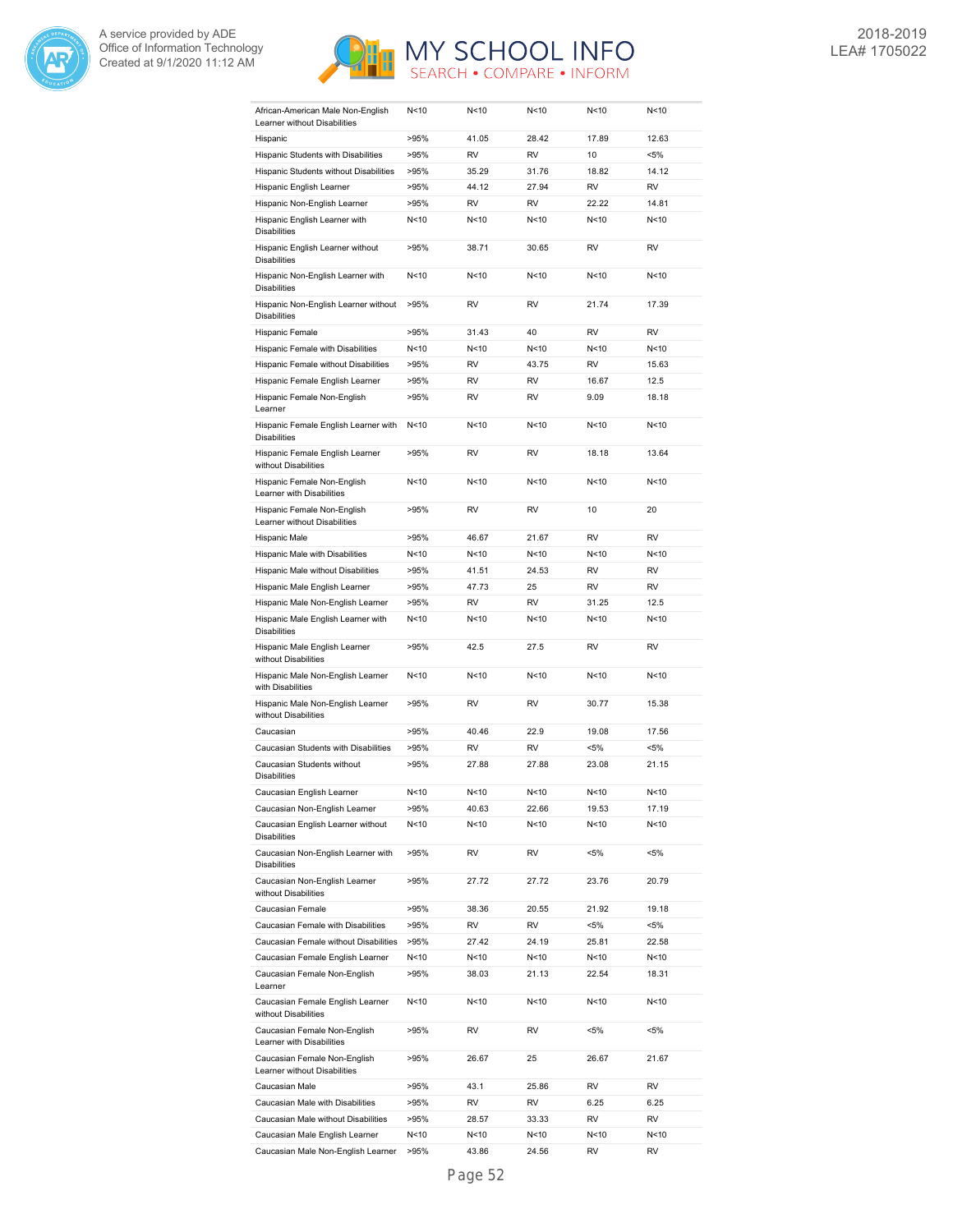| | | | | | |
|---|---|---|---|---|---|
| African-American Male Non-English Learner without Disabilities | N<10 | N<10 | N<10 | N<10 | N<10 |
| Hispanic | >95% | 41.05 | 28.42 | 17.89 | 12.63 |
| Hispanic Students with Disabilities | >95% | RV | RV | 10 | <5% |
| Hispanic Students without Disabilities | >95% | 35.29 | 31.76 | 18.82 | 14.12 |
| Hispanic English Learner | >95% | 44.12 | 27.94 | RV | RV |
| Hispanic Non-English Learner | >95% | RV | RV | 22.22 | 14.81 |
| Hispanic English Learner with Disabilities | N<10 | N<10 | N<10 | N<10 | N<10 |
| Hispanic English Learner without Disabilities | >95% | 38.71 | 30.65 | RV | RV |
| Hispanic Non-English Learner with Disabilities | N<10 | N<10 | N<10 | N<10 | N<10 |
| Hispanic Non-English Learner without Disabilities | >95% | RV | RV | 21.74 | 17.39 |
| Hispanic Female | >95% | 31.43 | 40 | RV | RV |
| Hispanic Female with Disabilities | N<10 | N<10 | N<10 | N<10 | N<10 |
| Hispanic Female without Disabilities | >95% | RV | 43.75 | RV | 15.63 |
| Hispanic Female English Learner | >95% | RV | RV | 16.67 | 12.5 |
| Hispanic Female Non-English Learner | >95% | RV | RV | 9.09 | 18.18 |
| Hispanic Female English Learner with Disabilities | N<10 | N<10 | N<10 | N<10 | N<10 |
| Hispanic Female English Learner without Disabilities | >95% | RV | RV | 18.18 | 13.64 |
| Hispanic Female Non-English Learner with Disabilities | N<10 | N<10 | N<10 | N<10 | N<10 |
| Hispanic Female Non-English Learner without Disabilities | >95% | RV | RV | 10 | 20 |
| Hispanic Male | >95% | 46.67 | 21.67 | RV | RV |
| Hispanic Male with Disabilities | N<10 | N<10 | N<10 | N<10 | N<10 |
| Hispanic Male without Disabilities | >95% | 41.51 | 24.53 | RV | RV |
| Hispanic Male English Learner | >95% | 47.73 | 25 | RV | RV |
| Hispanic Male Non-English Learner | >95% | RV | RV | 31.25 | 12.5 |
| Hispanic Male English Learner with Disabilities | N<10 | N<10 | N<10 | N<10 | N<10 |
| Hispanic Male English Learner without Disabilities | >95% | 42.5 | 27.5 | RV | RV |
| Hispanic Male Non-English Learner with Disabilities | N<10 | N<10 | N<10 | N<10 | N<10 |
| Hispanic Male Non-English Learner without Disabilities | >95% | RV | RV | 30.77 | 15.38 |
| Caucasian | >95% | 40.46 | 22.9 | 19.08 | 17.56 |
| Caucasian Students with Disabilities | >95% | RV | RV | <5% | <5% |
| Caucasian Students without Disabilities | >95% | 27.88 | 27.88 | 23.08 | 21.15 |
| Caucasian English Learner | N<10 | N<10 | N<10 | N<10 | N<10 |
| Caucasian Non-English Learner | >95% | 40.63 | 22.66 | 19.53 | 17.19 |
| Caucasian English Learner without Disabilities | N<10 | N<10 | N<10 | N<10 | N<10 |
| Caucasian Non-English Learner with Disabilities | >95% | RV | RV | <5% | <5% |
| Caucasian Non-English Learner without Disabilities | >95% | 27.72 | 27.72 | 23.76 | 20.79 |
| Caucasian Female | >95% | 38.36 | 20.55 | 21.92 | 19.18 |
| Caucasian Female with Disabilities | >95% | RV | RV | <5% | <5% |
| Caucasian Female without Disabilities | >95% | 27.42 | 24.19 | 25.81 | 22.58 |
| Caucasian Female English Learner | N<10 | N<10 | N<10 | N<10 | N<10 |
| Caucasian Female Non-English Learner | >95% | 38.03 | 21.13 | 22.54 | 18.31 |
| Caucasian Female English Learner without Disabilities | N<10 | N<10 | N<10 | N<10 | N<10 |
| Caucasian Female Non-English Learner with Disabilities | >95% | RV | RV | <5% | <5% |
| Caucasian Female Non-English Learner without Disabilities | >95% | 26.67 | 25 | 26.67 | 21.67 |
| Caucasian Male | >95% | 43.1 | 25.86 | RV | RV |
| Caucasian Male with Disabilities | >95% | RV | RV | 6.25 | 6.25 |
| Caucasian Male without Disabilities | >95% | 28.57 | 33.33 | RV | RV |
| Caucasian Male English Learner | N<10 | N<10 | N<10 | N<10 | N<10 |
| Caucasian Male Non-English Learner | >95% | 43.86 | 24.56 | RV | RV |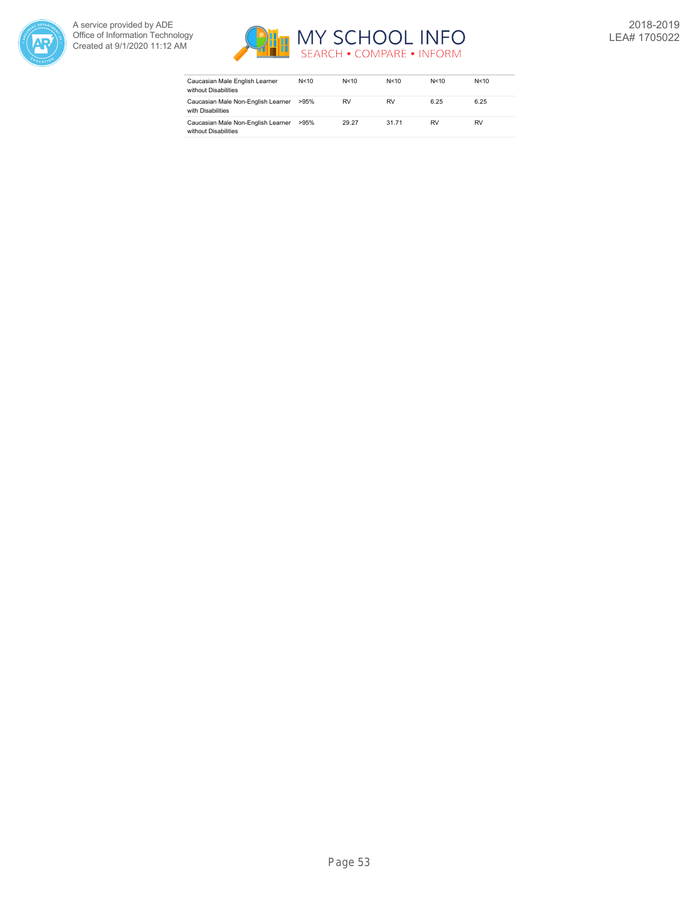| | | | | | |
|---|---|---|---|---|---|
| Caucasian Male English Learner without Disabilities | N<10 | N<10 | N<10 | N<10 | N<10 |
| Caucasian Male Non-English Learner with Disabilities | >95% | RV | RV | 6.25 | 6.25 |
| Caucasian Male Non-English Learner without Disabilities | >95% | 29.27 | 31.71 | RV | RV |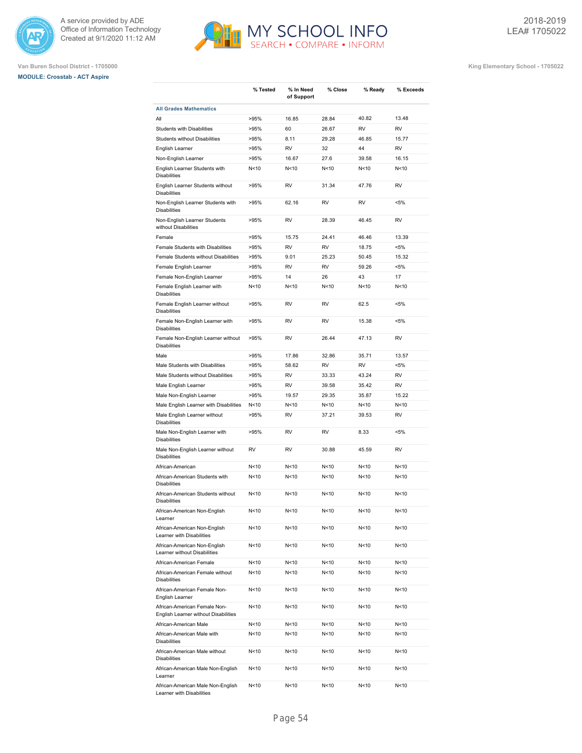Van Buren School District - 1705000

**MODULE: Crosstab - ACT Aspire**

King Elementary School - 1705022

2018-2019
LEA# 1705022

| | % Tested | % In Need of Support | % Close | % Ready | % Exceeds |
|---|---|---|---|---|---|
| **All Grades Mathematics** | | | | | |
| All | >95% | 16.85 | 28.84 | 40.82 | 13.48 |
| Students with Disabilities | >95% | 60 | 26.67 | RV | RV |
| Students without Disabilities | >95% | 8.11 | 29.28 | 46.85 | 15.77 |
| English Learner | >95% | RV | 32 | 44 | RV |
| Non-English Learner | >95% | 16.67 | 27.6 | 39.58 | 16.15 |
| English Learner Students with Disabilities | N<10 | N<10 | N<10 | N<10 | N<10 |
| English Learner Students without Disabilities | >95% | RV | 31.34 | 47.76 | RV |
| Non-English Learner Students with Disabilities | >95% | 62.16 | RV | RV | <5% |
| Non-English Learner Students without Disabilities | >95% | RV | 28.39 | 46.45 | RV |
| Female | >95% | 15.75 | 24.41 | 46.46 | 13.39 |
| Female Students with Disabilities | >95% | RV | RV | 18.75 | <5% |
| Female Students without Disabilities | >95% | 9.01 | 25.23 | 50.45 | 15.32 |
| Female English Learner | >95% | RV | RV | 59.26 | <5% |
| Female Non-English Learner | >95% | 14 | 26 | 43 | 17 |
| Female English Learner with Disabilities | N<10 | N<10 | N<10 | N<10 | N<10 |
| Female English Learner without Disabilities | >95% | RV | RV | 62.5 | <5% |
| Female Non-English Learner with Disabilities | >95% | RV | RV | 15.38 | <5% |
| Female Non-English Learner without Disabilities | >95% | RV | 26.44 | 47.13 | RV |
| Male | >95% | 17.86 | 32.86 | 35.71 | 13.57 |
| Male Students with Disabilities | >95% | 58.62 | RV | RV | <5% |
| Male Students without Disabilities | >95% | RV | 33.33 | 43.24 | RV |
| Male English Learner | >95% | RV | 39.58 | 35.42 | RV |
| Male Non-English Learner | >95% | 19.57 | 29.35 | 35.87 | 15.22 |
| Male English Learner with Disabilities | N<10 | N<10 | N<10 | N<10 | N<10 |
| Male English Learner without Disabilities | >95% | RV | 37.21 | 39.53 | RV |
| Male Non-English Learner with Disabilities | >95% | RV | RV | 8.33 | <5% |
| Male Non-English Learner without Disabilities | RV | RV | 30.88 | 45.59 | RV |
| African-American | N<10 | N<10 | N<10 | N<10 | N<10 |
| African-American Students with Disabilities | N<10 | N<10 | N<10 | N<10 | N<10 |
| African-American Students without Disabilities | N<10 | N<10 | N<10 | N<10 | N<10 |
| African-American Non-English Learner | N<10 | N<10 | N<10 | N<10 | N<10 |
| African-American Non-English Learner with Disabilities | N<10 | N<10 | N<10 | N<10 | N<10 |
| African-American Non-English Learner without Disabilities | N<10 | N<10 | N<10 | N<10 | N<10 |
| African-American Female | N<10 | N<10 | N<10 | N<10 | N<10 |
| African-American Female without Disabilities | N<10 | N<10 | N<10 | N<10 | N<10 |
| African-American Female Non-English Learner | N<10 | N<10 | N<10 | N<10 | N<10 |
| African-American Female Non-English Learner without Disabilities | N<10 | N<10 | N<10 | N<10 | N<10 |
| African-American Male | N<10 | N<10 | N<10 | N<10 | N<10 |
| African-American Male with Disabilities | N<10 | N<10 | N<10 | N<10 | N<10 |
| African-American Male without Disabilities | N<10 | N<10 | N<10 | N<10 | N<10 |
| African-American Male Non-English Learner | N<10 | N<10 | N<10 | N<10 | N<10 |
| African-American Male Non-English Learner with Disabilities | N<10 | N<10 | N<10 | N<10 | N<10 |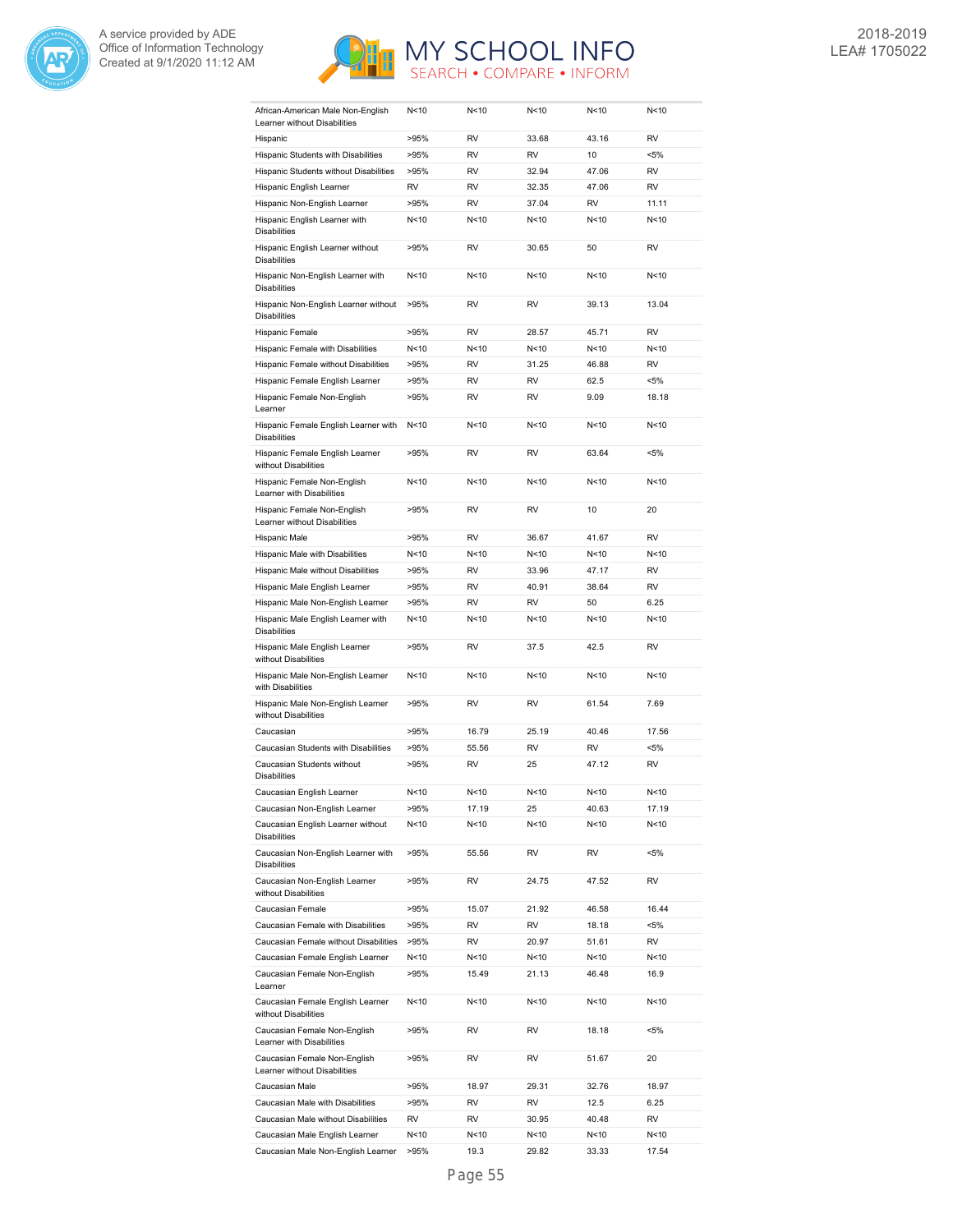| | | | | | |
|---|---|---|---|---|---|
| African-American Male Non-English Learner without Disabilities | N<10 | N<10 | N<10 | N<10 | N<10 |
| Hispanic | >95% | RV | 33.68 | 43.16 | RV |
| Hispanic Students with Disabilities | >95% | RV | RV | 10 | <5% |
| Hispanic Students without Disabilities | >95% | RV | 32.94 | 47.06 | RV |
| Hispanic English Learner | RV | RV | 32.35 | 47.06 | RV |
| Hispanic Non-English Learner | >95% | RV | 37.04 | RV | 11.11 |
| Hispanic English Learner with Disabilities | N<10 | N<10 | N<10 | N<10 | N<10 |
| Hispanic English Learner without Disabilities | >95% | RV | 30.65 | 50 | RV |
| Hispanic Non-English Learner with Disabilities | N<10 | N<10 | N<10 | N<10 | N<10 |
| Hispanic Non-English Learner without Disabilities | >95% | RV | RV | 39.13 | 13.04 |
| Hispanic Female | >95% | RV | 28.57 | 45.71 | RV |
| Hispanic Female with Disabilities | N<10 | N<10 | N<10 | N<10 | N<10 |
| Hispanic Female without Disabilities | >95% | RV | 31.25 | 46.88 | RV |
| Hispanic Female English Learner | >95% | RV | RV | 62.5 | <5% |
| Hispanic Female Non-English Learner | >95% | RV | RV | 9.09 | 18.18 |
| Hispanic Female English Learner with Disabilities | N<10 | N<10 | N<10 | N<10 | N<10 |
| Hispanic Female English Learner without Disabilities | >95% | RV | RV | 63.64 | <5% |
| Hispanic Female Non-English Learner with Disabilities | N<10 | N<10 | N<10 | N<10 | N<10 |
| Hispanic Female Non-English Learner without Disabilities | >95% | RV | RV | 10 | 20 |
| Hispanic Male | >95% | RV | 36.67 | 41.67 | RV |
| Hispanic Male with Disabilities | N<10 | N<10 | N<10 | N<10 | N<10 |
| Hispanic Male without Disabilities | >95% | RV | 33.96 | 47.17 | RV |
| Hispanic Male English Learner | >95% | RV | 40.91 | 38.64 | RV |
| Hispanic Male Non-English Learner | >95% | RV | RV | 50 | 6.25 |
| Hispanic Male English Learner with Disabilities | N<10 | N<10 | N<10 | N<10 | N<10 |
| Hispanic Male English Learner without Disabilities | >95% | RV | 37.5 | 42.5 | RV |
| Hispanic Male Non-English Learner with Disabilities | N<10 | N<10 | N<10 | N<10 | N<10 |
| Hispanic Male Non-English Learner without Disabilities | >95% | RV | RV | 61.54 | 7.69 |
| Caucasian | >95% | 16.79 | 25.19 | 40.46 | 17.56 |
| Caucasian Students with Disabilities | >95% | 55.56 | RV | RV | <5% |
| Caucasian Students without Disabilities | >95% | RV | 25 | 47.12 | RV |
| Caucasian English Learner | N<10 | N<10 | N<10 | N<10 | N<10 |
| Caucasian Non-English Learner | >95% | 17.19 | 25 | 40.63 | 17.19 |
| Caucasian English Learner without Disabilities | N<10 | N<10 | N<10 | N<10 | N<10 |
| Caucasian Non-English Learner with Disabilities | >95% | 55.56 | RV | RV | <5% |
| Caucasian Non-English Learner without Disabilities | >95% | RV | 24.75 | 47.52 | RV |
| Caucasian Female | >95% | 15.07 | 21.92 | 46.58 | 16.44 |
| Caucasian Female with Disabilities | >95% | RV | RV | 18.18 | <5% |
| Caucasian Female without Disabilities | >95% | RV | 20.97 | 51.61 | RV |
| Caucasian Female English Learner | N<10 | N<10 | N<10 | N<10 | N<10 |
| Caucasian Female Non-English Learner | >95% | 15.49 | 21.13 | 46.48 | 16.9 |
| Caucasian Female English Learner without Disabilities | N<10 | N<10 | N<10 | N<10 | N<10 |
| Caucasian Female Non-English Learner with Disabilities | >95% | RV | RV | 18.18 | <5% |
| Caucasian Female Non-English Learner without Disabilities | >95% | RV | RV | 51.67 | 20 |
| Caucasian Male | >95% | 18.97 | 29.31 | 32.76 | 18.97 |
| Caucasian Male with Disabilities | >95% | RV | RV | 12.5 | 6.25 |
| Caucasian Male without Disabilities | RV | RV | 30.95 | 40.48 | RV |
| Caucasian Male English Learner | N<10 | N<10 | N<10 | N<10 | N<10 |
| Caucasian Male Non-English Learner | >95% | 19.3 | 29.82 | 33.33 | 17.54 |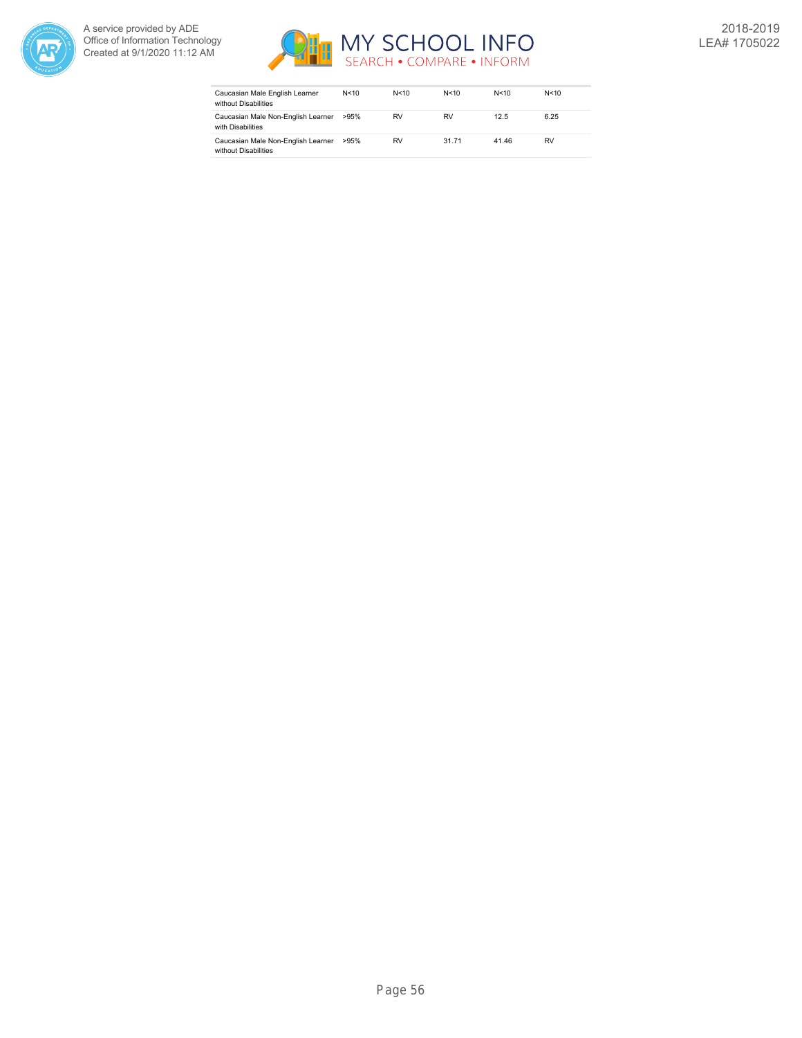| | | | | | |
|---|---|---|---|---|---|
| Caucasian Male English Learner without Disabilities | N<10 | N<10 | N<10 | N<10 | N<10 |
| Caucasian Male Non-English Learner with Disabilities | >95% | RV | RV | 12.5 | 6.25 |
| Caucasian Male Non-English Learner without Disabilities | >95% | RV | 31.71 | 41.46 | RV |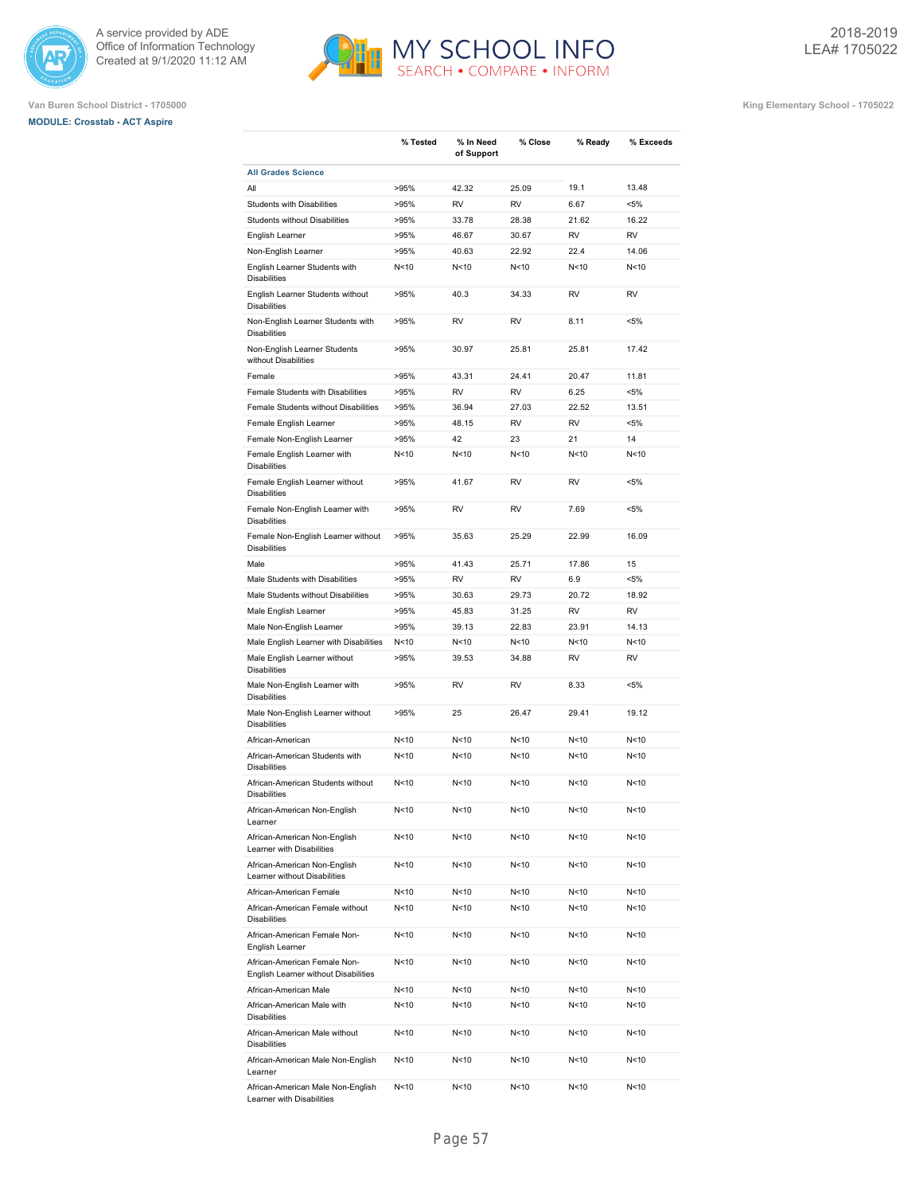A service provided by ADE
Office of Information Technology
Created at 9/1/2020 11:12 AM

MY SCHOOL INFO
SEARCH • COMPARE • INFORM

2018-2019
LEA# 1705022

Van Buren School District - 1705000

King Elementary School - 1705022

**MODULE: Crosstab - ACT Aspire**

| | % Tested | % In Need of Support | % Close | % Ready | % Exceeds |
|---|---|---|---|---|---|
| **All Grades Science** | | | | | |
| All | >95% | 42.32 | 25.09 | 19.1 | 13.48 |
| Students with Disabilities | >95% | RV | RV | 6.67 | <5% |
| Students without Disabilities | >95% | 33.78 | 28.38 | 21.62 | 16.22 |
| English Learner | >95% | 46.67 | 30.67 | RV | RV |
| Non-English Learner | >95% | 40.63 | 22.92 | 22.4 | 14.06 |
| English Learner Students with Disabilities | N<10 | N<10 | N<10 | N<10 | N<10 |
| English Learner Students without Disabilities | >95% | 40.3 | 34.33 | RV | RV |
| Non-English Learner Students with Disabilities | >95% | RV | RV | 8.11 | <5% |
| Non-English Learner Students without Disabilities | >95% | 30.97 | 25.81 | 25.81 | 17.42 |
| Female | >95% | 43.31 | 24.41 | 20.47 | 11.81 |
| Female Students with Disabilities | >95% | RV | RV | 6.25 | <5% |
| Female Students without Disabilities | >95% | 36.94 | 27.03 | 22.52 | 13.51 |
| Female English Learner | >95% | 48.15 | RV | RV | <5% |
| Female Non-English Learner | >95% | 42 | 23 | 21 | 14 |
| Female English Learner with Disabilities | N<10 | N<10 | N<10 | N<10 | N<10 |
| Female English Learner without Disabilities | >95% | 41.67 | RV | RV | <5% |
| Female Non-English Learner with Disabilities | >95% | RV | RV | 7.69 | <5% |
| Female Non-English Learner without Disabilities | >95% | 35.63 | 25.29 | 22.99 | 16.09 |
| Male | >95% | 41.43 | 25.71 | 17.86 | 15 |
| Male Students with Disabilities | >95% | RV | RV | 6.9 | <5% |
| Male Students without Disabilities | >95% | 30.63 | 29.73 | 20.72 | 18.92 |
| Male English Learner | >95% | 45.83 | 31.25 | RV | RV |
| Male Non-English Learner | >95% | 39.13 | 22.83 | 23.91 | 14.13 |
| Male English Learner with Disabilities | N<10 | N<10 | N<10 | N<10 | N<10 |
| Male English Learner without Disabilities | >95% | 39.53 | 34.88 | RV | RV |
| Male Non-English Learner with Disabilities | >95% | RV | RV | 8.33 | <5% |
| Male Non-English Learner without Disabilities | >95% | 25 | 26.47 | 29.41 | 19.12 |
| African-American | N<10 | N<10 | N<10 | N<10 | N<10 |
| African-American Students with Disabilities | N<10 | N<10 | N<10 | N<10 | N<10 |
| African-American Students without Disabilities | N<10 | N<10 | N<10 | N<10 | N<10 |
| African-American Non-English Learner | N<10 | N<10 | N<10 | N<10 | N<10 |
| African-American Non-English Learner with Disabilities | N<10 | N<10 | N<10 | N<10 | N<10 |
| African-American Non-English Learner without Disabilities | N<10 | N<10 | N<10 | N<10 | N<10 |
| African-American Female | N<10 | N<10 | N<10 | N<10 | N<10 |
| African-American Female without Disabilities | N<10 | N<10 | N<10 | N<10 | N<10 |
| African-American Female Non-English Learner | N<10 | N<10 | N<10 | N<10 | N<10 |
| African-American Female Non-English Learner without Disabilities | N<10 | N<10 | N<10 | N<10 | N<10 |
| African-American Male | N<10 | N<10 | N<10 | N<10 | N<10 |
| African-American Male with Disabilities | N<10 | N<10 | N<10 | N<10 | N<10 |
| African-American Male without Disabilities | N<10 | N<10 | N<10 | N<10 | N<10 |
| African-American Male Non-English Learner | N<10 | N<10 | N<10 | N<10 | N<10 |
| African-American Male Non-English Learner with Disabilities | N<10 | N<10 | N<10 | N<10 | N<10 |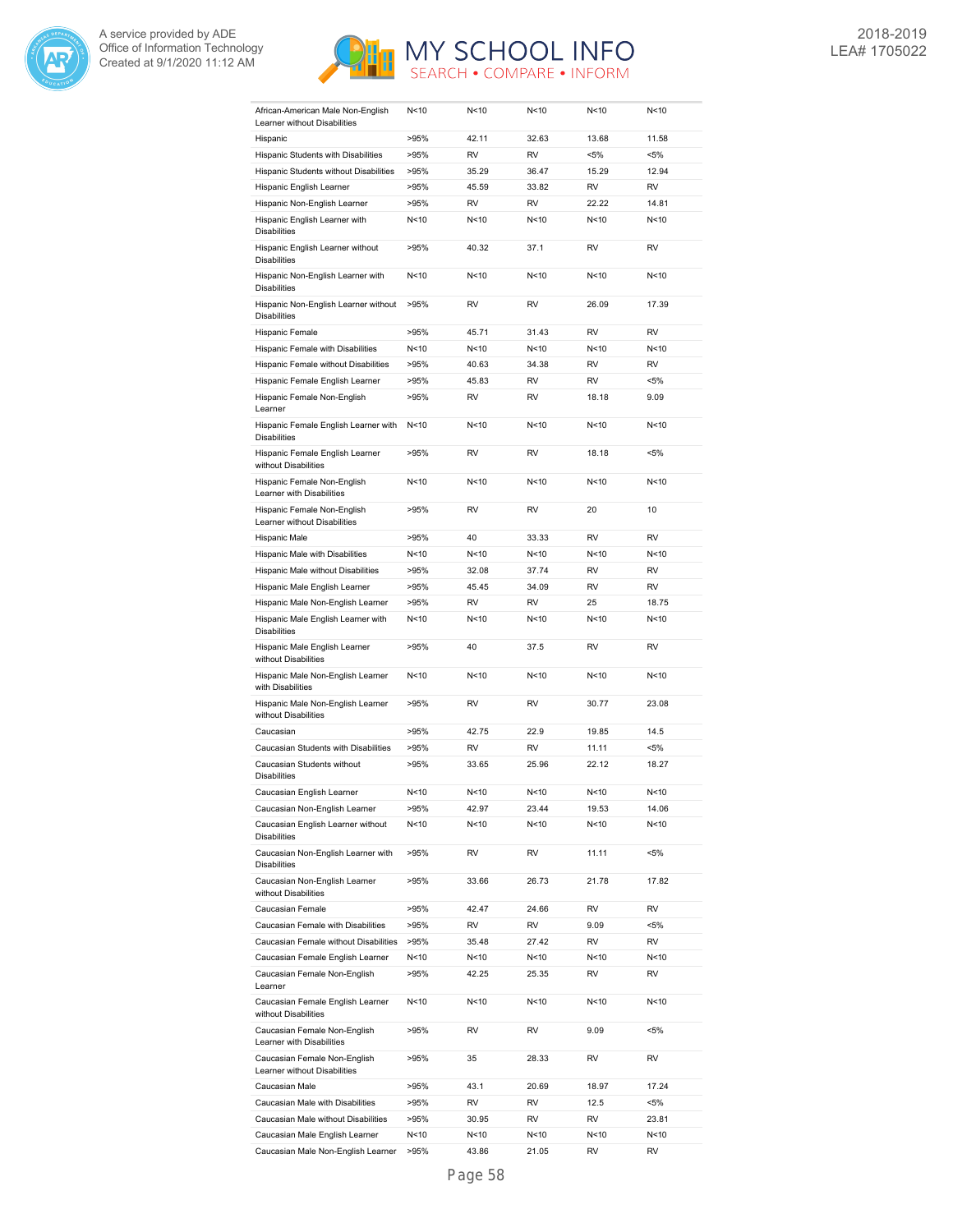| | | | | | |
|---|---|---|---|---|---|
| African-American Male Non-English Learner without Disabilities | N<10 | N<10 | N<10 | N<10 | N<10 |
| Hispanic | >95% | 42.11 | 32.63 | 13.68 | 11.58 |
| Hispanic Students with Disabilities | >95% | RV | RV | <5% | <5% |
| Hispanic Students without Disabilities | >95% | 35.29 | 36.47 | 15.29 | 12.94 |
| Hispanic English Learner | >95% | 45.59 | 33.82 | RV | RV |
| Hispanic Non-English Learner | >95% | RV | RV | 22.22 | 14.81 |
| Hispanic English Learner with Disabilities | N<10 | N<10 | N<10 | N<10 | N<10 |
| Hispanic English Learner without Disabilities | >95% | 40.32 | 37.1 | RV | RV |
| Hispanic Non-English Learner with Disabilities | N<10 | N<10 | N<10 | N<10 | N<10 |
| Hispanic Non-English Learner without Disabilities | >95% | RV | RV | 26.09 | 17.39 |
| Hispanic Female | >95% | 45.71 | 31.43 | RV | RV |
| Hispanic Female with Disabilities | N<10 | N<10 | N<10 | N<10 | N<10 |
| Hispanic Female without Disabilities | >95% | 40.63 | 34.38 | RV | RV |
| Hispanic Female English Learner | >95% | 45.83 | RV | RV | <5% |
| Hispanic Female Non-English Learner | >95% | RV | RV | 18.18 | 9.09 |
| Hispanic Female English Learner with Disabilities | N<10 | N<10 | N<10 | N<10 | N<10 |
| Hispanic Female English Learner without Disabilities | >95% | RV | RV | 18.18 | <5% |
| Hispanic Female Non-English Learner with Disabilities | N<10 | N<10 | N<10 | N<10 | N<10 |
| Hispanic Female Non-English Learner without Disabilities | >95% | RV | RV | 20 | 10 |
| Hispanic Male | >95% | 40 | 33.33 | RV | RV |
| Hispanic Male with Disabilities | N<10 | N<10 | N<10 | N<10 | N<10 |
| Hispanic Male without Disabilities | >95% | 32.08 | 37.74 | RV | RV |
| Hispanic Male English Learner | >95% | 45.45 | 34.09 | RV | RV |
| Hispanic Male Non-English Learner | >95% | RV | RV | 25 | 18.75 |
| Hispanic Male English Learner with Disabilities | N<10 | N<10 | N<10 | N<10 | N<10 |
| Hispanic Male English Learner without Disabilities | >95% | 40 | 37.5 | RV | RV |
| Hispanic Male Non-English Learner with Disabilities | N<10 | N<10 | N<10 | N<10 | N<10 |
| Hispanic Male Non-English Learner without Disabilities | >95% | RV | RV | 30.77 | 23.08 |
| Caucasian | >95% | 42.75 | 22.9 | 19.85 | 14.5 |
| Caucasian Students with Disabilities | >95% | RV | RV | 11.11 | <5% |
| Caucasian Students without Disabilities | >95% | 33.65 | 25.96 | 22.12 | 18.27 |
| Caucasian English Learner | N<10 | N<10 | N<10 | N<10 | N<10 |
| Caucasian Non-English Learner | >95% | 42.97 | 23.44 | 19.53 | 14.06 |
| Caucasian English Learner without Disabilities | N<10 | N<10 | N<10 | N<10 | N<10 |
| Caucasian Non-English Learner with Disabilities | >95% | RV | RV | 11.11 | <5% |
| Caucasian Non-English Learner without Disabilities | >95% | 33.66 | 26.73 | 21.78 | 17.82 |
| Caucasian Female | >95% | 42.47 | 24.66 | RV | RV |
| Caucasian Female with Disabilities | >95% | RV | RV | 9.09 | <5% |
| Caucasian Female without Disabilities | >95% | 35.48 | 27.42 | RV | RV |
| Caucasian Female English Learner | N<10 | N<10 | N<10 | N<10 | N<10 |
| Caucasian Female Non-English Learner | >95% | 42.25 | 25.35 | RV | RV |
| Caucasian Female English Learner without Disabilities | N<10 | N<10 | N<10 | N<10 | N<10 |
| Caucasian Female Non-English Learner with Disabilities | >95% | RV | RV | 9.09 | <5% |
| Caucasian Female Non-English Learner without Disabilities | >95% | 35 | 28.33 | RV | RV |
| Caucasian Male | >95% | 43.1 | 20.69 | 18.97 | 17.24 |
| Caucasian Male with Disabilities | >95% | RV | RV | 12.5 | <5% |
| Caucasian Male without Disabilities | >95% | 30.95 | RV | RV | 23.81 |
| Caucasian Male English Learner | N<10 | N<10 | N<10 | N<10 | N<10 |
| Caucasian Male Non-English Learner | >95% | 43.86 | 21.05 | RV | RV |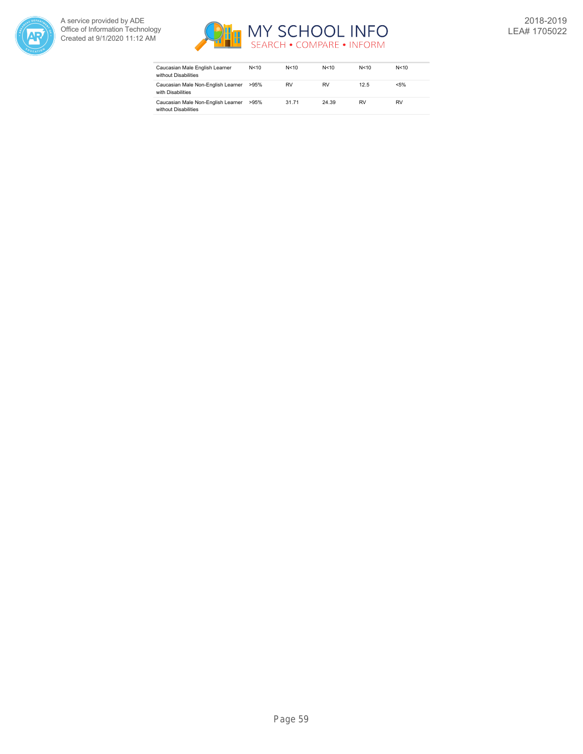| | | | | | |
|---|---|---|---|---|---|
| Caucasian Male English Learner without Disabilities | N<10 | N<10 | N<10 | N<10 | N<10 |
| Caucasian Male Non-English Learner with Disabilities | >95% | RV | RV | 12.5 | <5% |
| Caucasian Male Non-English Learner without Disabilities | >95% | 31.71 | 24.39 | RV | RV |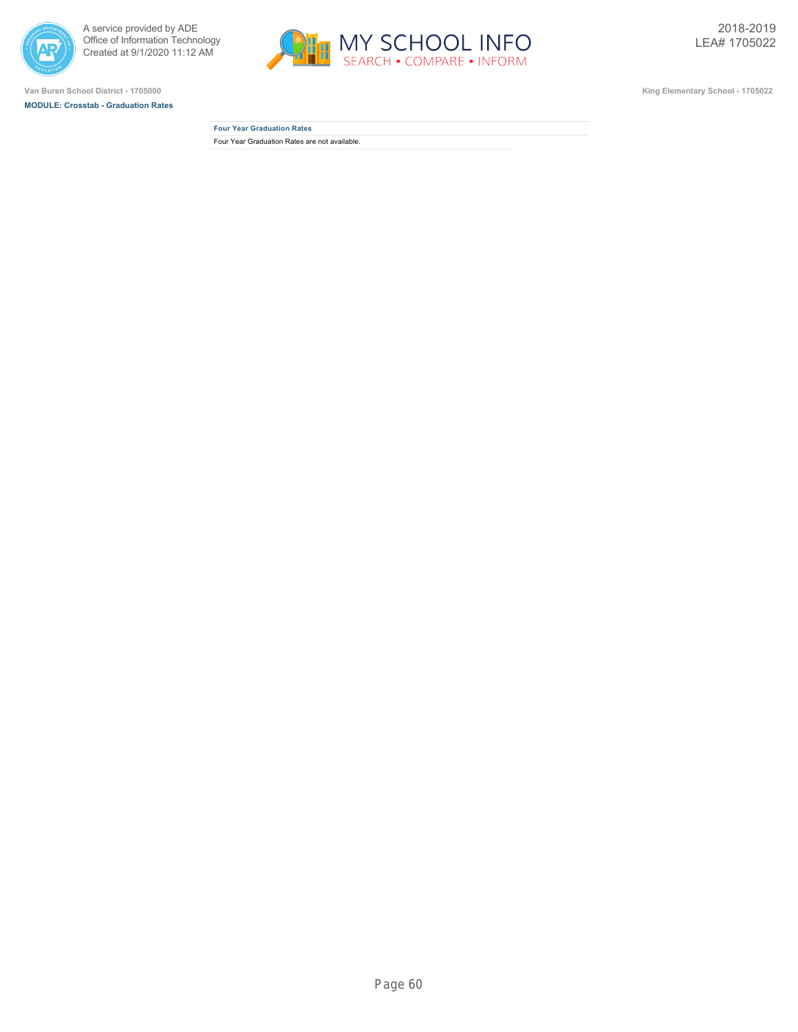A service provided by ADE
Office of Information Technology
Created at 9/1/2020 11:12 AM

2018-2019
LEA# 1705022

Van Buren School District - 1705000

King Elementary School - 1705022

**MODULE: Crosstab - Graduation Rates**

| Four Year Graduation Rates |
| --- |
| Four Year Graduation Rates are not available. |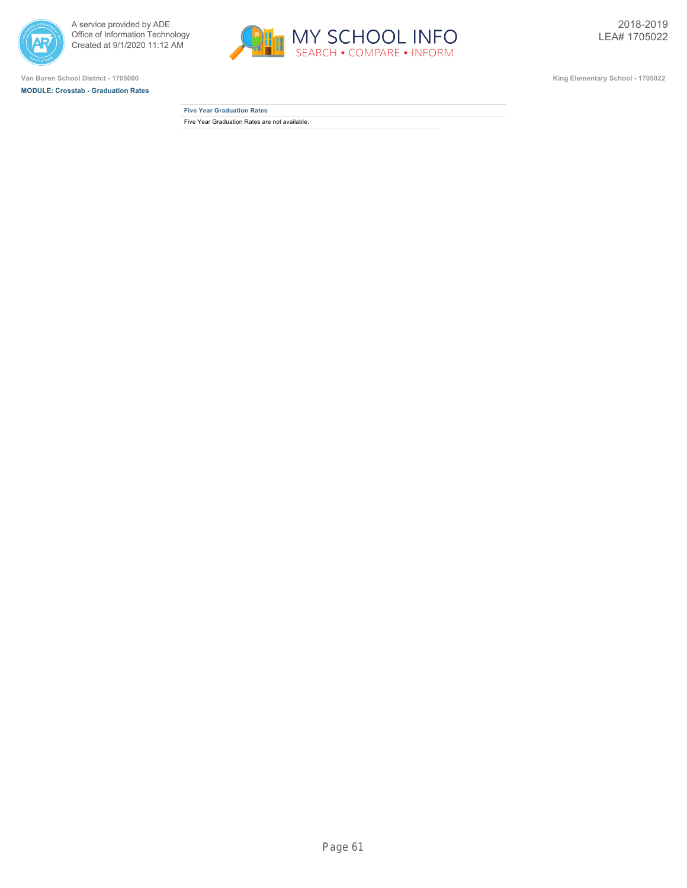Van Buren School District - 1705000

**MODULE: Crosstab - Graduation Rates**

King Elementary School - 1705022

| Five Year Graduation Rates |
| --- |
| Five Year Graduation Rates are not available. |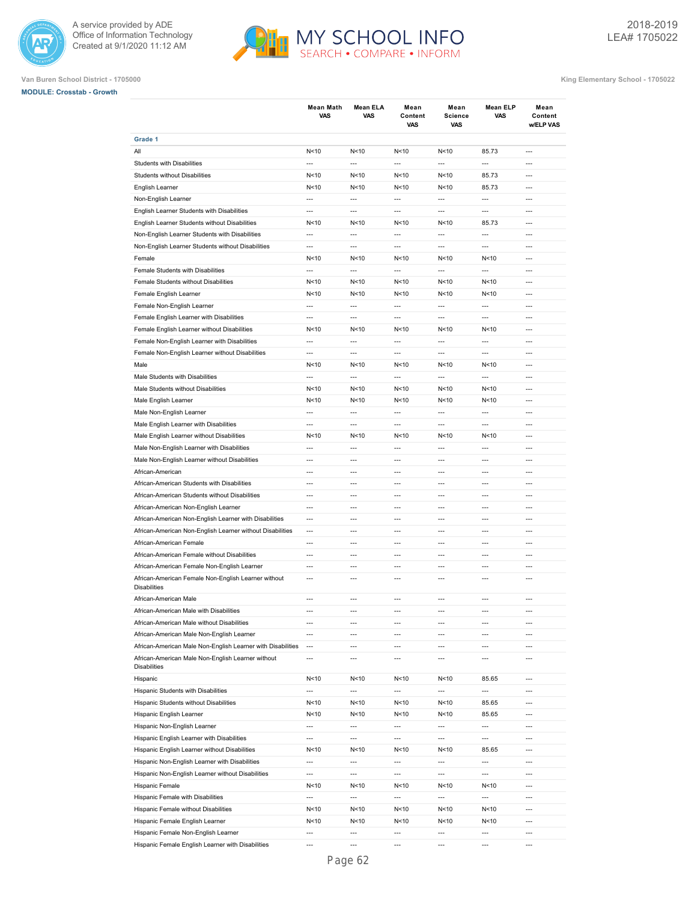Van Buren School District - 1705000

King Elementary School - 1705022

**MODULE: Crosstab - Growth**

|  | Mean Math VAS | Mean ELA VAS | Mean Content VAS | Mean Science VAS | Mean ELP VAS | Mean Content w/ELP VAS |
|---|---|---|---|---|---|---|
| **Grade 1** |  |  |  |  |  |  |
| All | N<10 | N<10 | N<10 | N<10 | 85.73 | --- |
| Students with Disabilities | --- | --- | --- | --- | --- | --- |
| Students without Disabilities | N<10 | N<10 | N<10 | N<10 | 85.73 | --- |
| English Learner | N<10 | N<10 | N<10 | N<10 | 85.73 | --- |
| Non-English Learner | --- | --- | --- | --- | --- | --- |
| English Learner Students with Disabilities | --- | --- | --- | --- | --- | --- |
| English Learner Students without Disabilities | N<10 | N<10 | N<10 | N<10 | 85.73 | --- |
| Non-English Learner Students with Disabilities | --- | --- | --- | --- | --- | --- |
| Non-English Learner Students without Disabilities | --- | --- | --- | --- | --- | --- |
| Female | N<10 | N<10 | N<10 | N<10 | N<10 | --- |
| Female Students with Disabilities | --- | --- | --- | --- | --- | --- |
| Female Students without Disabilities | N<10 | N<10 | N<10 | N<10 | N<10 | --- |
| Female English Learner | N<10 | N<10 | N<10 | N<10 | N<10 | --- |
| Female Non-English Learner | --- | --- | --- | --- | --- | --- |
| Female English Learner with Disabilities | --- | --- | --- | --- | --- | --- |
| Female English Learner without Disabilities | N<10 | N<10 | N<10 | N<10 | N<10 | --- |
| Female Non-English Learner with Disabilities | --- | --- | --- | --- | --- | --- |
| Female Non-English Learner without Disabilities | --- | --- | --- | --- | --- | --- |
| Male | N<10 | N<10 | N<10 | N<10 | N<10 | --- |
| Male Students with Disabilities | --- | --- | --- | --- | --- | --- |
| Male Students without Disabilities | N<10 | N<10 | N<10 | N<10 | N<10 | --- |
| Male English Learner | N<10 | N<10 | N<10 | N<10 | N<10 | --- |
| Male Non-English Learner | --- | --- | --- | --- | --- | --- |
| Male English Learner with Disabilities | --- | --- | --- | --- | --- | --- |
| Male English Learner without Disabilities | N<10 | N<10 | N<10 | N<10 | N<10 | --- |
| Male Non-English Learner with Disabilities | --- | --- | --- | --- | --- | --- |
| Male Non-English Learner without Disabilities | --- | --- | --- | --- | --- | --- |
| African-American | --- | --- | --- | --- | --- | --- |
| African-American Students with Disabilities | --- | --- | --- | --- | --- | --- |
| African-American Students without Disabilities | --- | --- | --- | --- | --- | --- |
| African-American Non-English Learner | --- | --- | --- | --- | --- | --- |
| African-American Non-English Learner with Disabilities | --- | --- | --- | --- | --- | --- |
| African-American Non-English Learner without Disabilities | --- | --- | --- | --- | --- | --- |
| African-American Female | --- | --- | --- | --- | --- | --- |
| African-American Female without Disabilities | --- | --- | --- | --- | --- | --- |
| African-American Female Non-English Learner | --- | --- | --- | --- | --- | --- |
| African-American Female Non-English Learner without Disabilities | --- | --- | --- | --- | --- | --- |
| African-American Male | --- | --- | --- | --- | --- | --- |
| African-American Male with Disabilities | --- | --- | --- | --- | --- | --- |
| African-American Male without Disabilities | --- | --- | --- | --- | --- | --- |
| African-American Male Non-English Learner | --- | --- | --- | --- | --- | --- |
| African-American Male Non-English Learner with Disabilities | --- | --- | --- | --- | --- | --- |
| African-American Male Non-English Learner without Disabilities | --- | --- | --- | --- | --- | --- |
| Hispanic | N<10 | N<10 | N<10 | N<10 | 85.65 | --- |
| Hispanic Students with Disabilities | --- | --- | --- | --- | --- | --- |
| Hispanic Students without Disabilities | N<10 | N<10 | N<10 | N<10 | 85.65 | --- |
| Hispanic English Learner | N<10 | N<10 | N<10 | N<10 | 85.65 | --- |
| Hispanic Non-English Learner | --- | --- | --- | --- | --- | --- |
| Hispanic English Learner with Disabilities | --- | --- | --- | --- | --- | --- |
| Hispanic English Learner without Disabilities | N<10 | N<10 | N<10 | N<10 | 85.65 | --- |
| Hispanic Non-English Learner with Disabilities | --- | --- | --- | --- | --- | --- |
| Hispanic Non-English Learner without Disabilities | --- | --- | --- | --- | --- | --- |
| Hispanic Female | N<10 | N<10 | N<10 | N<10 | N<10 | --- |
| Hispanic Female with Disabilities | --- | --- | --- | --- | --- | --- |
| Hispanic Female without Disabilities | N<10 | N<10 | N<10 | N<10 | N<10 | --- |
| Hispanic Female English Learner | N<10 | N<10 | N<10 | N<10 | N<10 | --- |
| Hispanic Female Non-English Learner | --- | --- | --- | --- | --- | --- |
| Hispanic Female English Learner with Disabilities | --- | --- | --- | --- | --- | --- |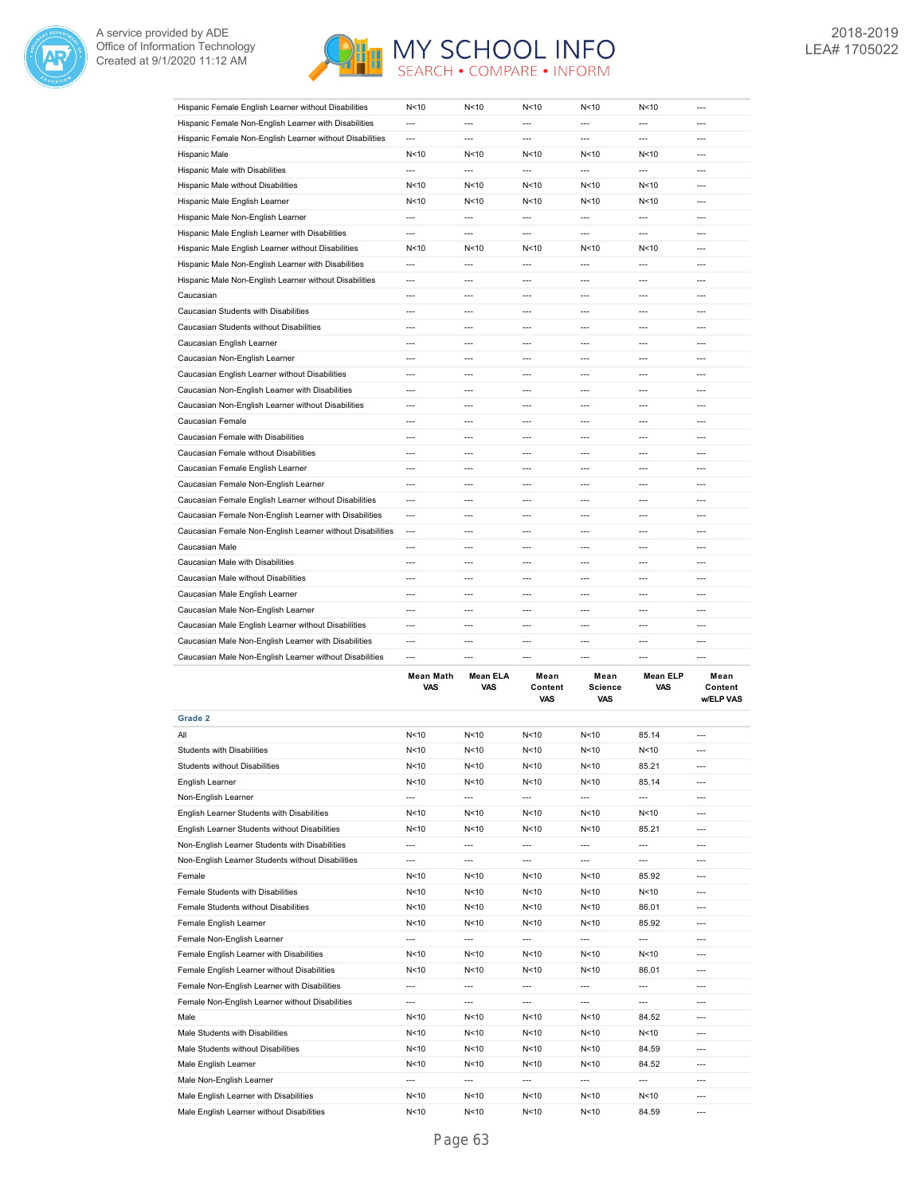| | | | | | | |
|---|---|---|---|---|---|---|
| Hispanic Female English Learner without Disabilities | N<10 | N<10 | N<10 | N<10 | N<10 | --- |
| Hispanic Female Non-English Learner with Disabilities | --- | --- | --- | --- | --- | --- |
| Hispanic Female Non-English Learner without Disabilities | --- | --- | --- | --- | --- | --- |
| Hispanic Male | N<10 | N<10 | N<10 | N<10 | N<10 | --- |
| Hispanic Male with Disabilities | --- | --- | --- | --- | --- | --- |
| Hispanic Male without Disabilities | N<10 | N<10 | N<10 | N<10 | N<10 | --- |
| Hispanic Male English Learner | N<10 | N<10 | N<10 | N<10 | N<10 | --- |
| Hispanic Male Non-English Learner | --- | --- | --- | --- | --- | --- |
| Hispanic Male English Learner with Disabilities | --- | --- | --- | --- | --- | --- |
| Hispanic Male English Learner without Disabilities | N<10 | N<10 | N<10 | N<10 | N<10 | --- |
| Hispanic Male Non-English Learner with Disabilities | --- | --- | --- | --- | --- | --- |
| Hispanic Male Non-English Learner without Disabilities | --- | --- | --- | --- | --- | --- |
| Caucasian | --- | --- | --- | --- | --- | --- |
| Caucasian Students with Disabilities | --- | --- | --- | --- | --- | --- |
| Caucasian Students without Disabilities | --- | --- | --- | --- | --- | --- |
| Caucasian English Learner | --- | --- | --- | --- | --- | --- |
| Caucasian Non-English Learner | --- | --- | --- | --- | --- | --- |
| Caucasian English Learner without Disabilities | --- | --- | --- | --- | --- | --- |
| Caucasian Non-English Learner with Disabilities | --- | --- | --- | --- | --- | --- |
| Caucasian Non-English Learner without Disabilities | --- | --- | --- | --- | --- | --- |
| Caucasian Female | --- | --- | --- | --- | --- | --- |
| Caucasian Female with Disabilities | --- | --- | --- | --- | --- | --- |
| Caucasian Female without Disabilities | --- | --- | --- | --- | --- | --- |
| Caucasian Female English Learner | --- | --- | --- | --- | --- | --- |
| Caucasian Female Non-English Learner | --- | --- | --- | --- | --- | --- |
| Caucasian Female English Learner without Disabilities | --- | --- | --- | --- | --- | --- |
| Caucasian Female Non-English Learner with Disabilities | --- | --- | --- | --- | --- | --- |
| Caucasian Female Non-English Learner without Disabilities | --- | --- | --- | --- | --- | --- |
| Caucasian Male | --- | --- | --- | --- | --- | --- |
| Caucasian Male with Disabilities | --- | --- | --- | --- | --- | --- |
| Caucasian Male without Disabilities | --- | --- | --- | --- | --- | --- |
| Caucasian Male English Learner | --- | --- | --- | --- | --- | --- |
| Caucasian Male Non-English Learner | --- | --- | --- | --- | --- | --- |
| Caucasian Male English Learner without Disabilities | --- | --- | --- | --- | --- | --- |
| Caucasian Male Non-English Learner with Disabilities | --- | --- | --- | --- | --- | --- |
| Caucasian Male Non-English Learner without Disabilities | --- | --- | --- | --- | --- | --- |

| | Mean Math VAS | Mean ELA VAS | Mean Content VAS | Mean Science VAS | Mean ELP VAS | Mean Content w/ELP VAS |
|---|---|---|---|---|---|---|
| **Grade 2** | | | | | | |
| All | N<10 | N<10 | N<10 | N<10 | 85.14 | --- |
| Students with Disabilities | N<10 | N<10 | N<10 | N<10 | N<10 | --- |
| Students without Disabilities | N<10 | N<10 | N<10 | N<10 | 85.21 | --- |
| English Learner | N<10 | N<10 | N<10 | N<10 | 85.14 | --- |
| Non-English Learner | --- | --- | --- | --- | --- | --- |
| English Learner Students with Disabilities | N<10 | N<10 | N<10 | N<10 | N<10 | --- |
| English Learner Students without Disabilities | N<10 | N<10 | N<10 | N<10 | 85.21 | --- |
| Non-English Learner Students with Disabilities | --- | --- | --- | --- | --- | --- |
| Non-English Learner Students without Disabilities | --- | --- | --- | --- | --- | --- |
| Female | N<10 | N<10 | N<10 | N<10 | 85.92 | --- |
| Female Students with Disabilities | N<10 | N<10 | N<10 | N<10 | N<10 | --- |
| Female Students without Disabilities | N<10 | N<10 | N<10 | N<10 | 86.01 | --- |
| Female English Learner | N<10 | N<10 | N<10 | N<10 | 85.92 | --- |
| Female Non-English Learner | --- | --- | --- | --- | --- | --- |
| Female English Learner with Disabilities | N<10 | N<10 | N<10 | N<10 | N<10 | --- |
| Female English Learner without Disabilities | N<10 | N<10 | N<10 | N<10 | 86.01 | --- |
| Female Non-English Learner with Disabilities | --- | --- | --- | --- | --- | --- |
| Female Non-English Learner without Disabilities | --- | --- | --- | --- | --- | --- |
| Male | N<10 | N<10 | N<10 | N<10 | 84.52 | --- |
| Male Students with Disabilities | N<10 | N<10 | N<10 | N<10 | N<10 | --- |
| Male Students without Disabilities | N<10 | N<10 | N<10 | N<10 | 84.59 | --- |
| Male English Learner | N<10 | N<10 | N<10 | N<10 | 84.52 | --- |
| Male Non-English Learner | --- | --- | --- | --- | --- | --- |
| Male English Learner with Disabilities | N<10 | N<10 | N<10 | N<10 | N<10 | --- |
| Male English Learner without Disabilities | N<10 | N<10 | N<10 | N<10 | 84.59 | --- |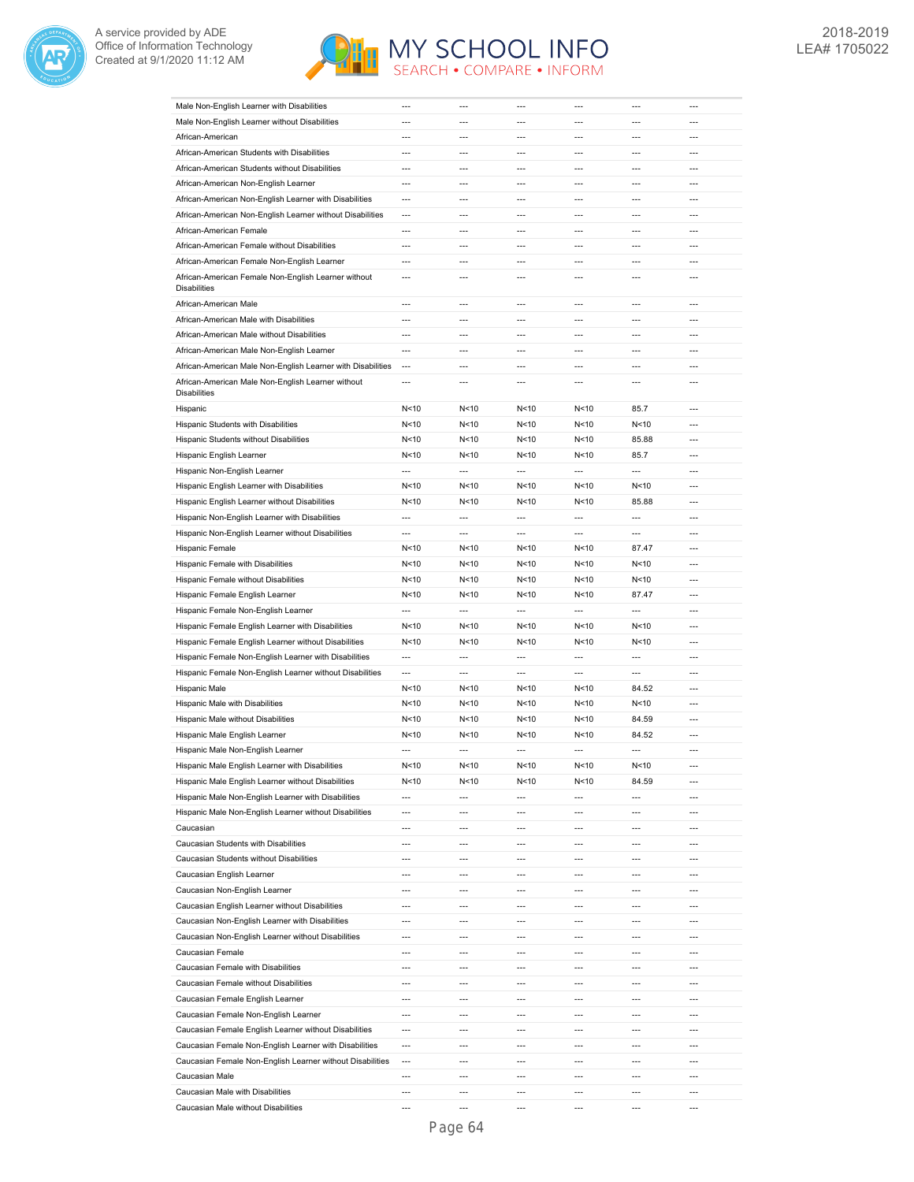| | | | | | | |
|---|---|---|---|---|---|---|
| Male Non-English Learner with Disabilities | --- | --- | --- | --- | --- | --- |
| Male Non-English Learner without Disabilities | --- | --- | --- | --- | --- | --- |
| African-American | --- | --- | --- | --- | --- | --- |
| African-American Students with Disabilities | --- | --- | --- | --- | --- | --- |
| African-American Students without Disabilities | --- | --- | --- | --- | --- | --- |
| African-American Non-English Learner | --- | --- | --- | --- | --- | --- |
| African-American Non-English Learner with Disabilities | --- | --- | --- | --- | --- | --- |
| African-American Non-English Learner without Disabilities | --- | --- | --- | --- | --- | --- |
| African-American Female | --- | --- | --- | --- | --- | --- |
| African-American Female without Disabilities | --- | --- | --- | --- | --- | --- |
| African-American Female Non-English Learner | --- | --- | --- | --- | --- | --- |
| African-American Female Non-English Learner without Disabilities | --- | --- | --- | --- | --- | --- |
| African-American Male | --- | --- | --- | --- | --- | --- |
| African-American Male with Disabilities | --- | --- | --- | --- | --- | --- |
| African-American Male without Disabilities | --- | --- | --- | --- | --- | --- |
| African-American Male Non-English Learner | --- | --- | --- | --- | --- | --- |
| African-American Male Non-English Learner with Disabilities | --- | --- | --- | --- | --- | --- |
| African-American Male Non-English Learner without Disabilities | --- | --- | --- | --- | --- | --- |
| Hispanic | N<10 | N<10 | N<10 | N<10 | 85.7 | --- |
| Hispanic Students with Disabilities | N<10 | N<10 | N<10 | N<10 | N<10 | --- |
| Hispanic Students without Disabilities | N<10 | N<10 | N<10 | N<10 | 85.88 | --- |
| Hispanic English Learner | N<10 | N<10 | N<10 | N<10 | 85.7 | --- |
| Hispanic Non-English Learner | --- | --- | --- | --- | --- | --- |
| Hispanic English Learner with Disabilities | N<10 | N<10 | N<10 | N<10 | N<10 | --- |
| Hispanic English Learner without Disabilities | N<10 | N<10 | N<10 | N<10 | 85.88 | --- |
| Hispanic Non-English Learner with Disabilities | --- | --- | --- | --- | --- | --- |
| Hispanic Non-English Learner without Disabilities | --- | --- | --- | --- | --- | --- |
| Hispanic Female | N<10 | N<10 | N<10 | N<10 | 87.47 | --- |
| Hispanic Female with Disabilities | N<10 | N<10 | N<10 | N<10 | N<10 | --- |
| Hispanic Female without Disabilities | N<10 | N<10 | N<10 | N<10 | N<10 | --- |
| Hispanic Female English Learner | N<10 | N<10 | N<10 | N<10 | 87.47 | --- |
| Hispanic Female Non-English Learner | --- | --- | --- | --- | --- | --- |
| Hispanic Female English Learner with Disabilities | N<10 | N<10 | N<10 | N<10 | N<10 | --- |
| Hispanic Female English Learner without Disabilities | N<10 | N<10 | N<10 | N<10 | N<10 | --- |
| Hispanic Female Non-English Learner with Disabilities | --- | --- | --- | --- | --- | --- |
| Hispanic Female Non-English Learner without Disabilities | --- | --- | --- | --- | --- | --- |
| Hispanic Male | N<10 | N<10 | N<10 | N<10 | 84.52 | --- |
| Hispanic Male with Disabilities | N<10 | N<10 | N<10 | N<10 | N<10 | --- |
| Hispanic Male without Disabilities | N<10 | N<10 | N<10 | N<10 | 84.59 | --- |
| Hispanic Male English Learner | N<10 | N<10 | N<10 | N<10 | 84.52 | --- |
| Hispanic Male Non-English Learner | --- | --- | --- | --- | --- | --- |
| Hispanic Male English Learner with Disabilities | N<10 | N<10 | N<10 | N<10 | N<10 | --- |
| Hispanic Male English Learner without Disabilities | N<10 | N<10 | N<10 | N<10 | 84.59 | --- |
| Hispanic Male Non-English Learner with Disabilities | --- | --- | --- | --- | --- | --- |
| Hispanic Male Non-English Learner without Disabilities | --- | --- | --- | --- | --- | --- |
| Caucasian | --- | --- | --- | --- | --- | --- |
| Caucasian Students with Disabilities | --- | --- | --- | --- | --- | --- |
| Caucasian Students without Disabilities | --- | --- | --- | --- | --- | --- |
| Caucasian English Learner | --- | --- | --- | --- | --- | --- |
| Caucasian Non-English Learner | --- | --- | --- | --- | --- | --- |
| Caucasian English Learner without Disabilities | --- | --- | --- | --- | --- | --- |
| Caucasian Non-English Learner with Disabilities | --- | --- | --- | --- | --- | --- |
| Caucasian Non-English Learner without Disabilities | --- | --- | --- | --- | --- | --- |
| Caucasian Female | --- | --- | --- | --- | --- | --- |
| Caucasian Female with Disabilities | --- | --- | --- | --- | --- | --- |
| Caucasian Female without Disabilities | --- | --- | --- | --- | --- | --- |
| Caucasian Female English Learner | --- | --- | --- | --- | --- | --- |
| Caucasian Female Non-English Learner | --- | --- | --- | --- | --- | --- |
| Caucasian Female English Learner without Disabilities | --- | --- | --- | --- | --- | --- |
| Caucasian Female Non-English Learner with Disabilities | --- | --- | --- | --- | --- | --- |
| Caucasian Female Non-English Learner without Disabilities | --- | --- | --- | --- | --- | --- |
| Caucasian Male | --- | --- | --- | --- | --- | --- |
| Caucasian Male with Disabilities | --- | --- | --- | --- | --- | --- |
| Caucasian Male without Disabilities | --- | --- | --- | --- | --- | --- |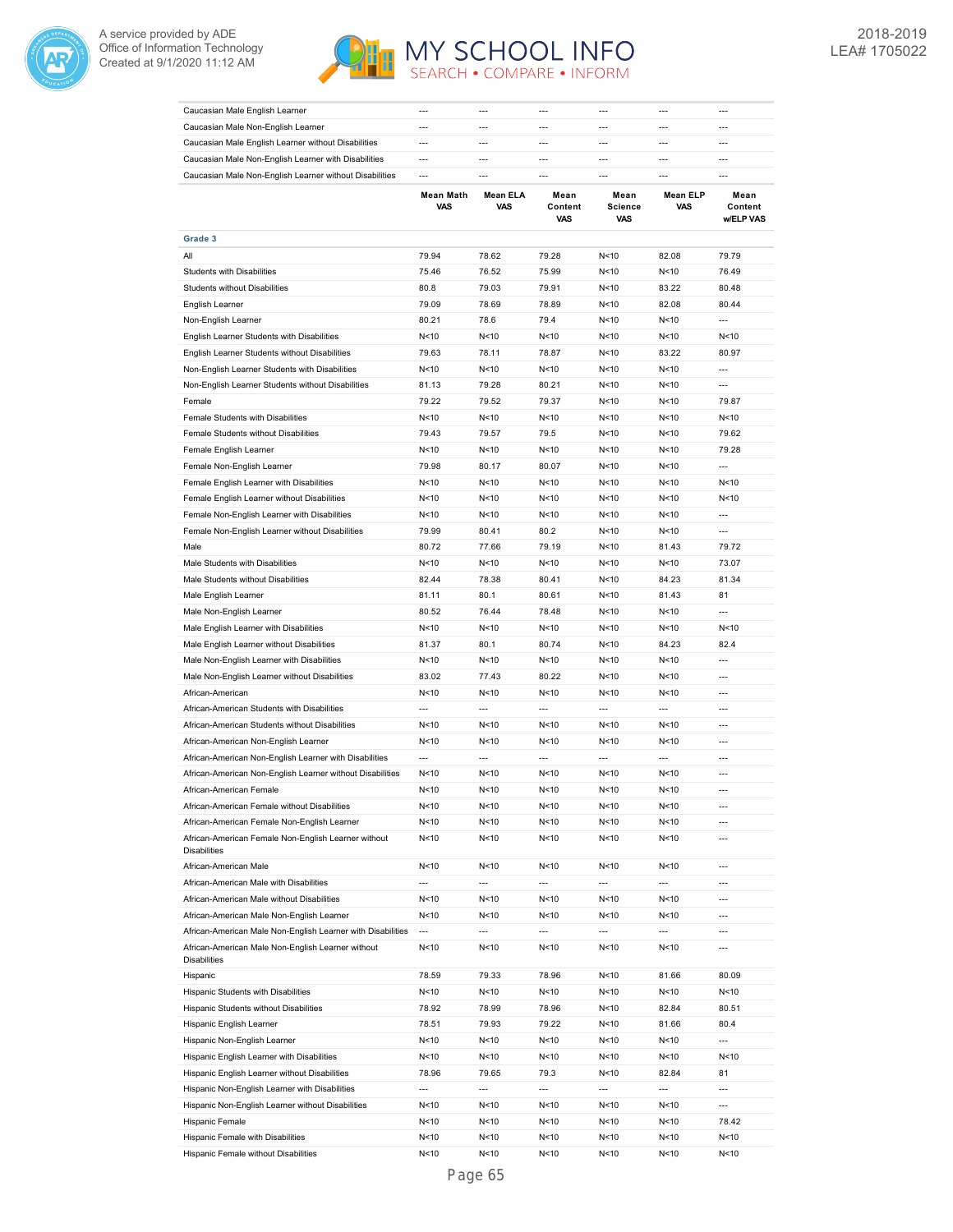| | | | | | | |
|---|---|---|---|---|---|---|
| Caucasian Male English Learner | --- | --- | --- | --- | --- | --- |
| Caucasian Male Non-English Learner | --- | --- | --- | --- | --- | --- |
| Caucasian Male English Learner without Disabilities | --- | --- | --- | --- | --- | --- |
| Caucasian Male Non-English Learner with Disabilities | --- | --- | --- | --- | --- | --- |
| Caucasian Male Non-English Learner without Disabilities | --- | --- | --- | --- | --- | --- |

| | Mean Math VAS | Mean ELA VAS | Mean Content VAS | Mean Science VAS | Mean ELP VAS | Mean Content w/ELP VAS |
|---|---|---|---|---|---|---|
| **Grade 3** | | | | | | |
| All | 79.94 | 78.62 | 79.28 | N<10 | 82.08 | 79.79 |
| Students with Disabilities | 75.46 | 76.52 | 75.99 | N<10 | N<10 | 76.49 |
| Students without Disabilities | 80.8 | 79.03 | 79.91 | N<10 | 83.22 | 80.48 |
| English Learner | 79.09 | 78.69 | 78.89 | N<10 | 82.08 | 80.44 |
| Non-English Learner | 80.21 | 78.6 | 79.4 | N<10 | N<10 | --- |
| English Learner Students with Disabilities | N<10 | N<10 | N<10 | N<10 | N<10 | N<10 |
| English Learner Students without Disabilities | 79.63 | 78.11 | 78.87 | N<10 | 83.22 | 80.97 |
| Non-English Learner Students with Disabilities | N<10 | N<10 | N<10 | N<10 | N<10 | --- |
| Non-English Learner Students without Disabilities | 81.13 | 79.28 | 80.21 | N<10 | N<10 | --- |
| Female | 79.22 | 79.52 | 79.37 | N<10 | N<10 | 79.87 |
| Female Students with Disabilities | N<10 | N<10 | N<10 | N<10 | N<10 | N<10 |
| Female Students without Disabilities | 79.43 | 79.57 | 79.5 | N<10 | N<10 | 79.62 |
| Female English Learner | N<10 | N<10 | N<10 | N<10 | N<10 | 79.28 |
| Female Non-English Learner | 79.98 | 80.17 | 80.07 | N<10 | N<10 | --- |
| Female English Learner with Disabilities | N<10 | N<10 | N<10 | N<10 | N<10 | N<10 |
| Female English Learner without Disabilities | N<10 | N<10 | N<10 | N<10 | N<10 | N<10 |
| Female Non-English Learner with Disabilities | N<10 | N<10 | N<10 | N<10 | N<10 | --- |
| Female Non-English Learner without Disabilities | 79.99 | 80.41 | 80.2 | N<10 | N<10 | --- |
| Male | 80.72 | 77.66 | 79.19 | N<10 | 81.43 | 79.72 |
| Male Students with Disabilities | N<10 | N<10 | N<10 | N<10 | N<10 | 73.07 |
| Male Students without Disabilities | 82.44 | 78.38 | 80.41 | N<10 | 84.23 | 81.34 |
| Male English Learner | 81.11 | 80.1 | 80.61 | N<10 | 81.43 | 81 |
| Male Non-English Learner | 80.52 | 76.44 | 78.48 | N<10 | N<10 | --- |
| Male English Learner with Disabilities | N<10 | N<10 | N<10 | N<10 | N<10 | N<10 |
| Male English Learner without Disabilities | 81.37 | 80.1 | 80.74 | N<10 | 84.23 | 82.4 |
| Male Non-English Learner with Disabilities | N<10 | N<10 | N<10 | N<10 | N<10 | --- |
| Male Non-English Learner without Disabilities | 83.02 | 77.43 | 80.22 | N<10 | N<10 | --- |
| African-American | N<10 | N<10 | N<10 | N<10 | N<10 | --- |
| African-American Students with Disabilities | --- | --- | --- | --- | --- | --- |
| African-American Students without Disabilities | N<10 | N<10 | N<10 | N<10 | N<10 | --- |
| African-American Non-English Learner | N<10 | N<10 | N<10 | N<10 | N<10 | --- |
| African-American Non-English Learner with Disabilities | --- | --- | --- | --- | --- | --- |
| African-American Non-English Learner without Disabilities | N<10 | N<10 | N<10 | N<10 | N<10 | --- |
| African-American Female | N<10 | N<10 | N<10 | N<10 | N<10 | --- |
| African-American Female without Disabilities | N<10 | N<10 | N<10 | N<10 | N<10 | --- |
| African-American Female Non-English Learner | N<10 | N<10 | N<10 | N<10 | N<10 | --- |
| African-American Female Non-English Learner without Disabilities | N<10 | N<10 | N<10 | N<10 | N<10 | --- |
| African-American Male | N<10 | N<10 | N<10 | N<10 | N<10 | --- |
| African-American Male with Disabilities | --- | --- | --- | --- | --- | --- |
| African-American Male without Disabilities | N<10 | N<10 | N<10 | N<10 | N<10 | --- |
| African-American Male Non-English Learner | N<10 | N<10 | N<10 | N<10 | N<10 | --- |
| African-American Male Non-English Learner with Disabilities | --- | --- | --- | --- | --- | --- |
| African-American Male Non-English Learner without Disabilities | N<10 | N<10 | N<10 | N<10 | N<10 | --- |
| Hispanic | 78.59 | 79.33 | 78.96 | N<10 | 81.66 | 80.09 |
| Hispanic Students with Disabilities | N<10 | N<10 | N<10 | N<10 | N<10 | N<10 |
| Hispanic Students without Disabilities | 78.92 | 78.99 | 78.96 | N<10 | 82.84 | 80.51 |
| Hispanic English Learner | 78.51 | 79.93 | 79.22 | N<10 | 81.66 | 80.4 |
| Hispanic Non-English Learner | N<10 | N<10 | N<10 | N<10 | N<10 | --- |
| Hispanic English Learner with Disabilities | N<10 | N<10 | N<10 | N<10 | N<10 | N<10 |
| Hispanic English Learner without Disabilities | 78.96 | 79.65 | 79.3 | N<10 | 82.84 | 81 |
| Hispanic Non-English Learner with Disabilities | --- | --- | --- | --- | --- | --- |
| Hispanic Non-English Learner without Disabilities | N<10 | N<10 | N<10 | N<10 | N<10 | --- |
| Hispanic Female | N<10 | N<10 | N<10 | N<10 | N<10 | 78.42 |
| Hispanic Female with Disabilities | N<10 | N<10 | N<10 | N<10 | N<10 | N<10 |
| Hispanic Female without Disabilities | N<10 | N<10 | N<10 | N<10 | N<10 | N<10 |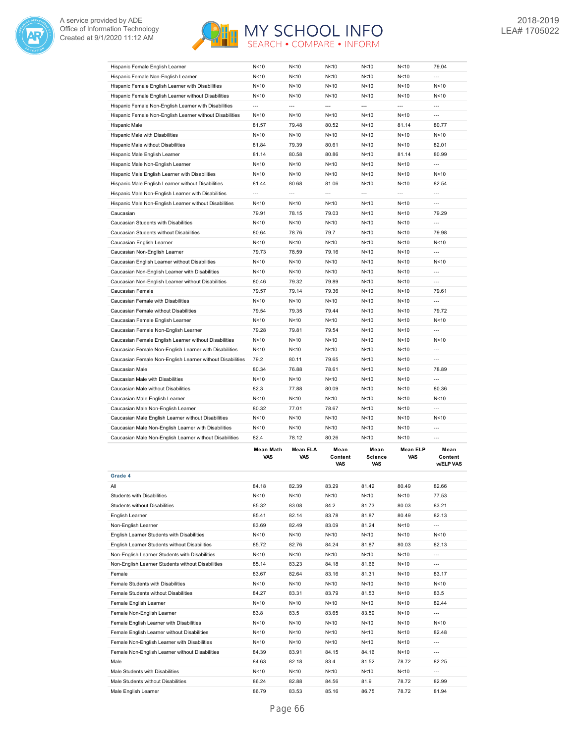| | | | | | | |
|---|---|---|---|---|---|---|
| Hispanic Female English Learner | N<10 | N<10 | N<10 | N<10 | N<10 | 79.04 |
| Hispanic Female Non-English Learner | N<10 | N<10 | N<10 | N<10 | N<10 | --- |
| Hispanic Female English Learner with Disabilities | N<10 | N<10 | N<10 | N<10 | N<10 | N<10 |
| Hispanic Female English Learner without Disabilities | N<10 | N<10 | N<10 | N<10 | N<10 | N<10 |
| Hispanic Female Non-English Learner with Disabilities | --- | --- | --- | --- | --- | --- |
| Hispanic Female Non-English Learner without Disabilities | N<10 | N<10 | N<10 | N<10 | N<10 | --- |
| Hispanic Male | 81.57 | 79.48 | 80.52 | N<10 | 81.14 | 80.77 |
| Hispanic Male with Disabilities | N<10 | N<10 | N<10 | N<10 | N<10 | N<10 |
| Hispanic Male without Disabilities | 81.84 | 79.39 | 80.61 | N<10 | N<10 | 82.01 |
| Hispanic Male English Learner | 81.14 | 80.58 | 80.86 | N<10 | 81.14 | 80.99 |
| Hispanic Male Non-English Learner | N<10 | N<10 | N<10 | N<10 | N<10 | --- |
| Hispanic Male English Learner with Disabilities | N<10 | N<10 | N<10 | N<10 | N<10 | N<10 |
| Hispanic Male English Learner without Disabilities | 81.44 | 80.68 | 81.06 | N<10 | N<10 | 82.54 |
| Hispanic Male Non-English Learner with Disabilities | --- | --- | --- | --- | --- | --- |
| Hispanic Male Non-English Learner without Disabilities | N<10 | N<10 | N<10 | N<10 | N<10 | --- |
| Caucasian | 79.91 | 78.15 | 79.03 | N<10 | N<10 | 79.29 |
| Caucasian Students with Disabilities | N<10 | N<10 | N<10 | N<10 | N<10 | --- |
| Caucasian Students without Disabilities | 80.64 | 78.76 | 79.7 | N<10 | N<10 | 79.98 |
| Caucasian English Learner | N<10 | N<10 | N<10 | N<10 | N<10 | N<10 |
| Caucasian Non-English Learner | 79.73 | 78.59 | 79.16 | N<10 | N<10 | --- |
| Caucasian English Learner without Disabilities | N<10 | N<10 | N<10 | N<10 | N<10 | N<10 |
| Caucasian Non-English Learner with Disabilities | N<10 | N<10 | N<10 | N<10 | N<10 | --- |
| Caucasian Non-English Learner without Disabilities | 80.46 | 79.32 | 79.89 | N<10 | N<10 | --- |
| Caucasian Female | 79.57 | 79.14 | 79.36 | N<10 | N<10 | 79.61 |
| Caucasian Female with Disabilities | N<10 | N<10 | N<10 | N<10 | N<10 | --- |
| Caucasian Female without Disabilities | 79.54 | 79.35 | 79.44 | N<10 | N<10 | 79.72 |
| Caucasian Female English Learner | N<10 | N<10 | N<10 | N<10 | N<10 | N<10 |
| Caucasian Female Non-English Learner | 79.28 | 79.81 | 79.54 | N<10 | N<10 | --- |
| Caucasian Female English Learner without Disabilities | N<10 | N<10 | N<10 | N<10 | N<10 | N<10 |
| Caucasian Female Non-English Learner with Disabilities | N<10 | N<10 | N<10 | N<10 | N<10 | --- |
| Caucasian Female Non-English Learner without Disabilities | 79.2 | 80.11 | 79.65 | N<10 | N<10 | --- |
| Caucasian Male | 80.34 | 76.88 | 78.61 | N<10 | N<10 | 78.89 |
| Caucasian Male with Disabilities | N<10 | N<10 | N<10 | N<10 | N<10 | --- |
| Caucasian Male without Disabilities | 82.3 | 77.88 | 80.09 | N<10 | N<10 | 80.36 |
| Caucasian Male English Learner | N<10 | N<10 | N<10 | N<10 | N<10 | N<10 |
| Caucasian Male Non-English Learner | 80.32 | 77.01 | 78.67 | N<10 | N<10 | --- |
| Caucasian Male English Learner without Disabilities | N<10 | N<10 | N<10 | N<10 | N<10 | N<10 |
| Caucasian Male Non-English Learner with Disabilities | N<10 | N<10 | N<10 | N<10 | N<10 | --- |
| Caucasian Male Non-English Learner without Disabilities | 82.4 | 78.12 | 80.26 | N<10 | N<10 | --- |

| | Mean Math VAS | Mean ELA VAS | Mean Content VAS | Mean Science VAS | Mean ELP VAS | Mean Content w/ELP VAS |
|---|---|---|---|---|---|---|
| **Grade 4** | | | | | | |
| All | 84.18 | 82.39 | 83.29 | 81.42 | 80.49 | 82.66 |
| Students with Disabilities | N<10 | N<10 | N<10 | N<10 | N<10 | 77.53 |
| Students without Disabilities | 85.32 | 83.08 | 84.2 | 81.73 | 80.03 | 83.21 |
| English Learner | 85.41 | 82.14 | 83.78 | 81.87 | 80.49 | 82.13 |
| Non-English Learner | 83.69 | 82.49 | 83.09 | 81.24 | N<10 | --- |
| English Learner Students with Disabilities | N<10 | N<10 | N<10 | N<10 | N<10 | N<10 |
| English Learner Students without Disabilities | 85.72 | 82.76 | 84.24 | 81.87 | 80.03 | 82.13 |
| Non-English Learner Students with Disabilities | N<10 | N<10 | N<10 | N<10 | N<10 | --- |
| Non-English Learner Students without Disabilities | 85.14 | 83.23 | 84.18 | 81.66 | N<10 | --- |
| Female | 83.67 | 82.64 | 83.16 | 81.31 | N<10 | 83.17 |
| Female Students with Disabilities | N<10 | N<10 | N<10 | N<10 | N<10 | N<10 |
| Female Students without Disabilities | 84.27 | 83.31 | 83.79 | 81.53 | N<10 | 83.5 |
| Female English Learner | N<10 | N<10 | N<10 | N<10 | N<10 | 82.44 |
| Female Non-English Learner | 83.8 | 83.5 | 83.65 | 83.59 | N<10 | --- |
| Female English Learner with Disabilities | N<10 | N<10 | N<10 | N<10 | N<10 | N<10 |
| Female English Learner without Disabilities | N<10 | N<10 | N<10 | N<10 | N<10 | 82.48 |
| Female Non-English Learner with Disabilities | N<10 | N<10 | N<10 | N<10 | N<10 | --- |
| Female Non-English Learner without Disabilities | 84.39 | 83.91 | 84.15 | 84.16 | N<10 | --- |
| Male | 84.63 | 82.18 | 83.4 | 81.52 | 78.72 | 82.25 |
| Male Students with Disabilities | N<10 | N<10 | N<10 | N<10 | N<10 | --- |
| Male Students without Disabilities | 86.24 | 82.88 | 84.56 | 81.9 | 78.72 | 82.99 |
| Male English Learner | 86.79 | 83.53 | 85.16 | 86.75 | 78.72 | 81.94 |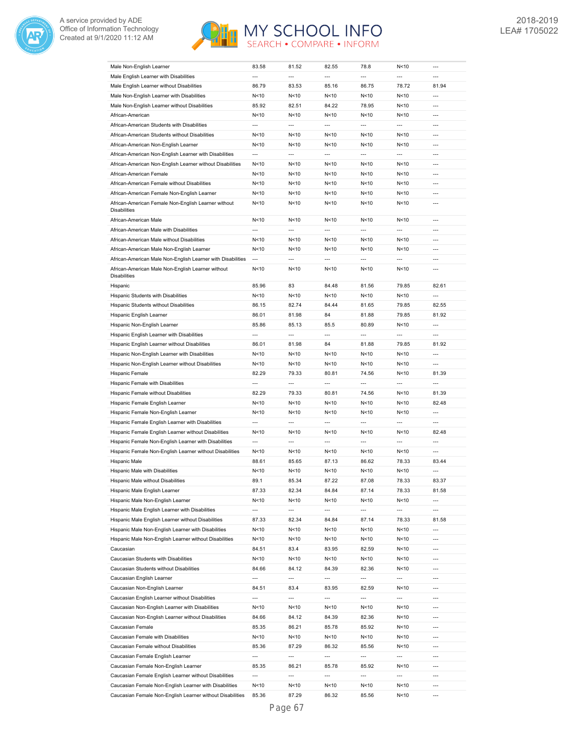| | | | | | | |
|---|---|---|---|---|---|---|
| Male Non-English Learner | 83.58 | 81.52 | 82.55 | 78.8 | N<10 | --- |
| Male English Learner with Disabilities | --- | --- | --- | --- | --- | --- |
| Male English Learner without Disabilities | 86.79 | 83.53 | 85.16 | 86.75 | 78.72 | 81.94 |
| Male Non-English Learner with Disabilities | N<10 | N<10 | N<10 | N<10 | N<10 | --- |
| Male Non-English Learner without Disabilities | 85.92 | 82.51 | 84.22 | 78.95 | N<10 | --- |
| African-American | N<10 | N<10 | N<10 | N<10 | N<10 | --- |
| African-American Students with Disabilities | --- | --- | --- | --- | --- | --- |
| African-American Students without Disabilities | N<10 | N<10 | N<10 | N<10 | N<10 | --- |
| African-American Non-English Learner | N<10 | N<10 | N<10 | N<10 | N<10 | --- |
| African-American Non-English Learner with Disabilities | --- | --- | --- | --- | --- | --- |
| African-American Non-English Learner without Disabilities | N<10 | N<10 | N<10 | N<10 | N<10 | --- |
| African-American Female | N<10 | N<10 | N<10 | N<10 | N<10 | --- |
| African-American Female without Disabilities | N<10 | N<10 | N<10 | N<10 | N<10 | --- |
| African-American Female Non-English Learner | N<10 | N<10 | N<10 | N<10 | N<10 | --- |
| African-American Female Non-English Learner without Disabilities | N<10 | N<10 | N<10 | N<10 | N<10 | --- |
| African-American Male | N<10 | N<10 | N<10 | N<10 | N<10 | --- |
| African-American Male with Disabilities | --- | --- | --- | --- | --- | --- |
| African-American Male without Disabilities | N<10 | N<10 | N<10 | N<10 | N<10 | --- |
| African-American Male Non-English Learner | N<10 | N<10 | N<10 | N<10 | N<10 | --- |
| African-American Male Non-English Learner with Disabilities | --- | --- | --- | --- | --- | --- |
| African-American Male Non-English Learner without Disabilities | N<10 | N<10 | N<10 | N<10 | N<10 | --- |
| Hispanic | 85.96 | 83 | 84.48 | 81.56 | 79.85 | 82.61 |
| Hispanic Students with Disabilities | N<10 | N<10 | N<10 | N<10 | N<10 | --- |
| Hispanic Students without Disabilities | 86.15 | 82.74 | 84.44 | 81.65 | 79.85 | 82.55 |
| Hispanic English Learner | 86.01 | 81.98 | 84 | 81.88 | 79.85 | 81.92 |
| Hispanic Non-English Learner | 85.86 | 85.13 | 85.5 | 80.89 | N<10 | --- |
| Hispanic English Learner with Disabilities | --- | --- | --- | --- | --- | --- |
| Hispanic English Learner without Disabilities | 86.01 | 81.98 | 84 | 81.88 | 79.85 | 81.92 |
| Hispanic Non-English Learner with Disabilities | N<10 | N<10 | N<10 | N<10 | N<10 | --- |
| Hispanic Non-English Learner without Disabilities | N<10 | N<10 | N<10 | N<10 | N<10 | --- |
| Hispanic Female | 82.29 | 79.33 | 80.81 | 74.56 | N<10 | 81.39 |
| Hispanic Female with Disabilities | --- | --- | --- | --- | --- | --- |
| Hispanic Female without Disabilities | 82.29 | 79.33 | 80.81 | 74.56 | N<10 | 81.39 |
| Hispanic Female English Learner | N<10 | N<10 | N<10 | N<10 | N<10 | 82.48 |
| Hispanic Female Non-English Learner | N<10 | N<10 | N<10 | N<10 | N<10 | --- |
| Hispanic Female English Learner with Disabilities | --- | --- | --- | --- | --- | --- |
| Hispanic Female English Learner without Disabilities | N<10 | N<10 | N<10 | N<10 | N<10 | 82.48 |
| Hispanic Female Non-English Learner with Disabilities | --- | --- | --- | --- | --- | --- |
| Hispanic Female Non-English Learner without Disabilities | N<10 | N<10 | N<10 | N<10 | N<10 | --- |
| Hispanic Male | 88.61 | 85.65 | 87.13 | 86.62 | 78.33 | 83.44 |
| Hispanic Male with Disabilities | N<10 | N<10 | N<10 | N<10 | N<10 | --- |
| Hispanic Male without Disabilities | 89.1 | 85.34 | 87.22 | 87.08 | 78.33 | 83.37 |
| Hispanic Male English Learner | 87.33 | 82.34 | 84.84 | 87.14 | 78.33 | 81.58 |
| Hispanic Male Non-English Learner | N<10 | N<10 | N<10 | N<10 | N<10 | --- |
| Hispanic Male English Learner with Disabilities | --- | --- | --- | --- | --- | --- |
| Hispanic Male English Learner without Disabilities | 87.33 | 82.34 | 84.84 | 87.14 | 78.33 | 81.58 |
| Hispanic Male Non-English Learner with Disabilities | N<10 | N<10 | N<10 | N<10 | N<10 | --- |
| Hispanic Male Non-English Learner without Disabilities | N<10 | N<10 | N<10 | N<10 | N<10 | --- |
| Caucasian | 84.51 | 83.4 | 83.95 | 82.59 | N<10 | --- |
| Caucasian Students with Disabilities | N<10 | N<10 | N<10 | N<10 | N<10 | --- |
| Caucasian Students without Disabilities | 84.66 | 84.12 | 84.39 | 82.36 | N<10 | --- |
| Caucasian English Learner | --- | --- | --- | --- | --- | --- |
| Caucasian Non-English Learner | 84.51 | 83.4 | 83.95 | 82.59 | N<10 | --- |
| Caucasian English Learner without Disabilities | --- | --- | --- | --- | --- | --- |
| Caucasian Non-English Learner with Disabilities | N<10 | N<10 | N<10 | N<10 | N<10 | --- |
| Caucasian Non-English Learner without Disabilities | 84.66 | 84.12 | 84.39 | 82.36 | N<10 | --- |
| Caucasian Female | 85.35 | 86.21 | 85.78 | 85.92 | N<10 | --- |
| Caucasian Female with Disabilities | N<10 | N<10 | N<10 | N<10 | N<10 | --- |
| Caucasian Female without Disabilities | 85.36 | 87.29 | 86.32 | 85.56 | N<10 | --- |
| Caucasian Female English Learner | --- | --- | --- | --- | --- | --- |
| Caucasian Female Non-English Learner | 85.35 | 86.21 | 85.78 | 85.92 | N<10 | --- |
| Caucasian Female English Learner without Disabilities | --- | --- | --- | --- | --- | --- |
| Caucasian Female Non-English Learner with Disabilities | N<10 | N<10 | N<10 | N<10 | N<10 | --- |
| Caucasian Female Non-English Learner without Disabilities | 85.36 | 87.29 | 86.32 | 85.56 | N<10 | --- |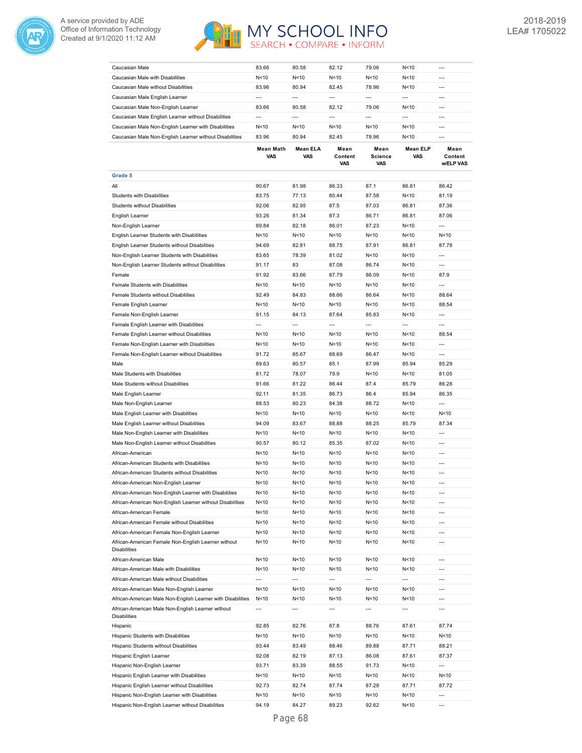| | Mean Math VAS | Mean ELA VAS | Mean Content VAS | Mean Science VAS | Mean ELP VAS | Mean Content w/ELP VAS |
|---|---|---|---|---|---|---|
| Caucasian Male | 83.66 | 80.58 | 82.12 | 79.06 | N<10 | --- |
| Caucasian Male with Disabilities | N<10 | N<10 | N<10 | N<10 | N<10 | --- |
| Caucasian Male without Disabilities | 83.96 | 80.94 | 82.45 | 78.96 | N<10 | --- |
| Caucasian Male English Learner | --- | --- | --- | --- | --- | --- |
| Caucasian Male Non-English Learner | 83.66 | 80.58 | 82.12 | 79.06 | N<10 | --- |
| Caucasian Male English Learner without Disabilities | --- | --- | --- | --- | --- | --- |
| Caucasian Male Non-English Learner with Disabilities | N<10 | N<10 | N<10 | N<10 | N<10 | --- |
| Caucasian Male Non-English Learner without Disabilities | 83.96 | 80.94 | 82.45 | 78.96 | N<10 | --- |

| | Mean Math VAS | Mean ELA VAS | Mean Content VAS | Mean Science VAS | Mean ELP VAS | Mean Content w/ELP VAS |
|---|---|---|---|---|---|---|
| **Grade 5** | | | | | | |
| All | 90.67 | 81.98 | 86.33 | 87.1 | 86.81 | 86.42 |
| Students with Disabilities | 83.75 | 77.13 | 80.44 | 87.58 | N<10 | 81.19 |
| Students without Disabilities | 92.06 | 82.95 | 87.5 | 87.03 | 86.81 | 87.36 |
| English Learner | 93.26 | 81.34 | 87.3 | 86.71 | 86.81 | 87.06 |
| Non-English Learner | 89.84 | 82.18 | 86.01 | 87.23 | N<10 | --- |
| English Learner Students with Disabilities | N<10 | N<10 | N<10 | N<10 | N<10 | N<10 |
| English Learner Students without Disabilities | 94.69 | 82.81 | 88.75 | 87.91 | 86.81 | 87.78 |
| Non-English Learner Students with Disabilities | 83.65 | 78.39 | 81.02 | N<10 | N<10 | --- |
| Non-English Learner Students without Disabilities | 91.17 | 83 | 87.08 | 86.74 | N<10 | --- |
| Female | 91.92 | 83.66 | 87.79 | 86.09 | N<10 | 87.9 |
| Female Students with Disabilities | N<10 | N<10 | N<10 | N<10 | N<10 | --- |
| Female Students without Disabilities | 92.49 | 84.83 | 88.66 | 86.64 | N<10 | 88.64 |
| Female English Learner | N<10 | N<10 | N<10 | N<10 | N<10 | 88.54 |
| Female Non-English Learner | 91.15 | 84.13 | 87.64 | 85.83 | N<10 | --- |
| Female English Learner with Disabilities | --- | --- | --- | --- | --- | --- |
| Female English Learner without Disabilities | N<10 | N<10 | N<10 | N<10 | N<10 | 88.54 |
| Female Non-English Learner with Disabilities | N<10 | N<10 | N<10 | N<10 | N<10 | --- |
| Female Non-English Learner without Disabilities | 91.72 | 85.67 | 88.69 | 86.47 | N<10 | --- |
| Male | 89.63 | 80.57 | 85.1 | 87.99 | 85.94 | 85.29 |
| Male Students with Disabilities | 81.72 | 78.07 | 79.9 | N<10 | N<10 | 81.05 |
| Male Students without Disabilities | 91.66 | 81.22 | 86.44 | 87.4 | 85.79 | 86.28 |
| Male English Learner | 92.11 | 81.35 | 86.73 | 86.4 | 85.94 | 86.35 |
| Male Non-English Learner | 88.53 | 80.23 | 84.38 | 88.72 | N<10 | --- |
| Male English Learner with Disabilities | N<10 | N<10 | N<10 | N<10 | N<10 | N<10 |
| Male English Learner without Disabilities | 94.09 | 83.67 | 88.88 | 88.25 | 85.79 | 87.34 |
| Male Non-English Learner with Disabilities | N<10 | N<10 | N<10 | N<10 | N<10 | --- |
| Male Non-English Learner without Disabilities | 90.57 | 80.12 | 85.35 | 87.02 | N<10 | --- |
| African-American | N<10 | N<10 | N<10 | N<10 | N<10 | --- |
| African-American Students with Disabilities | N<10 | N<10 | N<10 | N<10 | N<10 | --- |
| African-American Students without Disabilities | N<10 | N<10 | N<10 | N<10 | N<10 | --- |
| African-American Non-English Learner | N<10 | N<10 | N<10 | N<10 | N<10 | --- |
| African-American Non-English Learner with Disabilities | N<10 | N<10 | N<10 | N<10 | N<10 | --- |
| African-American Non-English Learner without Disabilities | N<10 | N<10 | N<10 | N<10 | N<10 | --- |
| African-American Female | N<10 | N<10 | N<10 | N<10 | N<10 | --- |
| African-American Female without Disabilities | N<10 | N<10 | N<10 | N<10 | N<10 | --- |
| African-American Female Non-English Learner | N<10 | N<10 | N<10 | N<10 | N<10 | --- |
| African-American Female Non-English Learner without Disabilities | N<10 | N<10 | N<10 | N<10 | N<10 | --- |
| African-American Male | N<10 | N<10 | N<10 | N<10 | N<10 | --- |
| African-American Male with Disabilities | N<10 | N<10 | N<10 | N<10 | N<10 | --- |
| African-American Male without Disabilities | --- | --- | --- | --- | --- | --- |
| African-American Male Non-English Learner | N<10 | N<10 | N<10 | N<10 | N<10 | --- |
| African-American Male Non-English Learner with Disabilities | N<10 | N<10 | N<10 | N<10 | N<10 | --- |
| African-American Male Non-English Learner without Disabilities | --- | --- | --- | --- | --- | --- |
| Hispanic | 92.85 | 82.76 | 87.8 | 88.76 | 87.61 | 87.74 |
| Hispanic Students with Disabilities | N<10 | N<10 | N<10 | N<10 | N<10 | N<10 |
| Hispanic Students without Disabilities | 93.44 | 83.49 | 88.46 | 89.88 | 87.71 | 88.21 |
| Hispanic English Learner | 92.08 | 82.19 | 87.13 | 86.08 | 87.61 | 87.37 |
| Hispanic Non-English Learner | 93.71 | 83.39 | 88.55 | 91.73 | N<10 | --- |
| Hispanic English Learner with Disabilities | N<10 | N<10 | N<10 | N<10 | N<10 | N<10 |
| Hispanic English Learner without Disabilities | 92.73 | 82.74 | 87.74 | 87.28 | 87.71 | 87.72 |
| Hispanic Non-English Learner with Disabilities | N<10 | N<10 | N<10 | N<10 | N<10 | --- |
| Hispanic Non-English Learner without Disabilities | 94.19 | 84.27 | 89.23 | 92.62 | N<10 | --- |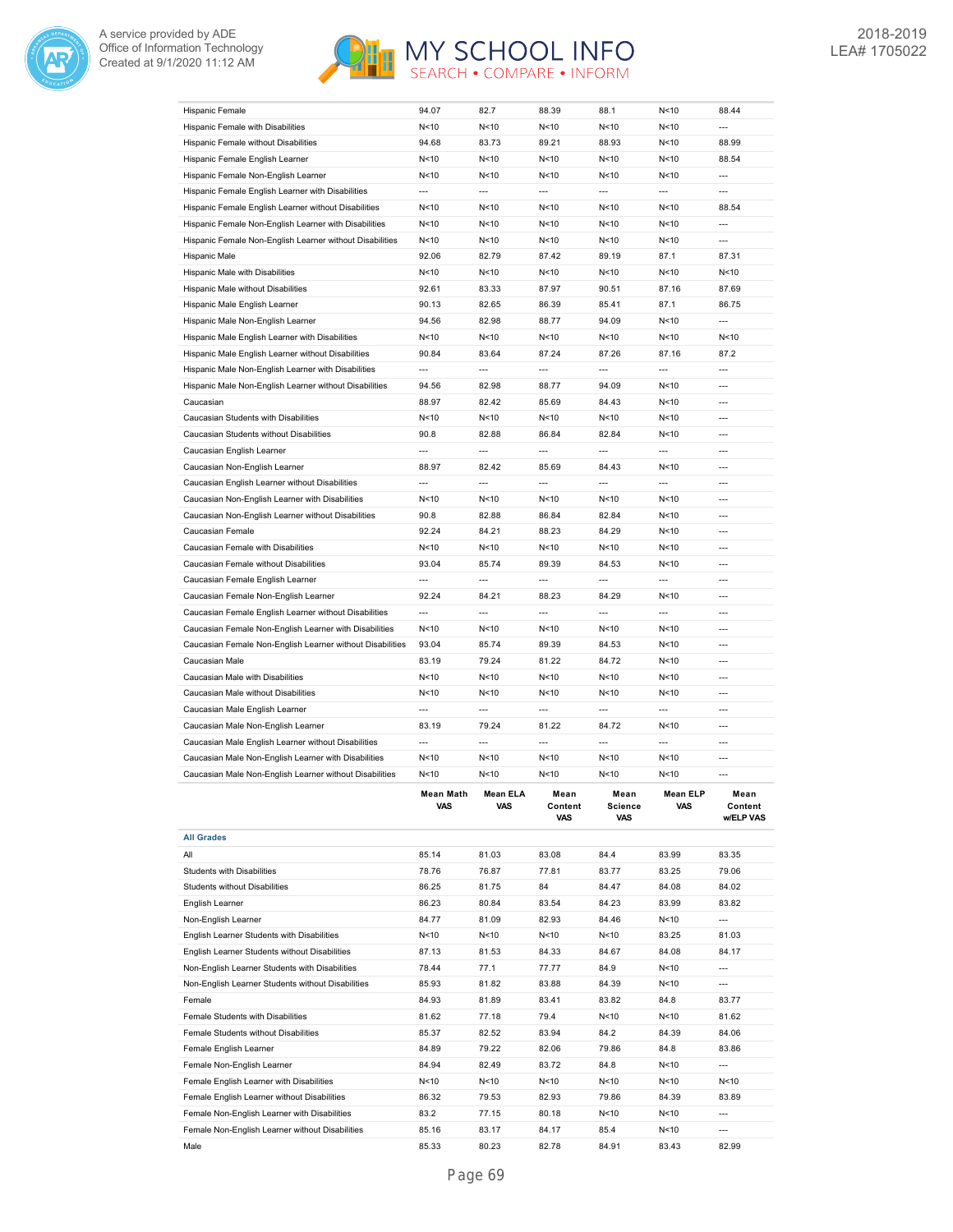| | | | | | | |
|---|---|---|---|---|---|---|
| Hispanic Female | 94.07 | 82.7 | 88.39 | 88.1 | N<10 | 88.44 |
| Hispanic Female with Disabilities | N<10 | N<10 | N<10 | N<10 | N<10 | --- |
| Hispanic Female without Disabilities | 94.68 | 83.73 | 89.21 | 88.93 | N<10 | 88.99 |
| Hispanic Female English Learner | N<10 | N<10 | N<10 | N<10 | N<10 | 88.54 |
| Hispanic Female Non-English Learner | N<10 | N<10 | N<10 | N<10 | N<10 | --- |
| Hispanic Female English Learner with Disabilities | --- | --- | --- | --- | --- | --- |
| Hispanic Female English Learner without Disabilities | N<10 | N<10 | N<10 | N<10 | N<10 | 88.54 |
| Hispanic Female Non-English Learner with Disabilities | N<10 | N<10 | N<10 | N<10 | N<10 | --- |
| Hispanic Female Non-English Learner without Disabilities | N<10 | N<10 | N<10 | N<10 | N<10 | --- |
| Hispanic Male | 92.06 | 82.79 | 87.42 | 89.19 | 87.1 | 87.31 |
| Hispanic Male with Disabilities | N<10 | N<10 | N<10 | N<10 | N<10 | N<10 |
| Hispanic Male without Disabilities | 92.61 | 83.33 | 87.97 | 90.51 | 87.16 | 87.69 |
| Hispanic Male English Learner | 90.13 | 82.65 | 86.39 | 85.41 | 87.1 | 86.75 |
| Hispanic Male Non-English Learner | 94.56 | 82.98 | 88.77 | 94.09 | N<10 | --- |
| Hispanic Male English Learner with Disabilities | N<10 | N<10 | N<10 | N<10 | N<10 | N<10 |
| Hispanic Male English Learner without Disabilities | 90.84 | 83.64 | 87.24 | 87.26 | 87.16 | 87.2 |
| Hispanic Male Non-English Learner with Disabilities | --- | --- | --- | --- | --- | --- |
| Hispanic Male Non-English Learner without Disabilities | 94.56 | 82.98 | 88.77 | 94.09 | N<10 | --- |
| Caucasian | 88.97 | 82.42 | 85.69 | 84.43 | N<10 | --- |
| Caucasian Students with Disabilities | N<10 | N<10 | N<10 | N<10 | N<10 | --- |
| Caucasian Students without Disabilities | 90.8 | 82.88 | 86.84 | 82.84 | N<10 | --- |
| Caucasian English Learner | --- | --- | --- | --- | --- | --- |
| Caucasian Non-English Learner | 88.97 | 82.42 | 85.69 | 84.43 | N<10 | --- |
| Caucasian English Learner without Disabilities | --- | --- | --- | --- | --- | --- |
| Caucasian Non-English Learner with Disabilities | N<10 | N<10 | N<10 | N<10 | N<10 | --- |
| Caucasian Non-English Learner without Disabilities | 90.8 | 82.88 | 86.84 | 82.84 | N<10 | --- |
| Caucasian Female | 92.24 | 84.21 | 88.23 | 84.29 | N<10 | --- |
| Caucasian Female with Disabilities | N<10 | N<10 | N<10 | N<10 | N<10 | --- |
| Caucasian Female without Disabilities | 93.04 | 85.74 | 89.39 | 84.53 | N<10 | --- |
| Caucasian Female English Learner | --- | --- | --- | --- | --- | --- |
| Caucasian Female Non-English Learner | 92.24 | 84.21 | 88.23 | 84.29 | N<10 | --- |
| Caucasian Female English Learner without Disabilities | --- | --- | --- | --- | --- | --- |
| Caucasian Female Non-English Learner with Disabilities | N<10 | N<10 | N<10 | N<10 | N<10 | --- |
| Caucasian Female Non-English Learner without Disabilities | 93.04 | 85.74 | 89.39 | 84.53 | N<10 | --- |
| Caucasian Male | 83.19 | 79.24 | 81.22 | 84.72 | N<10 | --- |
| Caucasian Male with Disabilities | N<10 | N<10 | N<10 | N<10 | N<10 | --- |
| Caucasian Male without Disabilities | N<10 | N<10 | N<10 | N<10 | N<10 | --- |
| Caucasian Male English Learner | --- | --- | --- | --- | --- | --- |
| Caucasian Male Non-English Learner | 83.19 | 79.24 | 81.22 | 84.72 | N<10 | --- |
| Caucasian Male English Learner without Disabilities | --- | --- | --- | --- | --- | --- |
| Caucasian Male Non-English Learner with Disabilities | N<10 | N<10 | N<10 | N<10 | N<10 | --- |
| Caucasian Male Non-English Learner without Disabilities | N<10 | N<10 | N<10 | N<10 | N<10 | --- |

| | Mean Math VAS | Mean ELA VAS | Mean Content VAS | Mean Science VAS | Mean ELP VAS | Mean Content w/ELP VAS |
|---|---|---|---|---|---|---|
| **All Grades** | | | | | | |
| All | 85.14 | 81.03 | 83.08 | 84.4 | 83.99 | 83.35 |
| Students with Disabilities | 78.76 | 76.87 | 77.81 | 83.77 | 83.25 | 79.06 |
| Students without Disabilities | 86.25 | 81.75 | 84 | 84.47 | 84.08 | 84.02 |
| English Learner | 86.23 | 80.84 | 83.54 | 84.23 | 83.99 | 83.82 |
| Non-English Learner | 84.77 | 81.09 | 82.93 | 84.46 | N<10 | --- |
| English Learner Students with Disabilities | N<10 | N<10 | N<10 | N<10 | 83.25 | 81.03 |
| English Learner Students without Disabilities | 87.13 | 81.53 | 84.33 | 84.67 | 84.08 | 84.17 |
| Non-English Learner Students with Disabilities | 78.44 | 77.1 | 77.77 | 84.9 | N<10 | --- |
| Non-English Learner Students without Disabilities | 85.93 | 81.82 | 83.88 | 84.39 | N<10 | --- |
| Female | 84.93 | 81.89 | 83.41 | 83.82 | 84.8 | 83.77 |
| Female Students with Disabilities | 81.62 | 77.18 | 79.4 | N<10 | N<10 | 81.62 |
| Female Students without Disabilities | 85.37 | 82.52 | 83.94 | 84.2 | 84.39 | 84.06 |
| Female English Learner | 84.89 | 79.22 | 82.06 | 79.86 | 84.8 | 83.86 |
| Female Non-English Learner | 84.94 | 82.49 | 83.72 | 84.8 | N<10 | --- |
| Female English Learner with Disabilities | N<10 | N<10 | N<10 | N<10 | N<10 | N<10 |
| Female English Learner without Disabilities | 86.32 | 79.53 | 82.93 | 79.86 | 84.39 | 83.89 |
| Female Non-English Learner with Disabilities | 83.2 | 77.15 | 80.18 | N<10 | N<10 | --- |
| Female Non-English Learner without Disabilities | 85.16 | 83.17 | 84.17 | 85.4 | N<10 | --- |
| Male | 85.33 | 80.23 | 82.78 | 84.91 | 83.43 | 82.99 |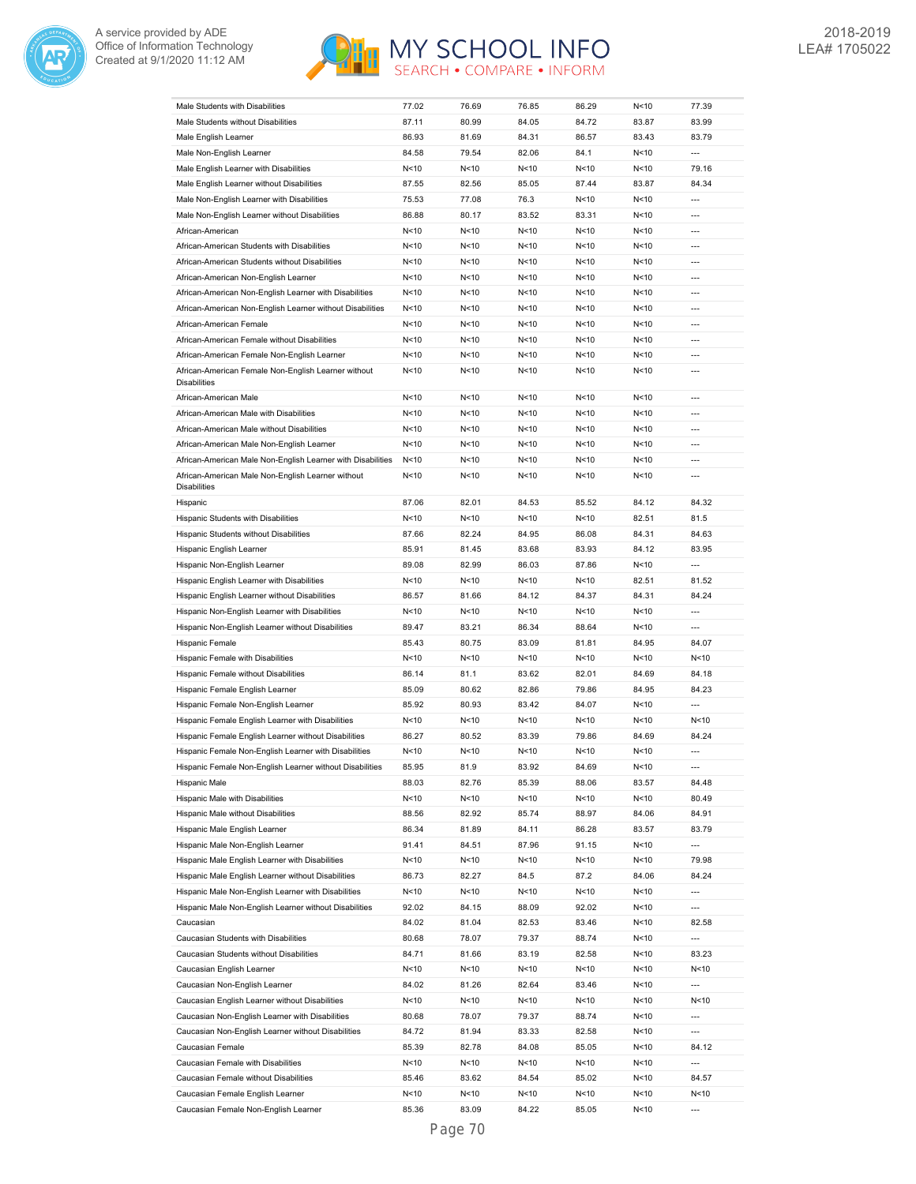| | | | | | | |
|---|---|---|---|---|---|---|
| Male Students with Disabilities | 77.02 | 76.69 | 76.85 | 86.29 | N<10 | 77.39 |
| Male Students without Disabilities | 87.11 | 80.99 | 84.05 | 84.72 | 83.87 | 83.99 |
| Male English Learner | 86.93 | 81.69 | 84.31 | 86.57 | 83.43 | 83.79 |
| Male Non-English Learner | 84.58 | 79.54 | 82.06 | 84.1 | N<10 | --- |
| Male English Learner with Disabilities | N<10 | N<10 | N<10 | N<10 | N<10 | 79.16 |
| Male English Learner without Disabilities | 87.55 | 82.56 | 85.05 | 87.44 | 83.87 | 84.34 |
| Male Non-English Learner with Disabilities | 75.53 | 77.08 | 76.3 | N<10 | N<10 | --- |
| Male Non-English Learner without Disabilities | 86.88 | 80.17 | 83.52 | 83.31 | N<10 | --- |
| African-American | N<10 | N<10 | N<10 | N<10 | N<10 | --- |
| African-American Students with Disabilities | N<10 | N<10 | N<10 | N<10 | N<10 | --- |
| African-American Students without Disabilities | N<10 | N<10 | N<10 | N<10 | N<10 | --- |
| African-American Non-English Learner | N<10 | N<10 | N<10 | N<10 | N<10 | --- |
| African-American Non-English Learner with Disabilities | N<10 | N<10 | N<10 | N<10 | N<10 | --- |
| African-American Non-English Learner without Disabilities | N<10 | N<10 | N<10 | N<10 | N<10 | --- |
| African-American Female | N<10 | N<10 | N<10 | N<10 | N<10 | --- |
| African-American Female without Disabilities | N<10 | N<10 | N<10 | N<10 | N<10 | --- |
| African-American Female Non-English Learner | N<10 | N<10 | N<10 | N<10 | N<10 | --- |
| African-American Female Non-English Learner without Disabilities | N<10 | N<10 | N<10 | N<10 | N<10 | --- |
| African-American Male | N<10 | N<10 | N<10 | N<10 | N<10 | --- |
| African-American Male with Disabilities | N<10 | N<10 | N<10 | N<10 | N<10 | --- |
| African-American Male without Disabilities | N<10 | N<10 | N<10 | N<10 | N<10 | --- |
| African-American Male Non-English Learner | N<10 | N<10 | N<10 | N<10 | N<10 | --- |
| African-American Male Non-English Learner with Disabilities | N<10 | N<10 | N<10 | N<10 | N<10 | --- |
| African-American Male Non-English Learner without Disabilities | N<10 | N<10 | N<10 | N<10 | N<10 | --- |
| Hispanic | 87.06 | 82.01 | 84.53 | 85.52 | 84.12 | 84.32 |
| Hispanic Students with Disabilities | N<10 | N<10 | N<10 | N<10 | 82.51 | 81.5 |
| Hispanic Students without Disabilities | 87.66 | 82.24 | 84.95 | 86.08 | 84.31 | 84.63 |
| Hispanic English Learner | 85.91 | 81.45 | 83.68 | 83.93 | 84.12 | 83.95 |
| Hispanic Non-English Learner | 89.08 | 82.99 | 86.03 | 87.86 | N<10 | --- |
| Hispanic English Learner with Disabilities | N<10 | N<10 | N<10 | N<10 | 82.51 | 81.52 |
| Hispanic English Learner without Disabilities | 86.57 | 81.66 | 84.12 | 84.37 | 84.31 | 84.24 |
| Hispanic Non-English Learner with Disabilities | N<10 | N<10 | N<10 | N<10 | N<10 | --- |
| Hispanic Non-English Learner without Disabilities | 89.47 | 83.21 | 86.34 | 88.64 | N<10 | --- |
| Hispanic Female | 85.43 | 80.75 | 83.09 | 81.81 | 84.95 | 84.07 |
| Hispanic Female with Disabilities | N<10 | N<10 | N<10 | N<10 | N<10 | N<10 |
| Hispanic Female without Disabilities | 86.14 | 81.1 | 83.62 | 82.01 | 84.69 | 84.18 |
| Hispanic Female English Learner | 85.09 | 80.62 | 82.86 | 79.86 | 84.95 | 84.23 |
| Hispanic Female Non-English Learner | 85.92 | 80.93 | 83.42 | 84.07 | N<10 | --- |
| Hispanic Female English Learner with Disabilities | N<10 | N<10 | N<10 | N<10 | N<10 | N<10 |
| Hispanic Female English Learner without Disabilities | 86.27 | 80.52 | 83.39 | 79.86 | 84.69 | 84.24 |
| Hispanic Female Non-English Learner with Disabilities | N<10 | N<10 | N<10 | N<10 | N<10 | --- |
| Hispanic Female Non-English Learner without Disabilities | 85.95 | 81.9 | 83.92 | 84.69 | N<10 | --- |
| Hispanic Male | 88.03 | 82.76 | 85.39 | 88.06 | 83.57 | 84.48 |
| Hispanic Male with Disabilities | N<10 | N<10 | N<10 | N<10 | N<10 | 80.49 |
| Hispanic Male without Disabilities | 88.56 | 82.92 | 85.74 | 88.97 | 84.06 | 84.91 |
| Hispanic Male English Learner | 86.34 | 81.89 | 84.11 | 86.28 | 83.57 | 83.79 |
| Hispanic Male Non-English Learner | 91.41 | 84.51 | 87.96 | 91.15 | N<10 | --- |
| Hispanic Male English Learner with Disabilities | N<10 | N<10 | N<10 | N<10 | N<10 | 79.98 |
| Hispanic Male English Learner without Disabilities | 86.73 | 82.27 | 84.5 | 87.2 | 84.06 | 84.24 |
| Hispanic Male Non-English Learner with Disabilities | N<10 | N<10 | N<10 | N<10 | N<10 | --- |
| Hispanic Male Non-English Learner without Disabilities | 92.02 | 84.15 | 88.09 | 92.02 | N<10 | --- |
| Caucasian | 84.02 | 81.04 | 82.53 | 83.46 | N<10 | 82.58 |
| Caucasian Students with Disabilities | 80.68 | 78.07 | 79.37 | 88.74 | N<10 | --- |
| Caucasian Students without Disabilities | 84.71 | 81.66 | 83.19 | 82.58 | N<10 | 83.23 |
| Caucasian English Learner | N<10 | N<10 | N<10 | N<10 | N<10 | N<10 |
| Caucasian Non-English Learner | 84.02 | 81.26 | 82.64 | 83.46 | N<10 | --- |
| Caucasian English Learner without Disabilities | N<10 | N<10 | N<10 | N<10 | N<10 | N<10 |
| Caucasian Non-English Learner with Disabilities | 80.68 | 78.07 | 79.37 | 88.74 | N<10 | --- |
| Caucasian Non-English Learner without Disabilities | 84.72 | 81.94 | 83.33 | 82.58 | N<10 | --- |
| Caucasian Female | 85.39 | 82.78 | 84.08 | 85.05 | N<10 | 84.12 |
| Caucasian Female with Disabilities | N<10 | N<10 | N<10 | N<10 | N<10 | --- |
| Caucasian Female without Disabilities | 85.46 | 83.62 | 84.54 | 85.02 | N<10 | 84.57 |
| Caucasian Female English Learner | N<10 | N<10 | N<10 | N<10 | N<10 | N<10 |
| Caucasian Female Non-English Learner | 85.36 | 83.09 | 84.22 | 85.05 | N<10 | --- |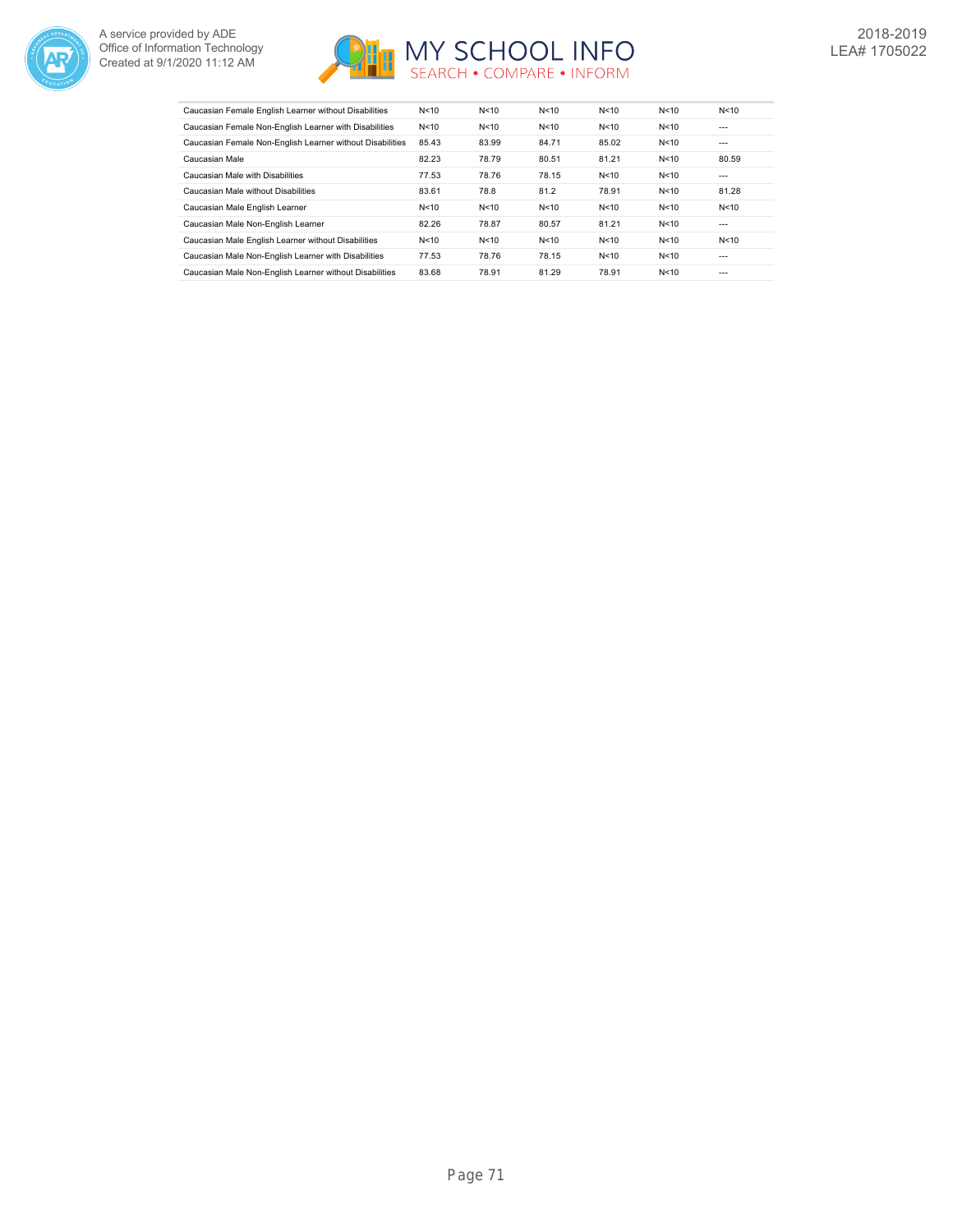| | | | | | | |
|---|---|---|---|---|---|---|
| Caucasian Female English Learner without Disabilities | N<10 | N<10 | N<10 | N<10 | N<10 | N<10 |
| Caucasian Female Non-English Learner with Disabilities | N<10 | N<10 | N<10 | N<10 | N<10 | --- |
| Caucasian Female Non-English Learner without Disabilities | 85.43 | 83.99 | 84.71 | 85.02 | N<10 | --- |
| Caucasian Male | 82.23 | 78.79 | 80.51 | 81.21 | N<10 | 80.59 |
| Caucasian Male with Disabilities | 77.53 | 78.76 | 78.15 | N<10 | N<10 | --- |
| Caucasian Male without Disabilities | 83.61 | 78.8 | 81.2 | 78.91 | N<10 | 81.28 |
| Caucasian Male English Learner | N<10 | N<10 | N<10 | N<10 | N<10 | N<10 |
| Caucasian Male Non-English Learner | 82.26 | 78.87 | 80.57 | 81.21 | N<10 | --- |
| Caucasian Male English Learner without Disabilities | N<10 | N<10 | N<10 | N<10 | N<10 | N<10 |
| Caucasian Male Non-English Learner with Disabilities | 77.53 | 78.76 | 78.15 | N<10 | N<10 | --- |
| Caucasian Male Non-English Learner without Disabilities | 83.68 | 78.91 | 81.29 | 78.91 | N<10 | --- |